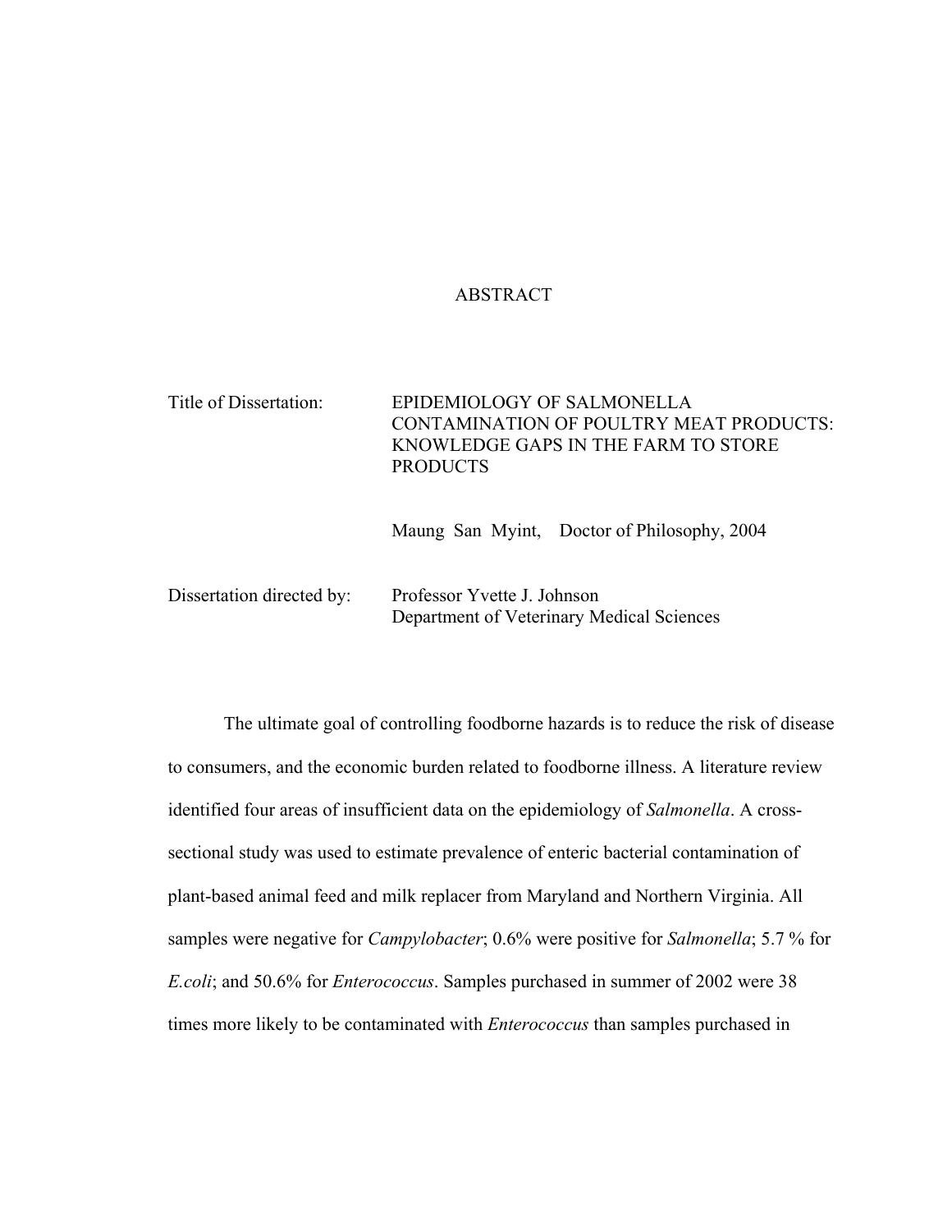# ABSTRACT

Title of Dissertation: EPIDEMIOLOGY OF SALMONELLA CONTAMINATION OF POULTRY MEAT PRODUCTS: KNOWLEDGE GAPS IN THE FARM TO STORE PRODUCTS

Maung San Myint, Doctor of Philosophy, 2004

Dissertation directed by: Professor Yvette J. Johnson
Department of Veterinary Medical Sciences

The ultimate goal of controlling foodborne hazards is to reduce the risk of disease to consumers, and the economic burden related to foodborne illness. A literature review identified four areas of insufficient data on the epidemiology of *Salmonella*. A cross-sectional study was used to estimate prevalence of enteric bacterial contamination of plant-based animal feed and milk replacer from Maryland and Northern Virginia. All samples were negative for *Campylobacter*; 0.6% were positive for *Salmonella*; 5.7 % for *E.coli*; and 50.6% for *Enterococcus*. Samples purchased in summer of 2002 were 38 times more likely to be contaminated with *Enterococcus* than samples purchased in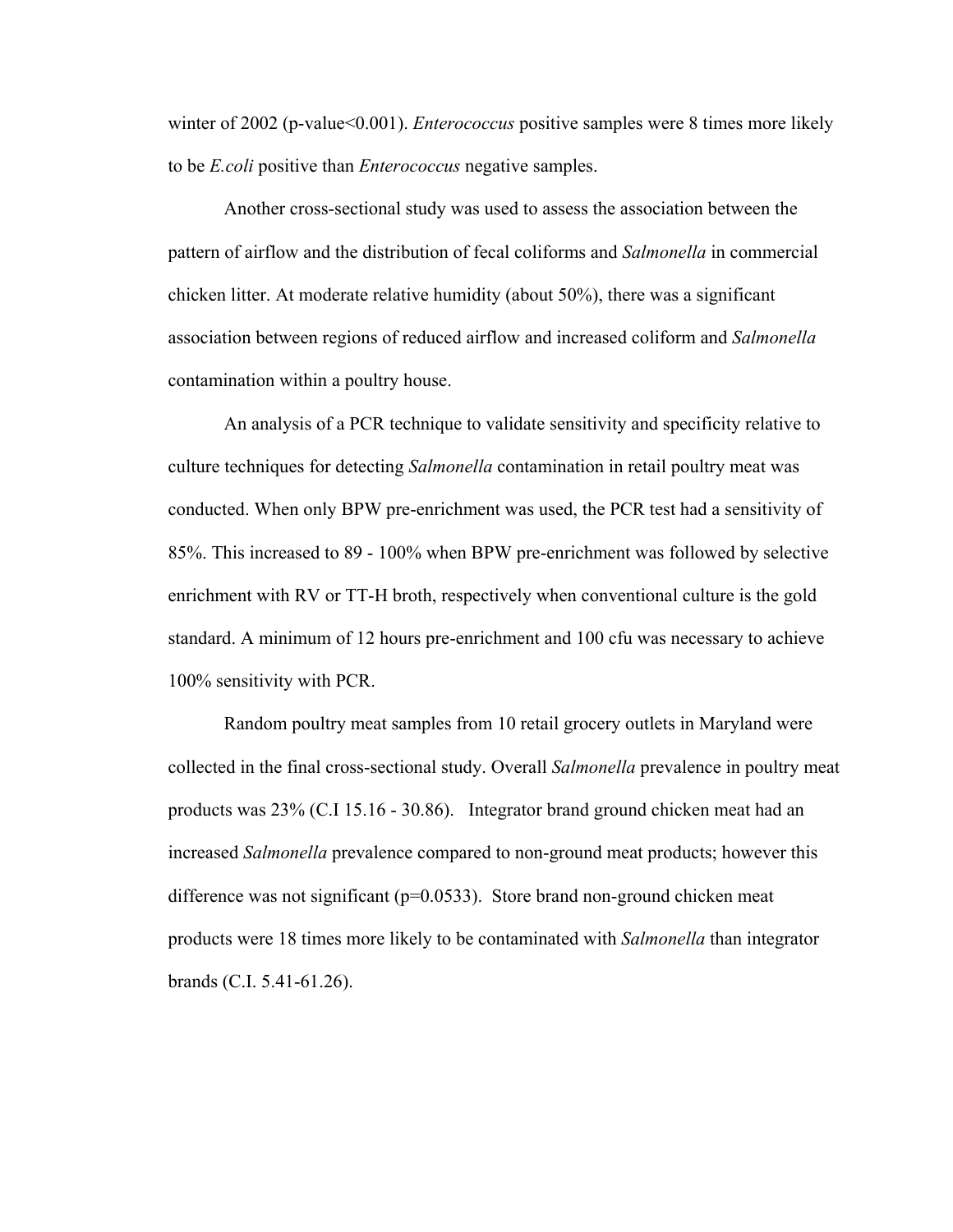winter of 2002 (p-value<0.001). *Enterococcus* positive samples were 8 times more likely to be *E.coli* positive than *Enterococcus* negative samples.

Another cross-sectional study was used to assess the association between the pattern of airflow and the distribution of fecal coliforms and *Salmonella* in commercial chicken litter. At moderate relative humidity (about 50%), there was a significant association between regions of reduced airflow and increased coliform and *Salmonella* contamination within a poultry house.

An analysis of a PCR technique to validate sensitivity and specificity relative to culture techniques for detecting *Salmonella* contamination in retail poultry meat was conducted. When only BPW pre-enrichment was used, the PCR test had a sensitivity of 85%. This increased to 89 - 100% when BPW pre-enrichment was followed by selective enrichment with RV or TT-H broth, respectively when conventional culture is the gold standard. A minimum of 12 hours pre-enrichment and 100 cfu was necessary to achieve 100% sensitivity with PCR.

Random poultry meat samples from 10 retail grocery outlets in Maryland were collected in the final cross-sectional study. Overall *Salmonella* prevalence in poultry meat products was 23% (C.I 15.16 - 30.86). Integrator brand ground chicken meat had an increased *Salmonella* prevalence compared to non-ground meat products; however this difference was not significant (p=0.0533). Store brand non-ground chicken meat products were 18 times more likely to be contaminated with *Salmonella* than integrator brands (C.I. 5.41-61.26).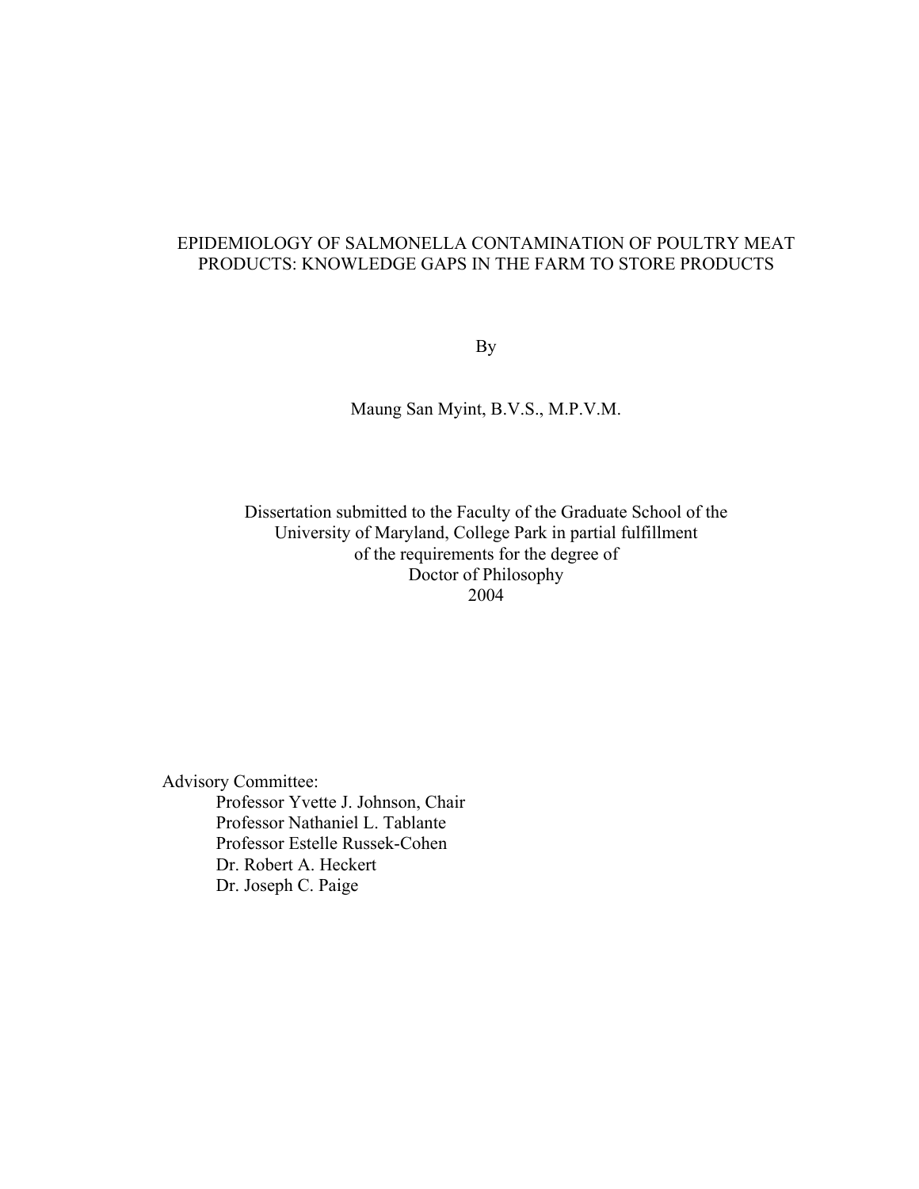# EPIDEMIOLOGY OF SALMONELLA CONTAMINATION OF POULTRY MEAT PRODUCTS: KNOWLEDGE GAPS IN THE FARM TO STORE PRODUCTS

By

Maung San Myint, B.V.S., M.P.V.M.

Dissertation submitted to the Faculty of the Graduate School of the University of Maryland, College Park in partial fulfillment of the requirements for the degree of Doctor of Philosophy
2004

Advisory Committee:
Professor Yvette J. Johnson, Chair
Professor Nathaniel L. Tablante
Professor Estelle Russek-Cohen
Dr. Robert A. Heckert
Dr. Joseph C. Paige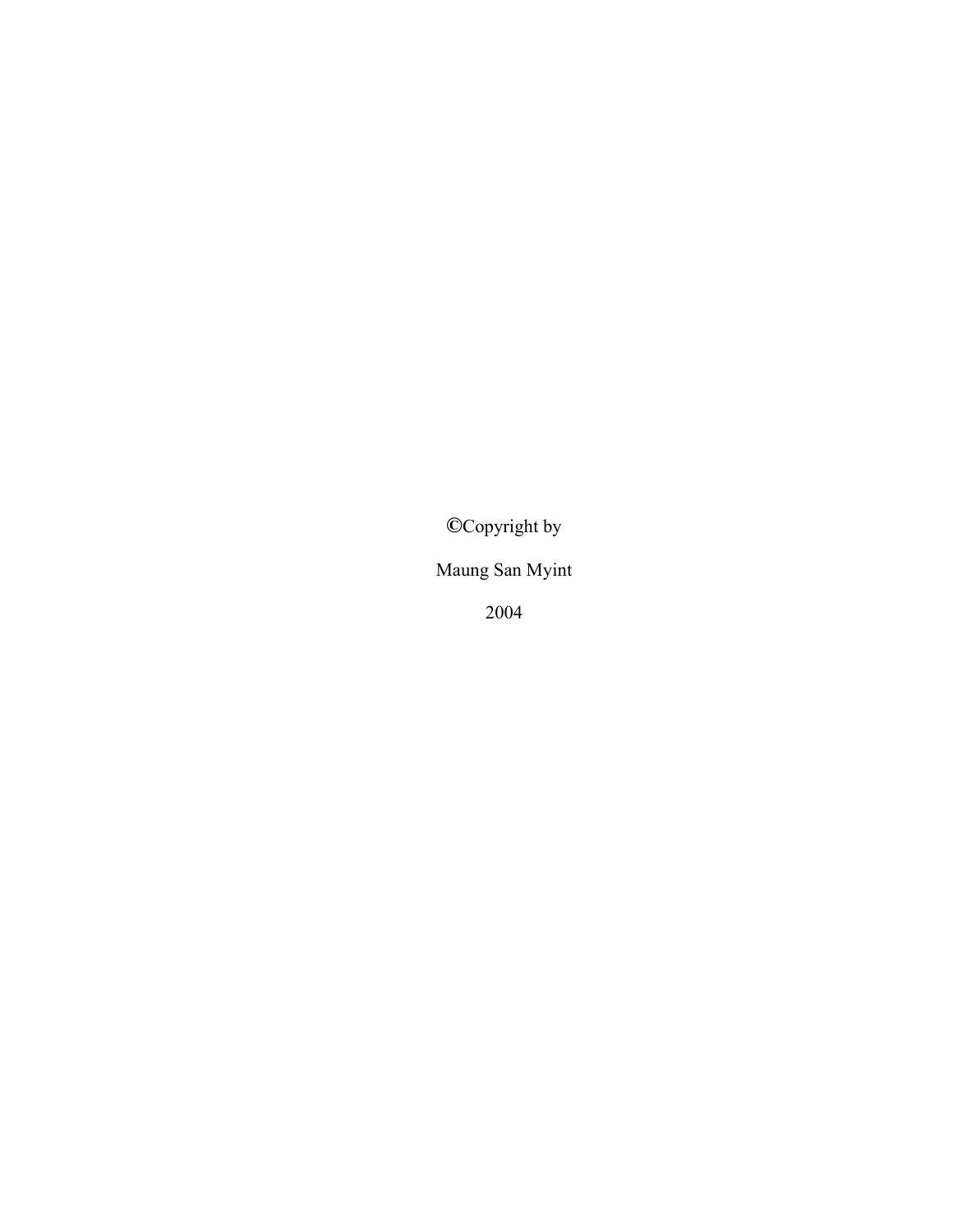©Copyright by

Maung San Myint

2004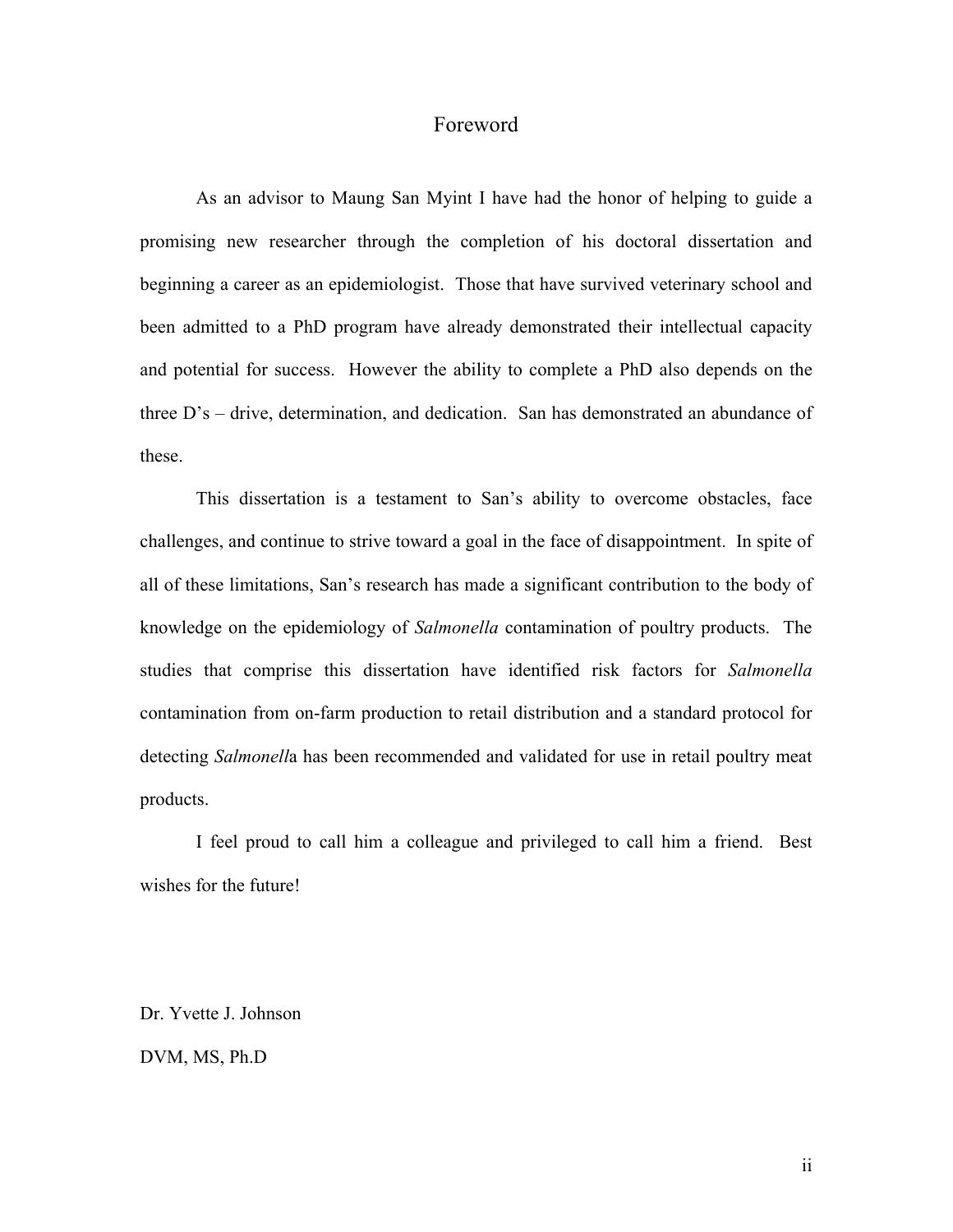# Foreword

As an advisor to Maung San Myint I have had the honor of helping to guide a promising new researcher through the completion of his doctoral dissertation and beginning a career as an epidemiologist. Those that have survived veterinary school and been admitted to a PhD program have already demonstrated their intellectual capacity and potential for success. However the ability to complete a PhD also depends on the three D's – drive, determination, and dedication. San has demonstrated an abundance of these.

This dissertation is a testament to San's ability to overcome obstacles, face challenges, and continue to strive toward a goal in the face of disappointment. In spite of all of these limitations, San's research has made a significant contribution to the body of knowledge on the epidemiology of *Salmonella* contamination of poultry products. The studies that comprise this dissertation have identified risk factors for *Salmonella* contamination from on-farm production to retail distribution and a standard protocol for detecting *Salmonell*a has been recommended and validated for use in retail poultry meat products.

I feel proud to call him a colleague and privileged to call him a friend. Best wishes for the future!

Dr. Yvette J. Johnson

DVM, MS, Ph.D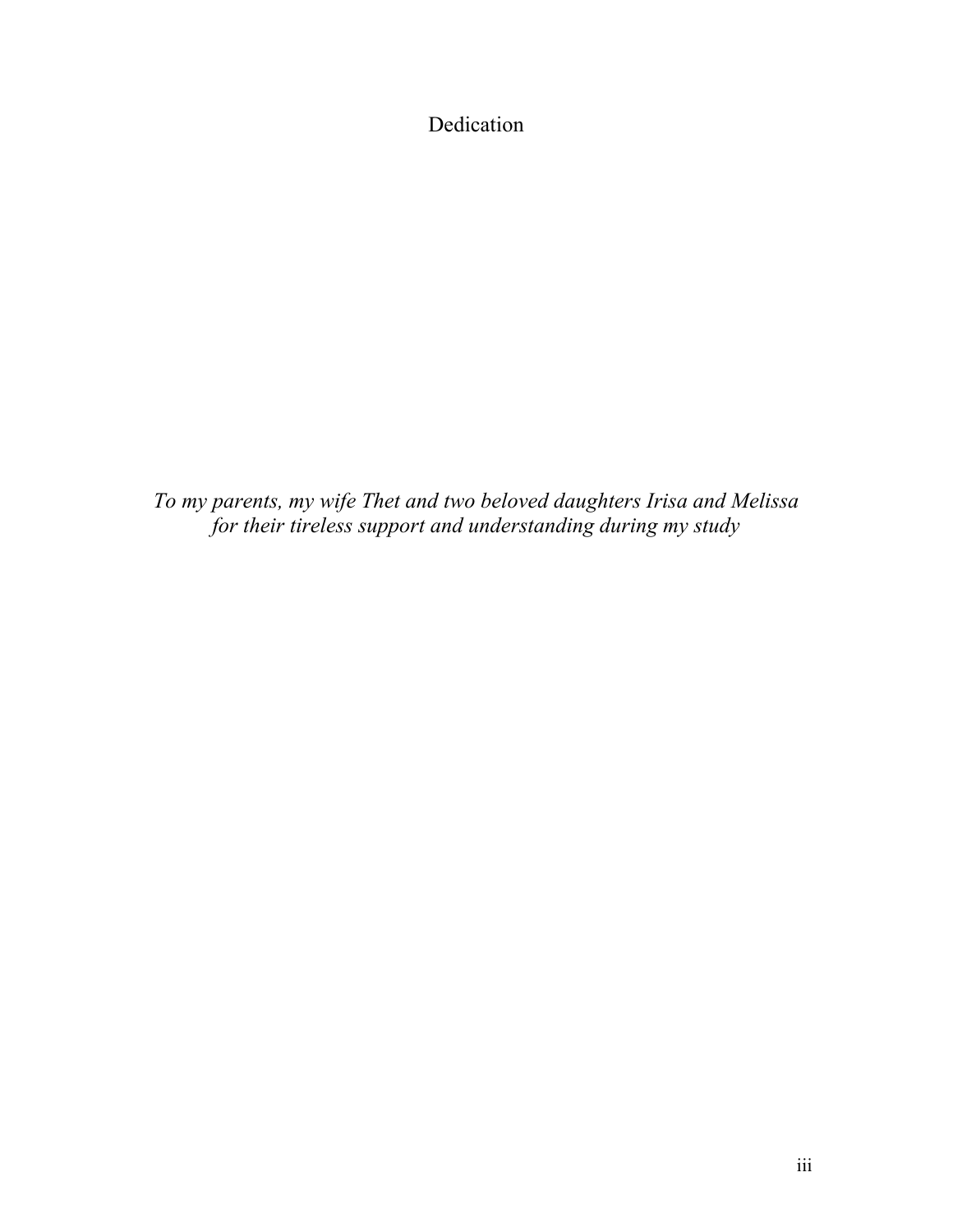# Dedication

*To my parents, my wife Thet and two beloved daughters Irisa and Melissa for their tireless support and understanding during my study*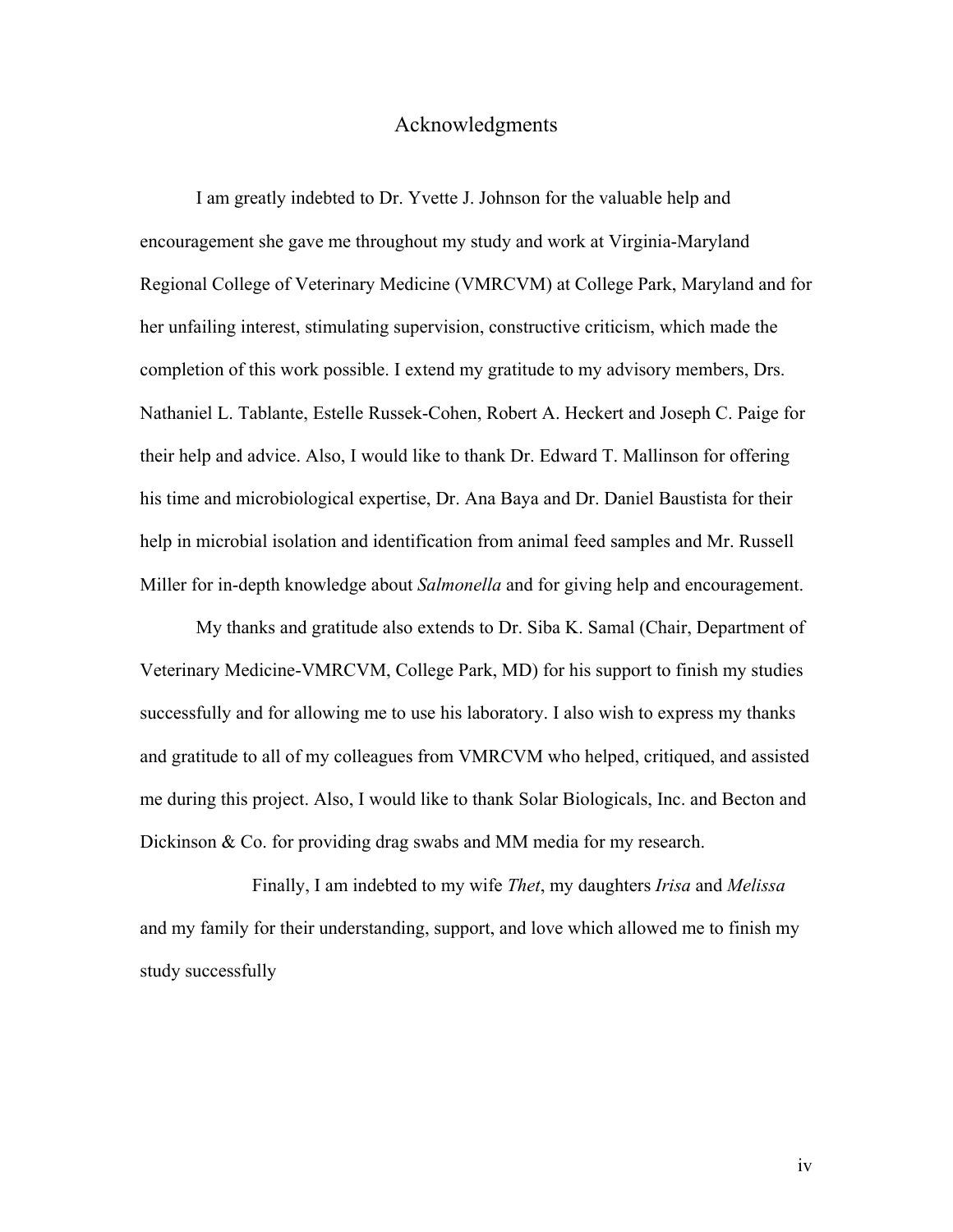# Acknowledgments

I am greatly indebted to Dr. Yvette J. Johnson for the valuable help and encouragement she gave me throughout my study and work at Virginia-Maryland Regional College of Veterinary Medicine (VMRCVM) at College Park, Maryland and for her unfailing interest, stimulating supervision, constructive criticism, which made the completion of this work possible. I extend my gratitude to my advisory members, Drs. Nathaniel L. Tablante, Estelle Russek-Cohen, Robert A. Heckert and Joseph C. Paige for their help and advice. Also, I would like to thank Dr. Edward T. Mallinson for offering his time and microbiological expertise, Dr. Ana Baya and Dr. Daniel Baustista for their help in microbial isolation and identification from animal feed samples and Mr. Russell Miller for in-depth knowledge about *Salmonella* and for giving help and encouragement.

My thanks and gratitude also extends to Dr. Siba K. Samal (Chair, Department of Veterinary Medicine-VMRCVM, College Park, MD) for his support to finish my studies successfully and for allowing me to use his laboratory. I also wish to express my thanks and gratitude to all of my colleagues from VMRCVM who helped, critiqued, and assisted me during this project. Also, I would like to thank Solar Biologicals, Inc. and Becton and Dickinson & Co. for providing drag swabs and MM media for my research.

Finally, I am indebted to my wife *Thet*, my daughters *Irisa* and *Melissa* and my family for their understanding, support, and love which allowed me to finish my study successfully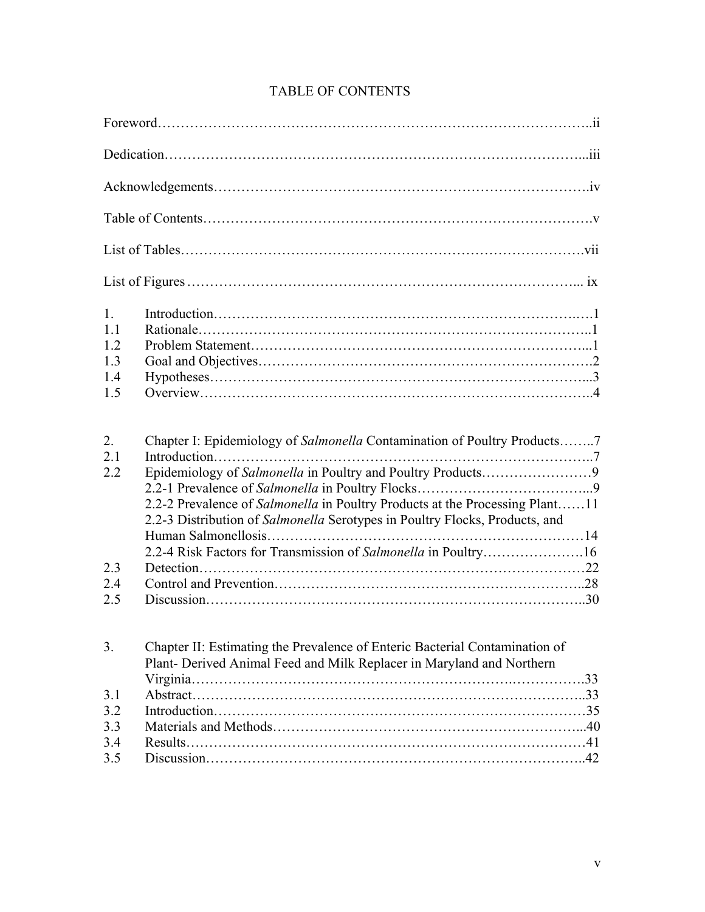# TABLE OF CONTENTS

Foreword……………………………………………………………………………..ii

Dedication…………………………………………………………………………...iii

Acknowledgements………………………………………………………………….iv

Table of Contents…………………………………………………………………….v

List of Tables………………………………………………………………………vii

List of Figures …………………………………………………………………... ix

1. Introduction……………………………………………………………………1
   - 1.1 Rationale…………………………………………………………………..1
   - 1.2 Problem Statement………………………………………………………...1
   - 1.3 Goal and Objectives……………………………………………………….2
   - 1.4 Hypotheses………………………………………………………………...3
   - 1.5 Overview…………………………………………………………………..4

2. Chapter I: Epidemiology of *Salmonella* Contamination of Poultry Products……..7
   - 2.1 Introduction………………………………………………………………..7
   - 2.2 Epidemiology of *Salmonella* in Poultry and Poultry Products……………………9
     - 2.2-1 Prevalence of *Salmonella* in Poultry Flocks………………………………...9
     - 2.2-2 Prevalence of *Salmonella* in Poultry Products at the Processing Plant……11
     - 2.2-3 Distribution of *Salmonella* Serotypes in Poultry Flocks, Products, and Human Salmonellosis……………………………………………………………14
     - 2.2-4 Risk Factors for Transmission of *Salmonella* in Poultry………………….16
   - 2.3 Detection…………………………………………………………………22
   - 2.4 Control and Prevention…………………………………………………..28
   - 2.5 Discussion………………………………………………………………..30

3. Chapter II: Estimating the Prevalence of Enteric Bacterial Contamination of Plant- Derived Animal Feed and Milk Replacer in Maryland and Northern Virginia…………………………………………………………….……………..33
   - 3.1 Abstract…………………………………………………………………..33
   - 3.2 Introduction………………………………………………………………35
   - 3.3 Materials and Methods…………………………………………………...40
   - 3.4 Results……………………………………………………………………41
   - 3.5 Discussion………………………………………………………………..42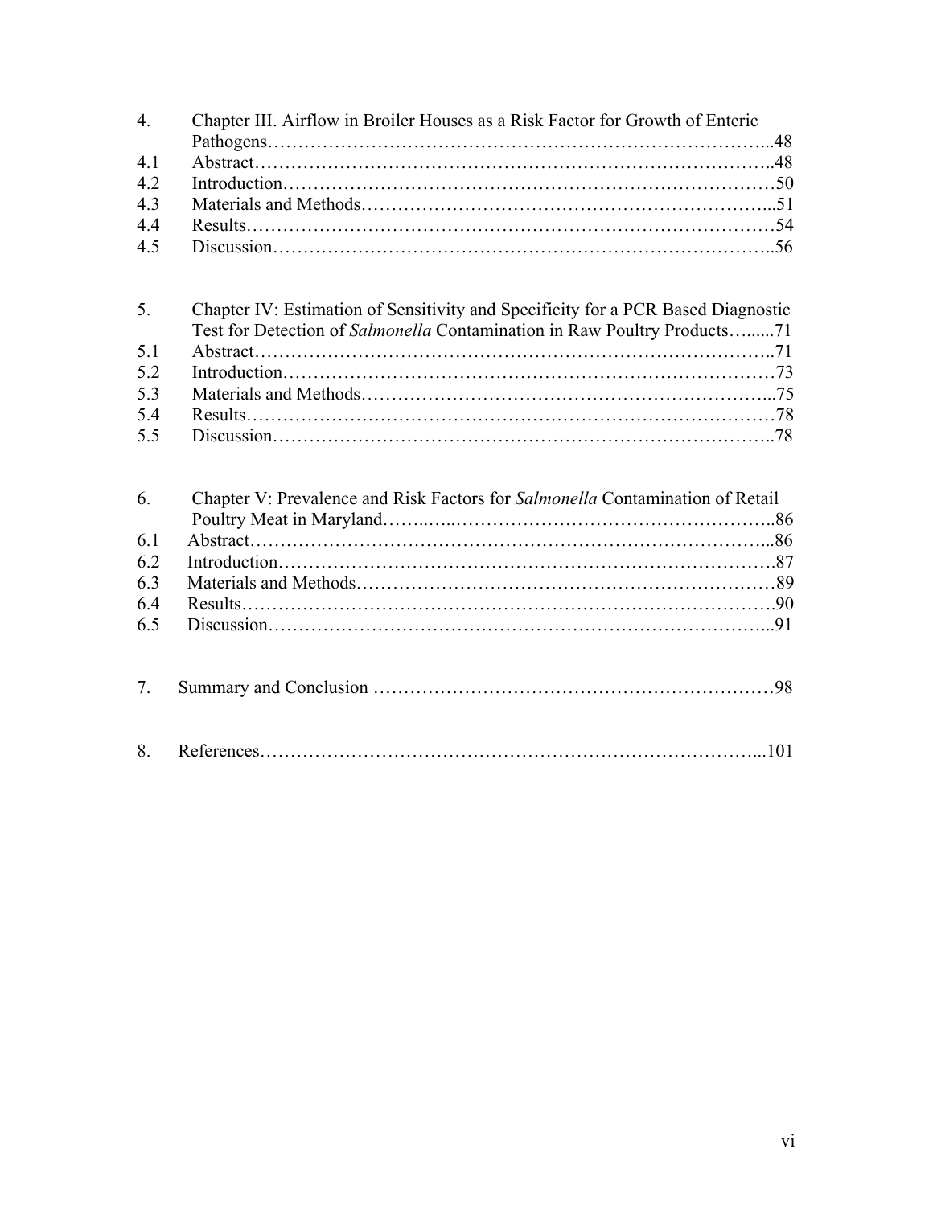4. Chapter III. Airflow in Broiler Houses as a Risk Factor for Growth of Enteric Pathogens……………………………………………………………………...48

4.1 Abstract……………………………………………………………………….48

4.2 Introduction……………………………………………………………………50

4.3 Materials and Methods…………………………………………………………...51

4.4 Results…………………………………………………………………………54

4.5 Discussion……………………………………………………………………..56

5. Chapter IV: Estimation of Sensitivity and Specificity for a PCR Based Diagnostic Test for Detection of *Salmonella* Contamination in Raw Poultry Products….....71

5.1 Abstract……………………………………………………………………….71

5.2 Introduction……………………………………………………………………73

5.3 Materials and Methods…………………………………………………………...75

5.4 Results…………………………………………………………………………78

5.5 Discussion……………………………………………………………………..78

6. Chapter V: Prevalence and Risk Factors for *Salmonella* Contamination of Retail Poultry Meat in Maryland……..…..……………………………………………..86

6.1 Abstract……………………………………………………………………...86

6.2 Introduction…………………………………………………………………….87

6.3 Materials and Methods…………………………………………………………89

6.4 Results………………………………………………………………………….90

6.5 Discussion……………………………………………………………………...91

7. Summary and Conclusion ………………………………………………………98

8. References…………………………………………………………………...101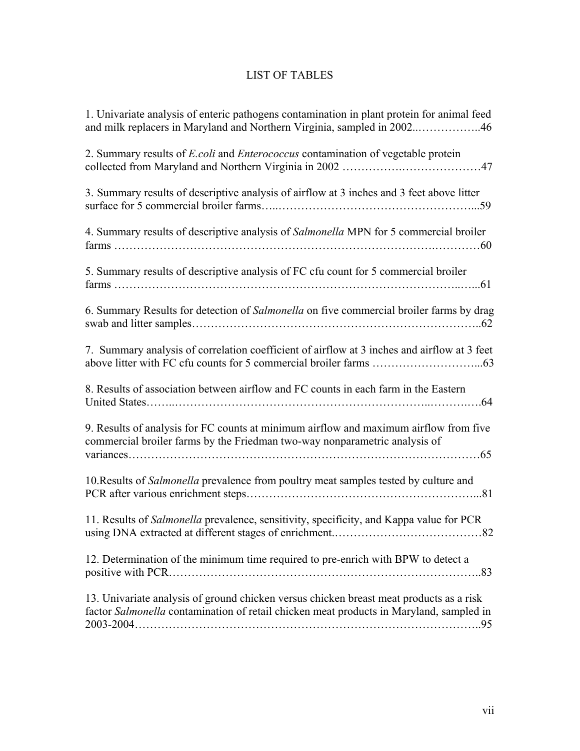# LIST OF TABLES

1. Univariate analysis of enteric pathogens contamination in plant protein for animal feed and milk replacers in Maryland and Northern Virginia, sampled in 2002..……………..46

2. Summary results of *E.coli* and *Enterococcus* contamination of vegetable protein collected from Maryland and Northern Virginia in 2002 …………….…………………47

3. Summary results of descriptive analysis of airflow at 3 inches and 3 feet above litter surface for 5 commercial broiler farms…..…………………………………………...59

4. Summary results of descriptive analysis of *Salmonella* MPN for 5 commercial broiler farms ……………………………………………………………………….…………60

5. Summary results of descriptive analysis of FC cfu count for 5 commercial broiler farms …………………………………………………………………………..…...61

6. Summary Results for detection of *Salmonella* on five commercial broiler farms by drag swab and litter samples………………………………………………………………..62

7. Summary analysis of correlation coefficient of airflow at 3 inches and airflow at 3 feet above litter with FC cfu counts for 5 commercial broiler farms ………………………...63

8. Results of association between airflow and FC counts in each farm in the Eastern United States……..…………………………………………………..……….….64

9. Results of analysis for FC counts at minimum airflow and maximum airflow from five commercial broiler farms by the Friedman two-way nonparametric analysis of variances……………………………………………………………………………65

10.Results of *Salmonella* prevalence from poultry meat samples tested by culture and PCR after various enrichment steps…………………………………………………...81

11. Results of *Salmonella* prevalence, sensitivity, specificity, and Kappa value for PCR using DNA extracted at different stages of enrichment.…………………………………82

12. Determination of the minimum time required to pre-enrich with BPW to detect a positive with PCR……………………………………………………………………..83

13. Univariate analysis of ground chicken versus chicken breast meat products as a risk factor *Salmonella* contamination of retail chicken meat products in Maryland, sampled in 2003-2004…………………………………………………………………………..95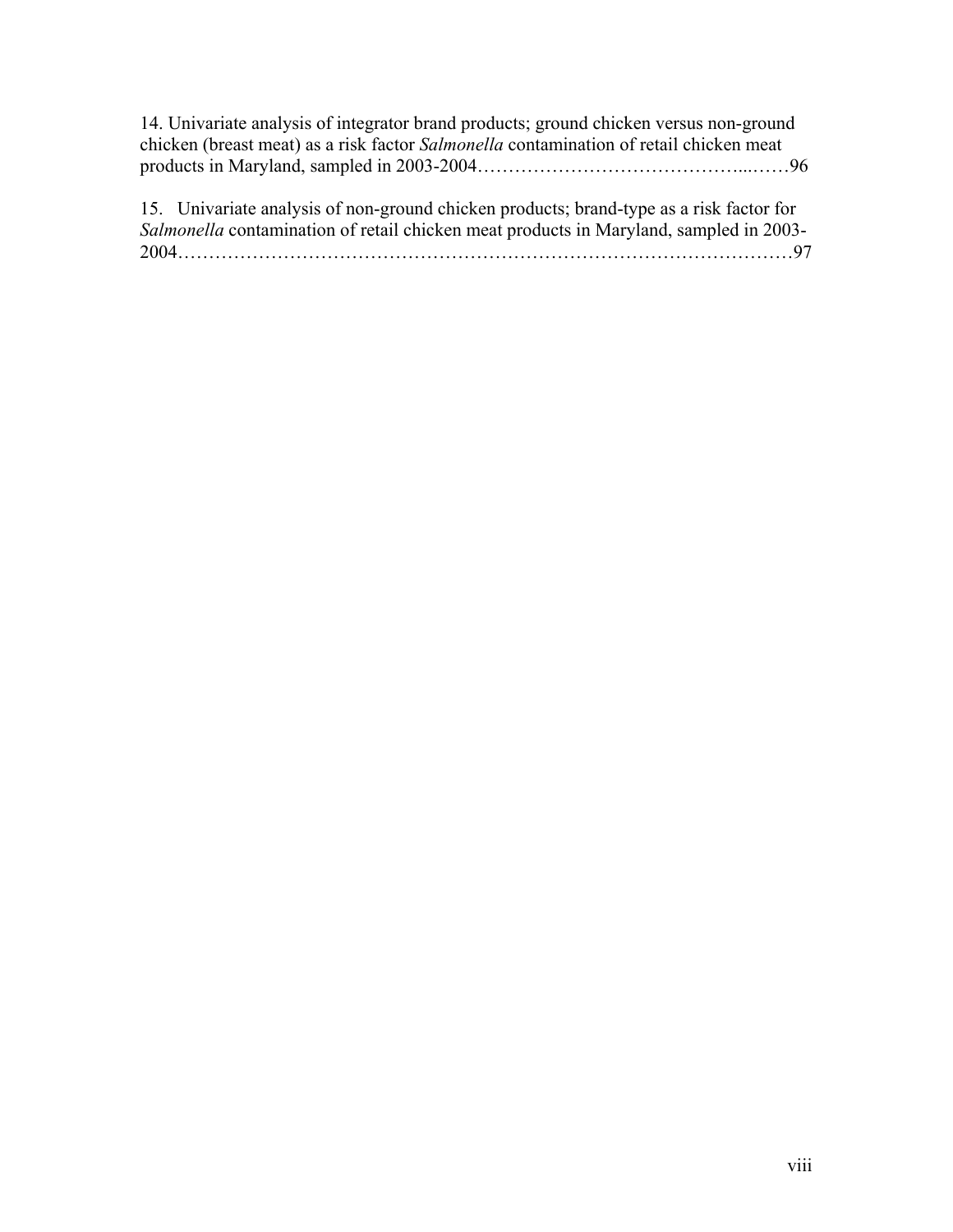14. Univariate analysis of integrator brand products; ground chicken versus non-ground chicken (breast meat) as a risk factor *Salmonella* contamination of retail chicken meat products in Maryland, sampled in 2003-2004…………………………………...……96

15. Univariate analysis of non-ground chicken products; brand-type as a risk factor for *Salmonella* contamination of retail chicken meat products in Maryland, sampled in 2003-2004………………………………………………………………………………………97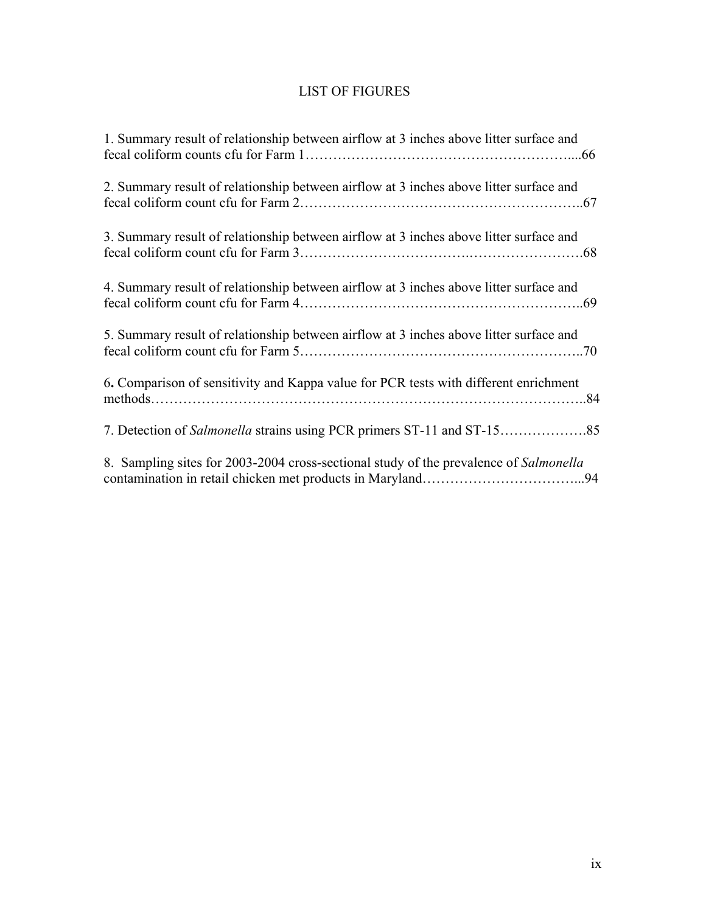# LIST OF FIGURES

1. Summary result of relationship between airflow at 3 inches above litter surface and fecal coliform counts cfu for Farm 1…………………………………………………....66

2. Summary result of relationship between airflow at 3 inches above litter surface and fecal coliform count cfu for Farm 2……………………………………………………..67

3. Summary result of relationship between airflow at 3 inches above litter surface and fecal coliform count cfu for Farm 3…………………………….…………………….68

4. Summary result of relationship between airflow at 3 inches above litter surface and fecal coliform count cfu for Farm 4……………………………………………………..69

5. Summary result of relationship between airflow at 3 inches above litter surface and fecal coliform count cfu for Farm 5……………………………………………………..70

6**.** Comparison of sensitivity and Kappa value for PCR tests with different enrichment methods……………………………………………………………………………..84

7. Detection of *Salmonella* strains using PCR primers ST-11 and ST-15……………….85

8. Sampling sites for 2003-2004 cross-sectional study of the prevalence of *Salmonella* contamination in retail chicken met products in Maryland……………………………...94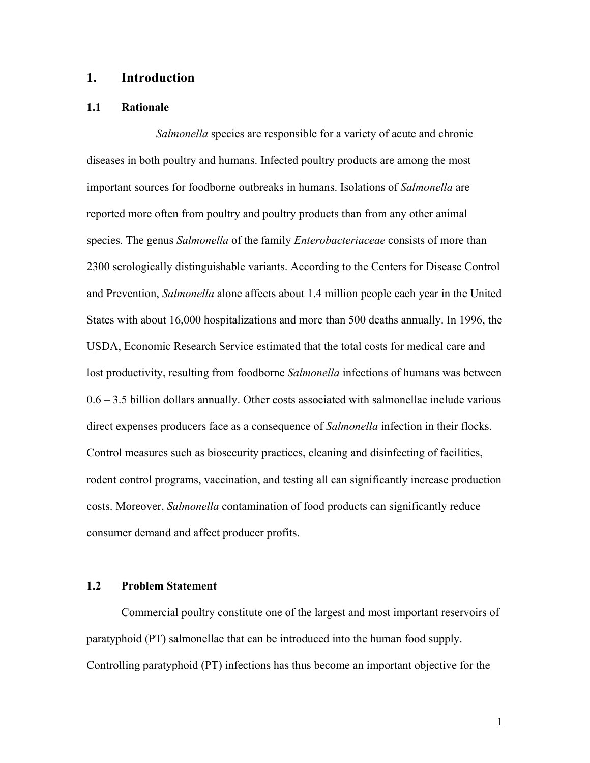# 1. Introduction

## 1.1 Rationale

*Salmonella* species are responsible for a variety of acute and chronic diseases in both poultry and humans. Infected poultry products are among the most important sources for foodborne outbreaks in humans. Isolations of *Salmonella* are reported more often from poultry and poultry products than from any other animal species. The genus *Salmonella* of the family *Enterobacteriaceae* consists of more than 2300 serologically distinguishable variants. According to the Centers for Disease Control and Prevention, *Salmonella* alone affects about 1.4 million people each year in the United States with about 16,000 hospitalizations and more than 500 deaths annually. In 1996, the USDA, Economic Research Service estimated that the total costs for medical care and lost productivity, resulting from foodborne *Salmonella* infections of humans was between 0.6 – 3.5 billion dollars annually. Other costs associated with salmonellae include various direct expenses producers face as a consequence of *Salmonella* infection in their flocks. Control measures such as biosecurity practices, cleaning and disinfecting of facilities, rodent control programs, vaccination, and testing all can significantly increase production costs. Moreover, *Salmonella* contamination of food products can significantly reduce consumer demand and affect producer profits.

## 1.2 Problem Statement

Commercial poultry constitute one of the largest and most important reservoirs of paratyphoid (PT) salmonellae that can be introduced into the human food supply. Controlling paratyphoid (PT) infections has thus become an important objective for the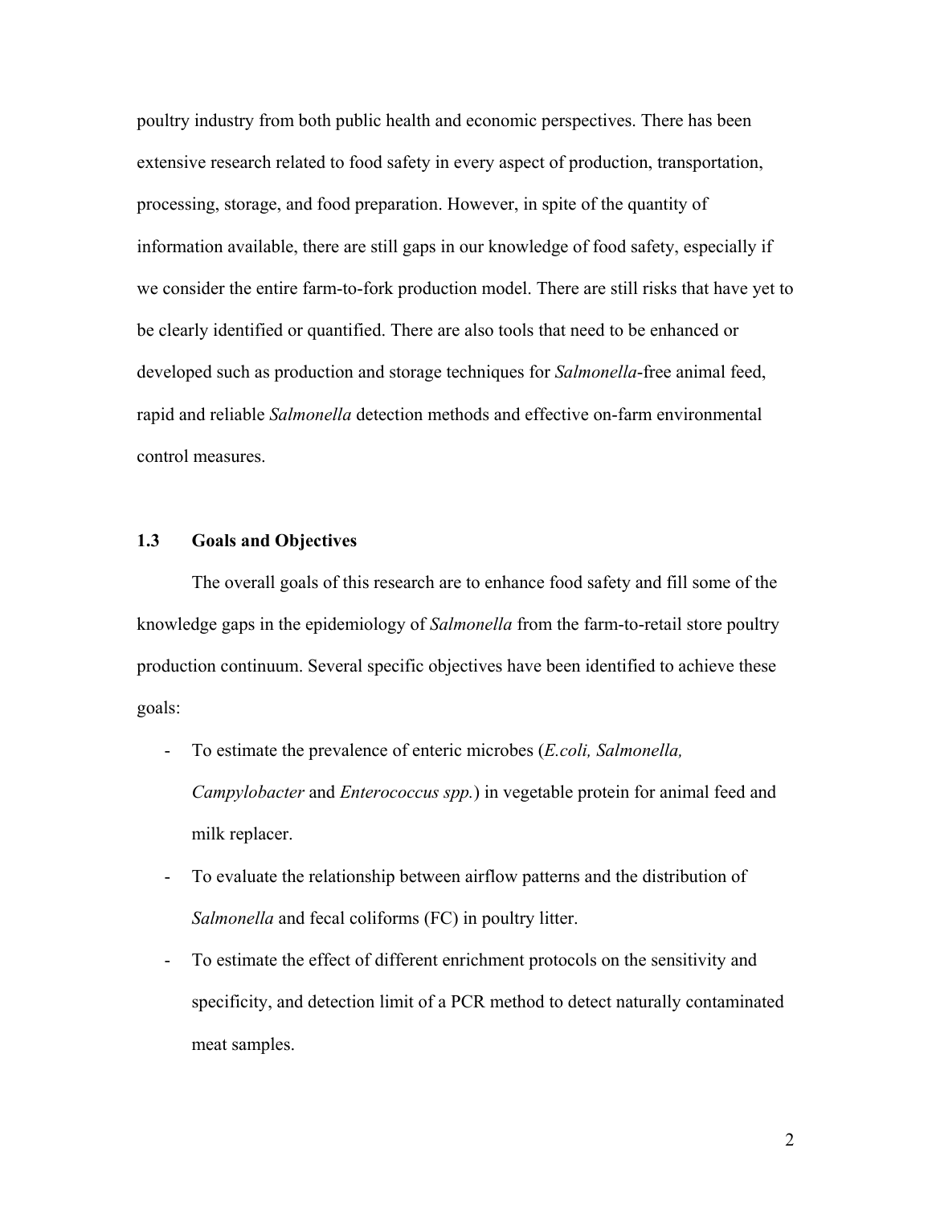poultry industry from both public health and economic perspectives. There has been extensive research related to food safety in every aspect of production, transportation, processing, storage, and food preparation. However, in spite of the quantity of information available, there are still gaps in our knowledge of food safety, especially if we consider the entire farm-to-fork production model. There are still risks that have yet to be clearly identified or quantified. There are also tools that need to be enhanced or developed such as production and storage techniques for *Salmonella*-free animal feed, rapid and reliable *Salmonella* detection methods and effective on-farm environmental control measures.

### 1.3 Goals and Objectives

The overall goals of this research are to enhance food safety and fill some of the knowledge gaps in the epidemiology of *Salmonella* from the farm-to-retail store poultry production continuum. Several specific objectives have been identified to achieve these goals:

- To estimate the prevalence of enteric microbes (*E.coli, Salmonella, Campylobacter* and *Enterococcus spp.*) in vegetable protein for animal feed and milk replacer.
- To evaluate the relationship between airflow patterns and the distribution of *Salmonella* and fecal coliforms (FC) in poultry litter.
- To estimate the effect of different enrichment protocols on the sensitivity and specificity, and detection limit of a PCR method to detect naturally contaminated meat samples.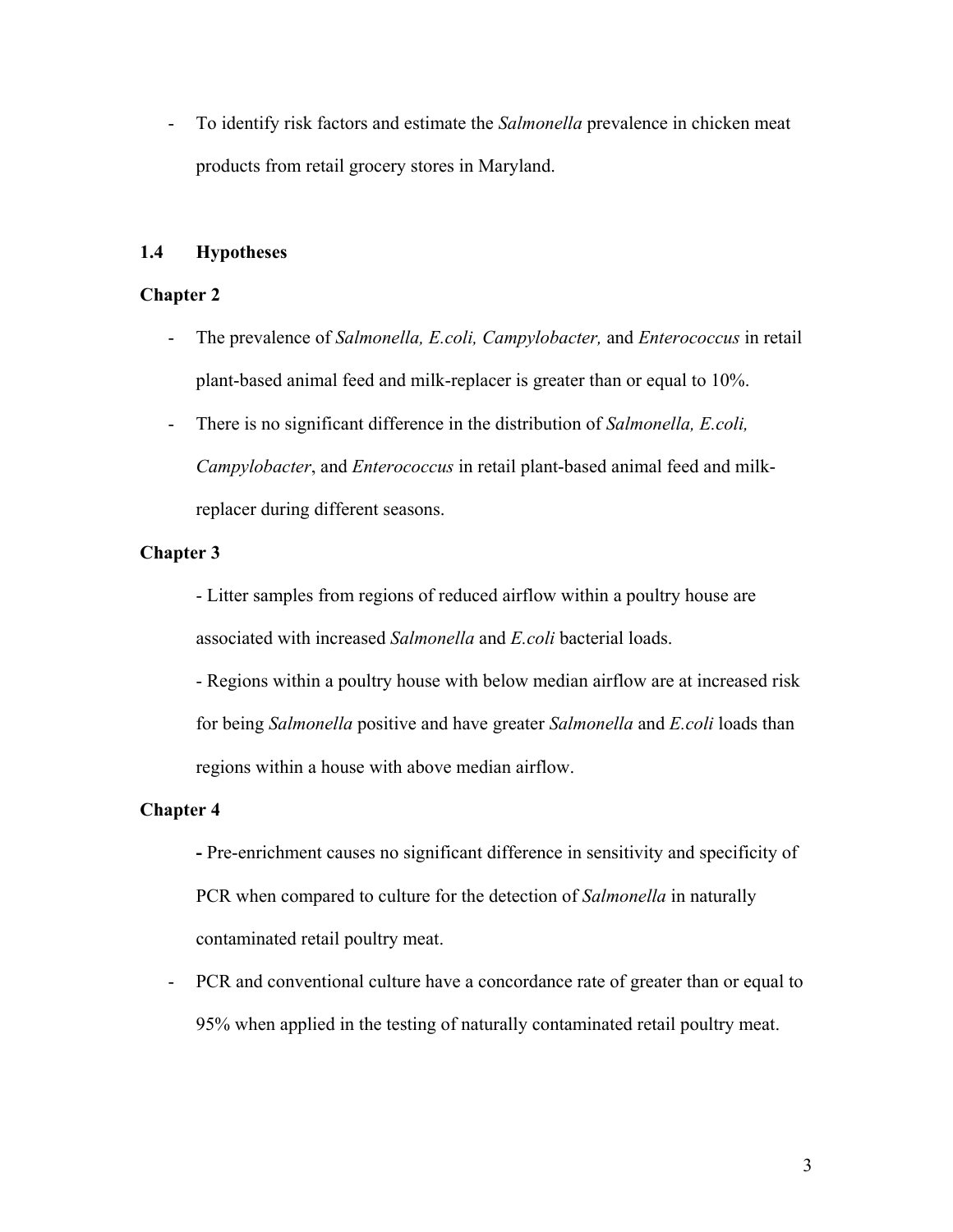- To identify risk factors and estimate the *Salmonella* prevalence in chicken meat products from retail grocery stores in Maryland.

### 1.4 Hypotheses

**Chapter 2**

- The prevalence of *Salmonella, E.coli, Campylobacter,* and *Enterococcus* in retail plant-based animal feed and milk-replacer is greater than or equal to 10%.
- There is no significant difference in the distribution of *Salmonella, E.coli, Campylobacter*, and *Enterococcus* in retail plant-based animal feed and milk-replacer during different seasons.

**Chapter 3**

- Litter samples from regions of reduced airflow within a poultry house are associated with increased *Salmonella* and *E.coli* bacterial loads.
- Regions within a poultry house with below median airflow are at increased risk for being *Salmonella* positive and have greater *Salmonella* and *E.coli* loads than regions within a house with above median airflow.

**Chapter 4**

- Pre-enrichment causes no significant difference in sensitivity and specificity of PCR when compared to culture for the detection of *Salmonella* in naturally contaminated retail poultry meat.
- PCR and conventional culture have a concordance rate of greater than or equal to 95% when applied in the testing of naturally contaminated retail poultry meat.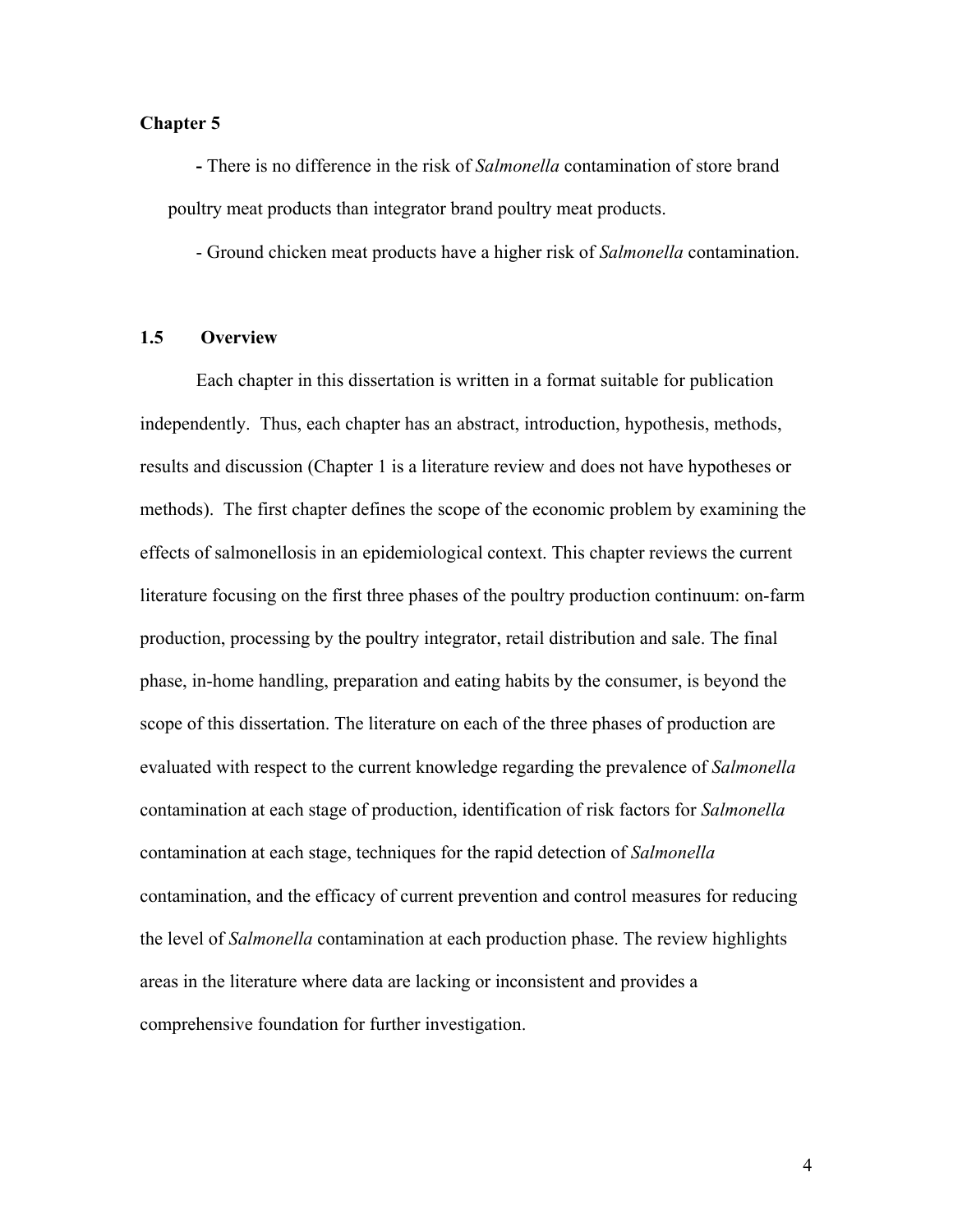**Chapter 5**

- There is no difference in the risk of *Salmonella* contamination of store brand poultry meat products than integrator brand poultry meat products.
- Ground chicken meat products have a higher risk of *Salmonella* contamination.

## 1.5 Overview

Each chapter in this dissertation is written in a format suitable for publication independently. Thus, each chapter has an abstract, introduction, hypothesis, methods, results and discussion (Chapter 1 is a literature review and does not have hypotheses or methods). The first chapter defines the scope of the economic problem by examining the effects of salmonellosis in an epidemiological context. This chapter reviews the current literature focusing on the first three phases of the poultry production continuum: on-farm production, processing by the poultry integrator, retail distribution and sale. The final phase, in-home handling, preparation and eating habits by the consumer, is beyond the scope of this dissertation. The literature on each of the three phases of production are evaluated with respect to the current knowledge regarding the prevalence of *Salmonella* contamination at each stage of production, identification of risk factors for *Salmonella* contamination at each stage, techniques for the rapid detection of *Salmonella* contamination, and the efficacy of current prevention and control measures for reducing the level of *Salmonella* contamination at each production phase. The review highlights areas in the literature where data are lacking or inconsistent and provides a comprehensive foundation for further investigation.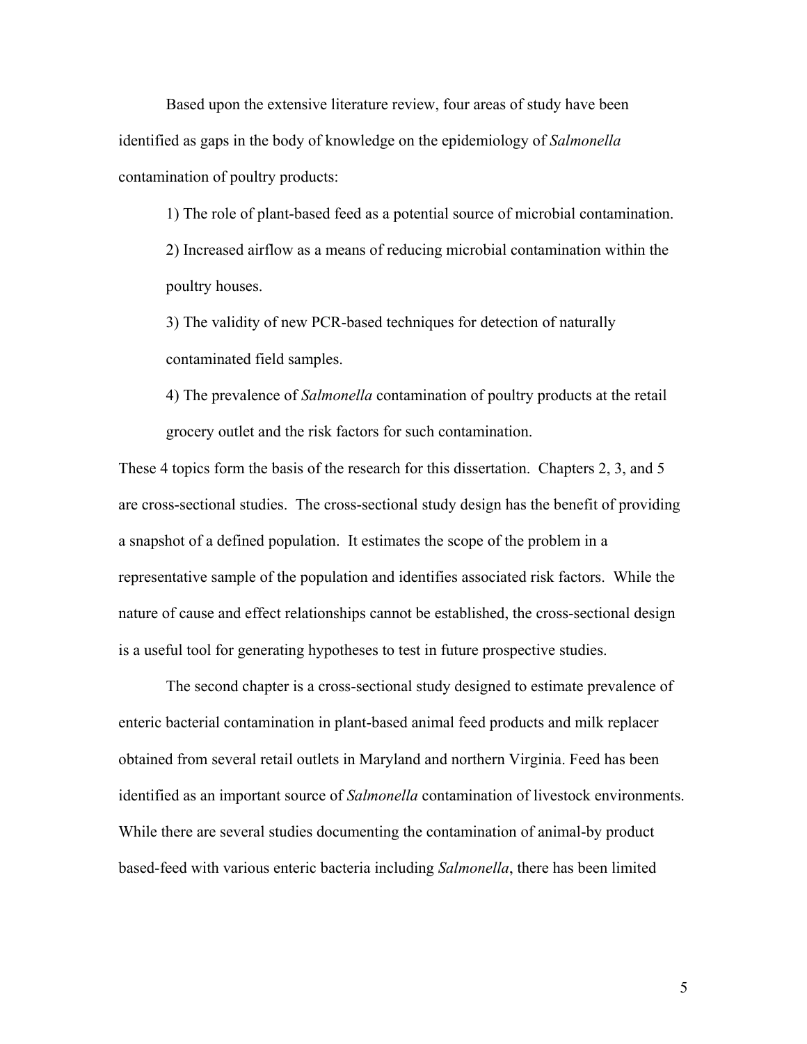Based upon the extensive literature review, four areas of study have been identified as gaps in the body of knowledge on the epidemiology of *Salmonella* contamination of poultry products:

1) The role of plant-based feed as a potential source of microbial contamination.

2) Increased airflow as a means of reducing microbial contamination within the poultry houses.

3) The validity of new PCR-based techniques for detection of naturally contaminated field samples.

4) The prevalence of *Salmonella* contamination of poultry products at the retail grocery outlet and the risk factors for such contamination.

These 4 topics form the basis of the research for this dissertation. Chapters 2, 3, and 5 are cross-sectional studies. The cross-sectional study design has the benefit of providing a snapshot of a defined population. It estimates the scope of the problem in a representative sample of the population and identifies associated risk factors. While the nature of cause and effect relationships cannot be established, the cross-sectional design is a useful tool for generating hypotheses to test in future prospective studies.

The second chapter is a cross-sectional study designed to estimate prevalence of enteric bacterial contamination in plant-based animal feed products and milk replacer obtained from several retail outlets in Maryland and northern Virginia. Feed has been identified as an important source of *Salmonella* contamination of livestock environments. While there are several studies documenting the contamination of animal-by product based-feed with various enteric bacteria including *Salmonella*, there has been limited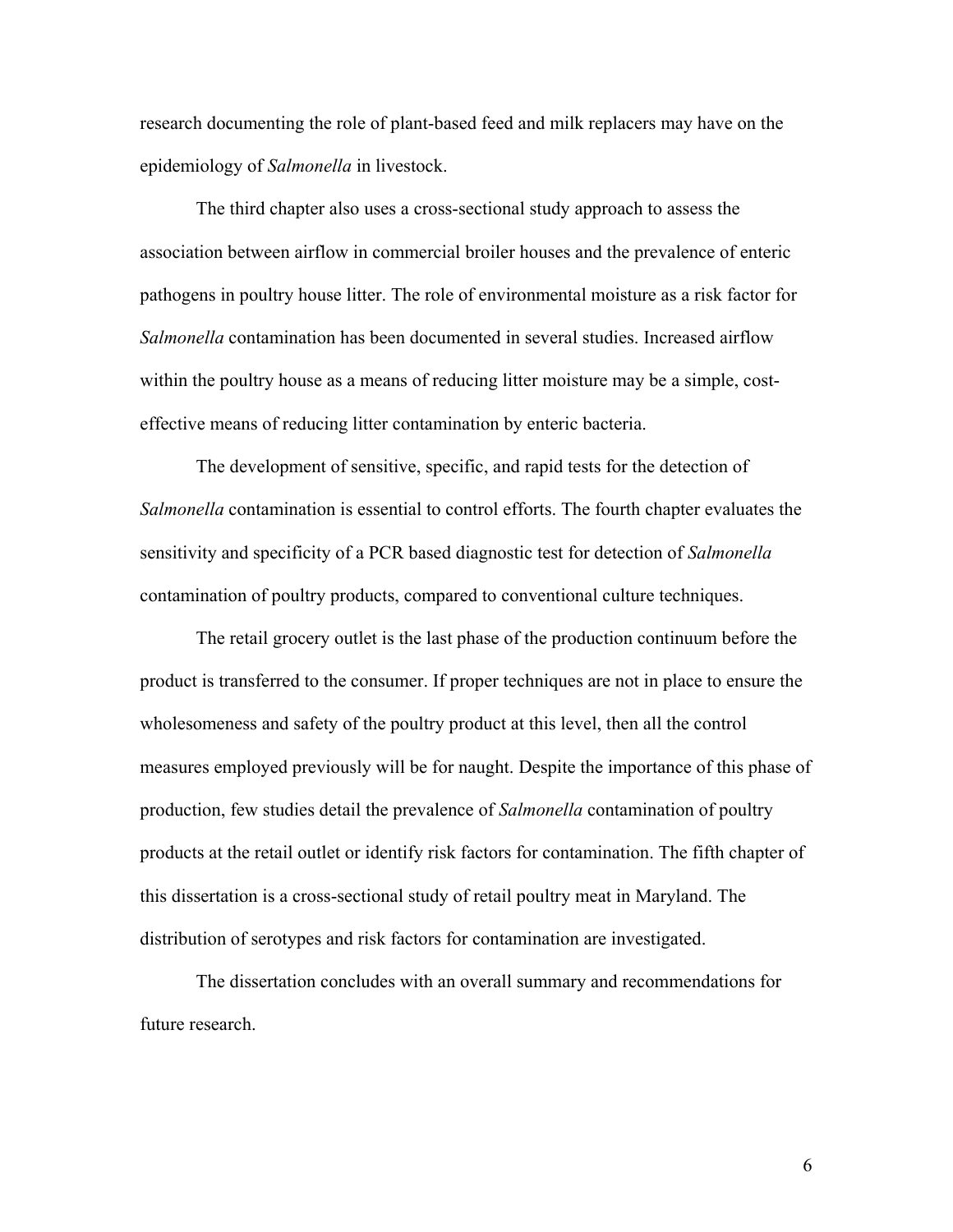research documenting the role of plant-based feed and milk replacers may have on the epidemiology of *Salmonella* in livestock.

The third chapter also uses a cross-sectional study approach to assess the association between airflow in commercial broiler houses and the prevalence of enteric pathogens in poultry house litter. The role of environmental moisture as a risk factor for *Salmonella* contamination has been documented in several studies. Increased airflow within the poultry house as a means of reducing litter moisture may be a simple, cost-effective means of reducing litter contamination by enteric bacteria.

The development of sensitive, specific, and rapid tests for the detection of *Salmonella* contamination is essential to control efforts. The fourth chapter evaluates the sensitivity and specificity of a PCR based diagnostic test for detection of *Salmonella* contamination of poultry products, compared to conventional culture techniques.

The retail grocery outlet is the last phase of the production continuum before the product is transferred to the consumer. If proper techniques are not in place to ensure the wholesomeness and safety of the poultry product at this level, then all the control measures employed previously will be for naught. Despite the importance of this phase of production, few studies detail the prevalence of *Salmonella* contamination of poultry products at the retail outlet or identify risk factors for contamination. The fifth chapter of this dissertation is a cross-sectional study of retail poultry meat in Maryland. The distribution of serotypes and risk factors for contamination are investigated.

The dissertation concludes with an overall summary and recommendations for future research.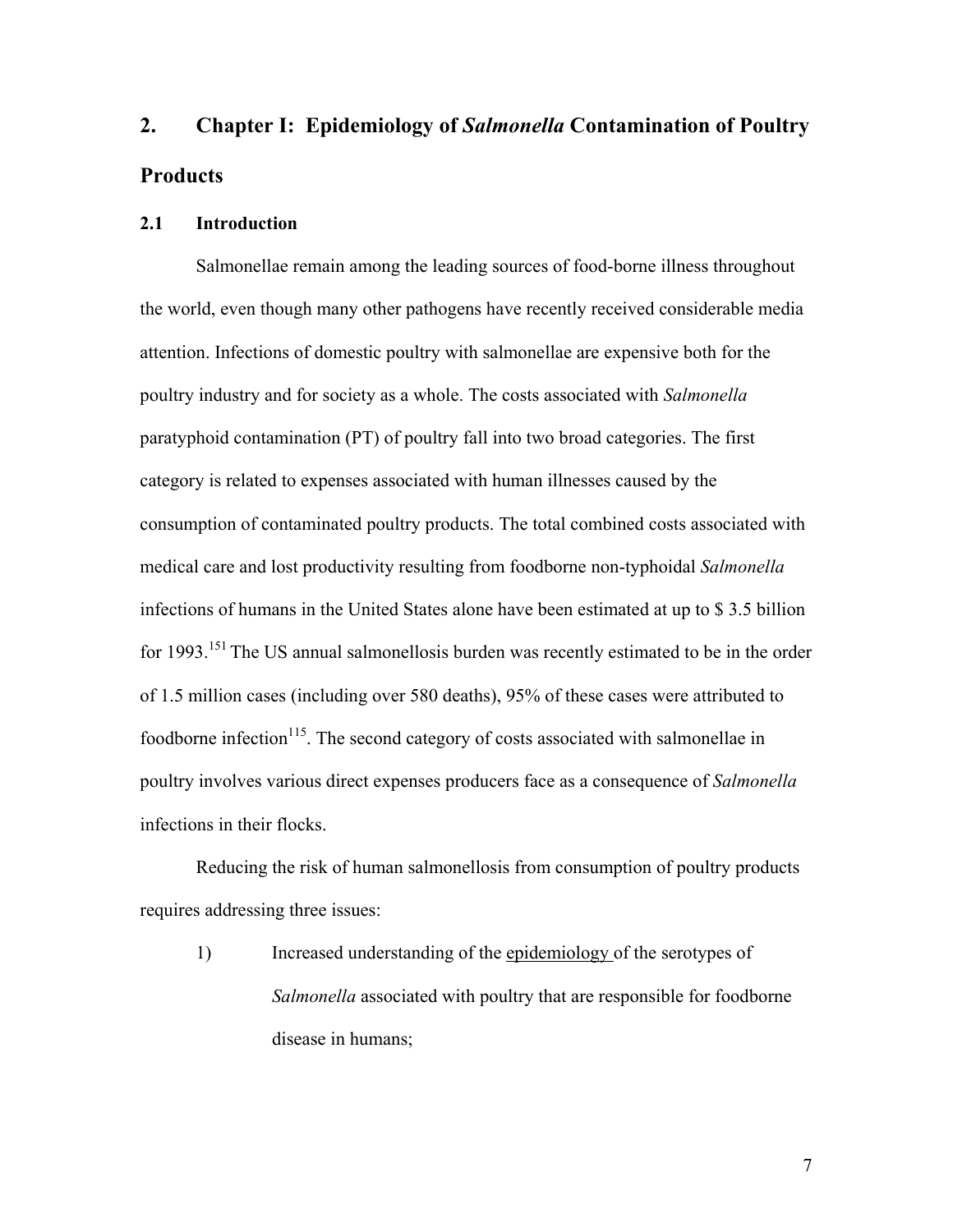# 2. Chapter I: Epidemiology of *Salmonella* Contamination of Poultry Products

## 2.1 Introduction

Salmonellae remain among the leading sources of food-borne illness throughout the world, even though many other pathogens have recently received considerable media attention. Infections of domestic poultry with salmonellae are expensive both for the poultry industry and for society as a whole. The costs associated with *Salmonella* paratyphoid contamination (PT) of poultry fall into two broad categories. The first category is related to expenses associated with human illnesses caused by the consumption of contaminated poultry products. The total combined costs associated with medical care and lost productivity resulting from foodborne non-typhoidal *Salmonella* infections of humans in the United States alone have been estimated at up to $ 3.5 billion for 1993.[151] The US annual salmonellosis burden was recently estimated to be in the order of 1.5 million cases (including over 580 deaths), 95% of these cases were attributed to foodborne infection[115]. The second category of costs associated with salmonellae in poultry involves various direct expenses producers face as a consequence of *Salmonella* infections in their flocks.

Reducing the risk of human salmonellosis from consumption of poultry products requires addressing three issues:

1) Increased understanding of the <u>epidemiology</u> of the serotypes of *Salmonella* associated with poultry that are responsible for foodborne disease in humans;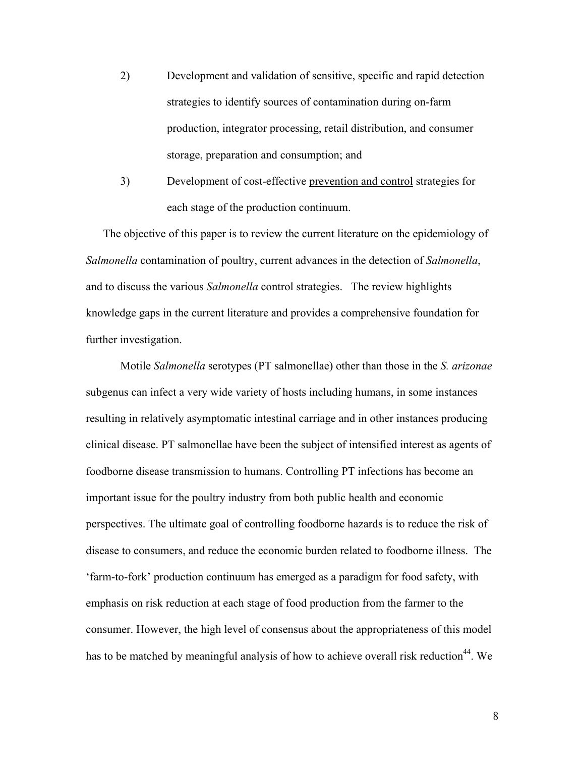2) Development and validation of sensitive, specific and rapid <u>detection</u> strategies to identify sources of contamination during on-farm production, integrator processing, retail distribution, and consumer storage, preparation and consumption; and

3) Development of cost-effective <u>prevention and control</u> strategies for each stage of the production continuum.

The objective of this paper is to review the current literature on the epidemiology of *Salmonella* contamination of poultry, current advances in the detection of *Salmonella*, and to discuss the various *Salmonella* control strategies. The review highlights knowledge gaps in the current literature and provides a comprehensive foundation for further investigation.

Motile *Salmonella* serotypes (PT salmonellae) other than those in the *S. arizonae* subgenus can infect a very wide variety of hosts including humans, in some instances resulting in relatively asymptomatic intestinal carriage and in other instances producing clinical disease. PT salmonellae have been the subject of intensified interest as agents of foodborne disease transmission to humans. Controlling PT infections has become an important issue for the poultry industry from both public health and economic perspectives. The ultimate goal of controlling foodborne hazards is to reduce the risk of disease to consumers, and reduce the economic burden related to foodborne illness. The 'farm-to-fork' production continuum has emerged as a paradigm for food safety, with emphasis on risk reduction at each stage of food production from the farmer to the consumer. However, the high level of consensus about the appropriateness of this model has to be matched by meaningful analysis of how to achieve overall risk reduction[44]. We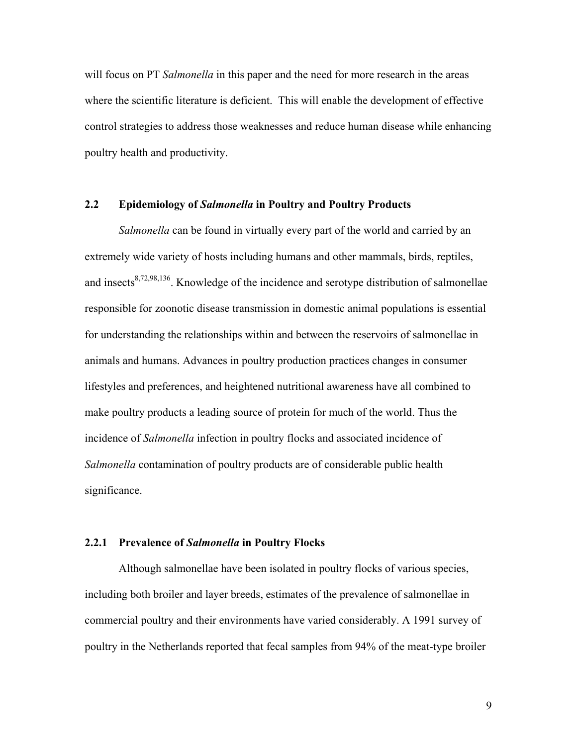will focus on PT *Salmonella* in this paper and the need for more research in the areas where the scientific literature is deficient. This will enable the development of effective control strategies to address those weaknesses and reduce human disease while enhancing poultry health and productivity.

## 2.2 Epidemiology of *Salmonella* in Poultry and Poultry Products

*Salmonella* can be found in virtually every part of the world and carried by an extremely wide variety of hosts including humans and other mammals, birds, reptiles, and insects[8,72,98,136]. Knowledge of the incidence and serotype distribution of salmonellae responsible for zoonotic disease transmission in domestic animal populations is essential for understanding the relationships within and between the reservoirs of salmonellae in animals and humans. Advances in poultry production practices changes in consumer lifestyles and preferences, and heightened nutritional awareness have all combined to make poultry products a leading source of protein for much of the world. Thus the incidence of *Salmonella* infection in poultry flocks and associated incidence of *Salmonella* contamination of poultry products are of considerable public health significance.

### 2.2.1 Prevalence of *Salmonella* in Poultry Flocks

Although salmonellae have been isolated in poultry flocks of various species, including both broiler and layer breeds, estimates of the prevalence of salmonellae in commercial poultry and their environments have varied considerably. A 1991 survey of poultry in the Netherlands reported that fecal samples from 94% of the meat-type broiler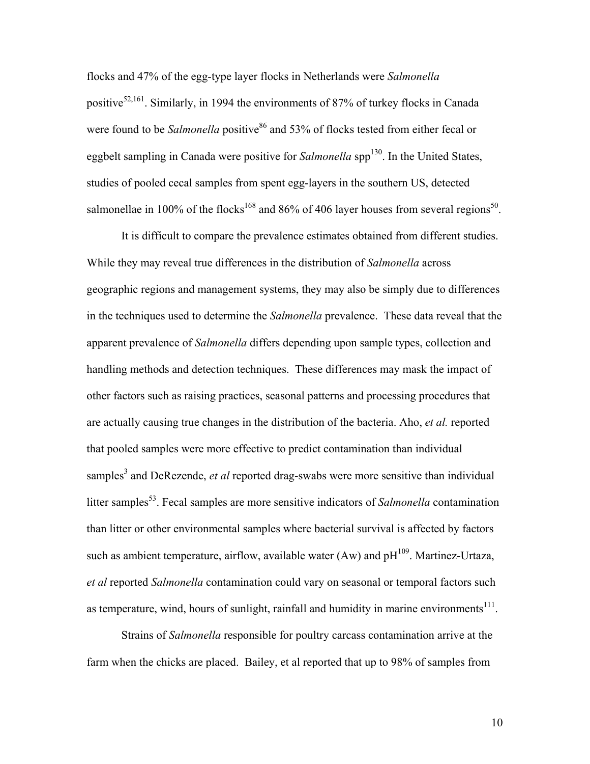flocks and 47% of the egg-type layer flocks in Netherlands were *Salmonella* positive[52,161]. Similarly, in 1994 the environments of 87% of turkey flocks in Canada were found to be *Salmonella* positive[86] and 53% of flocks tested from either fecal or eggbelt sampling in Canada were positive for *Salmonella* spp[130]. In the United States, studies of pooled cecal samples from spent egg-layers in the southern US, detected salmonellae in 100% of the flocks[168] and 86% of 406 layer houses from several regions[50].

It is difficult to compare the prevalence estimates obtained from different studies. While they may reveal true differences in the distribution of *Salmonella* across geographic regions and management systems, they may also be simply due to differences in the techniques used to determine the *Salmonella* prevalence. These data reveal that the apparent prevalence of *Salmonella* differs depending upon sample types, collection and handling methods and detection techniques. These differences may mask the impact of other factors such as raising practices, seasonal patterns and processing procedures that are actually causing true changes in the distribution of the bacteria. Aho, *et al.* reported that pooled samples were more effective to predict contamination than individual samples[3] and DeRezende, *et al* reported drag-swabs were more sensitive than individual litter samples[53]. Fecal samples are more sensitive indicators of *Salmonella* contamination than litter or other environmental samples where bacterial survival is affected by factors such as ambient temperature, airflow, available water (Aw) and pH[109]. Martinez-Urtaza, *et al* reported *Salmonella* contamination could vary on seasonal or temporal factors such as temperature, wind, hours of sunlight, rainfall and humidity in marine environments[111].

Strains of *Salmonella* responsible for poultry carcass contamination arrive at the farm when the chicks are placed. Bailey, et al reported that up to 98% of samples from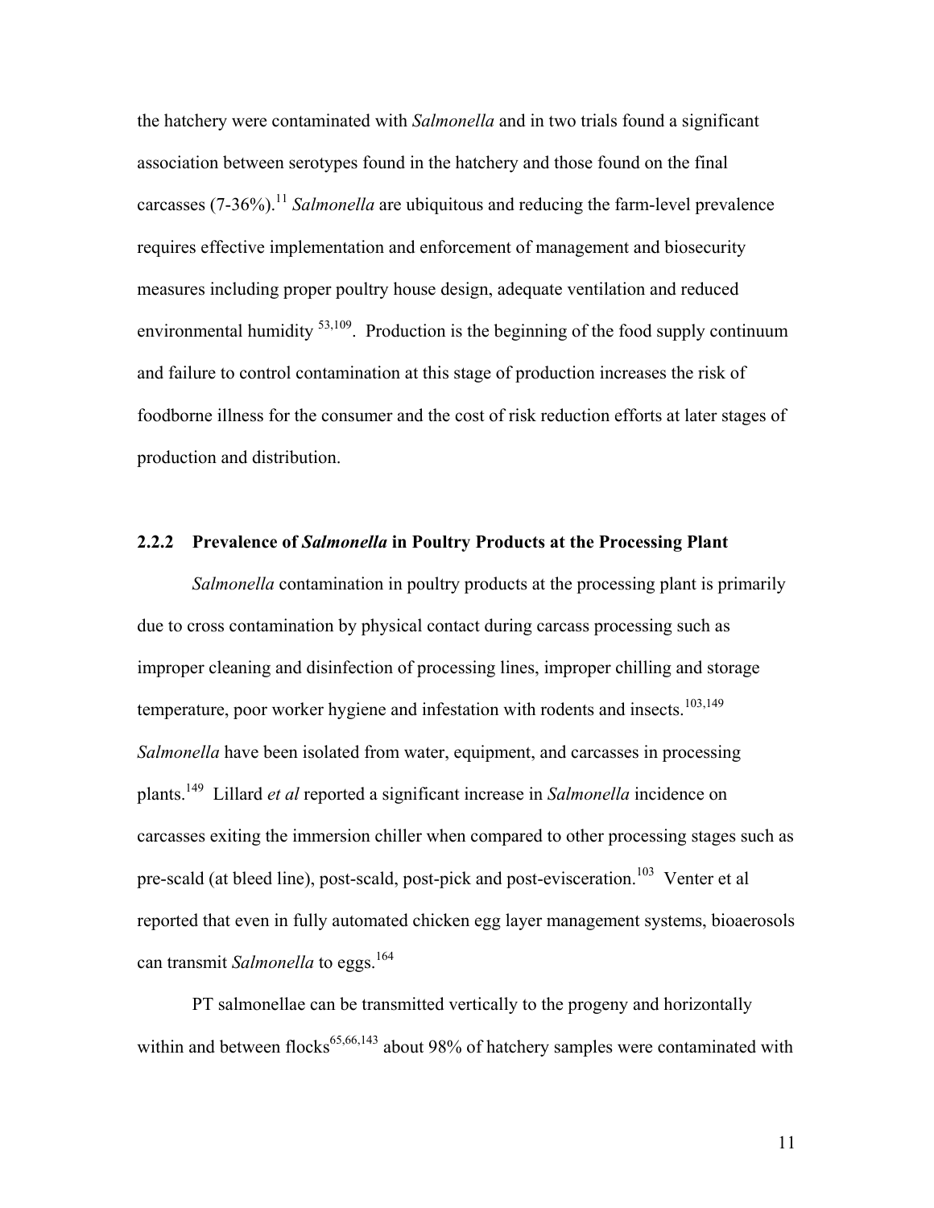the hatchery were contaminated with *Salmonella* and in two trials found a significant association between serotypes found in the hatchery and those found on the final carcasses (7-36%).[11] *Salmonella* are ubiquitous and reducing the farm-level prevalence requires effective implementation and enforcement of management and biosecurity measures including proper poultry house design, adequate ventilation and reduced environmental humidity [53,109]. Production is the beginning of the food supply continuum and failure to control contamination at this stage of production increases the risk of foodborne illness for the consumer and the cost of risk reduction efforts at later stages of production and distribution.

### 2.2.2 Prevalence of *Salmonella* in Poultry Products at the Processing Plant

*Salmonella* contamination in poultry products at the processing plant is primarily due to cross contamination by physical contact during carcass processing such as improper cleaning and disinfection of processing lines, improper chilling and storage temperature, poor worker hygiene and infestation with rodents and insects.[103,149] *Salmonella* have been isolated from water, equipment, and carcasses in processing plants.[149] Lillard *et al* reported a significant increase in *Salmonella* incidence on carcasses exiting the immersion chiller when compared to other processing stages such as pre-scald (at bleed line), post-scald, post-pick and post-evisceration.[103] Venter et al reported that even in fully automated chicken egg layer management systems, bioaerosols can transmit *Salmonella* to eggs.[164]

PT salmonellae can be transmitted vertically to the progeny and horizontally within and between flocks[65,66,143] about 98% of hatchery samples were contaminated with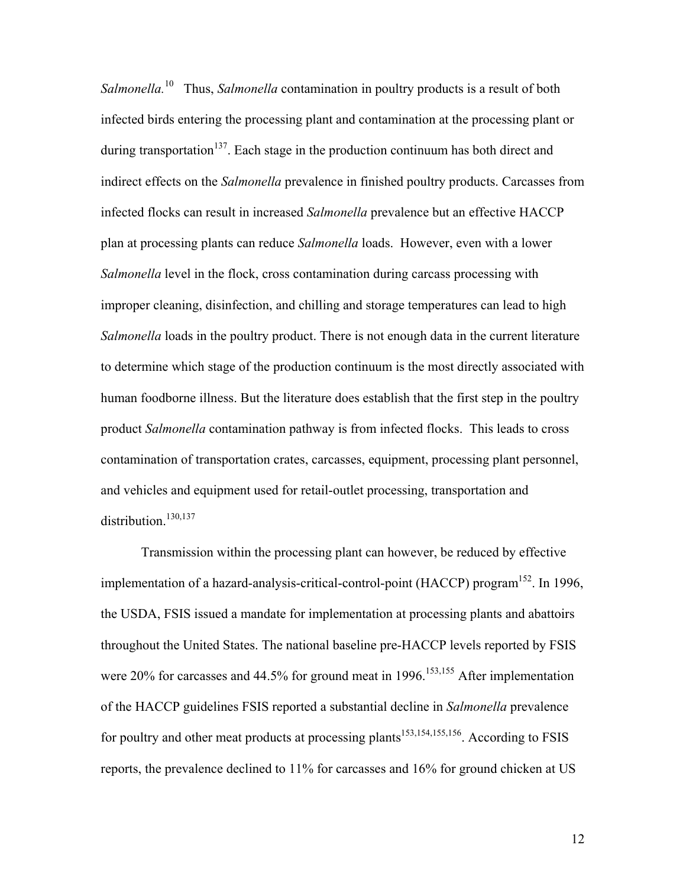*Salmonella.*[10] Thus, *Salmonella* contamination in poultry products is a result of both infected birds entering the processing plant and contamination at the processing plant or during transportation[137]. Each stage in the production continuum has both direct and indirect effects on the *Salmonella* prevalence in finished poultry products. Carcasses from infected flocks can result in increased *Salmonella* prevalence but an effective HACCP plan at processing plants can reduce *Salmonella* loads. However, even with a lower *Salmonella* level in the flock, cross contamination during carcass processing with improper cleaning, disinfection, and chilling and storage temperatures can lead to high *Salmonella* loads in the poultry product. There is not enough data in the current literature to determine which stage of the production continuum is the most directly associated with human foodborne illness. But the literature does establish that the first step in the poultry product *Salmonella* contamination pathway is from infected flocks. This leads to cross contamination of transportation crates, carcasses, equipment, processing plant personnel, and vehicles and equipment used for retail-outlet processing, transportation and distribution.[130,137]

Transmission within the processing plant can however, be reduced by effective implementation of a hazard-analysis-critical-control-point (HACCP) program[152]. In 1996, the USDA, FSIS issued a mandate for implementation at processing plants and abattoirs throughout the United States. The national baseline pre-HACCP levels reported by FSIS were 20% for carcasses and 44.5% for ground meat in 1996.[153,155] After implementation of the HACCP guidelines FSIS reported a substantial decline in *Salmonella* prevalence for poultry and other meat products at processing plants[153,154,155,156]. According to FSIS reports, the prevalence declined to 11% for carcasses and 16% for ground chicken at US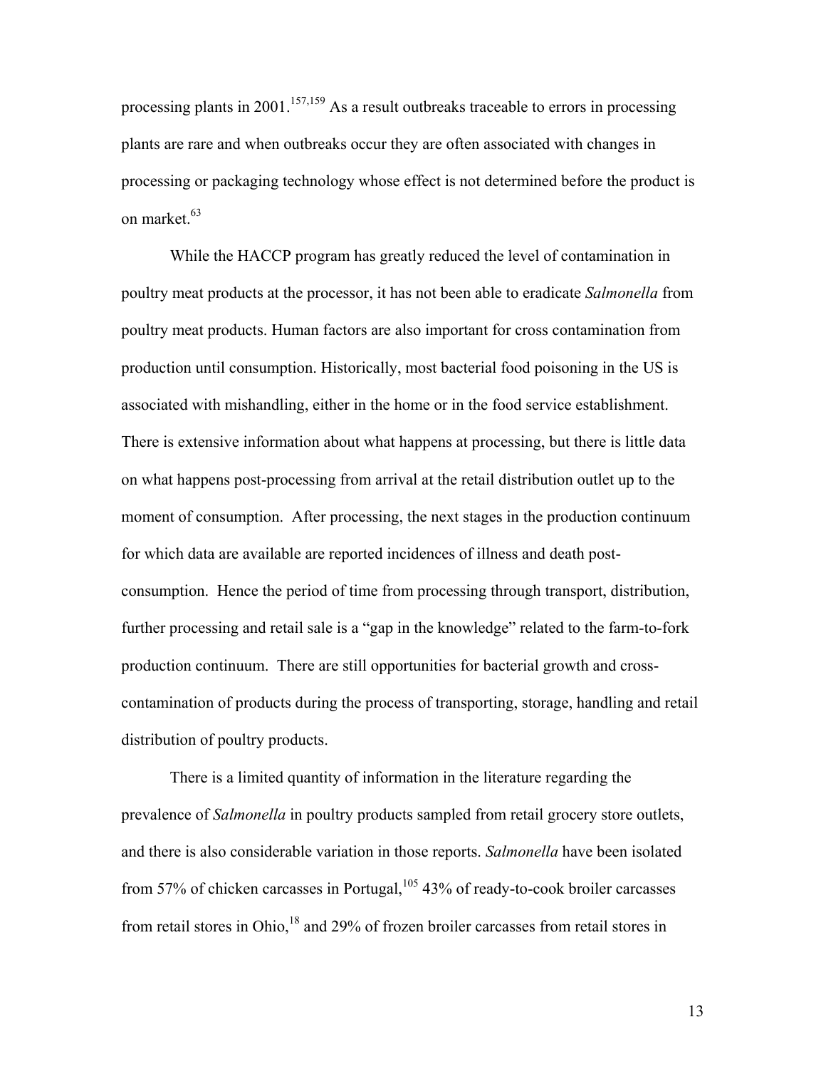processing plants in 2001.[157,159] As a result outbreaks traceable to errors in processing plants are rare and when outbreaks occur they are often associated with changes in processing or packaging technology whose effect is not determined before the product is on market.[63]

While the HACCP program has greatly reduced the level of contamination in poultry meat products at the processor, it has not been able to eradicate *Salmonella* from poultry meat products. Human factors are also important for cross contamination from production until consumption. Historically, most bacterial food poisoning in the US is associated with mishandling, either in the home or in the food service establishment. There is extensive information about what happens at processing, but there is little data on what happens post-processing from arrival at the retail distribution outlet up to the moment of consumption. After processing, the next stages in the production continuum for which data are available are reported incidences of illness and death post-consumption. Hence the period of time from processing through transport, distribution, further processing and retail sale is a "gap in the knowledge" related to the farm-to-fork production continuum. There are still opportunities for bacterial growth and cross-contamination of products during the process of transporting, storage, handling and retail distribution of poultry products.

There is a limited quantity of information in the literature regarding the prevalence of *Salmonella* in poultry products sampled from retail grocery store outlets, and there is also considerable variation in those reports. *Salmonella* have been isolated from 57% of chicken carcasses in Portugal,[105] 43% of ready-to-cook broiler carcasses from retail stores in Ohio,[18] and 29% of frozen broiler carcasses from retail stores in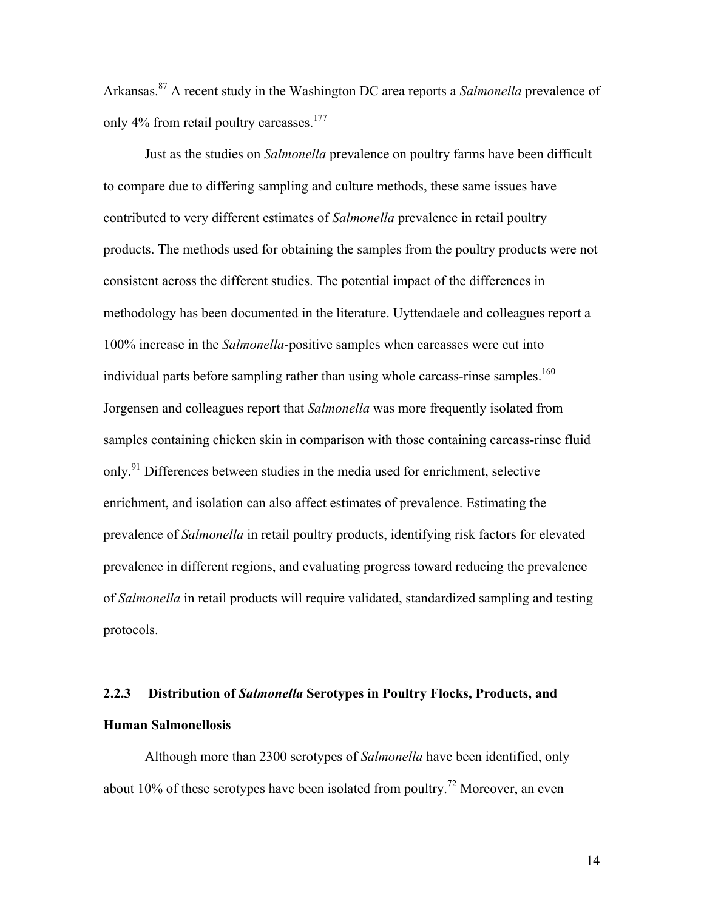Arkansas.[87] A recent study in the Washington DC area reports a *Salmonella* prevalence of only 4% from retail poultry carcasses.[177]

Just as the studies on *Salmonella* prevalence on poultry farms have been difficult to compare due to differing sampling and culture methods, these same issues have contributed to very different estimates of *Salmonella* prevalence in retail poultry products. The methods used for obtaining the samples from the poultry products were not consistent across the different studies. The potential impact of the differences in methodology has been documented in the literature. Uyttendaele and colleagues report a 100% increase in the *Salmonella*-positive samples when carcasses were cut into individual parts before sampling rather than using whole carcass-rinse samples.[160] Jorgensen and colleagues report that *Salmonella* was more frequently isolated from samples containing chicken skin in comparison with those containing carcass-rinse fluid only.[91] Differences between studies in the media used for enrichment, selective enrichment, and isolation can also affect estimates of prevalence. Estimating the prevalence of *Salmonella* in retail poultry products, identifying risk factors for elevated prevalence in different regions, and evaluating progress toward reducing the prevalence of *Salmonella* in retail products will require validated, standardized sampling and testing protocols.

### 2.2.3 Distribution of *Salmonella* Serotypes in Poultry Flocks, Products, and Human Salmonellosis

Although more than 2300 serotypes of *Salmonella* have been identified, only about 10% of these serotypes have been isolated from poultry.[72] Moreover, an even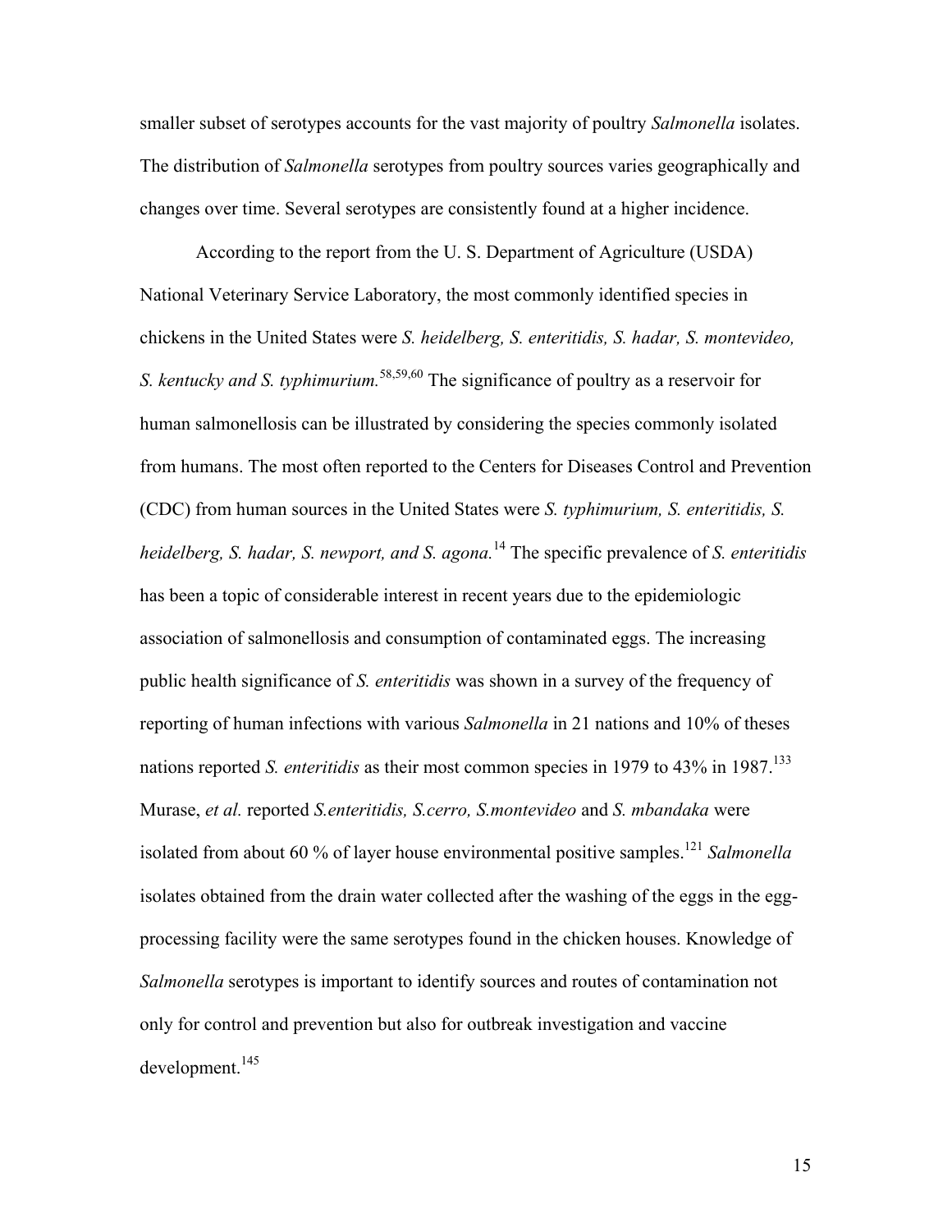smaller subset of serotypes accounts for the vast majority of poultry *Salmonella* isolates. The distribution of *Salmonella* serotypes from poultry sources varies geographically and changes over time. Several serotypes are consistently found at a higher incidence.

According to the report from the U. S. Department of Agriculture (USDA) National Veterinary Service Laboratory, the most commonly identified species in chickens in the United States were *S. heidelberg, S. enteritidis, S. hadar, S. montevideo, S. kentucky and S. typhimurium.*[58,59,60] The significance of poultry as a reservoir for human salmonellosis can be illustrated by considering the species commonly isolated from humans. The most often reported to the Centers for Diseases Control and Prevention (CDC) from human sources in the United States were *S. typhimurium, S. enteritidis, S. heidelberg, S. hadar, S. newport, and S. agona.*[14] The specific prevalence of *S. enteritidis* has been a topic of considerable interest in recent years due to the epidemiologic association of salmonellosis and consumption of contaminated eggs. The increasing public health significance of *S. enteritidis* was shown in a survey of the frequency of reporting of human infections with various *Salmonella* in 21 nations and 10% of theses nations reported *S. enteritidis* as their most common species in 1979 to 43% in 1987.[133] Murase, *et al.* reported *S.enteritidis, S.cerro, S.montevideo* and *S. mbandaka* were isolated from about 60 % of layer house environmental positive samples.[121] *Salmonella* isolates obtained from the drain water collected after the washing of the eggs in the egg-processing facility were the same serotypes found in the chicken houses. Knowledge of *Salmonella* serotypes is important to identify sources and routes of contamination not only for control and prevention but also for outbreak investigation and vaccine development.[145]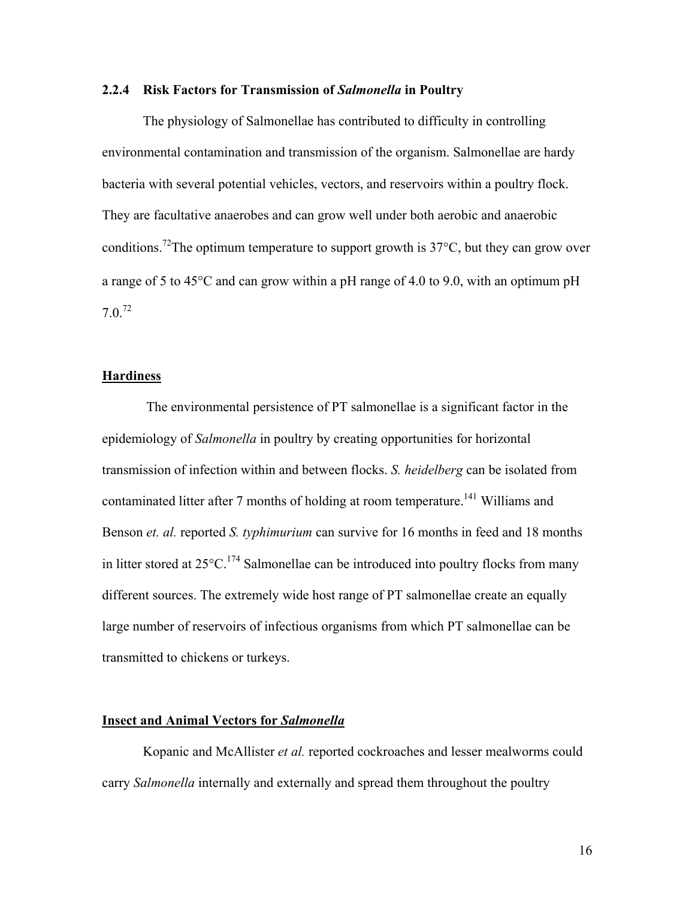### 2.2.4 Risk Factors for Transmission of *Salmonella* in Poultry

The physiology of Salmonellae has contributed to difficulty in controlling environmental contamination and transmission of the organism. Salmonellae are hardy bacteria with several potential vehicles, vectors, and reservoirs within a poultry flock. They are facultative anaerobes and can grow well under both aerobic and anaerobic conditions.[72]The optimum temperature to support growth is 37°C, but they can grow over a range of 5 to 45°C and can grow within a pH range of 4.0 to 9.0, with an optimum pH 7.0.[72]

**Hardiness**

The environmental persistence of PT salmonellae is a significant factor in the epidemiology of *Salmonella* in poultry by creating opportunities for horizontal transmission of infection within and between flocks. *S. heidelberg* can be isolated from contaminated litter after 7 months of holding at room temperature.[141] Williams and Benson *et. al.* reported *S. typhimurium* can survive for 16 months in feed and 18 months in litter stored at 25°C.[174] Salmonellae can be introduced into poultry flocks from many different sources. The extremely wide host range of PT salmonellae create an equally large number of reservoirs of infectious organisms from which PT salmonellae can be transmitted to chickens or turkeys.

**Insect and Animal Vectors for *Salmonella***

Kopanic and McAllister *et al.* reported cockroaches and lesser mealworms could carry *Salmonella* internally and externally and spread them throughout the poultry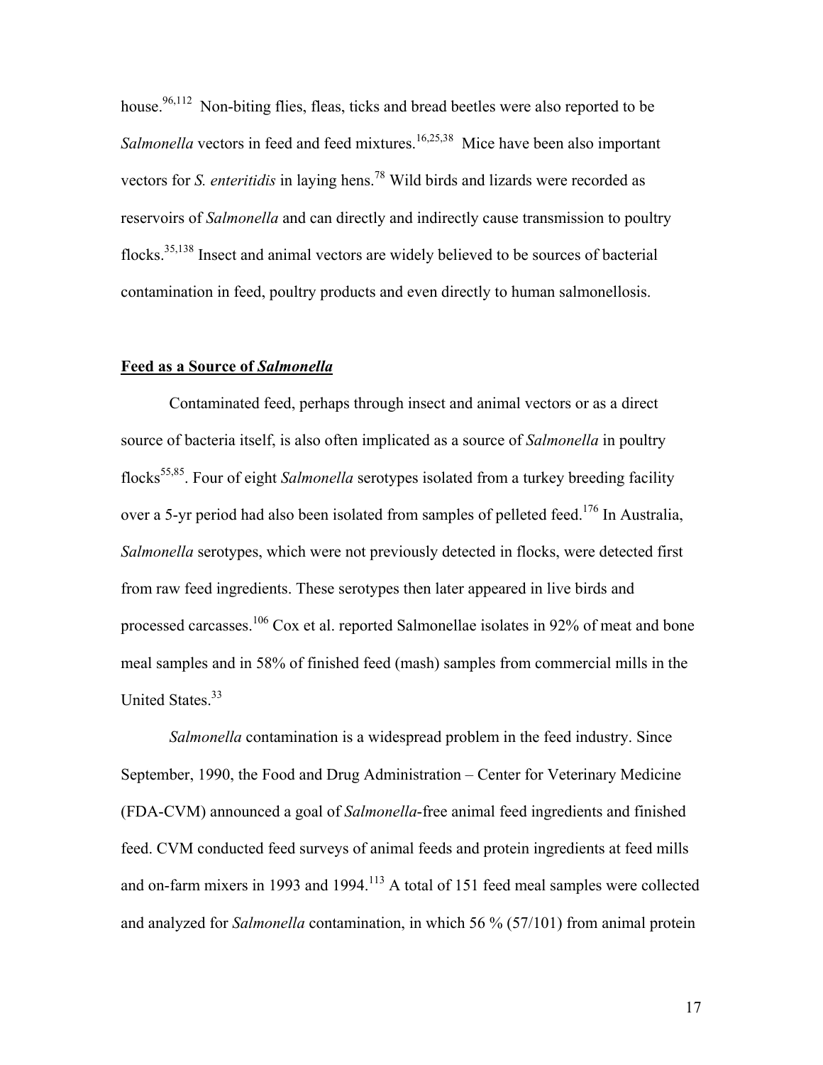house.[96,112] Non-biting flies, fleas, ticks and bread beetles were also reported to be *Salmonella* vectors in feed and feed mixtures.[16,25,38] Mice have been also important vectors for *S. enteritidis* in laying hens.[78] Wild birds and lizards were recorded as reservoirs of *Salmonella* and can directly and indirectly cause transmission to poultry flocks.[35,138] Insect and animal vectors are widely believed to be sources of bacterial contamination in feed, poultry products and even directly to human salmonellosis.

**Feed as a Source of *Salmonella***

Contaminated feed, perhaps through insect and animal vectors or as a direct source of bacteria itself, is also often implicated as a source of *Salmonella* in poultry flocks[55,85]. Four of eight *Salmonella* serotypes isolated from a turkey breeding facility over a 5-yr period had also been isolated from samples of pelleted feed.[176] In Australia, *Salmonella* serotypes, which were not previously detected in flocks, were detected first from raw feed ingredients. These serotypes then later appeared in live birds and processed carcasses.[106] Cox et al. reported Salmonellae isolates in 92% of meat and bone meal samples and in 58% of finished feed (mash) samples from commercial mills in the United States.[33]

*Salmonella* contamination is a widespread problem in the feed industry. Since September, 1990, the Food and Drug Administration – Center for Veterinary Medicine (FDA-CVM) announced a goal of *Salmonella*-free animal feed ingredients and finished feed. CVM conducted feed surveys of animal feeds and protein ingredients at feed mills and on-farm mixers in 1993 and 1994.[113] A total of 151 feed meal samples were collected and analyzed for *Salmonella* contamination, in which 56 % (57/101) from animal protein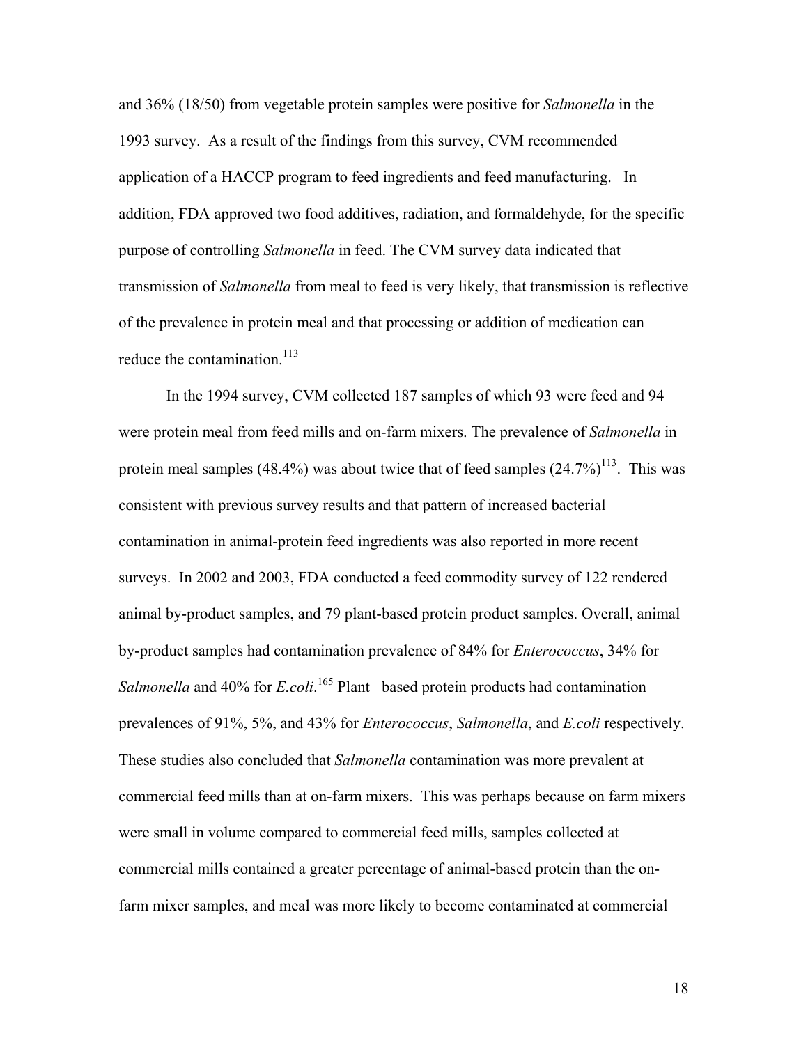and 36% (18/50) from vegetable protein samples were positive for *Salmonella* in the 1993 survey. As a result of the findings from this survey, CVM recommended application of a HACCP program to feed ingredients and feed manufacturing. In addition, FDA approved two food additives, radiation, and formaldehyde, for the specific purpose of controlling *Salmonella* in feed. The CVM survey data indicated that transmission of *Salmonella* from meal to feed is very likely, that transmission is reflective of the prevalence in protein meal and that processing or addition of medication can reduce the contamination.[113]

In the 1994 survey, CVM collected 187 samples of which 93 were feed and 94 were protein meal from feed mills and on-farm mixers. The prevalence of *Salmonella* in protein meal samples (48.4%) was about twice that of feed samples (24.7%)[113]. This was consistent with previous survey results and that pattern of increased bacterial contamination in animal-protein feed ingredients was also reported in more recent surveys. In 2002 and 2003, FDA conducted a feed commodity survey of 122 rendered animal by-product samples, and 79 plant-based protein product samples. Overall, animal by-product samples had contamination prevalence of 84% for *Enterococcus*, 34% for *Salmonella* and 40% for *E.coli*.[165] Plant –based protein products had contamination prevalences of 91%, 5%, and 43% for *Enterococcus*, *Salmonella*, and *E.coli* respectively. These studies also concluded that *Salmonella* contamination was more prevalent at commercial feed mills than at on-farm mixers. This was perhaps because on farm mixers were small in volume compared to commercial feed mills, samples collected at commercial mills contained a greater percentage of animal-based protein than the on-farm mixer samples, and meal was more likely to become contaminated at commercial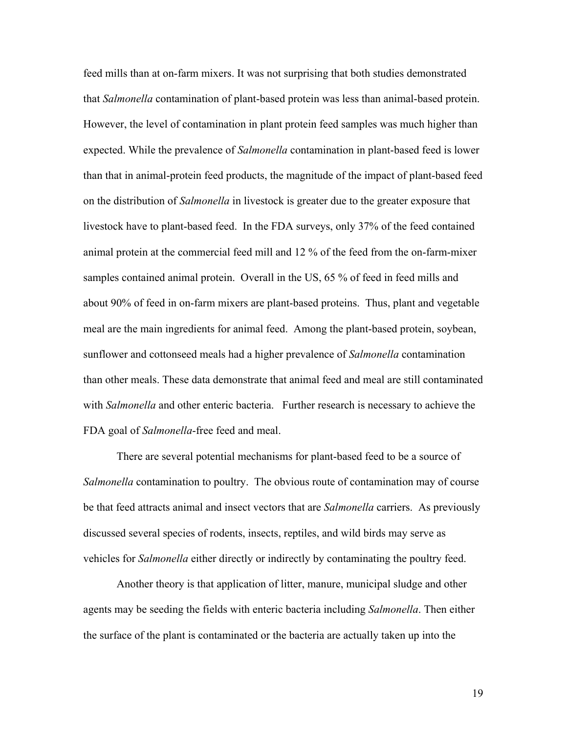feed mills than at on-farm mixers. It was not surprising that both studies demonstrated that *Salmonella* contamination of plant-based protein was less than animal-based protein. However, the level of contamination in plant protein feed samples was much higher than expected. While the prevalence of *Salmonella* contamination in plant-based feed is lower than that in animal-protein feed products, the magnitude of the impact of plant-based feed on the distribution of *Salmonella* in livestock is greater due to the greater exposure that livestock have to plant-based feed. In the FDA surveys, only 37% of the feed contained animal protein at the commercial feed mill and 12 % of the feed from the on-farm-mixer samples contained animal protein. Overall in the US, 65 % of feed in feed mills and about 90% of feed in on-farm mixers are plant-based proteins. Thus, plant and vegetable meal are the main ingredients for animal feed. Among the plant-based protein, soybean, sunflower and cottonseed meals had a higher prevalence of *Salmonella* contamination than other meals. These data demonstrate that animal feed and meal are still contaminated with *Salmonella* and other enteric bacteria. Further research is necessary to achieve the FDA goal of *Salmonella*-free feed and meal.

There are several potential mechanisms for plant-based feed to be a source of *Salmonella* contamination to poultry. The obvious route of contamination may of course be that feed attracts animal and insect vectors that are *Salmonella* carriers. As previously discussed several species of rodents, insects, reptiles, and wild birds may serve as vehicles for *Salmonella* either directly or indirectly by contaminating the poultry feed.

Another theory is that application of litter, manure, municipal sludge and other agents may be seeding the fields with enteric bacteria including *Salmonella*. Then either the surface of the plant is contaminated or the bacteria are actually taken up into the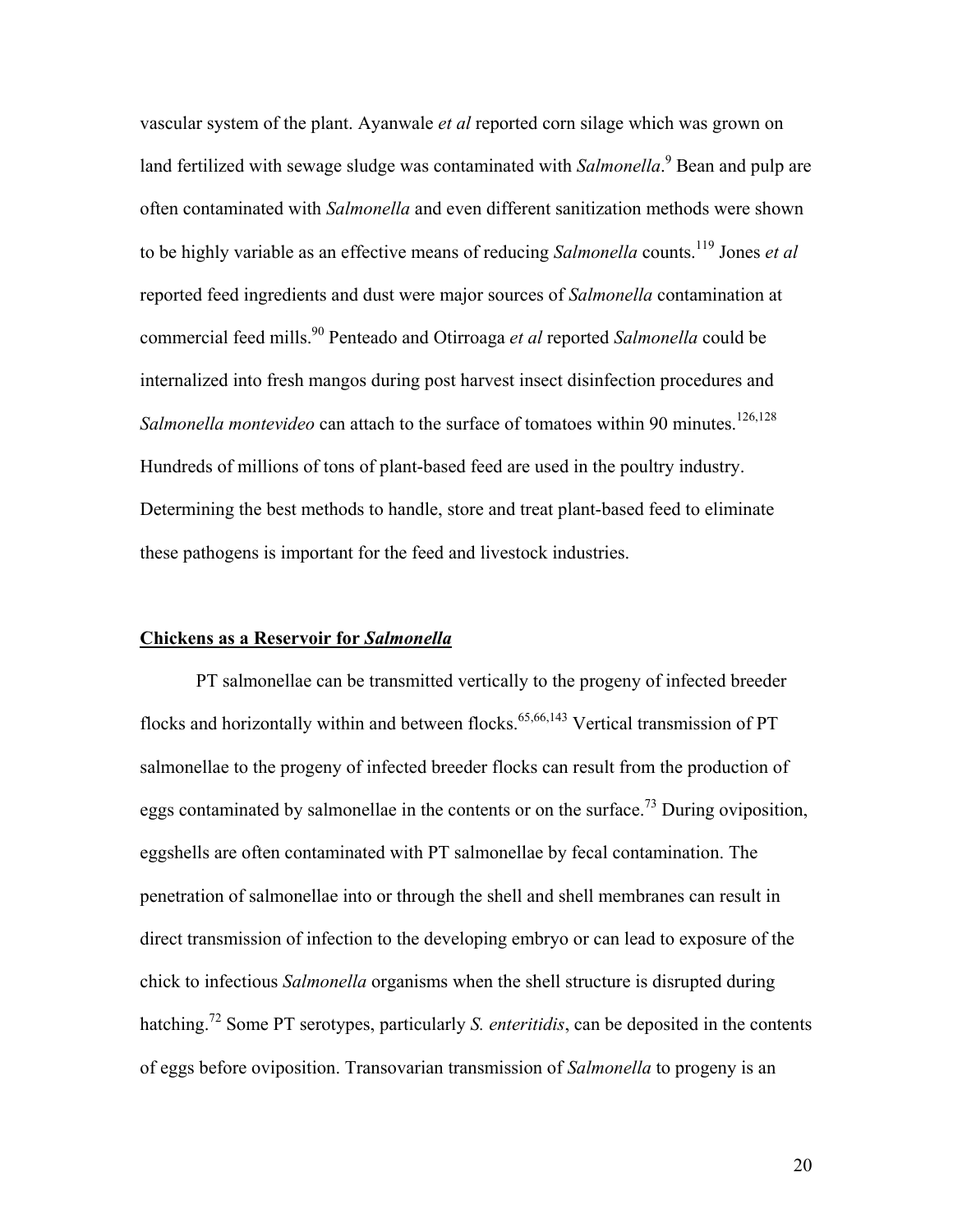vascular system of the plant. Ayanwale *et al* reported corn silage which was grown on land fertilized with sewage sludge was contaminated with *Salmonella*.[9] Bean and pulp are often contaminated with *Salmonella* and even different sanitization methods were shown to be highly variable as an effective means of reducing *Salmonella* counts.[119] Jones *et al* reported feed ingredients and dust were major sources of *Salmonella* contamination at commercial feed mills.[90] Penteado and Otirroaga *et al* reported *Salmonella* could be internalized into fresh mangos during post harvest insect disinfection procedures and *Salmonella montevideo* can attach to the surface of tomatoes within 90 minutes.[126,128] Hundreds of millions of tons of plant-based feed are used in the poultry industry. Determining the best methods to handle, store and treat plant-based feed to eliminate these pathogens is important for the feed and livestock industries.

## **Chickens as a Reservoir for *Salmonella***

PT salmonellae can be transmitted vertically to the progeny of infected breeder flocks and horizontally within and between flocks.[65,66,143] Vertical transmission of PT salmonellae to the progeny of infected breeder flocks can result from the production of eggs contaminated by salmonellae in the contents or on the surface.[73] During oviposition, eggshells are often contaminated with PT salmonellae by fecal contamination. The penetration of salmonellae into or through the shell and shell membranes can result in direct transmission of infection to the developing embryo or can lead to exposure of the chick to infectious *Salmonella* organisms when the shell structure is disrupted during hatching.[72] Some PT serotypes, particularly *S. enteritidis*, can be deposited in the contents of eggs before oviposition. Transovarian transmission of *Salmonella* to progeny is an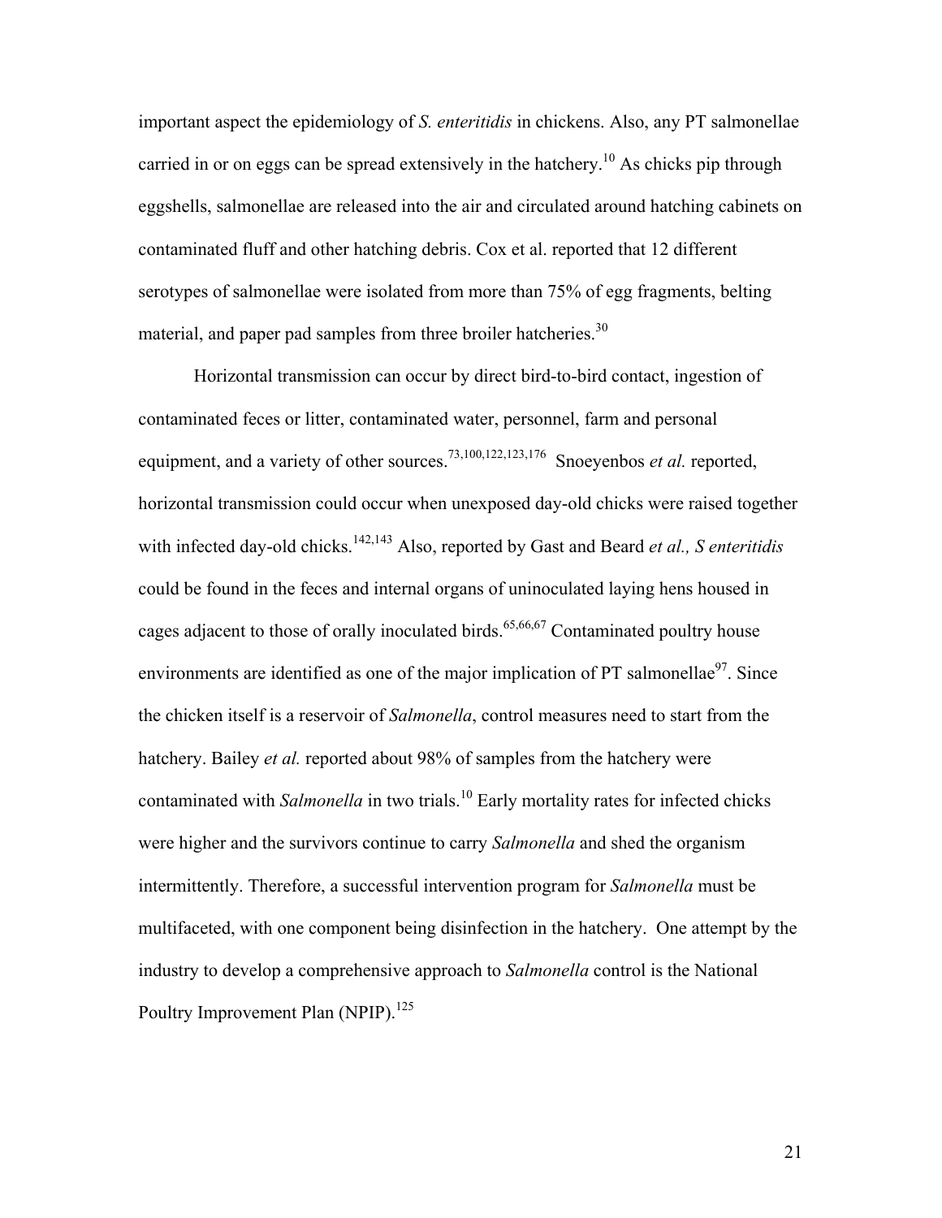important aspect the epidemiology of *S. enteritidis* in chickens. Also, any PT salmonellae carried in or on eggs can be spread extensively in the hatchery.[10] As chicks pip through eggshells, salmonellae are released into the air and circulated around hatching cabinets on contaminated fluff and other hatching debris. Cox et al. reported that 12 different serotypes of salmonellae were isolated from more than 75% of egg fragments, belting material, and paper pad samples from three broiler hatcheries.[30]

Horizontal transmission can occur by direct bird-to-bird contact, ingestion of contaminated feces or litter, contaminated water, personnel, farm and personal equipment, and a variety of other sources.[73,100,122,123,176] Snoeyenbos *et al.* reported, horizontal transmission could occur when unexposed day-old chicks were raised together with infected day-old chicks.[142,143] Also, reported by Gast and Beard *et al., S enteritidis* could be found in the feces and internal organs of uninoculated laying hens housed in cages adjacent to those of orally inoculated birds.[65,66,67] Contaminated poultry house environments are identified as one of the major implication of PT salmonellae[97]. Since the chicken itself is a reservoir of *Salmonella*, control measures need to start from the hatchery. Bailey *et al.* reported about 98% of samples from the hatchery were contaminated with *Salmonella* in two trials.[10] Early mortality rates for infected chicks were higher and the survivors continue to carry *Salmonella* and shed the organism intermittently. Therefore, a successful intervention program for *Salmonella* must be multifaceted, with one component being disinfection in the hatchery. One attempt by the industry to develop a comprehensive approach to *Salmonella* control is the National Poultry Improvement Plan (NPIP).[125]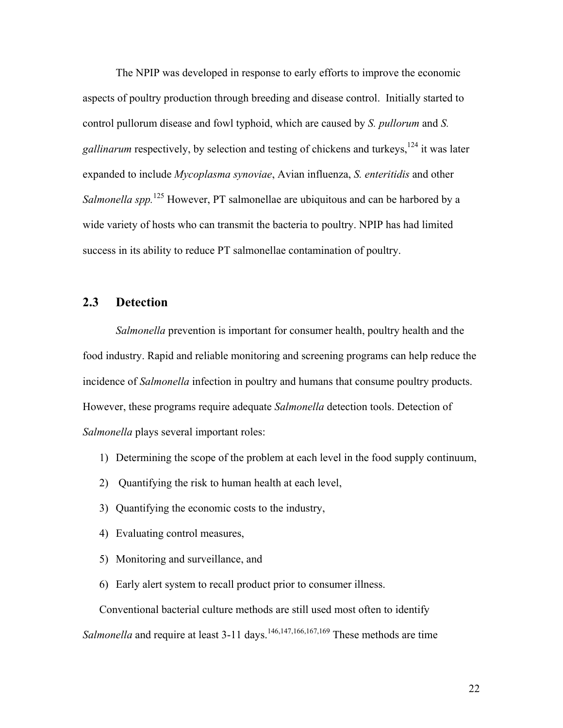The NPIP was developed in response to early efforts to improve the economic aspects of poultry production through breeding and disease control. Initially started to control pullorum disease and fowl typhoid, which are caused by *S. pullorum* and *S. gallinarum* respectively, by selection and testing of chickens and turkeys,[124] it was later expanded to include *Mycoplasma synoviae*, Avian influenza, *S. enteritidis* and other *Salmonella spp.*[125] However, PT salmonellae are ubiquitous and can be harbored by a wide variety of hosts who can transmit the bacteria to poultry. NPIP has had limited success in its ability to reduce PT salmonellae contamination of poultry.

## 2.3 Detection

*Salmonella* prevention is important for consumer health, poultry health and the food industry. Rapid and reliable monitoring and screening programs can help reduce the incidence of *Salmonella* infection in poultry and humans that consume poultry products. However, these programs require adequate *Salmonella* detection tools. Detection of *Salmonella* plays several important roles:

1) Determining the scope of the problem at each level in the food supply continuum,
2) Quantifying the risk to human health at each level,
3) Quantifying the economic costs to the industry,
4) Evaluating control measures,
5) Monitoring and surveillance, and
6) Early alert system to recall product prior to consumer illness.

Conventional bacterial culture methods are still used most often to identify *Salmonella* and require at least 3-11 days.[146,147,166,167,169] These methods are time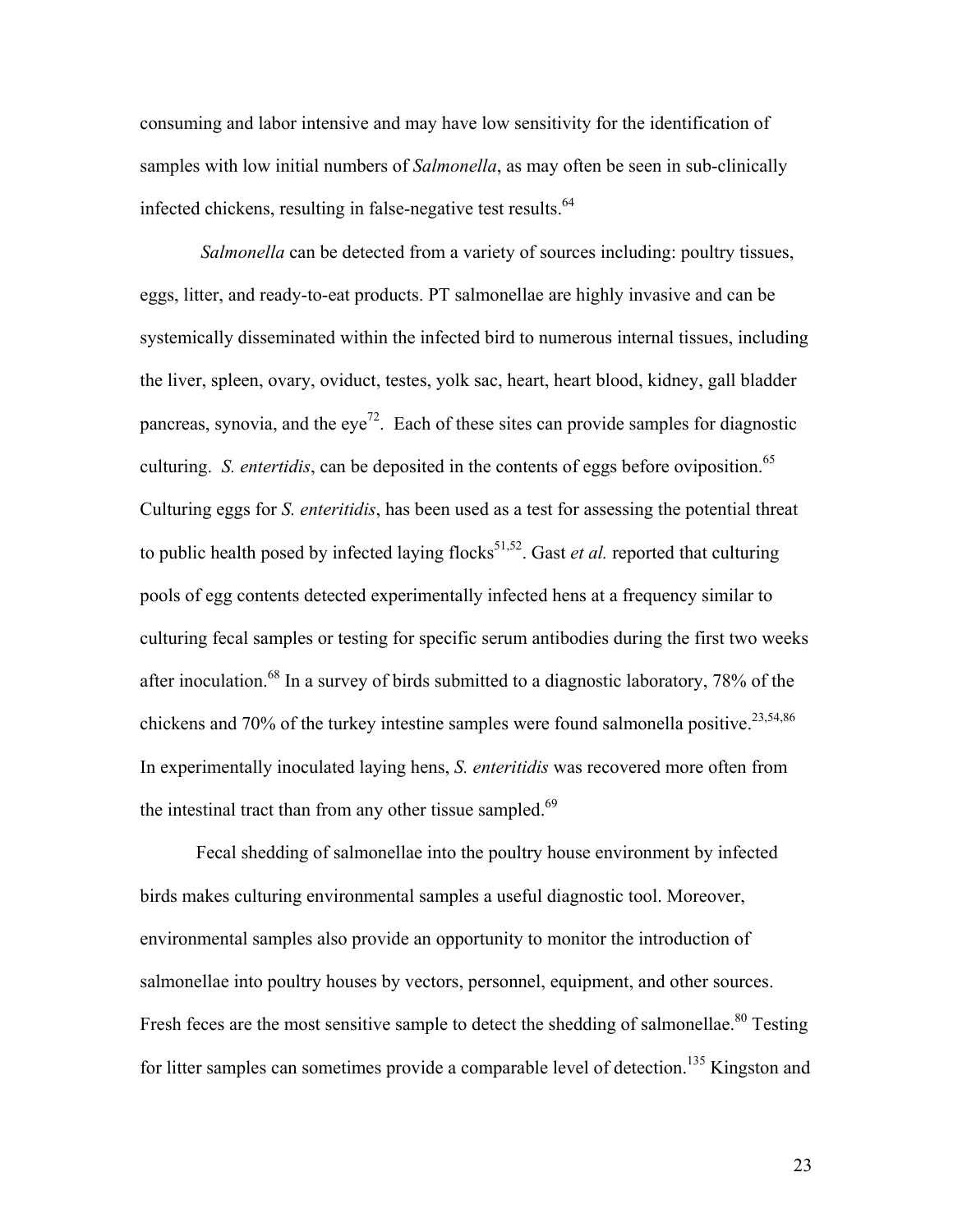consuming and labor intensive and may have low sensitivity for the identification of samples with low initial numbers of *Salmonella*, as may often be seen in sub-clinically infected chickens, resulting in false-negative test results.[64]

*Salmonella* can be detected from a variety of sources including: poultry tissues, eggs, litter, and ready-to-eat products. PT salmonellae are highly invasive and can be systemically disseminated within the infected bird to numerous internal tissues, including the liver, spleen, ovary, oviduct, testes, yolk sac, heart, heart blood, kidney, gall bladder pancreas, synovia, and the eye[72]. Each of these sites can provide samples for diagnostic culturing. *S. entertidis*, can be deposited in the contents of eggs before oviposition.[65] Culturing eggs for *S. enteritidis*, has been used as a test for assessing the potential threat to public health posed by infected laying flocks[51,52]. Gast *et al.* reported that culturing pools of egg contents detected experimentally infected hens at a frequency similar to culturing fecal samples or testing for specific serum antibodies during the first two weeks after inoculation.[68] In a survey of birds submitted to a diagnostic laboratory, 78% of the chickens and 70% of the turkey intestine samples were found salmonella positive.[23,54,86] In experimentally inoculated laying hens, *S. enteritidis* was recovered more often from the intestinal tract than from any other tissue sampled.[69]

Fecal shedding of salmonellae into the poultry house environment by infected birds makes culturing environmental samples a useful diagnostic tool. Moreover, environmental samples also provide an opportunity to monitor the introduction of salmonellae into poultry houses by vectors, personnel, equipment, and other sources. Fresh feces are the most sensitive sample to detect the shedding of salmonellae.[80] Testing for litter samples can sometimes provide a comparable level of detection.[135] Kingston and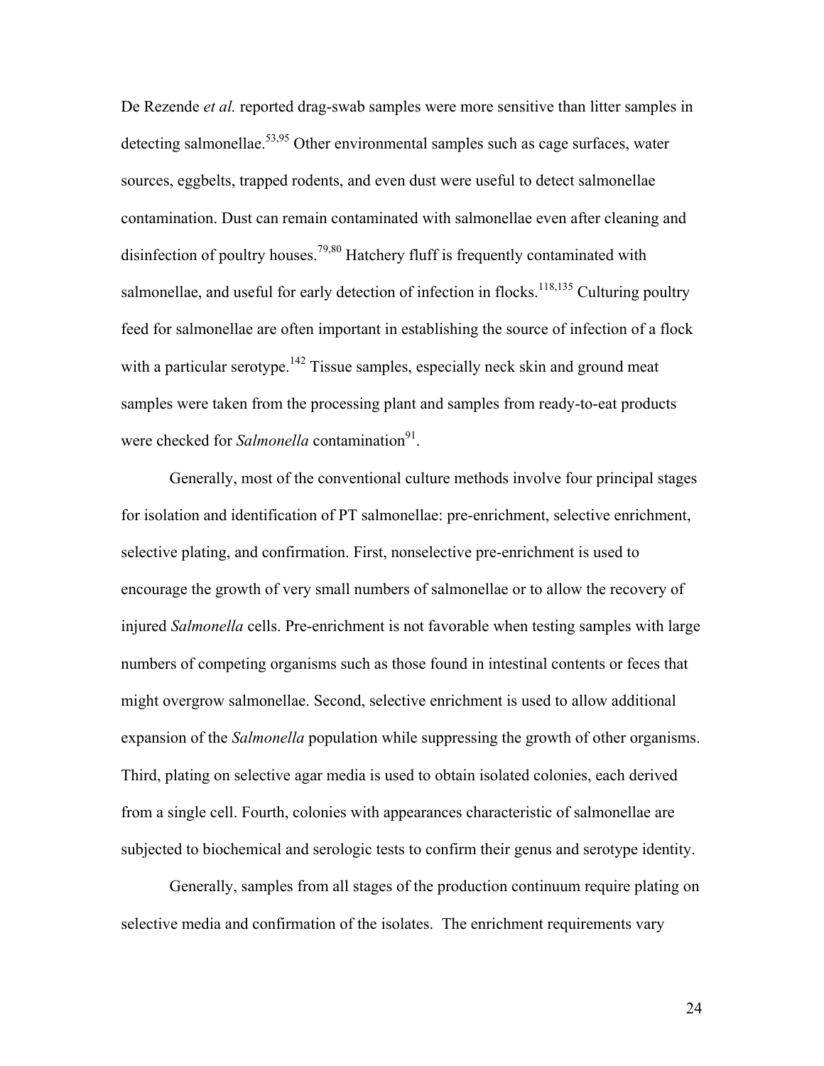De Rezende *et al.* reported drag-swab samples were more sensitive than litter samples in detecting salmonellae.[53,95] Other environmental samples such as cage surfaces, water sources, eggbelts, trapped rodents, and even dust were useful to detect salmonellae contamination. Dust can remain contaminated with salmonellae even after cleaning and disinfection of poultry houses.[79,80] Hatchery fluff is frequently contaminated with salmonellae, and useful for early detection of infection in flocks.[118,135] Culturing poultry feed for salmonellae are often important in establishing the source of infection of a flock with a particular serotype.[142] Tissue samples, especially neck skin and ground meat samples were taken from the processing plant and samples from ready-to-eat products were checked for *Salmonella* contamination[91].

Generally, most of the conventional culture methods involve four principal stages for isolation and identification of PT salmonellae: pre-enrichment, selective enrichment, selective plating, and confirmation. First, nonselective pre-enrichment is used to encourage the growth of very small numbers of salmonellae or to allow the recovery of injured *Salmonella* cells. Pre-enrichment is not favorable when testing samples with large numbers of competing organisms such as those found in intestinal contents or feces that might overgrow salmonellae. Second, selective enrichment is used to allow additional expansion of the *Salmonella* population while suppressing the growth of other organisms. Third, plating on selective agar media is used to obtain isolated colonies, each derived from a single cell. Fourth, colonies with appearances characteristic of salmonellae are subjected to biochemical and serologic tests to confirm their genus and serotype identity.

Generally, samples from all stages of the production continuum require plating on selective media and confirmation of the isolates. The enrichment requirements vary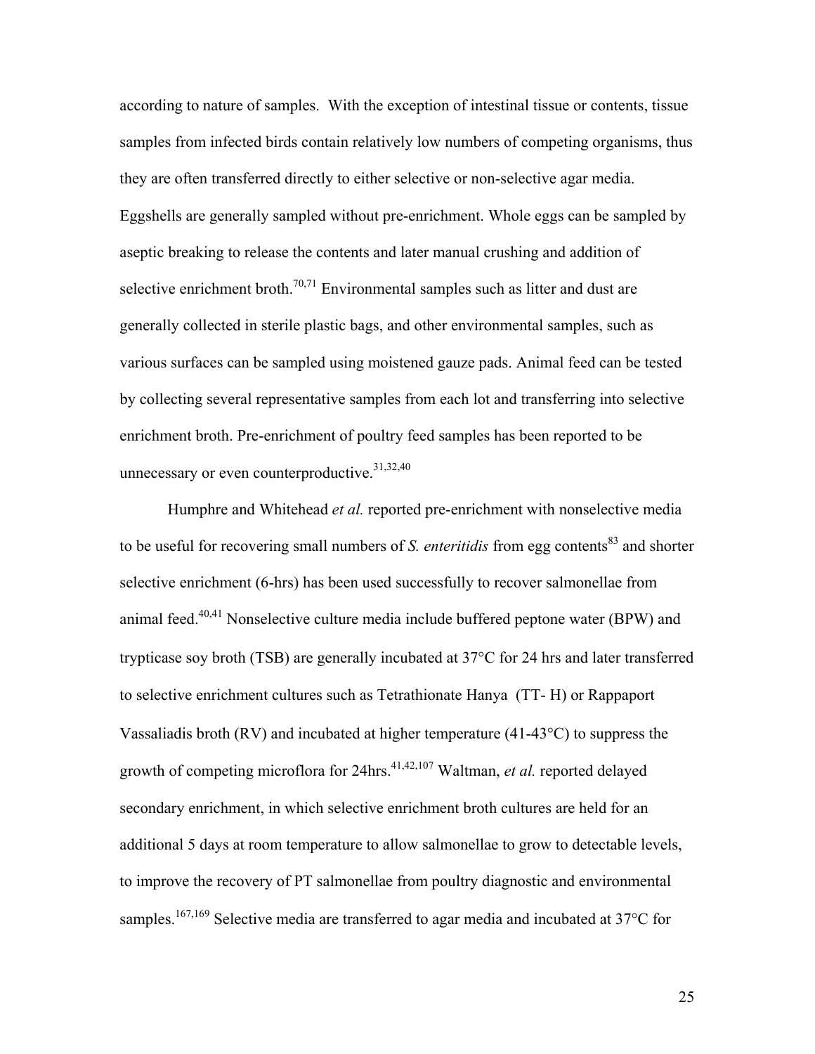according to nature of samples. With the exception of intestinal tissue or contents, tissue samples from infected birds contain relatively low numbers of competing organisms, thus they are often transferred directly to either selective or non-selective agar media. Eggshells are generally sampled without pre-enrichment. Whole eggs can be sampled by aseptic breaking to release the contents and later manual crushing and addition of selective enrichment broth.[70,71] Environmental samples such as litter and dust are generally collected in sterile plastic bags, and other environmental samples, such as various surfaces can be sampled using moistened gauze pads. Animal feed can be tested by collecting several representative samples from each lot and transferring into selective enrichment broth. Pre-enrichment of poultry feed samples has been reported to be unnecessary or even counterproductive.[31,32,40]

Humphre and Whitehead *et al.* reported pre-enrichment with nonselective media to be useful for recovering small numbers of *S. enteritidis* from egg contents[83] and shorter selective enrichment (6-hrs) has been used successfully to recover salmonellae from animal feed.[40,41] Nonselective culture media include buffered peptone water (BPW) and trypticase soy broth (TSB) are generally incubated at 37°C for 24 hrs and later transferred to selective enrichment cultures such as Tetrathionate Hanya (TT- H) or Rappaport Vassaliadis broth (RV) and incubated at higher temperature (41-43°C) to suppress the growth of competing microflora for 24hrs.[41,42,107] Waltman, *et al.* reported delayed secondary enrichment, in which selective enrichment broth cultures are held for an additional 5 days at room temperature to allow salmonellae to grow to detectable levels, to improve the recovery of PT salmonellae from poultry diagnostic and environmental samples.[167,169] Selective media are transferred to agar media and incubated at 37°C for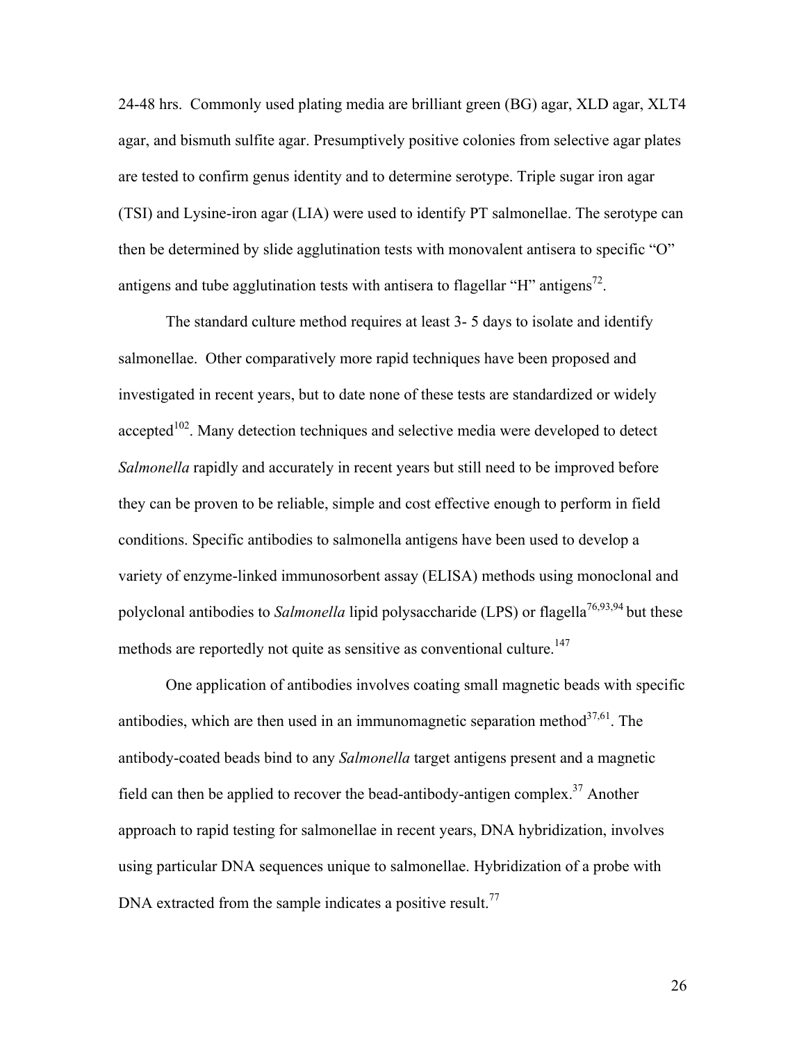24-48 hrs. Commonly used plating media are brilliant green (BG) agar, XLD agar, XLT4 agar, and bismuth sulfite agar. Presumptively positive colonies from selective agar plates are tested to confirm genus identity and to determine serotype. Triple sugar iron agar (TSI) and Lysine-iron agar (LIA) were used to identify PT salmonellae. The serotype can then be determined by slide agglutination tests with monovalent antisera to specific "O" antigens and tube agglutination tests with antisera to flagellar "H" antigens[72].

The standard culture method requires at least 3- 5 days to isolate and identify salmonellae. Other comparatively more rapid techniques have been proposed and investigated in recent years, but to date none of these tests are standardized or widely accepted[102]. Many detection techniques and selective media were developed to detect *Salmonella* rapidly and accurately in recent years but still need to be improved before they can be proven to be reliable, simple and cost effective enough to perform in field conditions. Specific antibodies to salmonella antigens have been used to develop a variety of enzyme-linked immunosorbent assay (ELISA) methods using monoclonal and polyclonal antibodies to *Salmonella* lipid polysaccharide (LPS) or flagella[76,93,94] but these methods are reportedly not quite as sensitive as conventional culture.[147]

One application of antibodies involves coating small magnetic beads with specific antibodies, which are then used in an immunomagnetic separation method[37,61]. The antibody-coated beads bind to any *Salmonella* target antigens present and a magnetic field can then be applied to recover the bead-antibody-antigen complex.[37] Another approach to rapid testing for salmonellae in recent years, DNA hybridization, involves using particular DNA sequences unique to salmonellae. Hybridization of a probe with DNA extracted from the sample indicates a positive result.[77]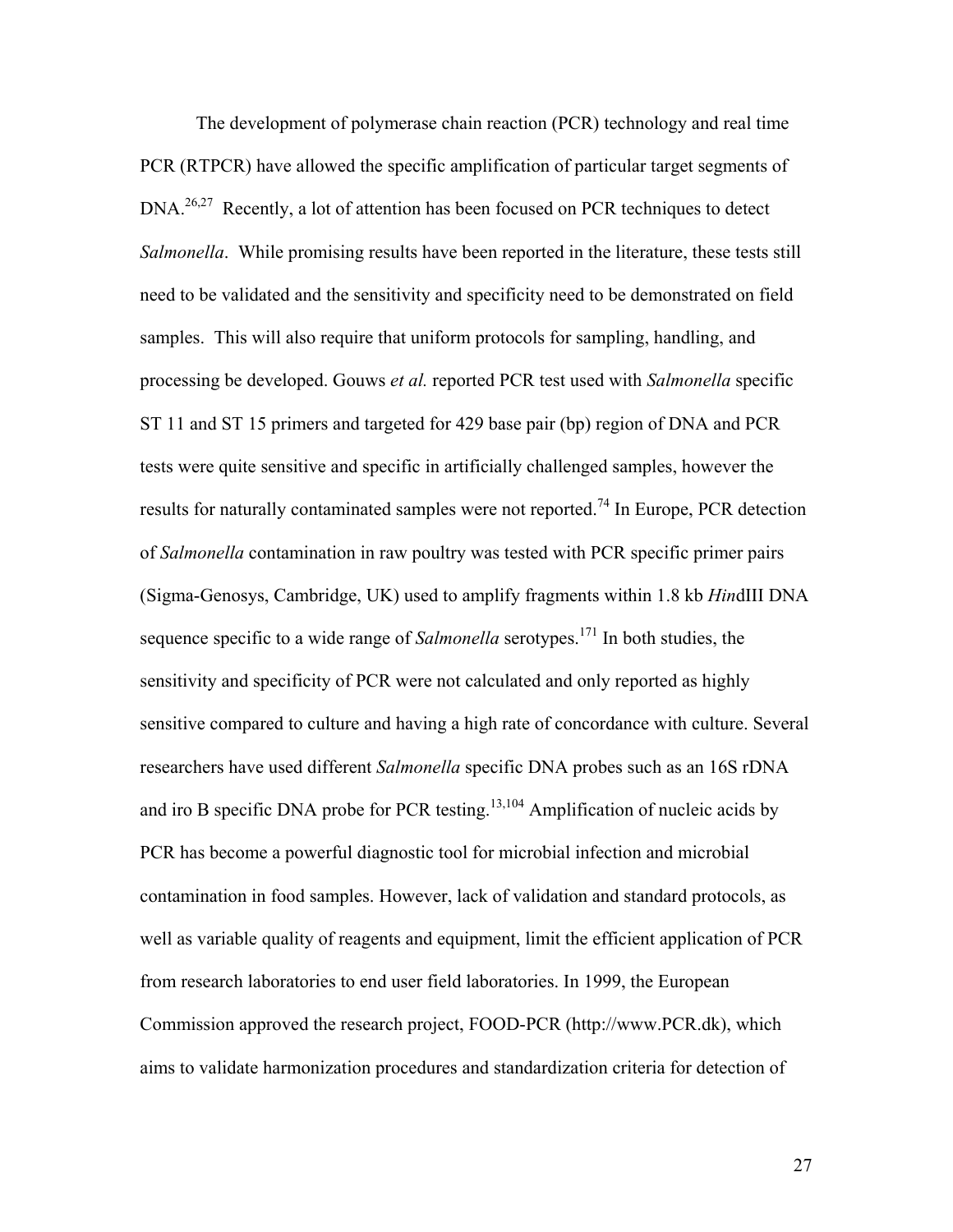The development of polymerase chain reaction (PCR) technology and real time PCR (RTPCR) have allowed the specific amplification of particular target segments of DNA.[26,27] Recently, a lot of attention has been focused on PCR techniques to detect *Salmonella*. While promising results have been reported in the literature, these tests still need to be validated and the sensitivity and specificity need to be demonstrated on field samples. This will also require that uniform protocols for sampling, handling, and processing be developed. Gouws *et al.* reported PCR test used with *Salmonella* specific ST 11 and ST 15 primers and targeted for 429 base pair (bp) region of DNA and PCR tests were quite sensitive and specific in artificially challenged samples, however the results for naturally contaminated samples were not reported.[74] In Europe, PCR detection of *Salmonella* contamination in raw poultry was tested with PCR specific primer pairs (Sigma-Genosys, Cambridge, UK) used to amplify fragments within 1.8 kb *Hin*dIII DNA sequence specific to a wide range of *Salmonella* serotypes.[171] In both studies, the sensitivity and specificity of PCR were not calculated and only reported as highly sensitive compared to culture and having a high rate of concordance with culture. Several researchers have used different *Salmonella* specific DNA probes such as an 16S rDNA and iro B specific DNA probe for PCR testing.[13,104] Amplification of nucleic acids by PCR has become a powerful diagnostic tool for microbial infection and microbial contamination in food samples. However, lack of validation and standard protocols, as well as variable quality of reagents and equipment, limit the efficient application of PCR from research laboratories to end user field laboratories. In 1999, the European Commission approved the research project, FOOD-PCR (http://www.PCR.dk), which aims to validate harmonization procedures and standardization criteria for detection of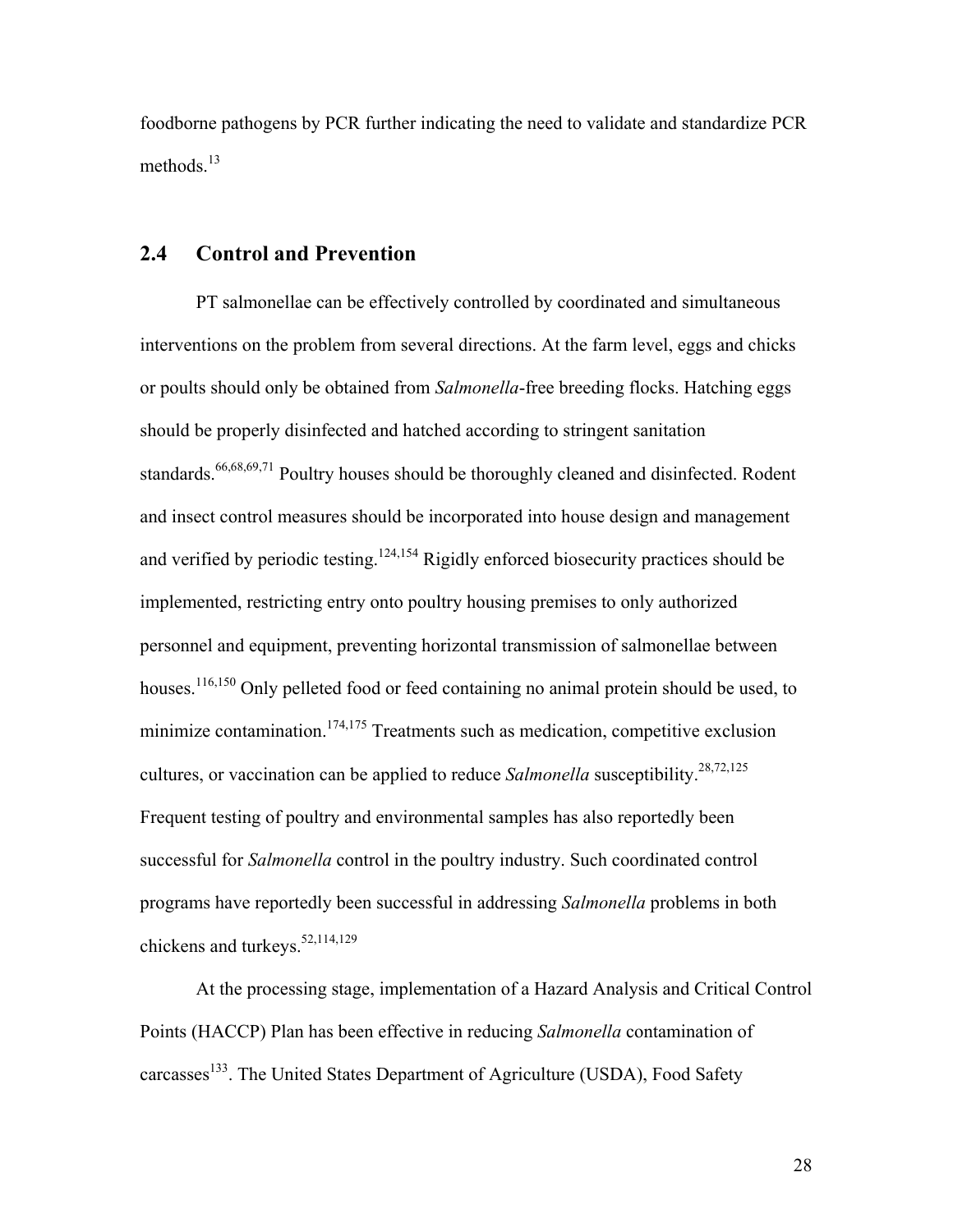foodborne pathogens by PCR further indicating the need to validate and standardize PCR methods.[13]

## 2.4 Control and Prevention

PT salmonellae can be effectively controlled by coordinated and simultaneous interventions on the problem from several directions. At the farm level, eggs and chicks or poults should only be obtained from *Salmonella*-free breeding flocks. Hatching eggs should be properly disinfected and hatched according to stringent sanitation standards.[66,68,69,71] Poultry houses should be thoroughly cleaned and disinfected. Rodent and insect control measures should be incorporated into house design and management and verified by periodic testing.[124,154] Rigidly enforced biosecurity practices should be implemented, restricting entry onto poultry housing premises to only authorized personnel and equipment, preventing horizontal transmission of salmonellae between houses.[116,150] Only pelleted food or feed containing no animal protein should be used, to minimize contamination.[174,175] Treatments such as medication, competitive exclusion cultures, or vaccination can be applied to reduce *Salmonella* susceptibility.[28,72,125] Frequent testing of poultry and environmental samples has also reportedly been successful for *Salmonella* control in the poultry industry. Such coordinated control programs have reportedly been successful in addressing *Salmonella* problems in both chickens and turkeys.[52,114,129]

At the processing stage, implementation of a Hazard Analysis and Critical Control Points (HACCP) Plan has been effective in reducing *Salmonella* contamination of carcasses[133]. The United States Department of Agriculture (USDA), Food Safety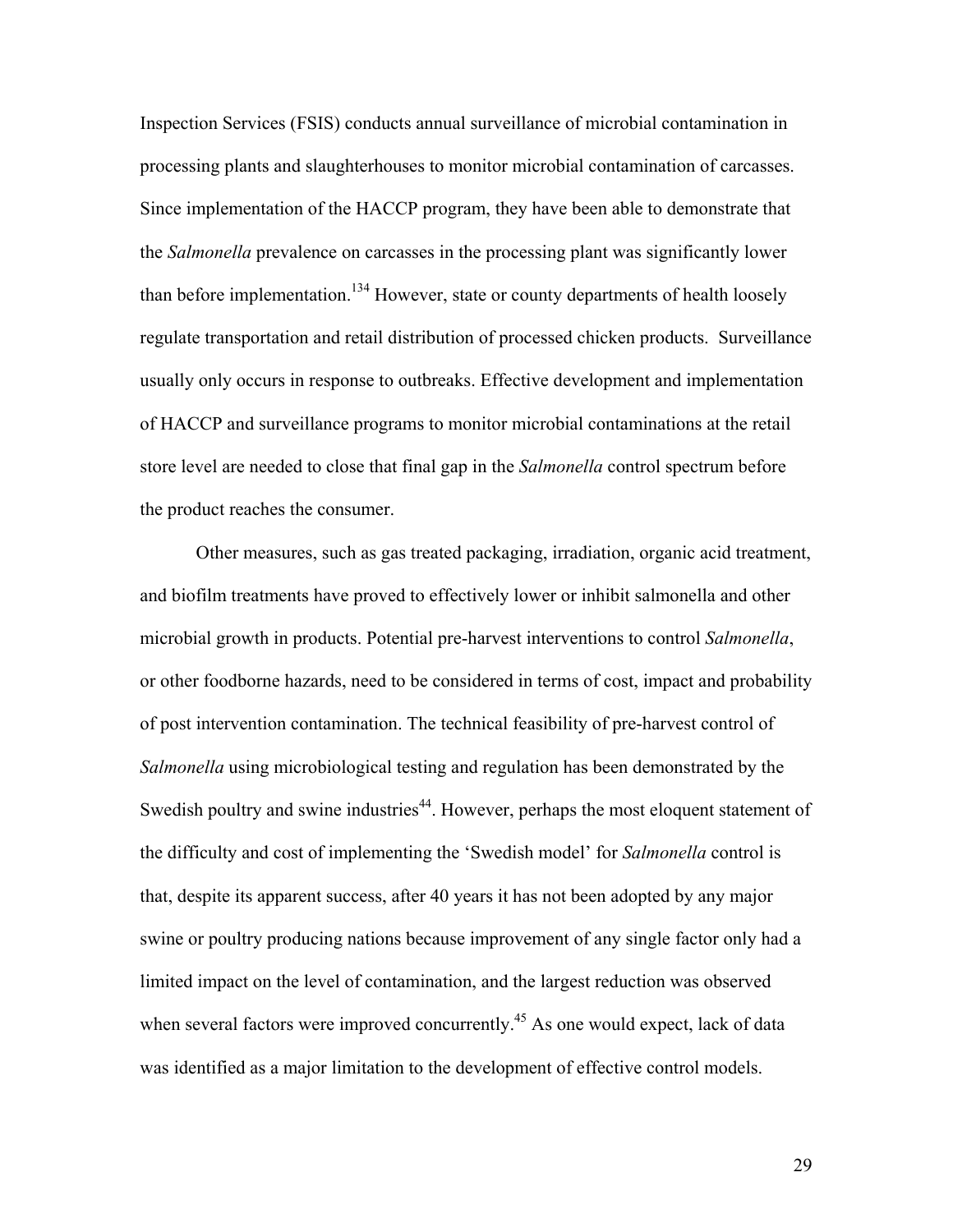Inspection Services (FSIS) conducts annual surveillance of microbial contamination in processing plants and slaughterhouses to monitor microbial contamination of carcasses. Since implementation of the HACCP program, they have been able to demonstrate that the *Salmonella* prevalence on carcasses in the processing plant was significantly lower than before implementation.[134] However, state or county departments of health loosely regulate transportation and retail distribution of processed chicken products. Surveillance usually only occurs in response to outbreaks. Effective development and implementation of HACCP and surveillance programs to monitor microbial contaminations at the retail store level are needed to close that final gap in the *Salmonella* control spectrum before the product reaches the consumer.

Other measures, such as gas treated packaging, irradiation, organic acid treatment, and biofilm treatments have proved to effectively lower or inhibit salmonella and other microbial growth in products. Potential pre-harvest interventions to control *Salmonella*, or other foodborne hazards, need to be considered in terms of cost, impact and probability of post intervention contamination. The technical feasibility of pre-harvest control of *Salmonella* using microbiological testing and regulation has been demonstrated by the Swedish poultry and swine industries[44]. However, perhaps the most eloquent statement of the difficulty and cost of implementing the 'Swedish model' for *Salmonella* control is that, despite its apparent success, after 40 years it has not been adopted by any major swine or poultry producing nations because improvement of any single factor only had a limited impact on the level of contamination, and the largest reduction was observed when several factors were improved concurrently.[45] As one would expect, lack of data was identified as a major limitation to the development of effective control models.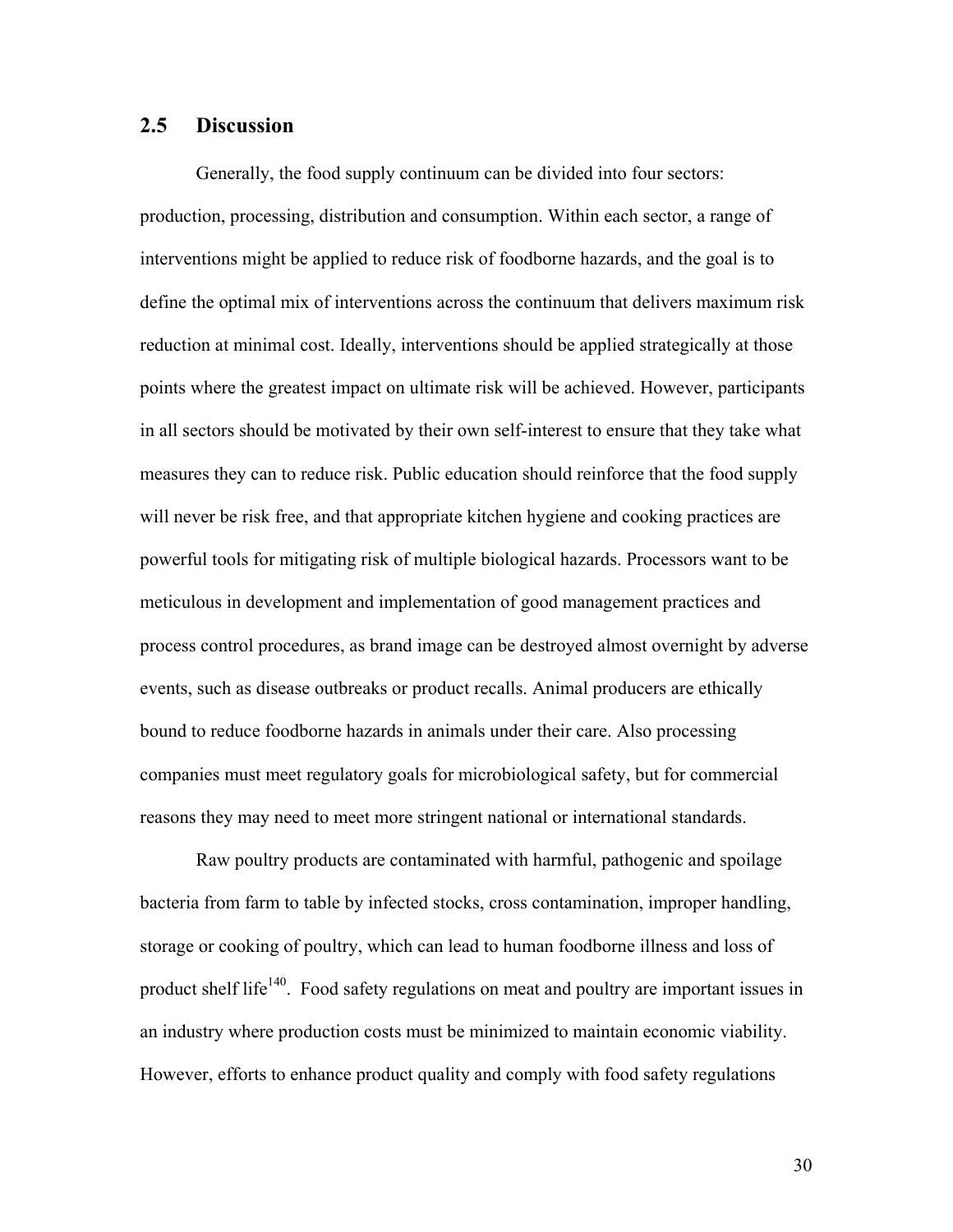## 2.5 Discussion

Generally, the food supply continuum can be divided into four sectors: production, processing, distribution and consumption. Within each sector, a range of interventions might be applied to reduce risk of foodborne hazards, and the goal is to define the optimal mix of interventions across the continuum that delivers maximum risk reduction at minimal cost. Ideally, interventions should be applied strategically at those points where the greatest impact on ultimate risk will be achieved. However, participants in all sectors should be motivated by their own self-interest to ensure that they take what measures they can to reduce risk. Public education should reinforce that the food supply will never be risk free, and that appropriate kitchen hygiene and cooking practices are powerful tools for mitigating risk of multiple biological hazards. Processors want to be meticulous in development and implementation of good management practices and process control procedures, as brand image can be destroyed almost overnight by adverse events, such as disease outbreaks or product recalls. Animal producers are ethically bound to reduce foodborne hazards in animals under their care. Also processing companies must meet regulatory goals for microbiological safety, but for commercial reasons they may need to meet more stringent national or international standards.

Raw poultry products are contaminated with harmful, pathogenic and spoilage bacteria from farm to table by infected stocks, cross contamination, improper handling, storage or cooking of poultry, which can lead to human foodborne illness and loss of product shelf life[140]. Food safety regulations on meat and poultry are important issues in an industry where production costs must be minimized to maintain economic viability. However, efforts to enhance product quality and comply with food safety regulations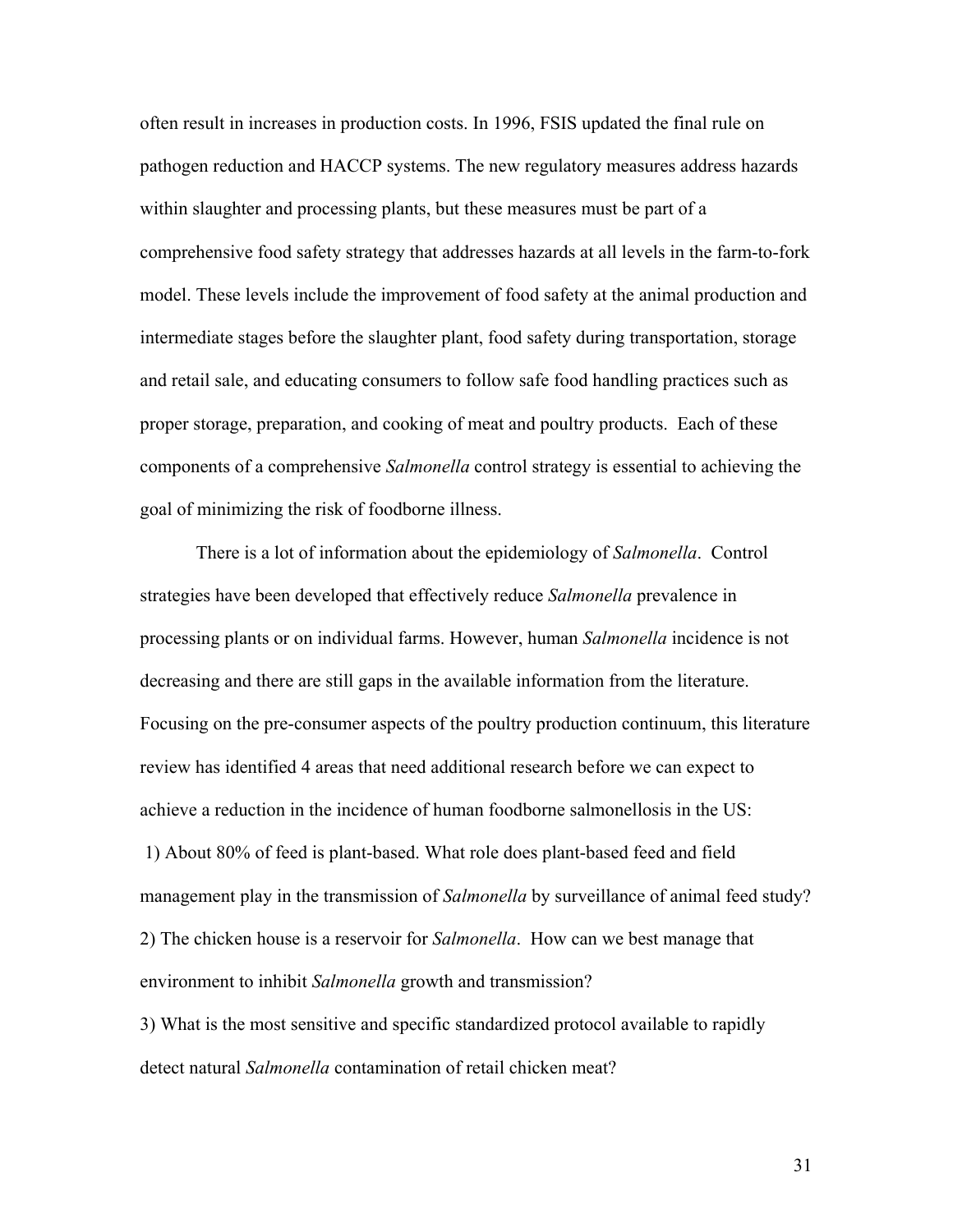often result in increases in production costs. In 1996, FSIS updated the final rule on pathogen reduction and HACCP systems. The new regulatory measures address hazards within slaughter and processing plants, but these measures must be part of a comprehensive food safety strategy that addresses hazards at all levels in the farm-to-fork model. These levels include the improvement of food safety at the animal production and intermediate stages before the slaughter plant, food safety during transportation, storage and retail sale, and educating consumers to follow safe food handling practices such as proper storage, preparation, and cooking of meat and poultry products. Each of these components of a comprehensive *Salmonella* control strategy is essential to achieving the goal of minimizing the risk of foodborne illness.

There is a lot of information about the epidemiology of *Salmonella*. Control strategies have been developed that effectively reduce *Salmonella* prevalence in processing plants or on individual farms. However, human *Salmonella* incidence is not decreasing and there are still gaps in the available information from the literature. Focusing on the pre-consumer aspects of the poultry production continuum, this literature review has identified 4 areas that need additional research before we can expect to achieve a reduction in the incidence of human foodborne salmonellosis in the US:

1) About 80% of feed is plant-based. What role does plant-based feed and field management play in the transmission of *Salmonella* by surveillance of animal feed study?

2) The chicken house is a reservoir for *Salmonella*. How can we best manage that environment to inhibit *Salmonella* growth and transmission?

3) What is the most sensitive and specific standardized protocol available to rapidly detect natural *Salmonella* contamination of retail chicken meat?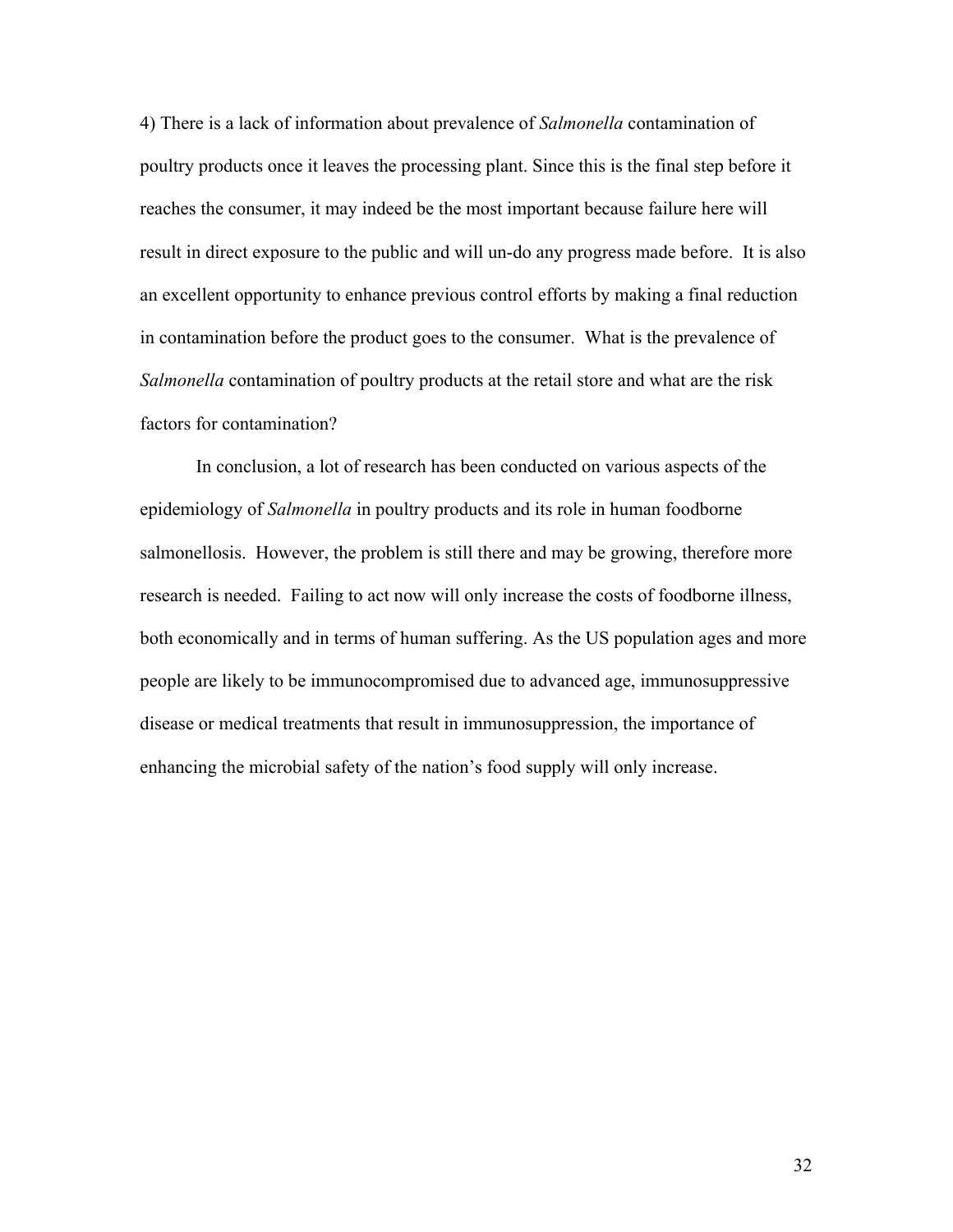4) There is a lack of information about prevalence of *Salmonella* contamination of poultry products once it leaves the processing plant. Since this is the final step before it reaches the consumer, it may indeed be the most important because failure here will result in direct exposure to the public and will un-do any progress made before. It is also an excellent opportunity to enhance previous control efforts by making a final reduction in contamination before the product goes to the consumer. What is the prevalence of *Salmonella* contamination of poultry products at the retail store and what are the risk factors for contamination?

In conclusion, a lot of research has been conducted on various aspects of the epidemiology of *Salmonella* in poultry products and its role in human foodborne salmonellosis. However, the problem is still there and may be growing, therefore more research is needed. Failing to act now will only increase the costs of foodborne illness, both economically and in terms of human suffering. As the US population ages and more people are likely to be immunocompromised due to advanced age, immunosuppressive disease or medical treatments that result in immunosuppression, the importance of enhancing the microbial safety of the nation's food supply will only increase.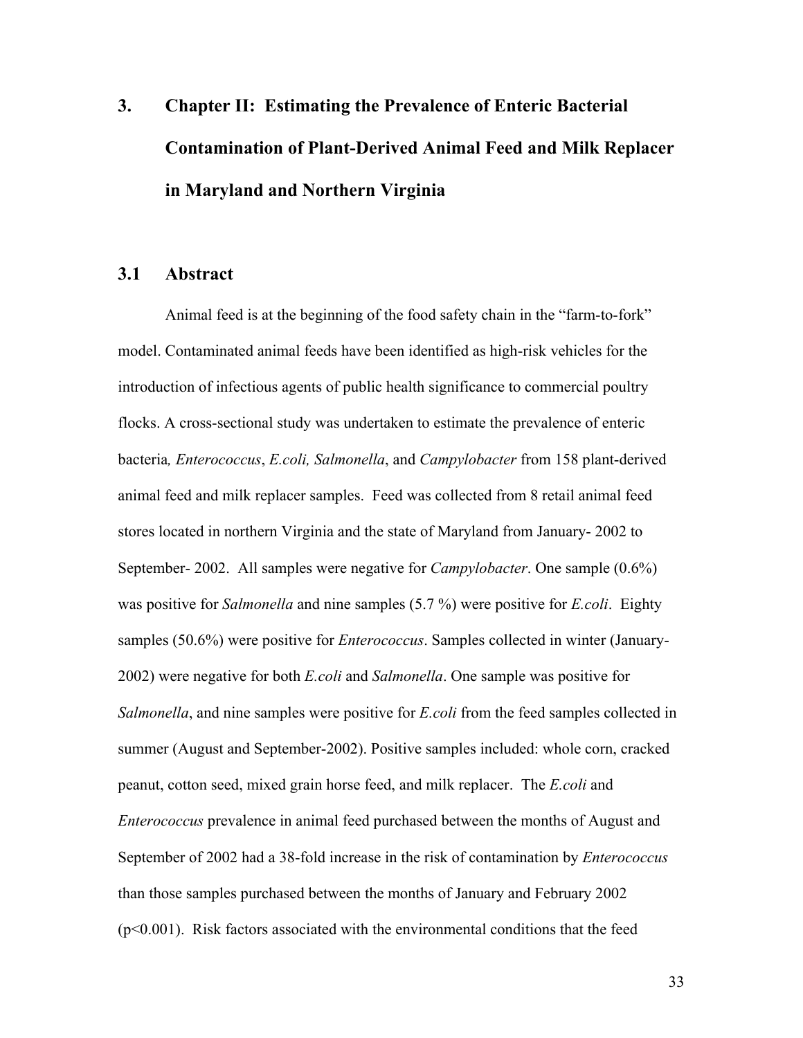# 3. Chapter II: Estimating the Prevalence of Enteric Bacterial Contamination of Plant-Derived Animal Feed and Milk Replacer in Maryland and Northern Virginia

## 3.1 Abstract

Animal feed is at the beginning of the food safety chain in the "farm-to-fork" model. Contaminated animal feeds have been identified as high-risk vehicles for the introduction of infectious agents of public health significance to commercial poultry flocks. A cross-sectional study was undertaken to estimate the prevalence of enteric bacteria*, Enterococcus*, *E.coli, Salmonella*, and *Campylobacter* from 158 plant-derived animal feed and milk replacer samples. Feed was collected from 8 retail animal feed stores located in northern Virginia and the state of Maryland from January- 2002 to September- 2002. All samples were negative for *Campylobacter*. One sample (0.6%) was positive for *Salmonella* and nine samples (5.7 %) were positive for *E.coli*. Eighty samples (50.6%) were positive for *Enterococcus*. Samples collected in winter (January-2002) were negative for both *E.coli* and *Salmonella*. One sample was positive for *Salmonella*, and nine samples were positive for *E.coli* from the feed samples collected in summer (August and September-2002). Positive samples included: whole corn, cracked peanut, cotton seed, mixed grain horse feed, and milk replacer. The *E.coli* and *Enterococcus* prevalence in animal feed purchased between the months of August and September of 2002 had a 38-fold increase in the risk of contamination by *Enterococcus* than those samples purchased between the months of January and February 2002 ($p<0.001$). Risk factors associated with the environmental conditions that the feed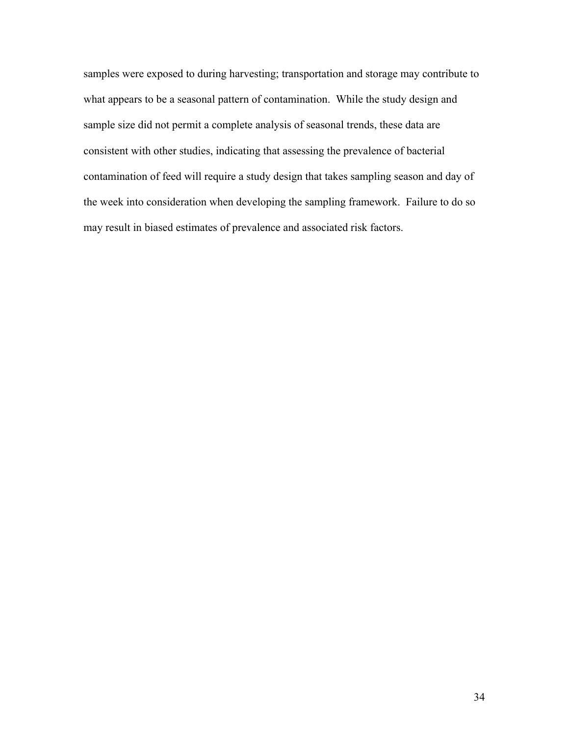samples were exposed to during harvesting; transportation and storage may contribute to what appears to be a seasonal pattern of contamination. While the study design and sample size did not permit a complete analysis of seasonal trends, these data are consistent with other studies, indicating that assessing the prevalence of bacterial contamination of feed will require a study design that takes sampling season and day of the week into consideration when developing the sampling framework. Failure to do so may result in biased estimates of prevalence and associated risk factors.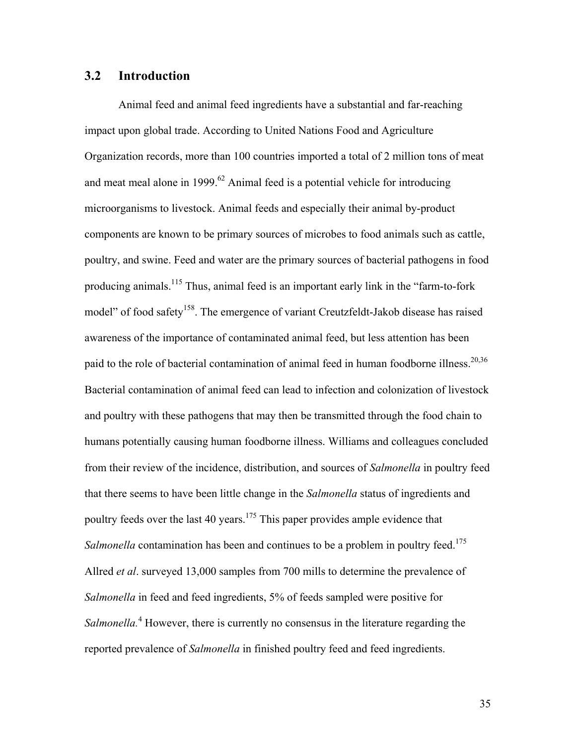## 3.2 Introduction

Animal feed and animal feed ingredients have a substantial and far-reaching impact upon global trade. According to United Nations Food and Agriculture Organization records, more than 100 countries imported a total of 2 million tons of meat and meat meal alone in 1999.[62] Animal feed is a potential vehicle for introducing microorganisms to livestock. Animal feeds and especially their animal by-product components are known to be primary sources of microbes to food animals such as cattle, poultry, and swine. Feed and water are the primary sources of bacterial pathogens in food producing animals.[115] Thus, animal feed is an important early link in the "farm-to-fork model" of food safety[158]. The emergence of variant Creutzfeldt-Jakob disease has raised awareness of the importance of contaminated animal feed, but less attention has been paid to the role of bacterial contamination of animal feed in human foodborne illness.[20,36] Bacterial contamination of animal feed can lead to infection and colonization of livestock and poultry with these pathogens that may then be transmitted through the food chain to humans potentially causing human foodborne illness. Williams and colleagues concluded from their review of the incidence, distribution, and sources of *Salmonella* in poultry feed that there seems to have been little change in the *Salmonella* status of ingredients and poultry feeds over the last 40 years.[175] This paper provides ample evidence that *Salmonella* contamination has been and continues to be a problem in poultry feed.[175] Allred *et al*. surveyed 13,000 samples from 700 mills to determine the prevalence of *Salmonella* in feed and feed ingredients, 5% of feeds sampled were positive for *Salmonella.*[4] However, there is currently no consensus in the literature regarding the reported prevalence of *Salmonella* in finished poultry feed and feed ingredients.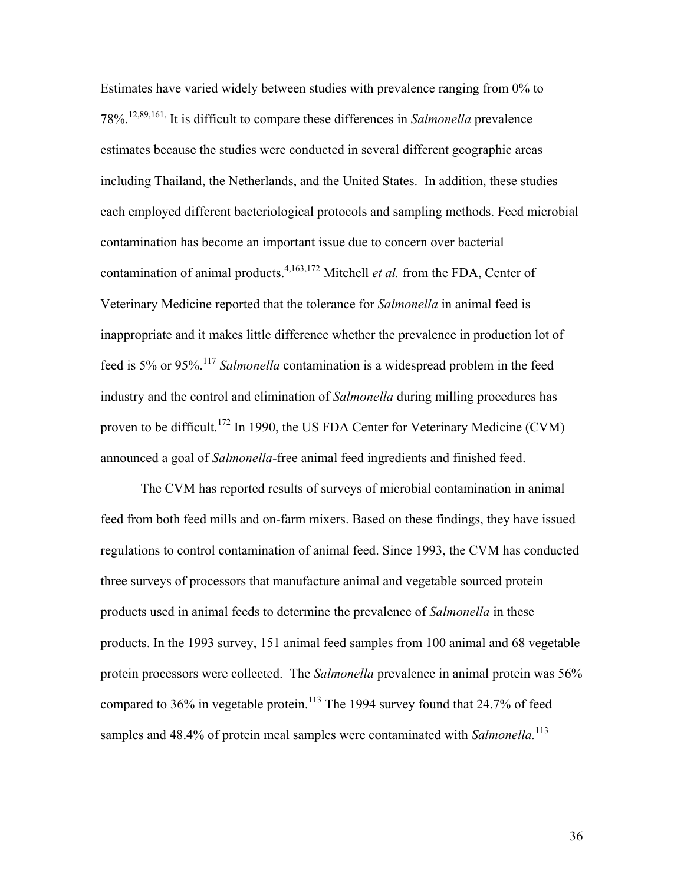Estimates have varied widely between studies with prevalence ranging from 0% to 78%.[12,89,161,] It is difficult to compare these differences in *Salmonella* prevalence estimates because the studies were conducted in several different geographic areas including Thailand, the Netherlands, and the United States. In addition, these studies each employed different bacteriological protocols and sampling methods. Feed microbial contamination has become an important issue due to concern over bacterial contamination of animal products.[4,163,172] Mitchell *et al.* from the FDA, Center of Veterinary Medicine reported that the tolerance for *Salmonella* in animal feed is inappropriate and it makes little difference whether the prevalence in production lot of feed is 5% or 95%.[117] *Salmonella* contamination is a widespread problem in the feed industry and the control and elimination of *Salmonella* during milling procedures has proven to be difficult.[172] In 1990, the US FDA Center for Veterinary Medicine (CVM) announced a goal of *Salmonella*-free animal feed ingredients and finished feed.

The CVM has reported results of surveys of microbial contamination in animal feed from both feed mills and on-farm mixers. Based on these findings, they have issued regulations to control contamination of animal feed. Since 1993, the CVM has conducted three surveys of processors that manufacture animal and vegetable sourced protein products used in animal feeds to determine the prevalence of *Salmonella* in these products. In the 1993 survey, 151 animal feed samples from 100 animal and 68 vegetable protein processors were collected. The *Salmonella* prevalence in animal protein was 56% compared to 36% in vegetable protein.[113] The 1994 survey found that 24.7% of feed samples and 48.4% of protein meal samples were contaminated with *Salmonella.*[113]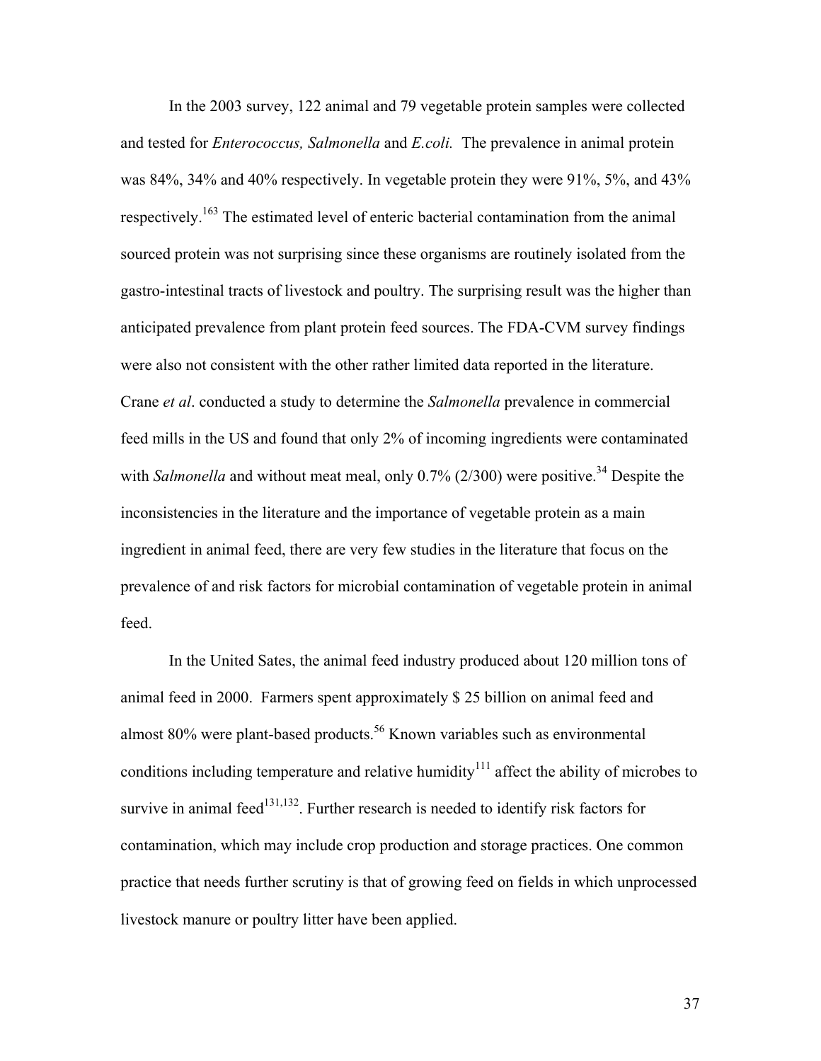In the 2003 survey, 122 animal and 79 vegetable protein samples were collected and tested for *Enterococcus, Salmonella* and *E.coli.* The prevalence in animal protein was 84%, 34% and 40% respectively. In vegetable protein they were 91%, 5%, and 43% respectively.[163] The estimated level of enteric bacterial contamination from the animal sourced protein was not surprising since these organisms are routinely isolated from the gastro-intestinal tracts of livestock and poultry. The surprising result was the higher than anticipated prevalence from plant protein feed sources. The FDA-CVM survey findings were also not consistent with the other rather limited data reported in the literature. Crane *et al*. conducted a study to determine the *Salmonella* prevalence in commercial feed mills in the US and found that only 2% of incoming ingredients were contaminated with *Salmonella* and without meat meal, only 0.7% (2/300) were positive.[34] Despite the inconsistencies in the literature and the importance of vegetable protein as a main ingredient in animal feed, there are very few studies in the literature that focus on the prevalence of and risk factors for microbial contamination of vegetable protein in animal feed.

In the United Sates, the animal feed industry produced about 120 million tons of animal feed in 2000. Farmers spent approximately $ 25 billion on animal feed and almost 80% were plant-based products.[56] Known variables such as environmental conditions including temperature and relative humidity[111] affect the ability of microbes to survive in animal feed[131,132]. Further research is needed to identify risk factors for contamination, which may include crop production and storage practices. One common practice that needs further scrutiny is that of growing feed on fields in which unprocessed livestock manure or poultry litter have been applied.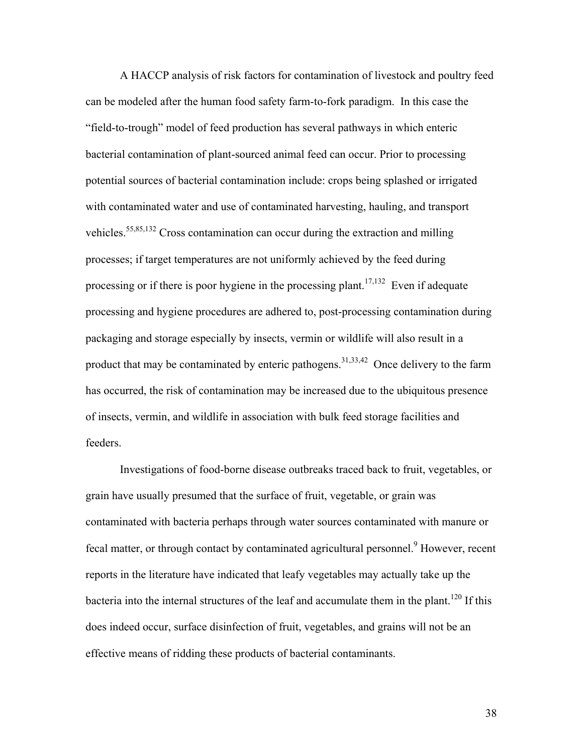A HACCP analysis of risk factors for contamination of livestock and poultry feed can be modeled after the human food safety farm-to-fork paradigm. In this case the "field-to-trough" model of feed production has several pathways in which enteric bacterial contamination of plant-sourced animal feed can occur. Prior to processing potential sources of bacterial contamination include: crops being splashed or irrigated with contaminated water and use of contaminated harvesting, hauling, and transport vehicles.[55,85,132] Cross contamination can occur during the extraction and milling processes; if target temperatures are not uniformly achieved by the feed during processing or if there is poor hygiene in the processing plant.[17,132] Even if adequate processing and hygiene procedures are adhered to, post-processing contamination during packaging and storage especially by insects, vermin or wildlife will also result in a product that may be contaminated by enteric pathogens.[31,33,42] Once delivery to the farm has occurred, the risk of contamination may be increased due to the ubiquitous presence of insects, vermin, and wildlife in association with bulk feed storage facilities and feeders.

Investigations of food-borne disease outbreaks traced back to fruit, vegetables, or grain have usually presumed that the surface of fruit, vegetable, or grain was contaminated with bacteria perhaps through water sources contaminated with manure or fecal matter, or through contact by contaminated agricultural personnel.[9] However, recent reports in the literature have indicated that leafy vegetables may actually take up the bacteria into the internal structures of the leaf and accumulate them in the plant.[120] If this does indeed occur, surface disinfection of fruit, vegetables, and grains will not be an effective means of ridding these products of bacterial contaminants.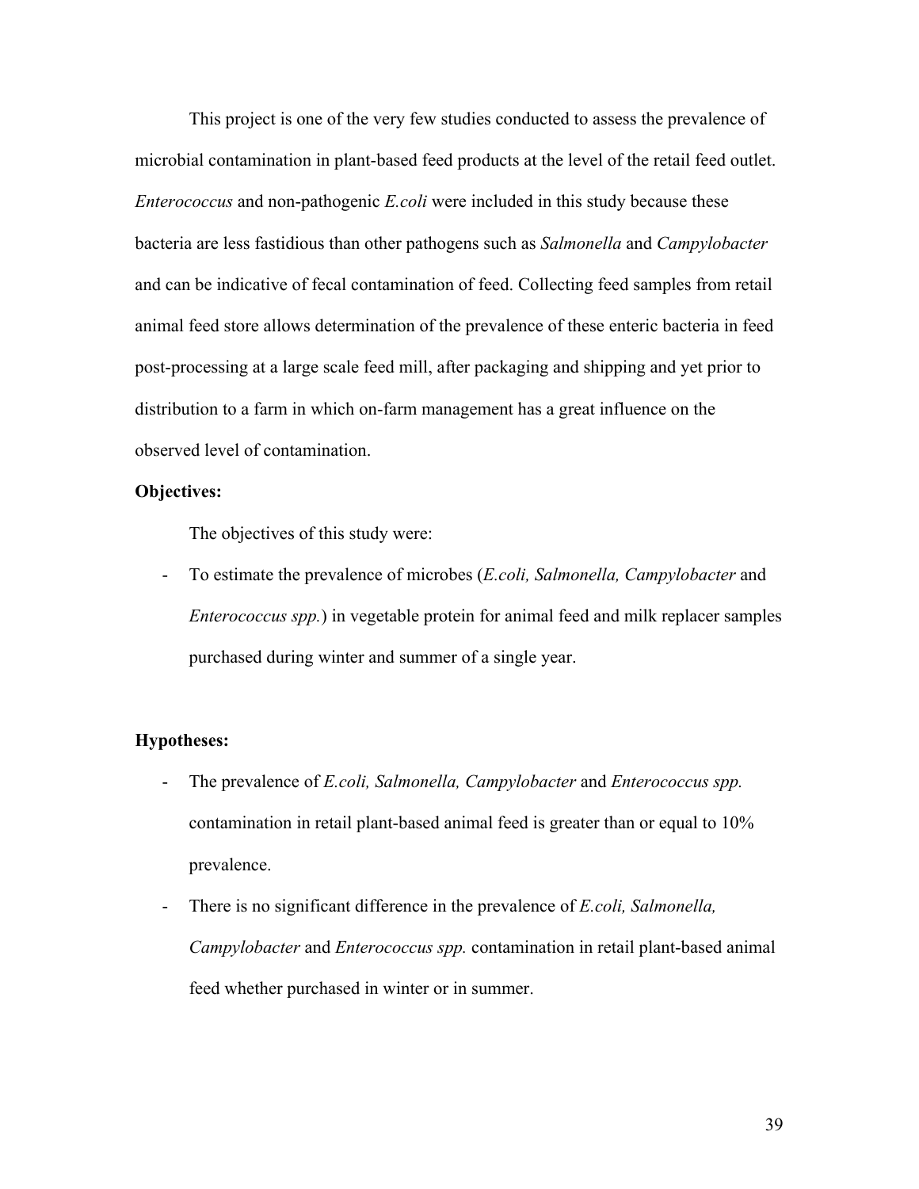This project is one of the very few studies conducted to assess the prevalence of microbial contamination in plant-based feed products at the level of the retail feed outlet. *Enterococcus* and non-pathogenic *E.coli* were included in this study because these bacteria are less fastidious than other pathogens such as *Salmonella* and *Campylobacter* and can be indicative of fecal contamination of feed. Collecting feed samples from retail animal feed store allows determination of the prevalence of these enteric bacteria in feed post-processing at a large scale feed mill, after packaging and shipping and yet prior to distribution to a farm in which on-farm management has a great influence on the observed level of contamination.

**Objectives:**

The objectives of this study were:

- To estimate the prevalence of microbes (*E.coli, Salmonella, Campylobacter* and *Enterococcus spp.*) in vegetable protein for animal feed and milk replacer samples purchased during winter and summer of a single year.

**Hypotheses:**

- The prevalence of *E.coli, Salmonella, Campylobacter* and *Enterococcus spp.* contamination in retail plant-based animal feed is greater than or equal to 10% prevalence.
- There is no significant difference in the prevalence of *E.coli, Salmonella, Campylobacter* and *Enterococcus spp.* contamination in retail plant-based animal feed whether purchased in winter or in summer.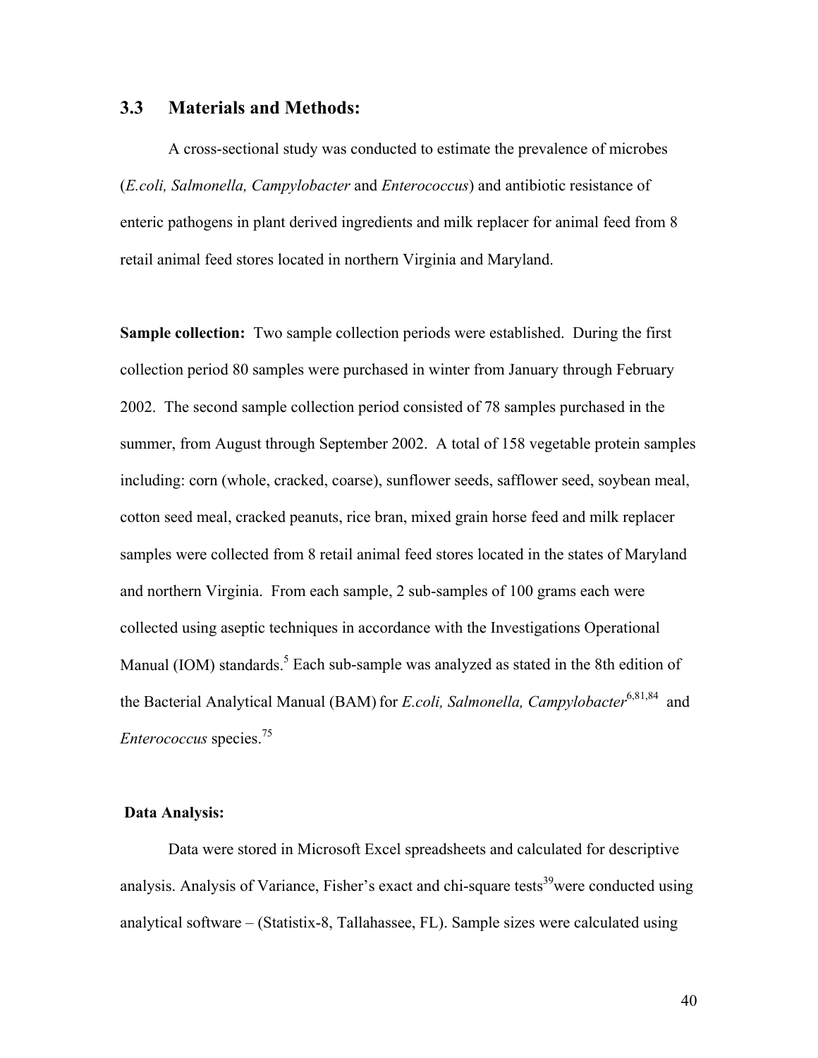## 3.3 Materials and Methods:

A cross-sectional study was conducted to estimate the prevalence of microbes (*E.coli, Salmonella, Campylobacter* and *Enterococcus*) and antibiotic resistance of enteric pathogens in plant derived ingredients and milk replacer for animal feed from 8 retail animal feed stores located in northern Virginia and Maryland.

**Sample collection:** Two sample collection periods were established. During the first collection period 80 samples were purchased in winter from January through February 2002. The second sample collection period consisted of 78 samples purchased in the summer, from August through September 2002. A total of 158 vegetable protein samples including: corn (whole, cracked, coarse), sunflower seeds, safflower seed, soybean meal, cotton seed meal, cracked peanuts, rice bran, mixed grain horse feed and milk replacer samples were collected from 8 retail animal feed stores located in the states of Maryland and northern Virginia. From each sample, 2 sub-samples of 100 grams each were collected using aseptic techniques in accordance with the Investigations Operational Manual (IOM) standards.[5] Each sub-sample was analyzed as stated in the 8th edition of the Bacterial Analytical Manual (BAM) for *E.coli, Salmonella, Campylobacter*[6,81,84] and *Enterococcus* species.[75]

**Data Analysis:**

Data were stored in Microsoft Excel spreadsheets and calculated for descriptive analysis. Analysis of Variance, Fisher's exact and chi-square tests[39]were conducted using analytical software – (Statistix-8, Tallahassee, FL). Sample sizes were calculated using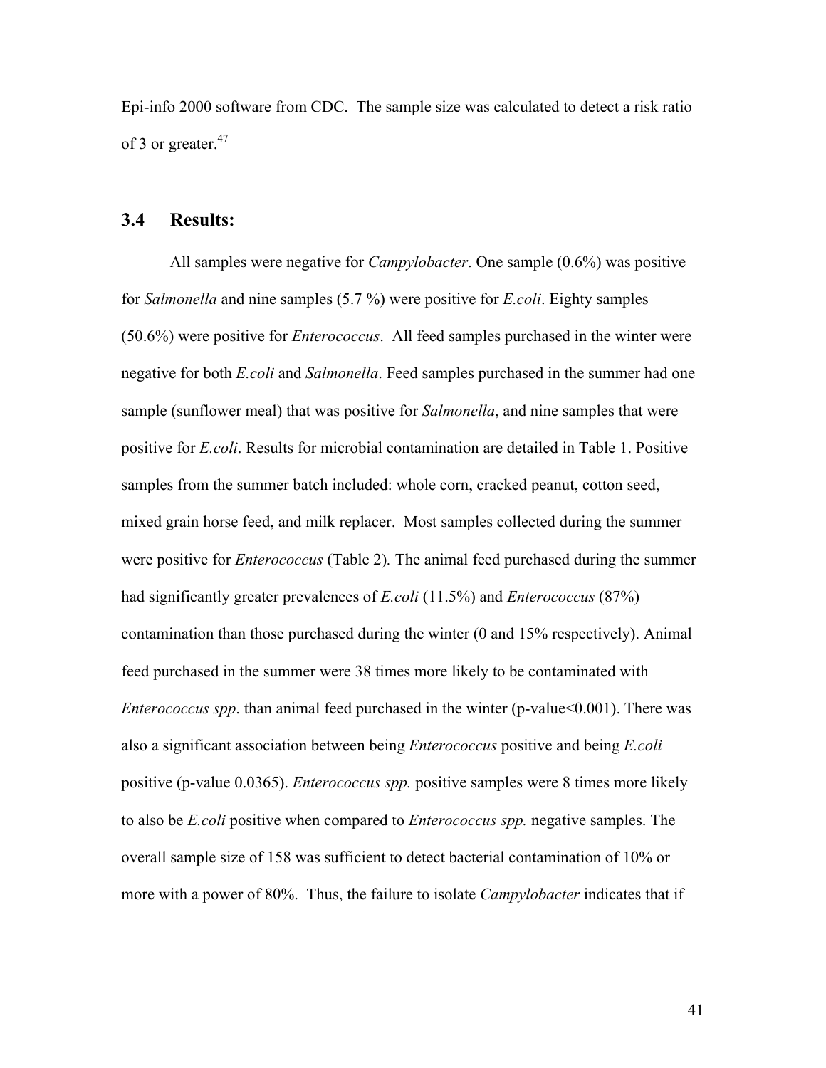Epi-info 2000 software from CDC. The sample size was calculated to detect a risk ratio of 3 or greater.[47]

## 3.4 Results:

All samples were negative for *Campylobacter*. One sample (0.6%) was positive for *Salmonella* and nine samples (5.7 %) were positive for *E.coli*. Eighty samples (50.6%) were positive for *Enterococcus*. All feed samples purchased in the winter were negative for both *E.coli* and *Salmonella*. Feed samples purchased in the summer had one sample (sunflower meal) that was positive for *Salmonella*, and nine samples that were positive for *E.coli*. Results for microbial contamination are detailed in Table 1. Positive samples from the summer batch included: whole corn, cracked peanut, cotton seed, mixed grain horse feed, and milk replacer. Most samples collected during the summer were positive for *Enterococcus* (Table 2). The animal feed purchased during the summer had significantly greater prevalences of *E.coli* (11.5%) and *Enterococcus* (87%) contamination than those purchased during the winter (0 and 15% respectively). Animal feed purchased in the summer were 38 times more likely to be contaminated with *Enterococcus spp*. than animal feed purchased in the winter (p-value<0.001). There was also a significant association between being *Enterococcus* positive and being *E.coli* positive (p-value 0.0365). *Enterococcus spp.* positive samples were 8 times more likely to also be *E.coli* positive when compared to *Enterococcus spp.* negative samples. The overall sample size of 158 was sufficient to detect bacterial contamination of 10% or more with a power of 80%. Thus, the failure to isolate *Campylobacter* indicates that if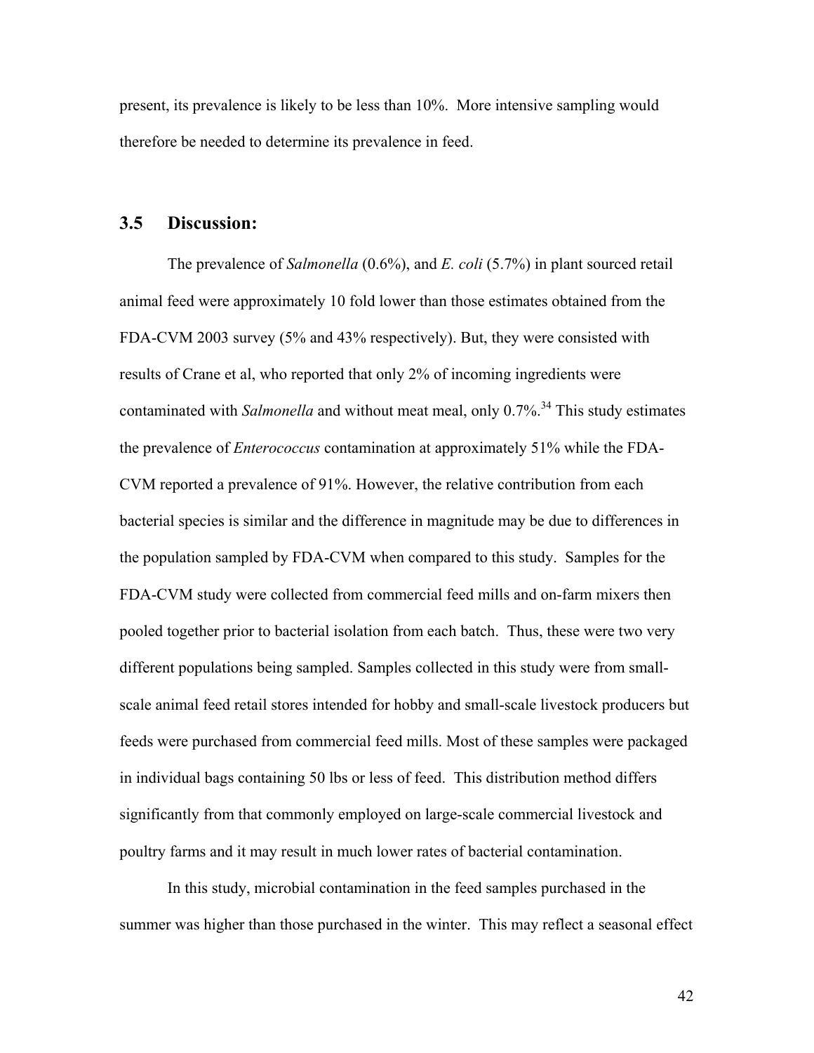present, its prevalence is likely to be less than 10%. More intensive sampling would therefore be needed to determine its prevalence in feed.

## 3.5 Discussion:

The prevalence of *Salmonella* (0.6%), and *E. coli* (5.7%) in plant sourced retail animal feed were approximately 10 fold lower than those estimates obtained from the FDA-CVM 2003 survey (5% and 43% respectively). But, they were consisted with results of Crane et al, who reported that only 2% of incoming ingredients were contaminated with *Salmonella* and without meat meal, only 0.7%.[34] This study estimates the prevalence of *Enterococcus* contamination at approximately 51% while the FDA-CVM reported a prevalence of 91%. However, the relative contribution from each bacterial species is similar and the difference in magnitude may be due to differences in the population sampled by FDA-CVM when compared to this study. Samples for the FDA-CVM study were collected from commercial feed mills and on-farm mixers then pooled together prior to bacterial isolation from each batch. Thus, these were two very different populations being sampled. Samples collected in this study were from small-scale animal feed retail stores intended for hobby and small-scale livestock producers but feeds were purchased from commercial feed mills. Most of these samples were packaged in individual bags containing 50 lbs or less of feed. This distribution method differs significantly from that commonly employed on large-scale commercial livestock and poultry farms and it may result in much lower rates of bacterial contamination.

In this study, microbial contamination in the feed samples purchased in the summer was higher than those purchased in the winter. This may reflect a seasonal effect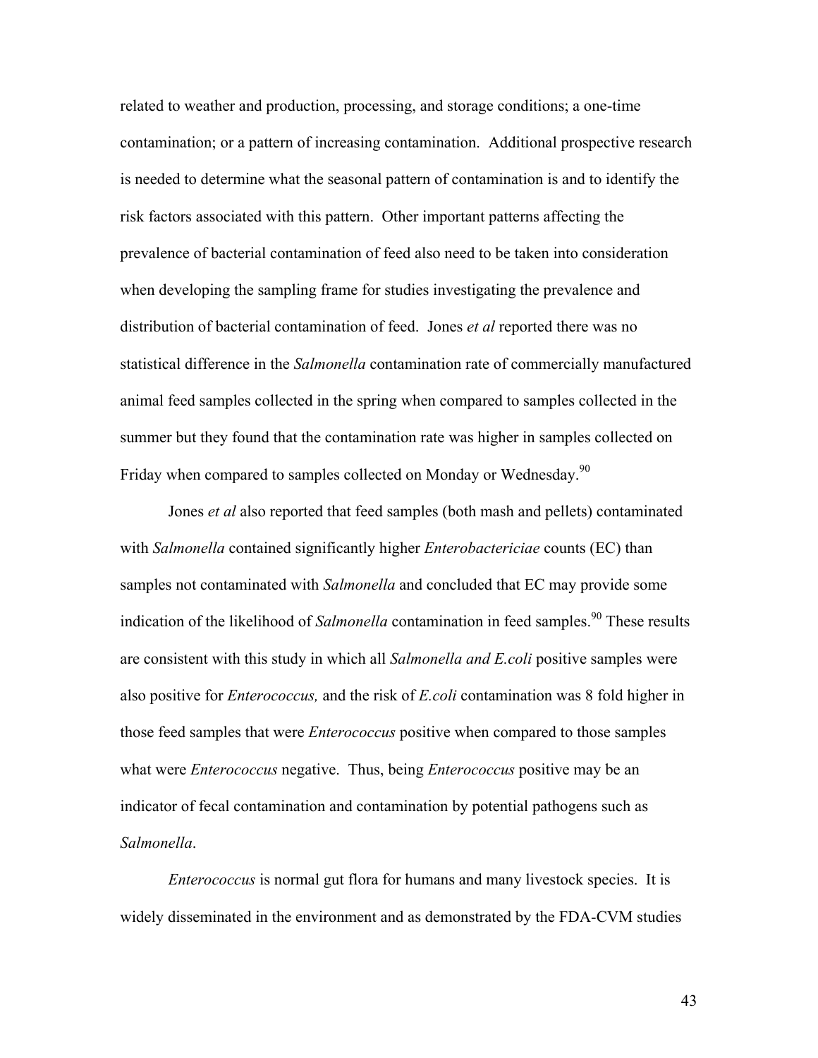related to weather and production, processing, and storage conditions; a one-time contamination; or a pattern of increasing contamination. Additional prospective research is needed to determine what the seasonal pattern of contamination is and to identify the risk factors associated with this pattern. Other important patterns affecting the prevalence of bacterial contamination of feed also need to be taken into consideration when developing the sampling frame for studies investigating the prevalence and distribution of bacterial contamination of feed. Jones *et al* reported there was no statistical difference in the *Salmonella* contamination rate of commercially manufactured animal feed samples collected in the spring when compared to samples collected in the summer but they found that the contamination rate was higher in samples collected on Friday when compared to samples collected on Monday or Wednesday.[90]

Jones *et al* also reported that feed samples (both mash and pellets) contaminated with *Salmonella* contained significantly higher *Enterobactericiae* counts (EC) than samples not contaminated with *Salmonella* and concluded that EC may provide some indication of the likelihood of *Salmonella* contamination in feed samples.[90] These results are consistent with this study in which all *Salmonella and E.coli* positive samples were also positive for *Enterococcus,* and the risk of *E.coli* contamination was 8 fold higher in those feed samples that were *Enterococcus* positive when compared to those samples what were *Enterococcus* negative. Thus, being *Enterococcus* positive may be an indicator of fecal contamination and contamination by potential pathogens such as *Salmonella*.

*Enterococcus* is normal gut flora for humans and many livestock species. It is widely disseminated in the environment and as demonstrated by the FDA-CVM studies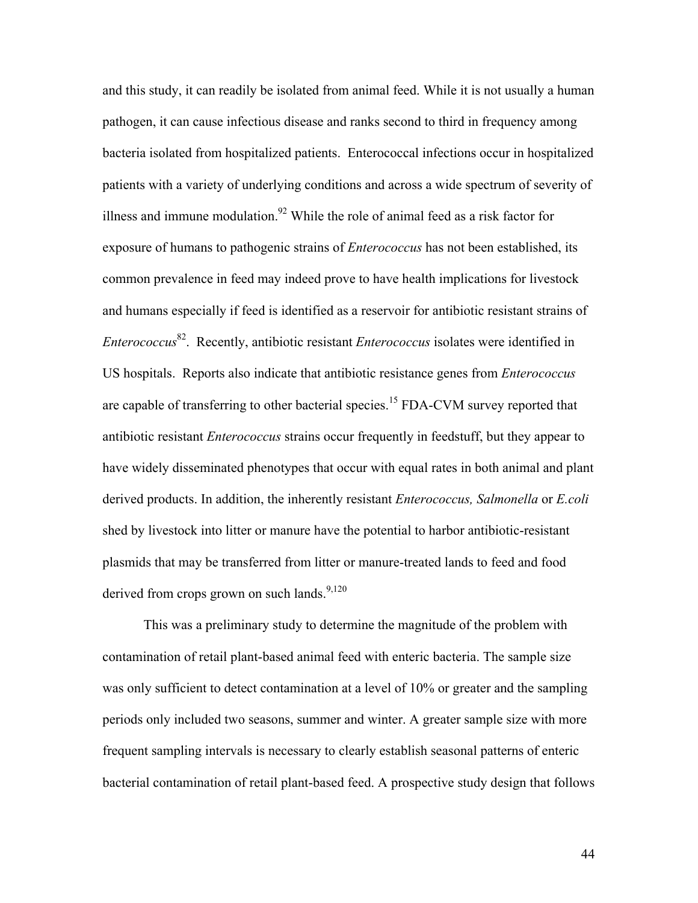and this study, it can readily be isolated from animal feed. While it is not usually a human pathogen, it can cause infectious disease and ranks second to third in frequency among bacteria isolated from hospitalized patients. Enterococcal infections occur in hospitalized patients with a variety of underlying conditions and across a wide spectrum of severity of illness and immune modulation.[92] While the role of animal feed as a risk factor for exposure of humans to pathogenic strains of *Enterococcus* has not been established, its common prevalence in feed may indeed prove to have health implications for livestock and humans especially if feed is identified as a reservoir for antibiotic resistant strains of *Enterococcus*[82]. Recently, antibiotic resistant *Enterococcus* isolates were identified in US hospitals. Reports also indicate that antibiotic resistance genes from *Enterococcus* are capable of transferring to other bacterial species.[15] FDA-CVM survey reported that antibiotic resistant *Enterococcus* strains occur frequently in feedstuff, but they appear to have widely disseminated phenotypes that occur with equal rates in both animal and plant derived products. In addition, the inherently resistant *Enterococcus, Salmonella* or *E.coli* shed by livestock into litter or manure have the potential to harbor antibiotic-resistant plasmids that may be transferred from litter or manure-treated lands to feed and food derived from crops grown on such lands.[9,120]

This was a preliminary study to determine the magnitude of the problem with contamination of retail plant-based animal feed with enteric bacteria. The sample size was only sufficient to detect contamination at a level of 10% or greater and the sampling periods only included two seasons, summer and winter. A greater sample size with more frequent sampling intervals is necessary to clearly establish seasonal patterns of enteric bacterial contamination of retail plant-based feed. A prospective study design that follows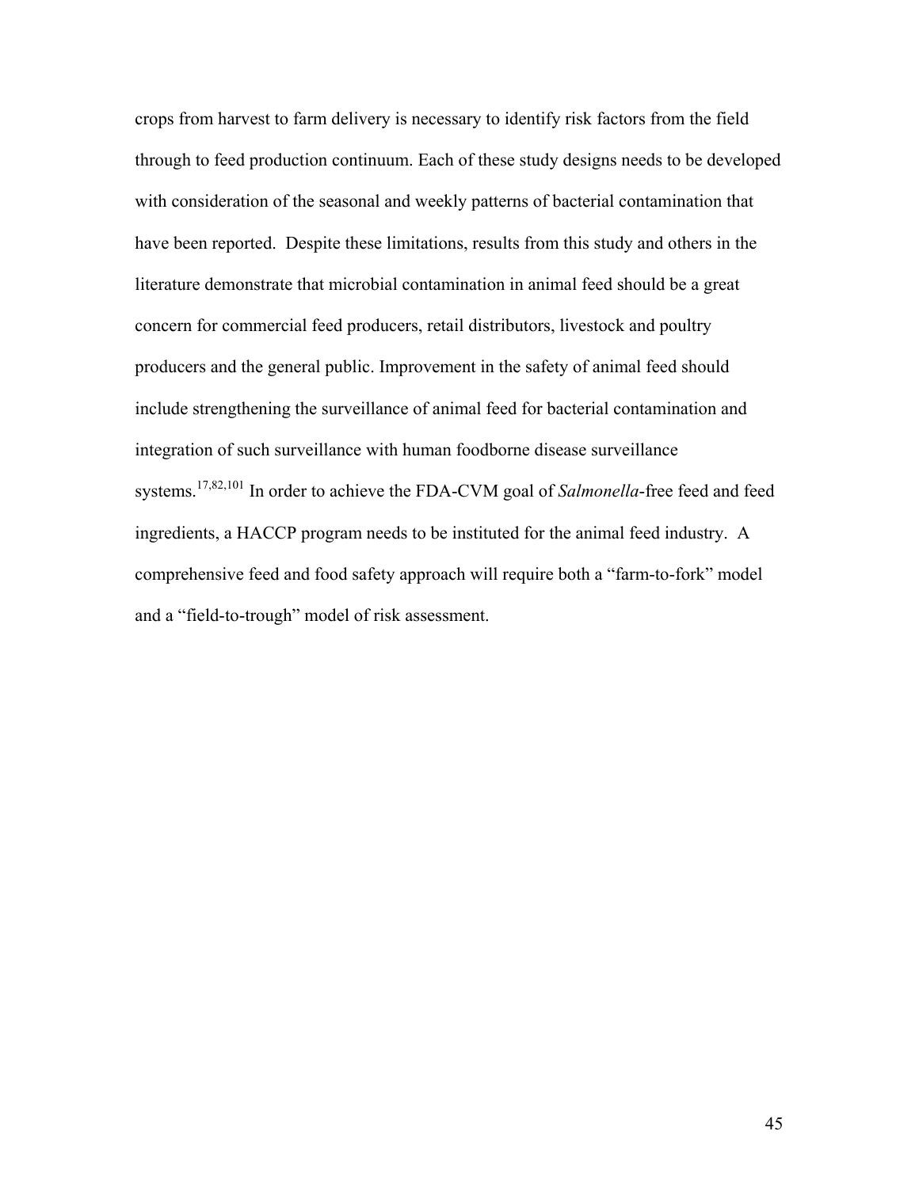crops from harvest to farm delivery is necessary to identify risk factors from the field through to feed production continuum. Each of these study designs needs to be developed with consideration of the seasonal and weekly patterns of bacterial contamination that have been reported. Despite these limitations, results from this study and others in the literature demonstrate that microbial contamination in animal feed should be a great concern for commercial feed producers, retail distributors, livestock and poultry producers and the general public. Improvement in the safety of animal feed should include strengthening the surveillance of animal feed for bacterial contamination and integration of such surveillance with human foodborne disease surveillance systems.[17,82,101] In order to achieve the FDA-CVM goal of *Salmonella*-free feed and feed ingredients, a HACCP program needs to be instituted for the animal feed industry. A comprehensive feed and food safety approach will require both a "farm-to-fork" model and a "field-to-trough" model of risk assessment.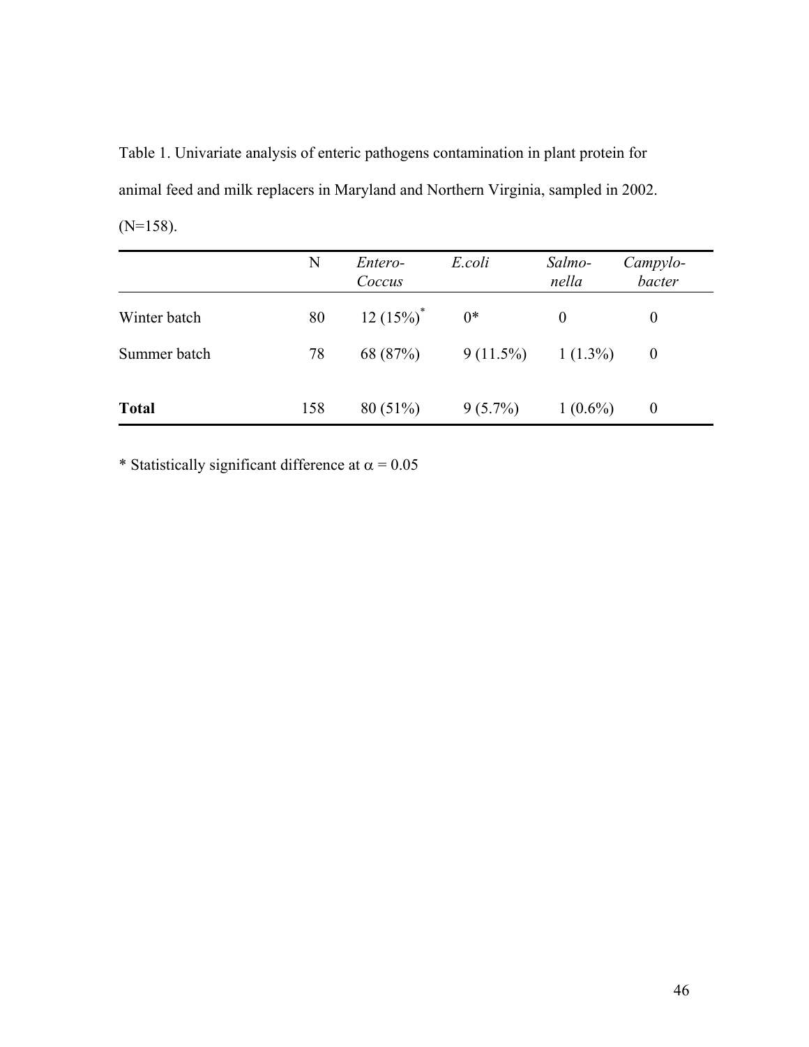Table 1. Univariate analysis of enteric pathogens contamination in plant protein for animal feed and milk replacers in Maryland and Northern Virginia, sampled in 2002. (N=158).

| | N | *Entero-Coccus* | *E.coli* | *Salmo-nella* | *Campylo-bacter* |
|---|---|---|---|---|---|
| Winter batch | 80 | 12 (15%)* | 0* | 0 | 0 |
| Summer batch | 78 | 68 (87%) | 9 (11.5%) | 1 (1.3%) | 0 |
| **Total** | 158 | 80 (51%) | 9 (5.7%) | 1 (0.6%) | 0 |

* Statistically significant difference at $\alpha = 0.05$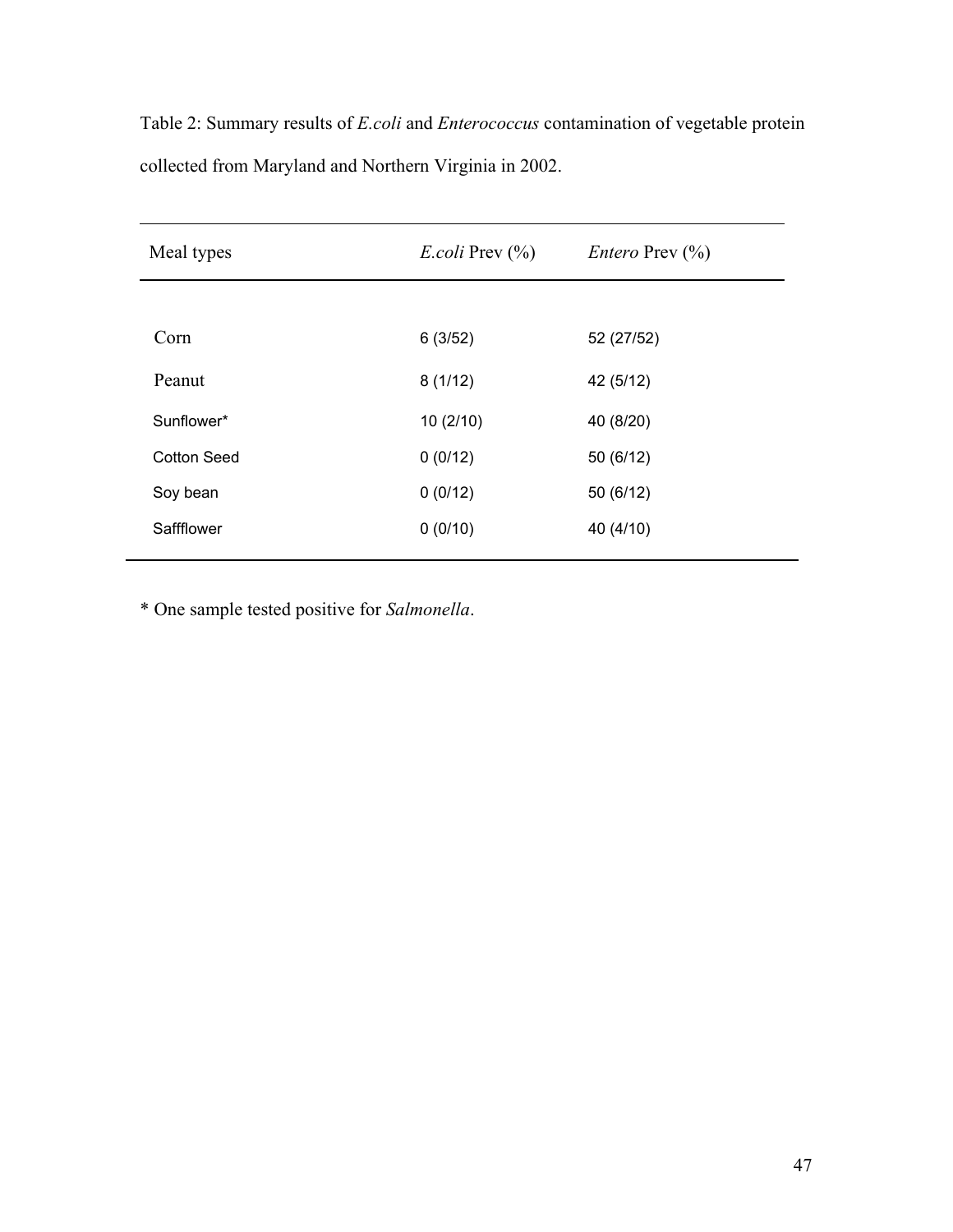Table 2: Summary results of *E.coli* and *Enterococcus* contamination of vegetable protein collected from Maryland and Northern Virginia in 2002.

| Meal types | *E.coli* Prev (%) | *Entero* Prev (%) |
|---|---|---|
| Corn | 6 (3/52) | 52 (27/52) |
| Peanut | 8 (1/12) | 42 (5/12) |
| Sunflower* | 10 (2/10) | 40 (8/20) |
| Cotton Seed | 0 (0/12) | 50 (6/12) |
| Soy bean | 0 (0/12) | 50 (6/12) |
| Saffflower | 0 (0/10) | 40 (4/10) |

* One sample tested positive for *Salmonella*.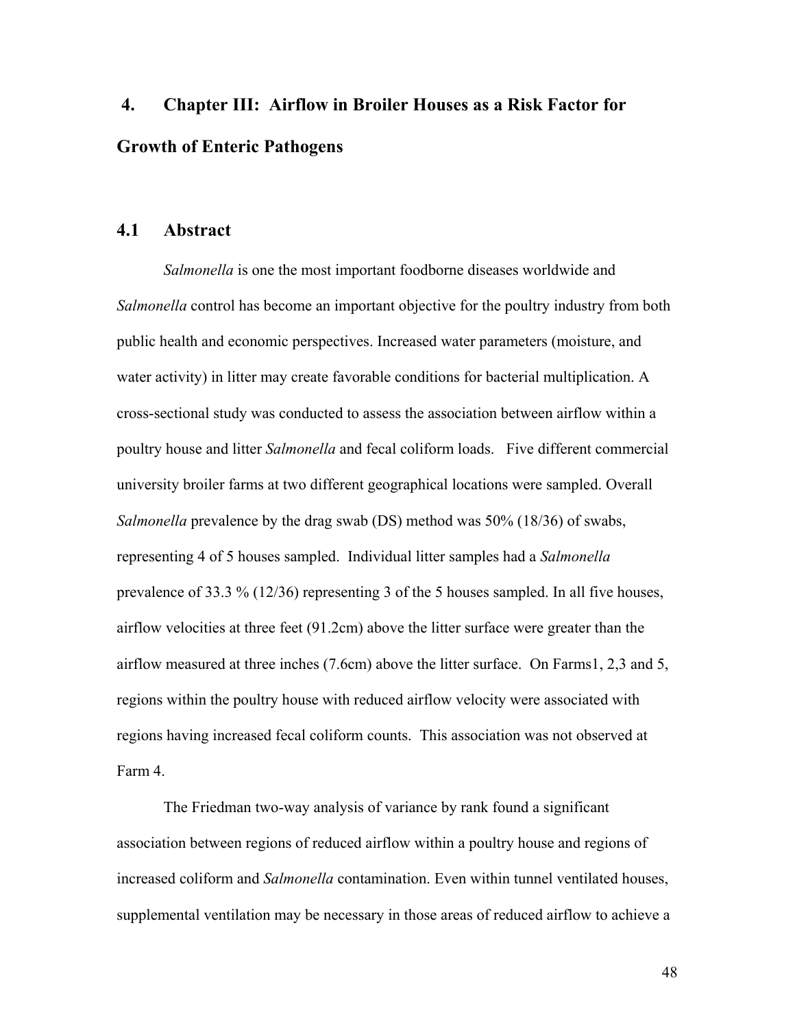# 4. Chapter III: Airflow in Broiler Houses as a Risk Factor for Growth of Enteric Pathogens

## 4.1 Abstract

*Salmonella* is one the most important foodborne diseases worldwide and *Salmonella* control has become an important objective for the poultry industry from both public health and economic perspectives. Increased water parameters (moisture, and water activity) in litter may create favorable conditions for bacterial multiplication. A cross-sectional study was conducted to assess the association between airflow within a poultry house and litter *Salmonella* and fecal coliform loads. Five different commercial university broiler farms at two different geographical locations were sampled. Overall *Salmonella* prevalence by the drag swab (DS) method was 50% (18/36) of swabs, representing 4 of 5 houses sampled. Individual litter samples had a *Salmonella* prevalence of 33.3 % (12/36) representing 3 of the 5 houses sampled. In all five houses, airflow velocities at three feet (91.2cm) above the litter surface were greater than the airflow measured at three inches (7.6cm) above the litter surface. On Farms1, 2,3 and 5, regions within the poultry house with reduced airflow velocity were associated with regions having increased fecal coliform counts. This association was not observed at Farm 4.

The Friedman two-way analysis of variance by rank found a significant association between regions of reduced airflow within a poultry house and regions of increased coliform and *Salmonella* contamination. Even within tunnel ventilated houses, supplemental ventilation may be necessary in those areas of reduced airflow to achieve a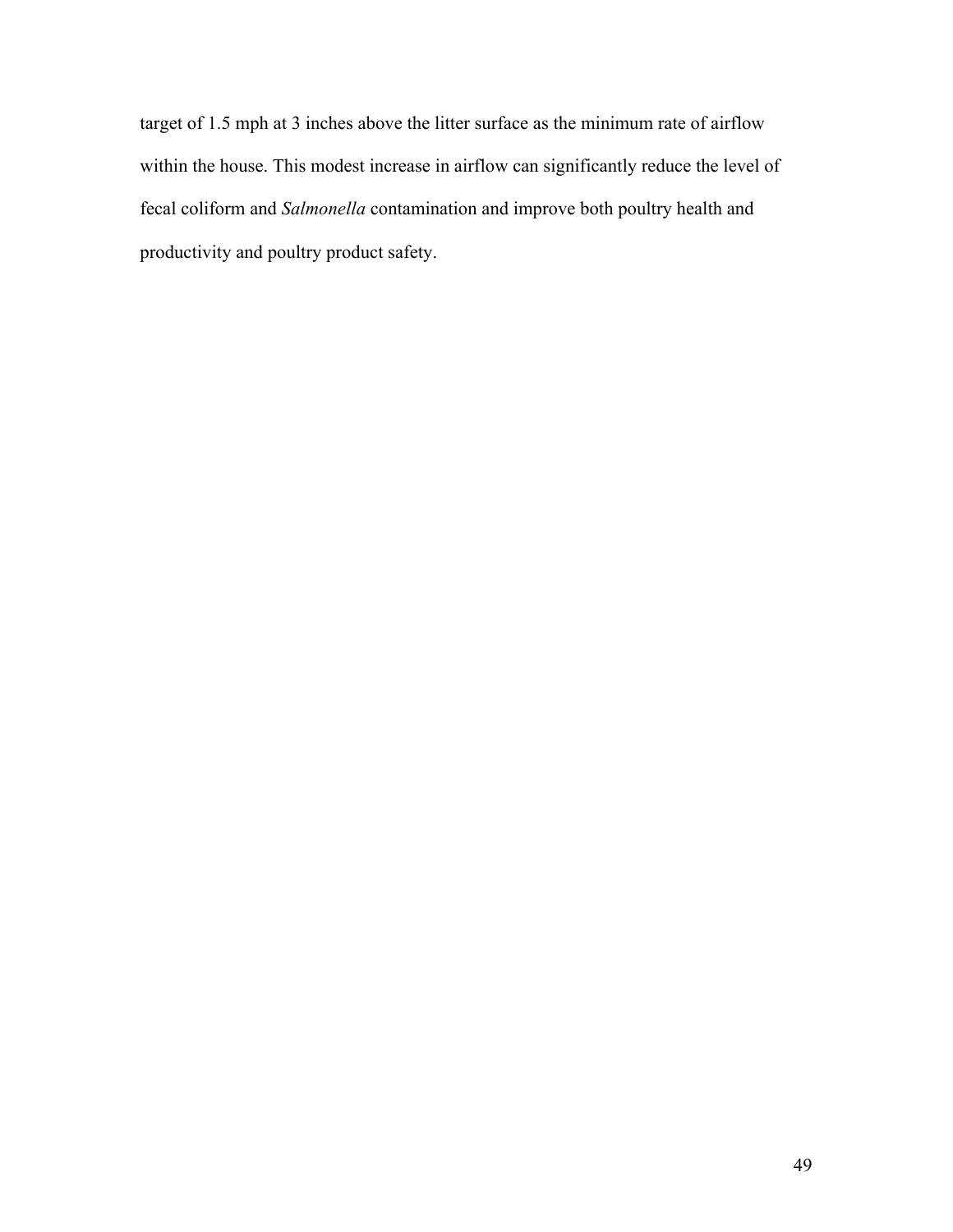target of 1.5 mph at 3 inches above the litter surface as the minimum rate of airflow within the house. This modest increase in airflow can significantly reduce the level of fecal coliform and *Salmonella* contamination and improve both poultry health and productivity and poultry product safety.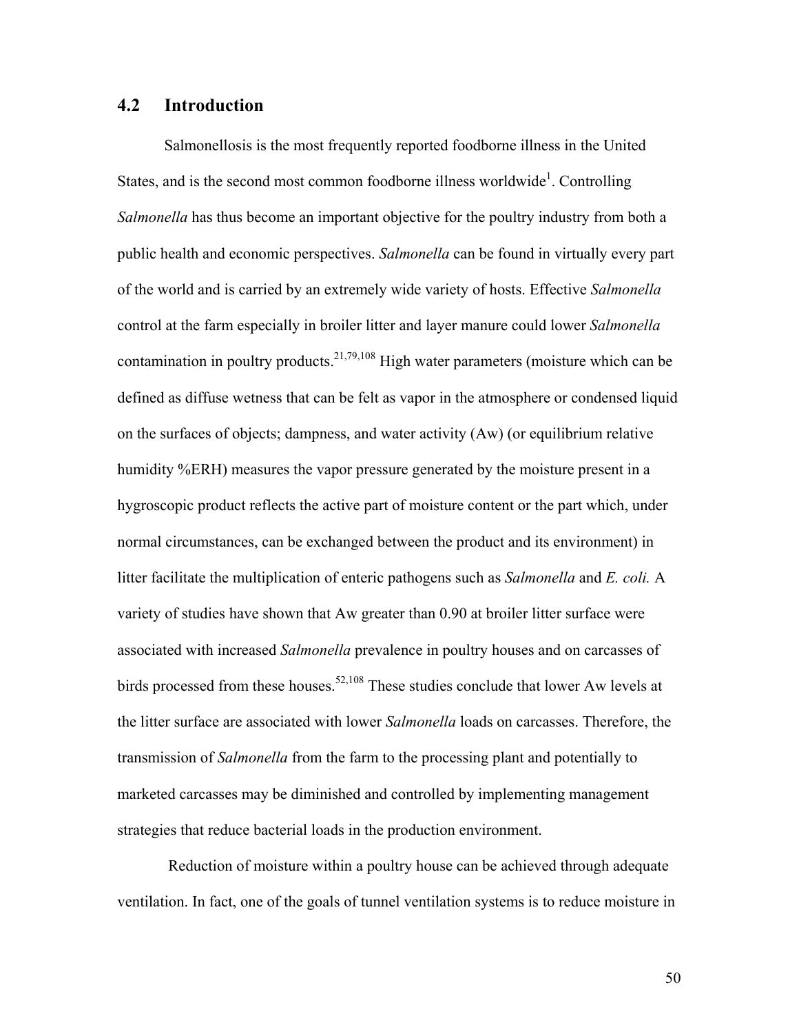## 4.2 Introduction

Salmonellosis is the most frequently reported foodborne illness in the United States, and is the second most common foodborne illness worldwide[1]. Controlling *Salmonella* has thus become an important objective for the poultry industry from both a public health and economic perspectives. *Salmonella* can be found in virtually every part of the world and is carried by an extremely wide variety of hosts. Effective *Salmonella* control at the farm especially in broiler litter and layer manure could lower *Salmonella* contamination in poultry products.[21,79,108] High water parameters (moisture which can be defined as diffuse wetness that can be felt as vapor in the atmosphere or condensed liquid on the surfaces of objects; dampness, and water activity (Aw) (or equilibrium relative humidity %ERH) measures the vapor pressure generated by the moisture present in a hygroscopic product reflects the active part of moisture content or the part which, under normal circumstances, can be exchanged between the product and its environment) in litter facilitate the multiplication of enteric pathogens such as *Salmonella* and *E. coli.* A variety of studies have shown that Aw greater than 0.90 at broiler litter surface were associated with increased *Salmonella* prevalence in poultry houses and on carcasses of birds processed from these houses.[52,108] These studies conclude that lower Aw levels at the litter surface are associated with lower *Salmonella* loads on carcasses. Therefore, the transmission of *Salmonella* from the farm to the processing plant and potentially to marketed carcasses may be diminished and controlled by implementing management strategies that reduce bacterial loads in the production environment.

Reduction of moisture within a poultry house can be achieved through adequate ventilation. In fact, one of the goals of tunnel ventilation systems is to reduce moisture in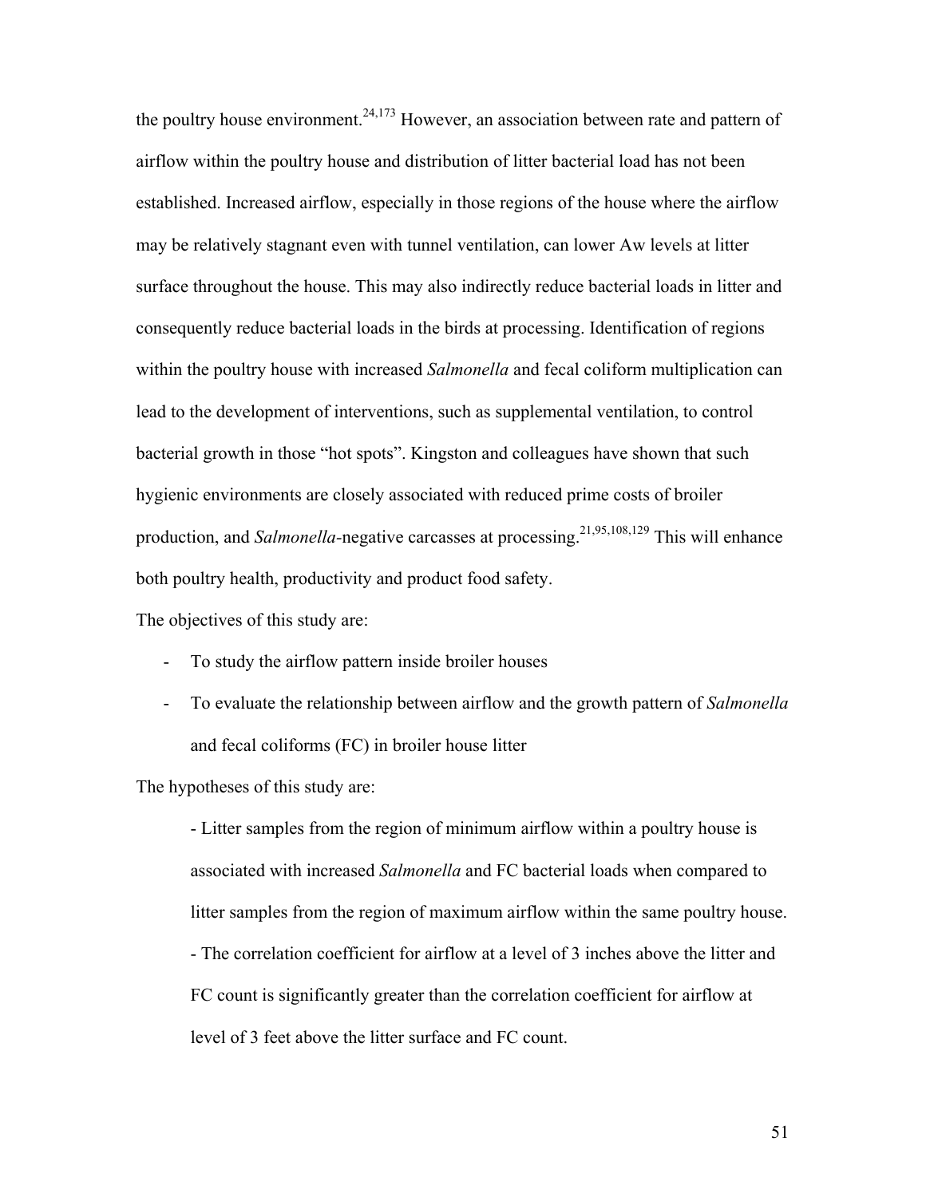the poultry house environment.[24,173] However, an association between rate and pattern of airflow within the poultry house and distribution of litter bacterial load has not been established. Increased airflow, especially in those regions of the house where the airflow may be relatively stagnant even with tunnel ventilation, can lower Aw levels at litter surface throughout the house. This may also indirectly reduce bacterial loads in litter and consequently reduce bacterial loads in the birds at processing. Identification of regions within the poultry house with increased *Salmonella* and fecal coliform multiplication can lead to the development of interventions, such as supplemental ventilation, to control bacterial growth in those "hot spots". Kingston and colleagues have shown that such hygienic environments are closely associated with reduced prime costs of broiler production, and *Salmonella*-negative carcasses at processing.[21,95,108,129] This will enhance both poultry health, productivity and product food safety.

The objectives of this study are:

- To study the airflow pattern inside broiler houses
- To evaluate the relationship between airflow and the growth pattern of *Salmonella* and fecal coliforms (FC) in broiler house litter

The hypotheses of this study are:

- Litter samples from the region of minimum airflow within a poultry house is associated with increased *Salmonella* and FC bacterial loads when compared to litter samples from the region of maximum airflow within the same poultry house.
- The correlation coefficient for airflow at a level of 3 inches above the litter and FC count is significantly greater than the correlation coefficient for airflow at level of 3 feet above the litter surface and FC count.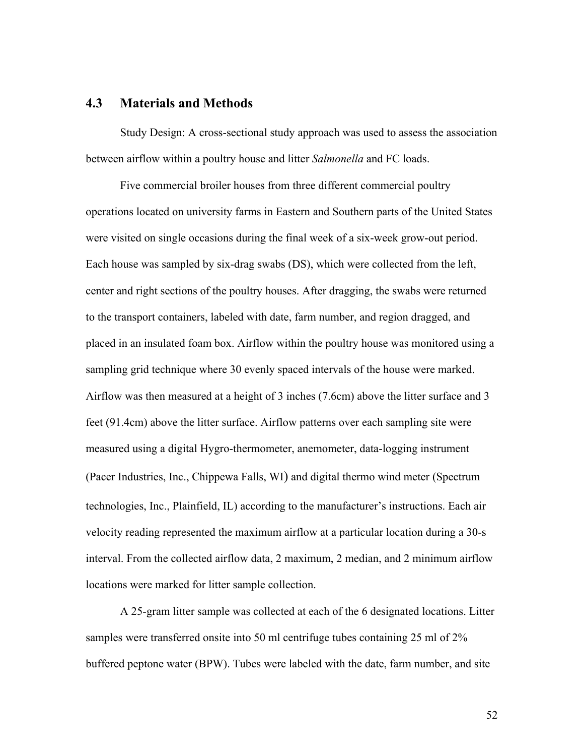## 4.3 Materials and Methods

Study Design: A cross-sectional study approach was used to assess the association between airflow within a poultry house and litter *Salmonella* and FC loads.

Five commercial broiler houses from three different commercial poultry operations located on university farms in Eastern and Southern parts of the United States were visited on single occasions during the final week of a six-week grow-out period. Each house was sampled by six-drag swabs (DS), which were collected from the left, center and right sections of the poultry houses. After dragging, the swabs were returned to the transport containers, labeled with date, farm number, and region dragged, and placed in an insulated foam box. Airflow within the poultry house was monitored using a sampling grid technique where 30 evenly spaced intervals of the house were marked. Airflow was then measured at a height of 3 inches (7.6cm) above the litter surface and 3 feet (91.4cm) above the litter surface. Airflow patterns over each sampling site were measured using a digital Hygro-thermometer, anemometer, data-logging instrument (Pacer Industries, Inc., Chippewa Falls, WI) and digital thermo wind meter (Spectrum technologies, Inc., Plainfield, IL) according to the manufacturer's instructions. Each air velocity reading represented the maximum airflow at a particular location during a 30-s interval. From the collected airflow data, 2 maximum, 2 median, and 2 minimum airflow locations were marked for litter sample collection.

A 25-gram litter sample was collected at each of the 6 designated locations. Litter samples were transferred onsite into 50 ml centrifuge tubes containing 25 ml of 2% buffered peptone water (BPW). Tubes were labeled with the date, farm number, and site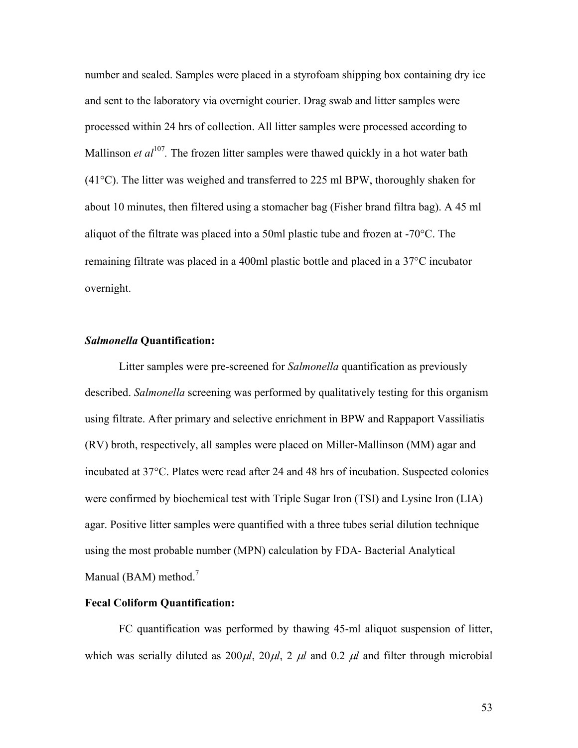number and sealed. Samples were placed in a styrofoam shipping box containing dry ice and sent to the laboratory via overnight courier. Drag swab and litter samples were processed within 24 hrs of collection. All litter samples were processed according to Mallinson *et al*[107]. The frozen litter samples were thawed quickly in a hot water bath (41°C). The litter was weighed and transferred to 225 ml BPW, thoroughly shaken for about 10 minutes, then filtered using a stomacher bag (Fisher brand filtra bag). A 45 ml aliquot of the filtrate was placed into a 50ml plastic tube and frozen at -70°C. The remaining filtrate was placed in a 400ml plastic bottle and placed in a 37°C incubator overnight.

### ***Salmonella* Quantification:**

Litter samples were pre-screened for *Salmonella* quantification as previously described. *Salmonella* screening was performed by qualitatively testing for this organism using filtrate. After primary and selective enrichment in BPW and Rappaport Vassiliatis (RV) broth, respectively, all samples were placed on Miller-Mallinson (MM) agar and incubated at 37°C. Plates were read after 24 and 48 hrs of incubation. Suspected colonies were confirmed by biochemical test with Triple Sugar Iron (TSI) and Lysine Iron (LIA) agar. Positive litter samples were quantified with a three tubes serial dilution technique using the most probable number (MPN) calculation by FDA- Bacterial Analytical Manual (BAM) method.[7]

### **Fecal Coliform Quantification:**

FC quantification was performed by thawing 45-ml aliquot suspension of litter, which was serially diluted as 200$\mu l$, 20$\mu l$, 2 $\mu l$ and 0.2 $\mu l$ and filter through microbial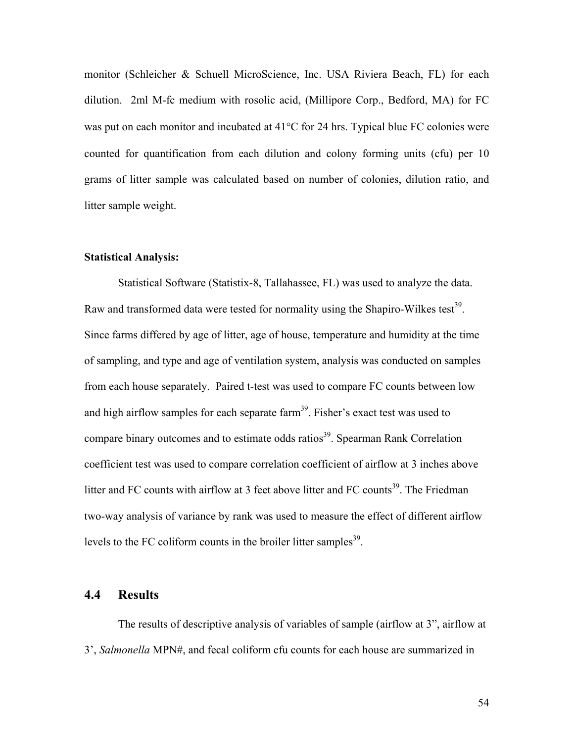monitor (Schleicher & Schuell MicroScience, Inc. USA Riviera Beach, FL) for each dilution. 2ml M-fc medium with rosolic acid, (Millipore Corp., Bedford, MA) for FC was put on each monitor and incubated at 41°C for 24 hrs. Typical blue FC colonies were counted for quantification from each dilution and colony forming units (cfu) per 10 grams of litter sample was calculated based on number of colonies, dilution ratio, and litter sample weight.

**Statistical Analysis:**

Statistical Software (Statistix-8, Tallahassee, FL) was used to analyze the data. Raw and transformed data were tested for normality using the Shapiro-Wilkes test[39]. Since farms differed by age of litter, age of house, temperature and humidity at the time of sampling, and type and age of ventilation system, analysis was conducted on samples from each house separately. Paired t-test was used to compare FC counts between low and high airflow samples for each separate farm[39]. Fisher's exact test was used to compare binary outcomes and to estimate odds ratios[39]. Spearman Rank Correlation coefficient test was used to compare correlation coefficient of airflow at 3 inches above litter and FC counts with airflow at 3 feet above litter and FC counts[39]. The Friedman two-way analysis of variance by rank was used to measure the effect of different airflow levels to the FC coliform counts in the broiler litter samples[39].

## 4.4 Results

The results of descriptive analysis of variables of sample (airflow at 3", airflow at 3', *Salmonella* MPN#, and fecal coliform cfu counts for each house are summarized in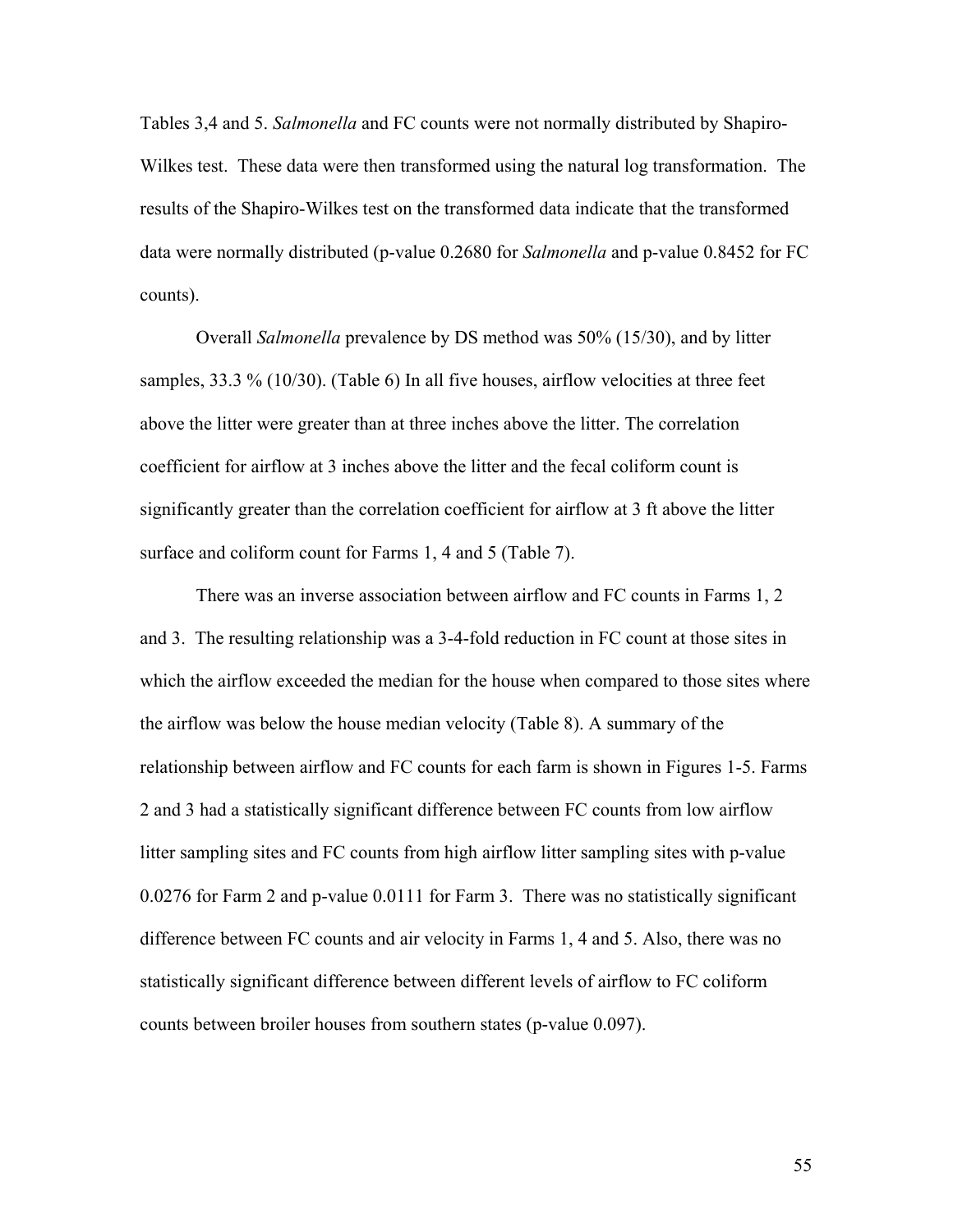Tables 3,4 and 5. *Salmonella* and FC counts were not normally distributed by Shapiro-Wilkes test. These data were then transformed using the natural log transformation. The results of the Shapiro-Wilkes test on the transformed data indicate that the transformed data were normally distributed (p-value 0.2680 for *Salmonella* and p-value 0.8452 for FC counts).

Overall *Salmonella* prevalence by DS method was 50% (15/30), and by litter samples, 33.3 % (10/30). (Table 6) In all five houses, airflow velocities at three feet above the litter were greater than at three inches above the litter. The correlation coefficient for airflow at 3 inches above the litter and the fecal coliform count is significantly greater than the correlation coefficient for airflow at 3 ft above the litter surface and coliform count for Farms 1, 4 and 5 (Table 7).

There was an inverse association between airflow and FC counts in Farms 1, 2 and 3. The resulting relationship was a 3-4-fold reduction in FC count at those sites in which the airflow exceeded the median for the house when compared to those sites where the airflow was below the house median velocity (Table 8). A summary of the relationship between airflow and FC counts for each farm is shown in Figures 1-5. Farms 2 and 3 had a statistically significant difference between FC counts from low airflow litter sampling sites and FC counts from high airflow litter sampling sites with p-value 0.0276 for Farm 2 and p-value 0.0111 for Farm 3. There was no statistically significant difference between FC counts and air velocity in Farms 1, 4 and 5. Also, there was no statistically significant difference between different levels of airflow to FC coliform counts between broiler houses from southern states (p-value 0.097).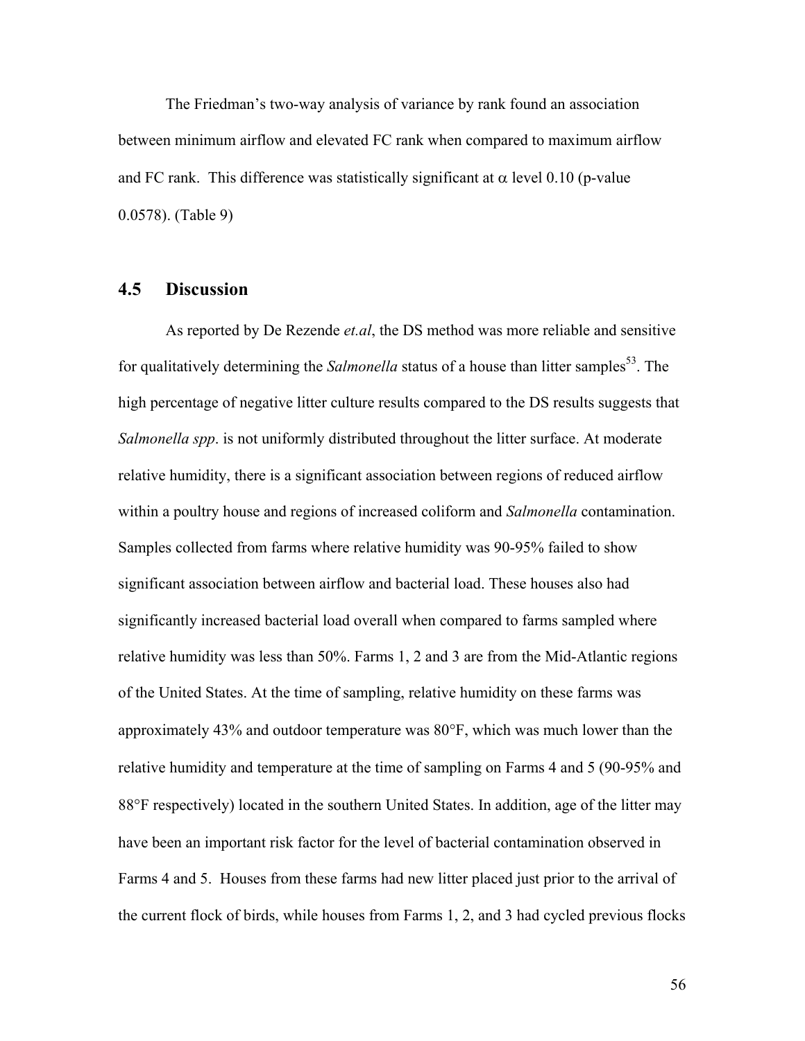The Friedman's two-way analysis of variance by rank found an association between minimum airflow and elevated FC rank when compared to maximum airflow and FC rank. This difference was statistically significant at $\alpha$ level 0.10 (p-value 0.0578). (Table 9)

## 4.5 Discussion

As reported by De Rezende *et.al*, the DS method was more reliable and sensitive for qualitatively determining the *Salmonella* status of a house than litter samples[53]. The high percentage of negative litter culture results compared to the DS results suggests that *Salmonella spp*. is not uniformly distributed throughout the litter surface. At moderate relative humidity, there is a significant association between regions of reduced airflow within a poultry house and regions of increased coliform and *Salmonella* contamination. Samples collected from farms where relative humidity was 90-95% failed to show significant association between airflow and bacterial load. These houses also had significantly increased bacterial load overall when compared to farms sampled where relative humidity was less than 50%. Farms 1, 2 and 3 are from the Mid-Atlantic regions of the United States. At the time of sampling, relative humidity on these farms was approximately 43% and outdoor temperature was 80°F, which was much lower than the relative humidity and temperature at the time of sampling on Farms 4 and 5 (90-95% and 88°F respectively) located in the southern United States. In addition, age of the litter may have been an important risk factor for the level of bacterial contamination observed in Farms 4 and 5. Houses from these farms had new litter placed just prior to the arrival of the current flock of birds, while houses from Farms 1, 2, and 3 had cycled previous flocks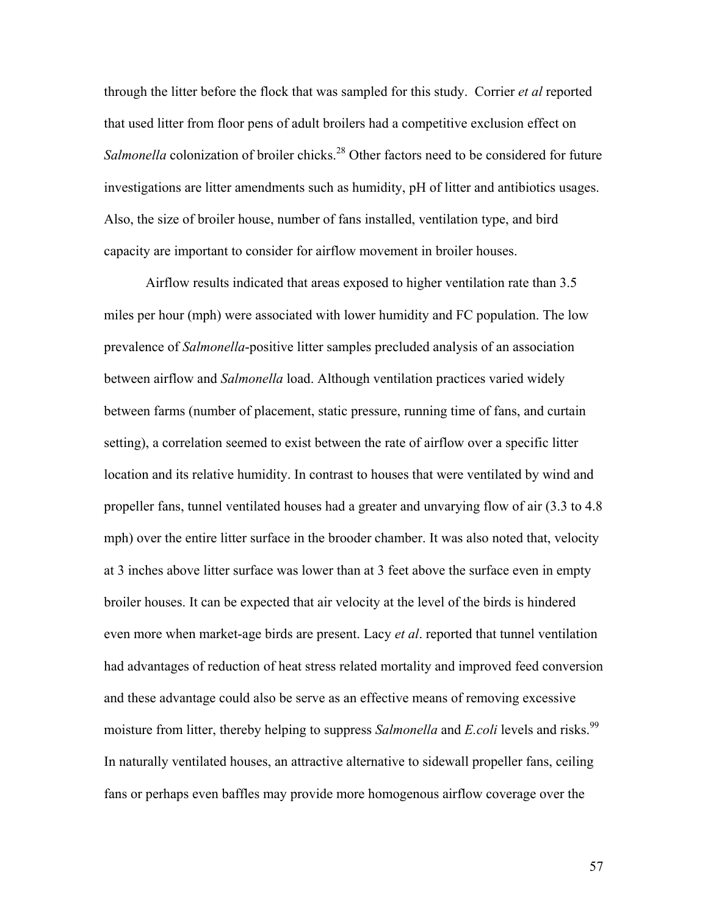through the litter before the flock that was sampled for this study. Corrier *et al* reported that used litter from floor pens of adult broilers had a competitive exclusion effect on *Salmonella* colonization of broiler chicks.[28] Other factors need to be considered for future investigations are litter amendments such as humidity, pH of litter and antibiotics usages. Also, the size of broiler house, number of fans installed, ventilation type, and bird capacity are important to consider for airflow movement in broiler houses.

Airflow results indicated that areas exposed to higher ventilation rate than 3.5 miles per hour (mph) were associated with lower humidity and FC population. The low prevalence of *Salmonella*-positive litter samples precluded analysis of an association between airflow and *Salmonella* load. Although ventilation practices varied widely between farms (number of placement, static pressure, running time of fans, and curtain setting), a correlation seemed to exist between the rate of airflow over a specific litter location and its relative humidity. In contrast to houses that were ventilated by wind and propeller fans, tunnel ventilated houses had a greater and unvarying flow of air (3.3 to 4.8 mph) over the entire litter surface in the brooder chamber. It was also noted that, velocity at 3 inches above litter surface was lower than at 3 feet above the surface even in empty broiler houses. It can be expected that air velocity at the level of the birds is hindered even more when market-age birds are present. Lacy *et al*. reported that tunnel ventilation had advantages of reduction of heat stress related mortality and improved feed conversion and these advantage could also be serve as an effective means of removing excessive moisture from litter, thereby helping to suppress *Salmonella* and *E.coli* levels and risks.[99] In naturally ventilated houses, an attractive alternative to sidewall propeller fans, ceiling fans or perhaps even baffles may provide more homogenous airflow coverage over the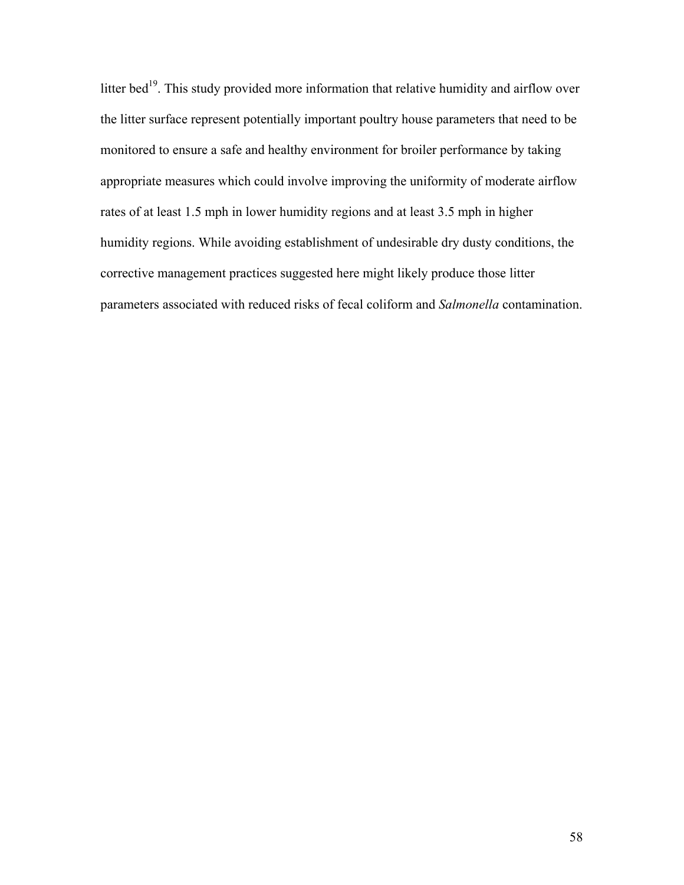litter bed[19]. This study provided more information that relative humidity and airflow over the litter surface represent potentially important poultry house parameters that need to be monitored to ensure a safe and healthy environment for broiler performance by taking appropriate measures which could involve improving the uniformity of moderate airflow rates of at least 1.5 mph in lower humidity regions and at least 3.5 mph in higher humidity regions. While avoiding establishment of undesirable dry dusty conditions, the corrective management practices suggested here might likely produce those litter parameters associated with reduced risks of fecal coliform and *Salmonella* contamination.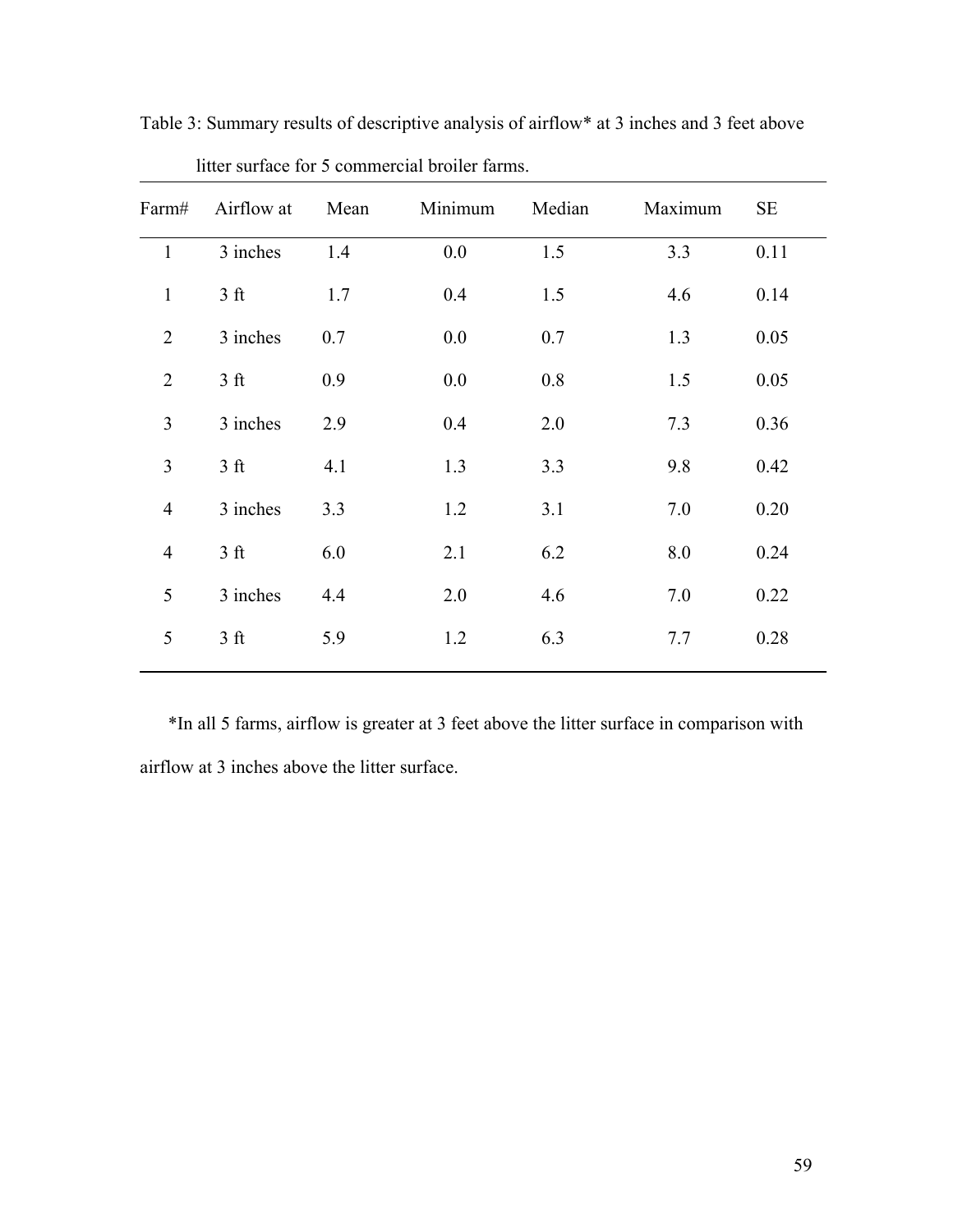Table 3: Summary results of descriptive analysis of airflow* at 3 inches and 3 feet above litter surface for 5 commercial broiler farms.

| Farm# | Airflow at | Mean | Minimum | Median | Maximum | SE |
|---|---|---|---|---|---|---|
| 1 | 3 inches | 1.4 | 0.0 | 1.5 | 3.3 | 0.11 |
| 1 | 3 ft | 1.7 | 0.4 | 1.5 | 4.6 | 0.14 |
| 2 | 3 inches | 0.7 | 0.0 | 0.7 | 1.3 | 0.05 |
| 2 | 3 ft | 0.9 | 0.0 | 0.8 | 1.5 | 0.05 |
| 3 | 3 inches | 2.9 | 0.4 | 2.0 | 7.3 | 0.36 |
| 3 | 3 ft | 4.1 | 1.3 | 3.3 | 9.8 | 0.42 |
| 4 | 3 inches | 3.3 | 1.2 | 3.1 | 7.0 | 0.20 |
| 4 | 3 ft | 6.0 | 2.1 | 6.2 | 8.0 | 0.24 |
| 5 | 3 inches | 4.4 | 2.0 | 4.6 | 7.0 | 0.22 |
| 5 | 3 ft | 5.9 | 1.2 | 6.3 | 7.7 | 0.28 |

*In all 5 farms, airflow is greater at 3 feet above the litter surface in comparison with airflow at 3 inches above the litter surface.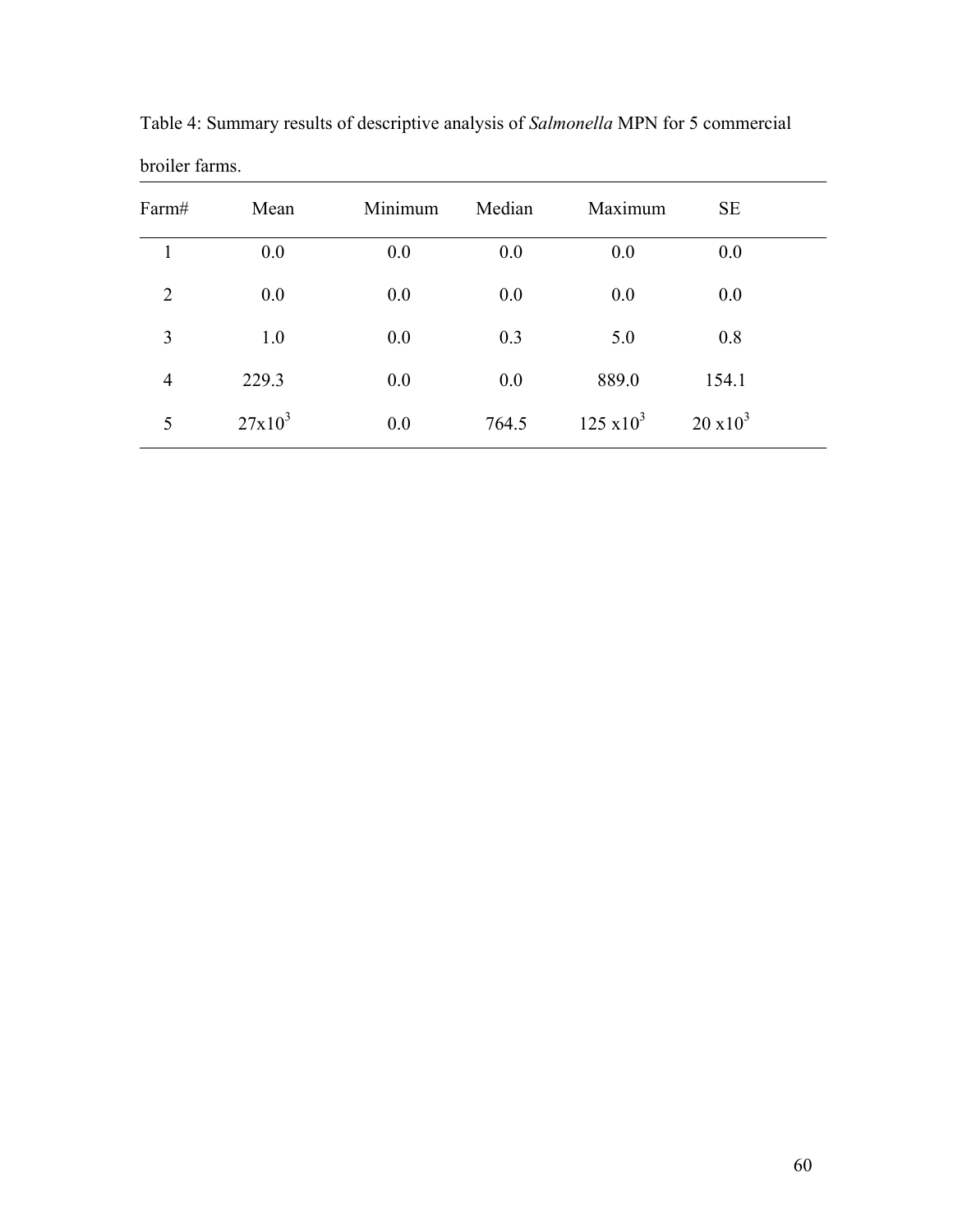Table 4: Summary results of descriptive analysis of *Salmonella* MPN for 5 commercial broiler farms.

| Farm# | Mean | Minimum | Median | Maximum | SE |
|---|---|---|---|---|---|
| 1 | 0.0 | 0.0 | 0.0 | 0.0 | 0.0 |
| 2 | 0.0 | 0.0 | 0.0 | 0.0 | 0.0 |
| 3 | 1.0 | 0.0 | 0.3 | 5.0 | 0.8 |
| 4 | 229.3 | 0.0 | 0.0 | 889.0 | 154.1 |
| 5 | $27x10^3$ | 0.0 | 764.5 | $125\ x10^3$ | $20\ x10^3$ |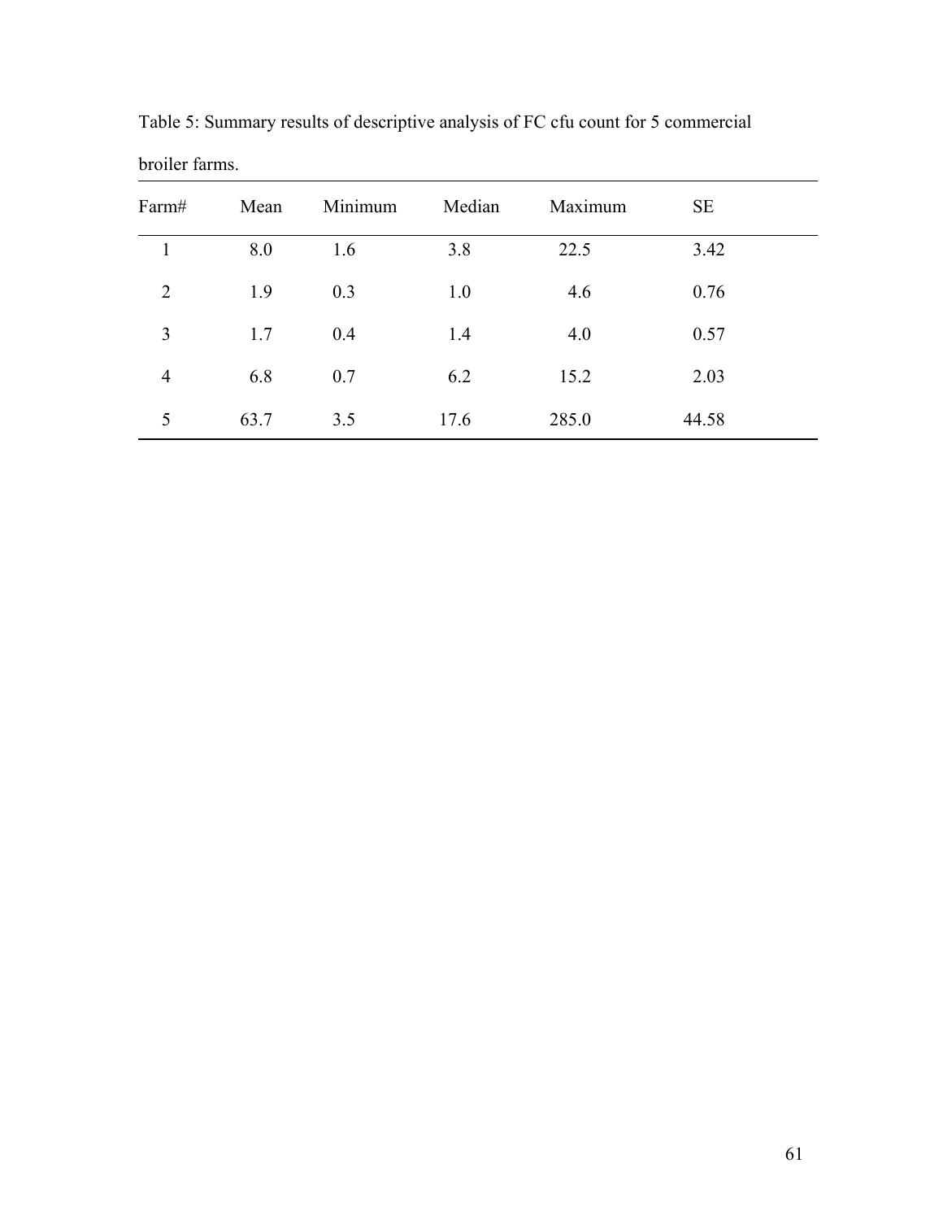Table 5: Summary results of descriptive analysis of FC cfu count for 5 commercial broiler farms.

| Farm# | Mean | Minimum | Median | Maximum | SE |
|---|---|---|---|---|---|
| 1 | 8.0 | 1.6 | 3.8 | 22.5 | 3.42 |
| 2 | 1.9 | 0.3 | 1.0 | 4.6 | 0.76 |
| 3 | 1.7 | 0.4 | 1.4 | 4.0 | 0.57 |
| 4 | 6.8 | 0.7 | 6.2 | 15.2 | 2.03 |
| 5 | 63.7 | 3.5 | 17.6 | 285.0 | 44.58 |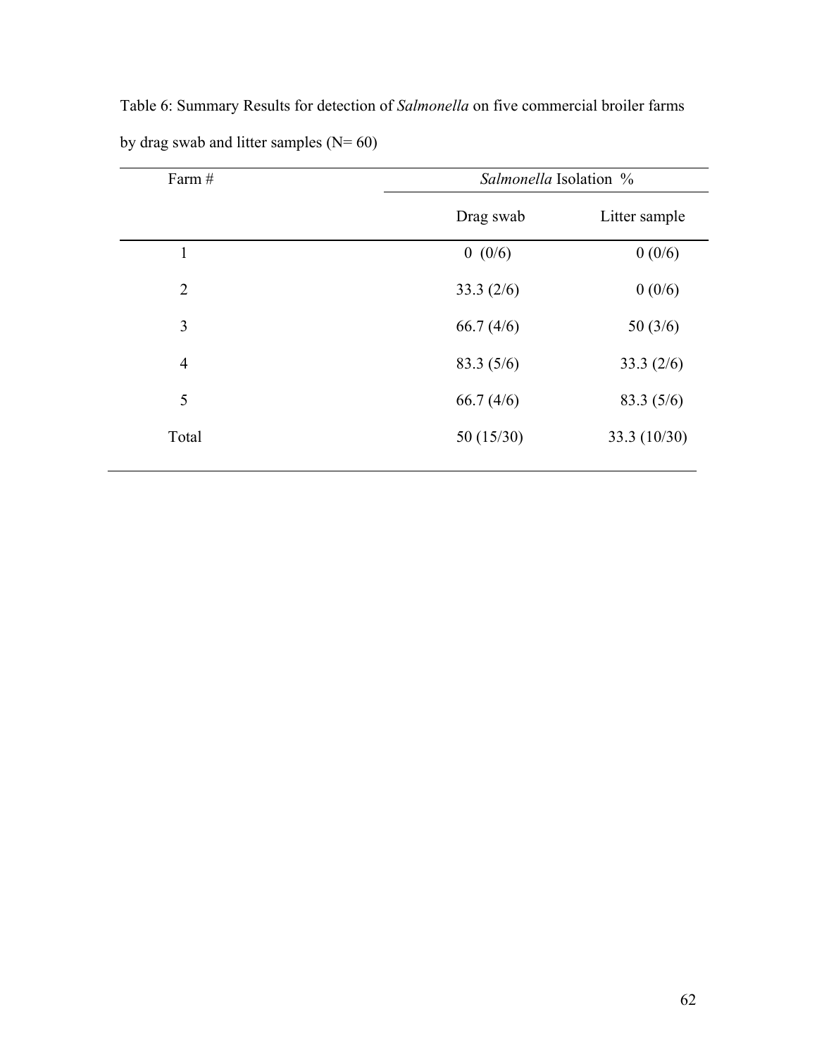Table 6: Summary Results for detection of *Salmonella* on five commercial broiler farms by drag swab and litter samples (N= 60)

| Farm # | *Salmonella* Isolation % | |
|---|---|---|
| | Drag swab | Litter sample |
| 1 | 0 (0/6) | 0 (0/6) |
| 2 | 33.3 (2/6) | 0 (0/6) |
| 3 | 66.7 (4/6) | 50 (3/6) |
| 4 | 83.3 (5/6) | 33.3 (2/6) |
| 5 | 66.7 (4/6) | 83.3 (5/6) |
| Total | 50 (15/30) | 33.3 (10/30) |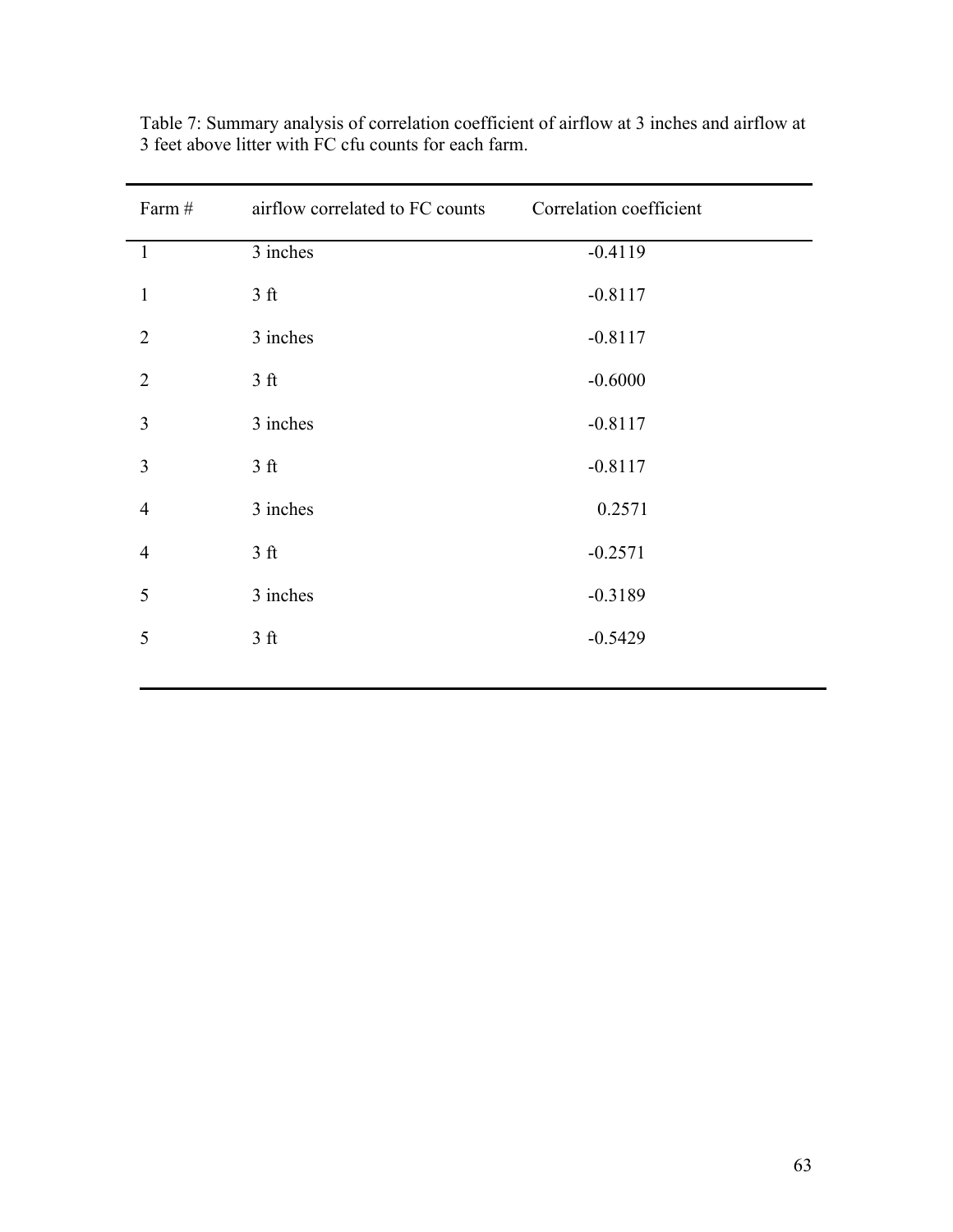Table 7: Summary analysis of correlation coefficient of airflow at 3 inches and airflow at 3 feet above litter with FC cfu counts for each farm.

| Farm # | airflow correlated to FC counts | Correlation coefficient |
|---|---|---|
| 1 | 3 inches | -0.4119 |
| 1 | 3 ft | -0.8117 |
| 2 | 3 inches | -0.8117 |
| 2 | 3 ft | -0.6000 |
| 3 | 3 inches | -0.8117 |
| 3 | 3 ft | -0.8117 |
| 4 | 3 inches | 0.2571 |
| 4 | 3 ft | -0.2571 |
| 5 | 3 inches | -0.3189 |
| 5 | 3 ft | -0.5429 |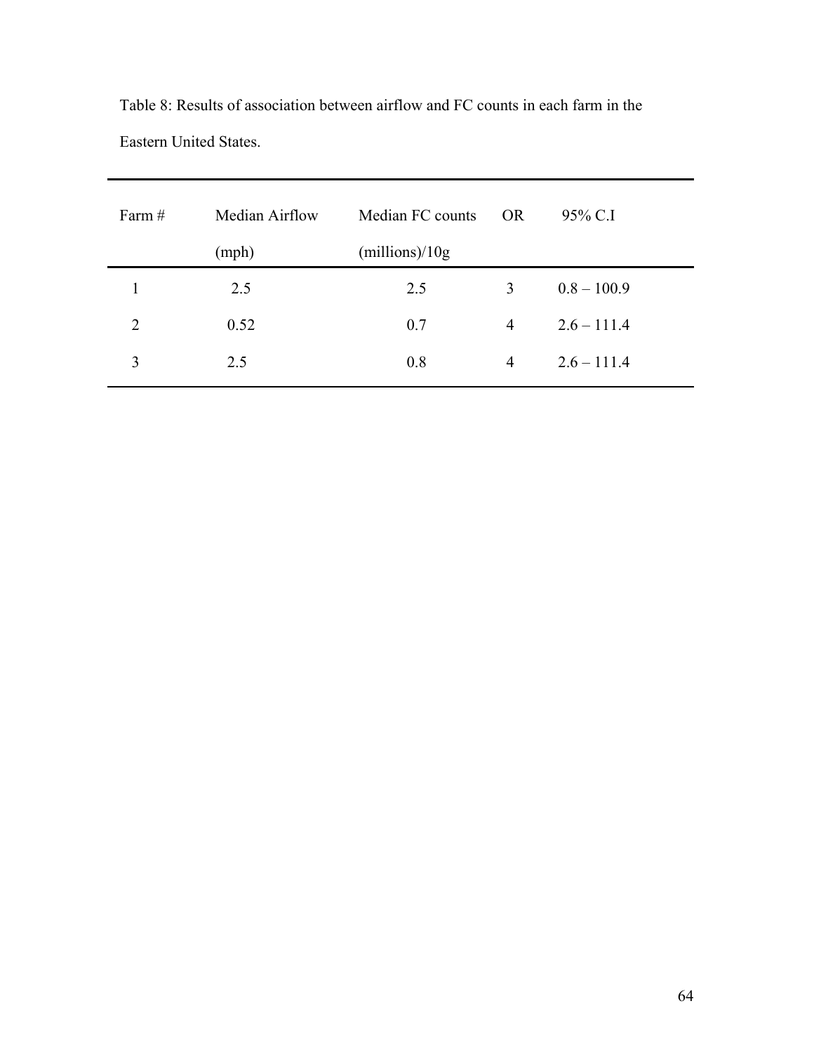Table 8: Results of association between airflow and FC counts in each farm in the Eastern United States.

| Farm # | Median Airflow (mph) | Median FC counts (millions)/10g | OR | 95% C.I |
|---|---|---|---|---|
| 1 | 2.5 | 2.5 | 3 | 0.8 – 100.9 |
| 2 | 0.52 | 0.7 | 4 | 2.6 – 111.4 |
| 3 | 2.5 | 0.8 | 4 | 2.6 – 111.4 |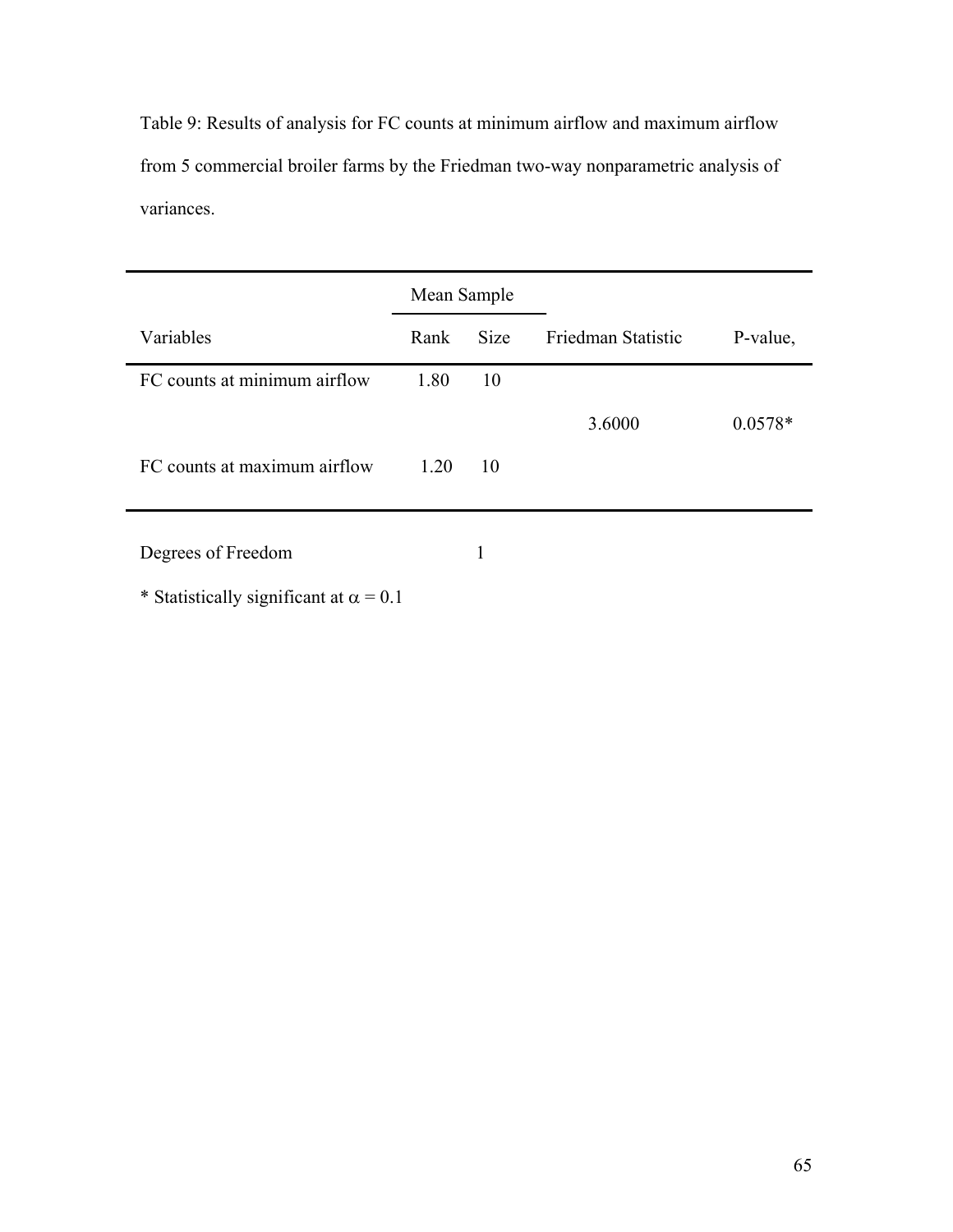Table 9: Results of analysis for FC counts at minimum airflow and maximum airflow from 5 commercial broiler farms by the Friedman two-way nonparametric analysis of variances.

| | Mean | Sample | | |
|---|---|---|---|---|
| Variables | Rank | Size | Friedman Statistic | P-value, |
| FC counts at minimum airflow | 1.80 | 10 | 3.6000 | 0.0578* |
| FC counts at maximum airflow | 1.20 | 10 | | |

Degrees of Freedom 1

* Statistically significant at $\alpha = 0.1$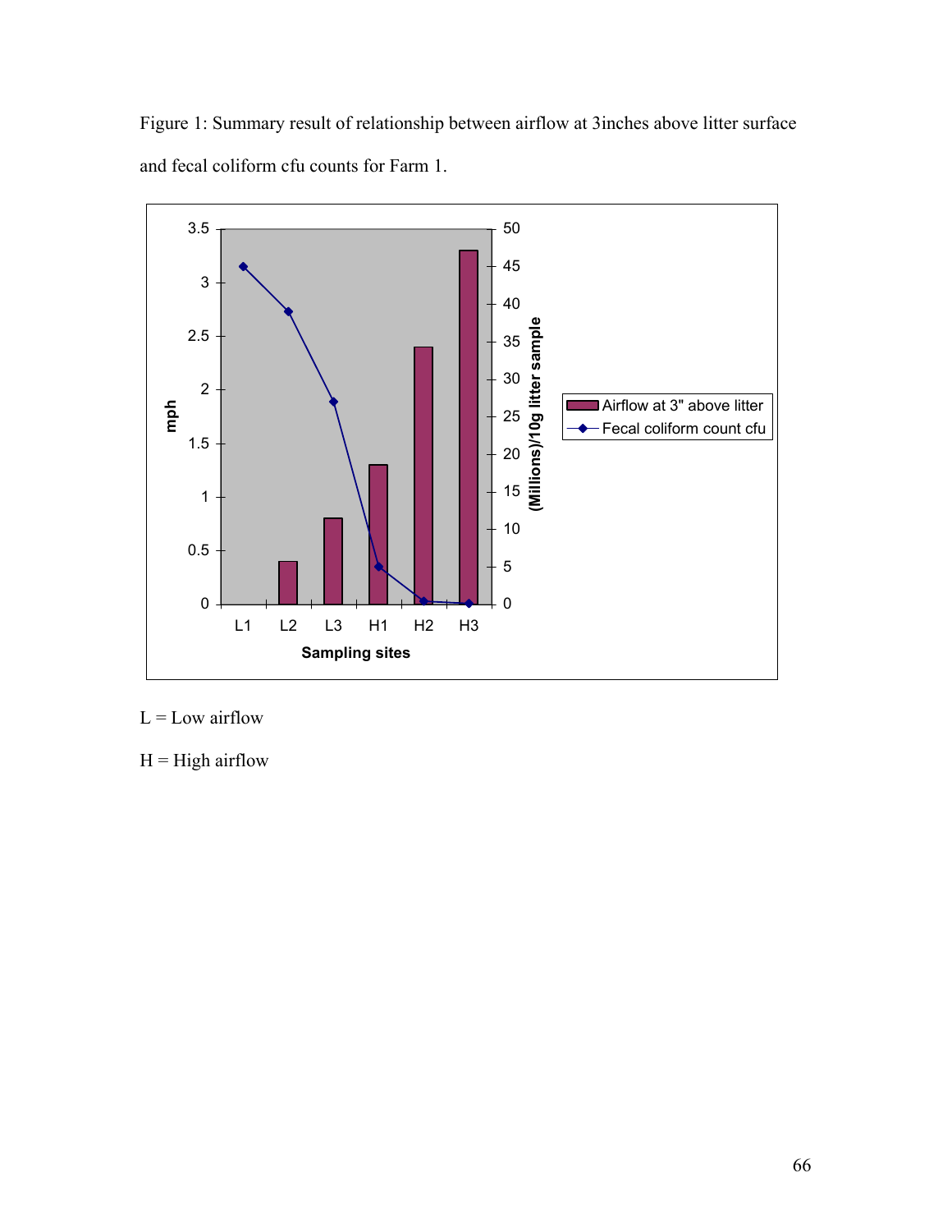Figure 1: Summary result of relationship between airflow at 3inches above litter surface and fecal coliform cfu counts for Farm 1.

L = Low airflow

H = High airflow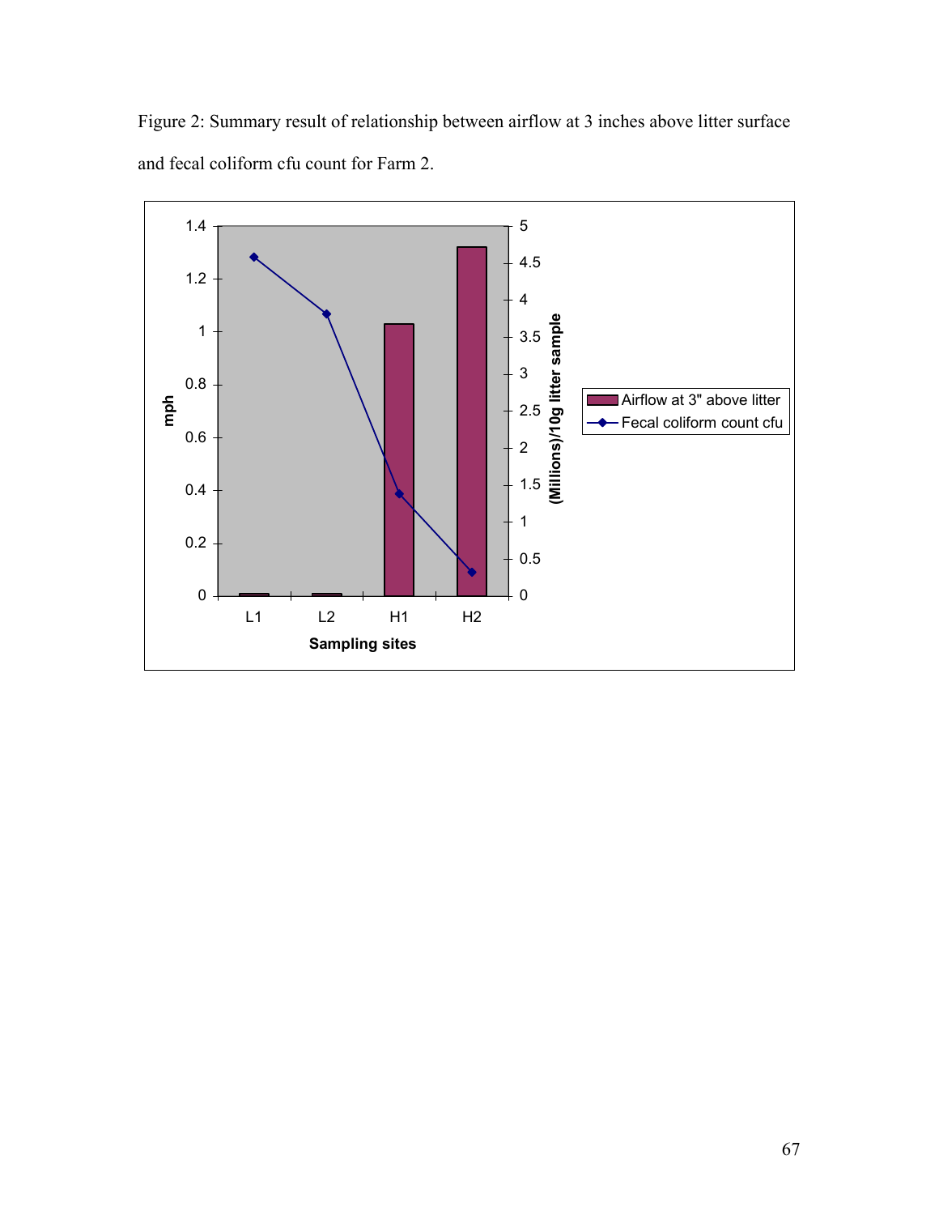Figure 2: Summary result of relationship between airflow at 3 inches above litter surface and fecal coliform cfu count for Farm 2.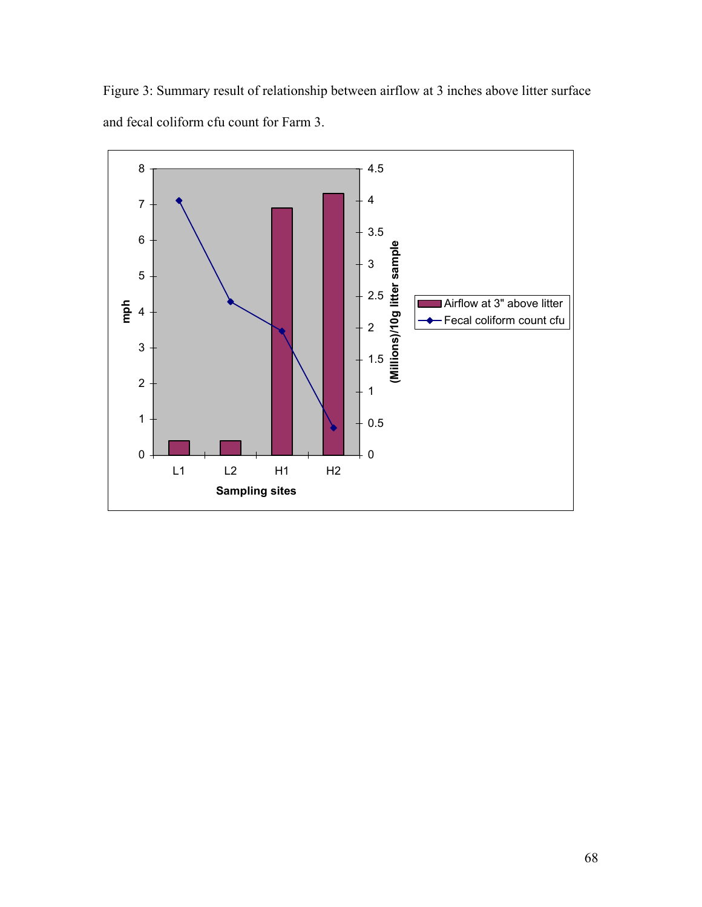Figure 3: Summary result of relationship between airflow at 3 inches above litter surface and fecal coliform cfu count for Farm 3.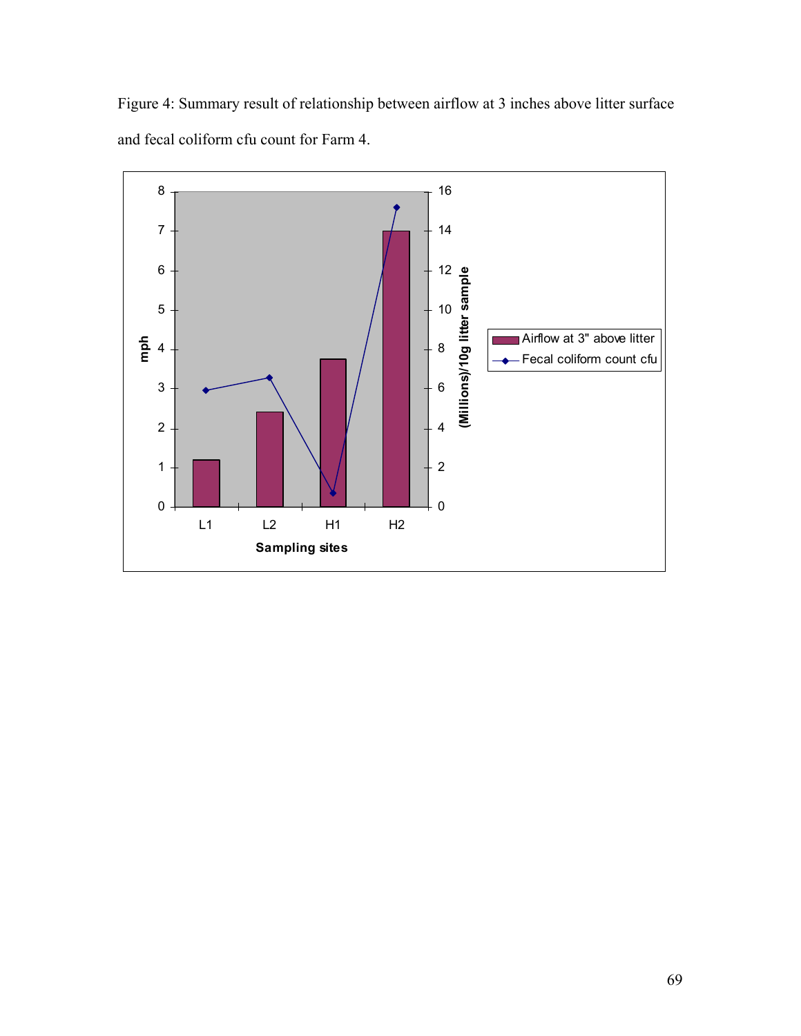Figure 4: Summary result of relationship between airflow at 3 inches above litter surface and fecal coliform cfu count for Farm 4.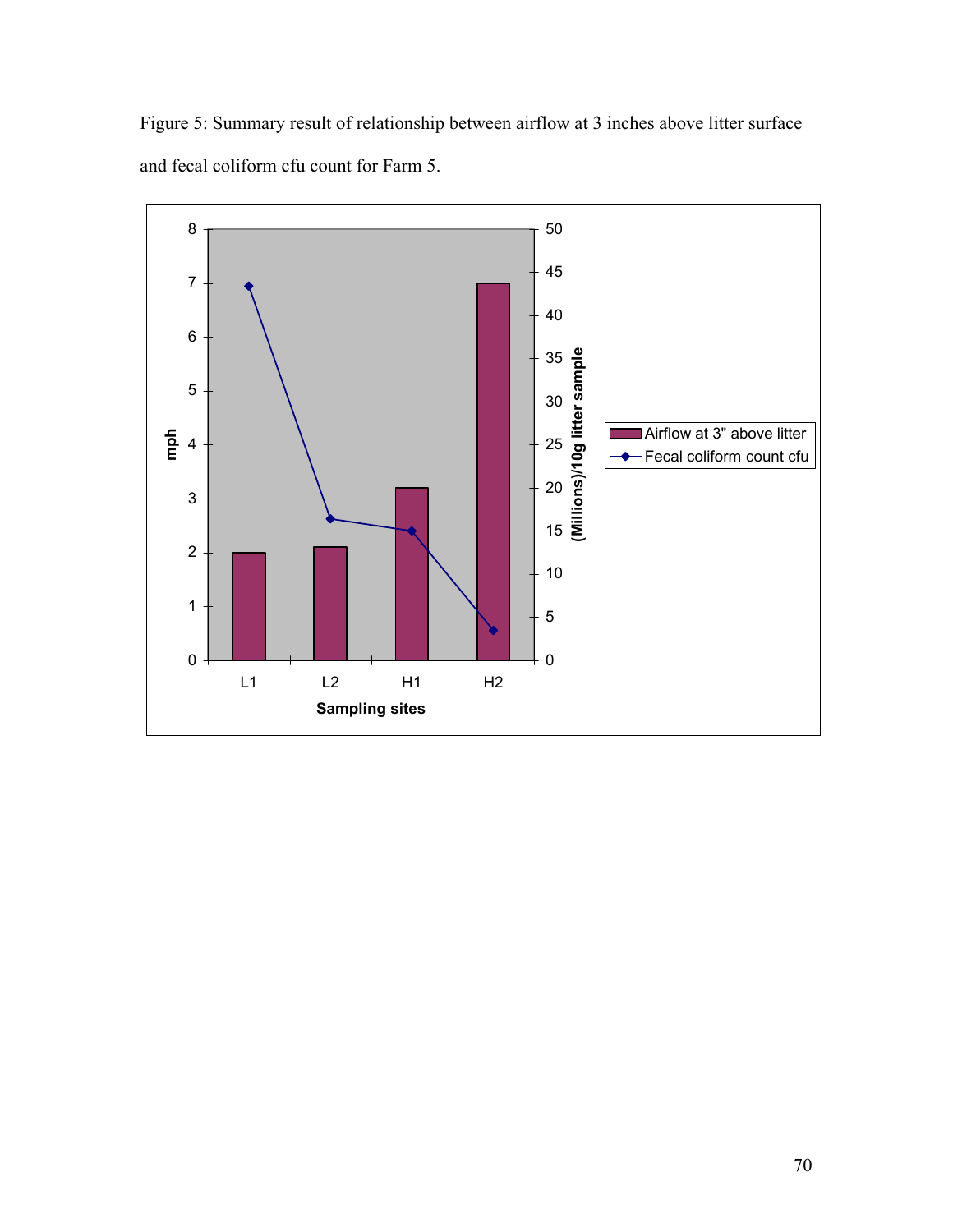Figure 5: Summary result of relationship between airflow at 3 inches above litter surface and fecal coliform cfu count for Farm 5.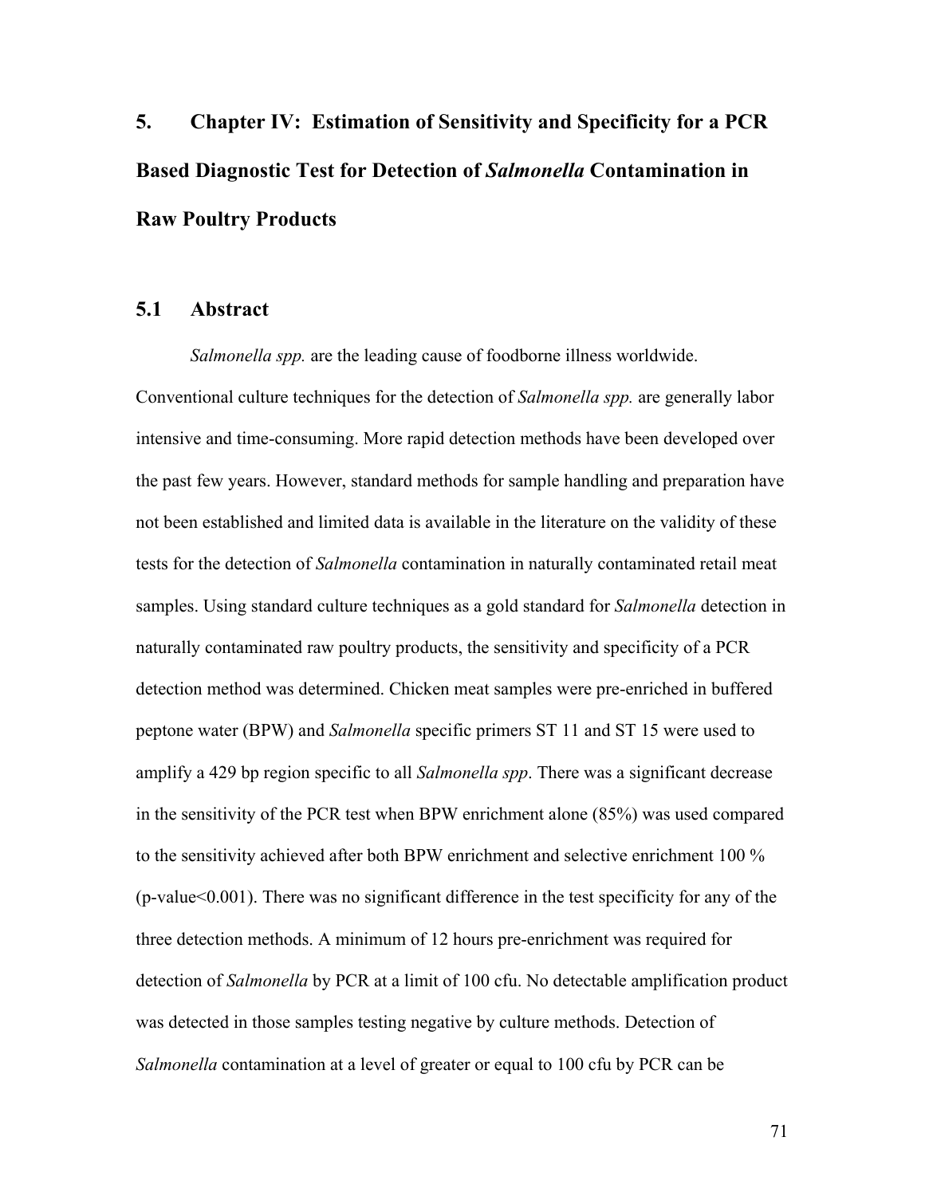# 5. Chapter IV: Estimation of Sensitivity and Specificity for a PCR Based Diagnostic Test for Detection of *Salmonella* Contamination in Raw Poultry Products

## 5.1 Abstract

*Salmonella spp.* are the leading cause of foodborne illness worldwide. Conventional culture techniques for the detection of *Salmonella spp.* are generally labor intensive and time-consuming. More rapid detection methods have been developed over the past few years. However, standard methods for sample handling and preparation have not been established and limited data is available in the literature on the validity of these tests for the detection of *Salmonella* contamination in naturally contaminated retail meat samples. Using standard culture techniques as a gold standard for *Salmonella* detection in naturally contaminated raw poultry products, the sensitivity and specificity of a PCR detection method was determined. Chicken meat samples were pre-enriched in buffered peptone water (BPW) and *Salmonella* specific primers ST 11 and ST 15 were used to amplify a 429 bp region specific to all *Salmonella spp*. There was a significant decrease in the sensitivity of the PCR test when BPW enrichment alone (85%) was used compared to the sensitivity achieved after both BPW enrichment and selective enrichment 100 % (p-value<0.001). There was no significant difference in the test specificity for any of the three detection methods. A minimum of 12 hours pre-enrichment was required for detection of *Salmonella* by PCR at a limit of 100 cfu. No detectable amplification product was detected in those samples testing negative by culture methods. Detection of *Salmonella* contamination at a level of greater or equal to 100 cfu by PCR can be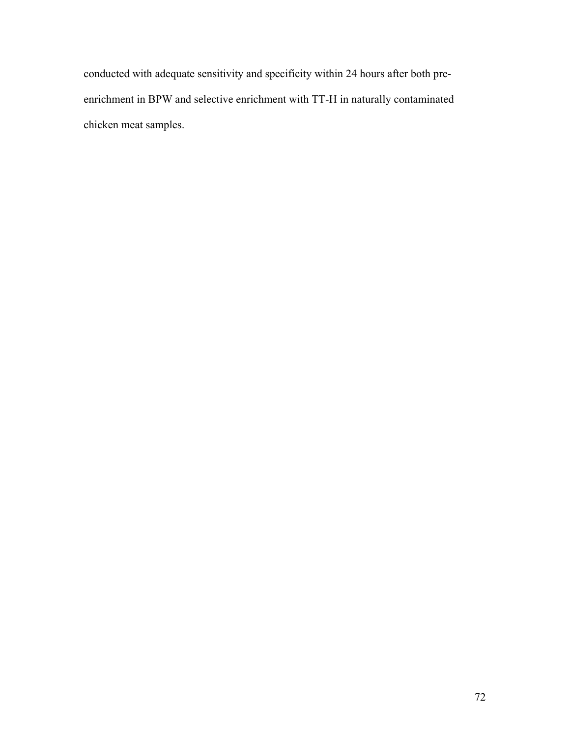conducted with adequate sensitivity and specificity within 24 hours after both pre-enrichment in BPW and selective enrichment with TT-H in naturally contaminated chicken meat samples.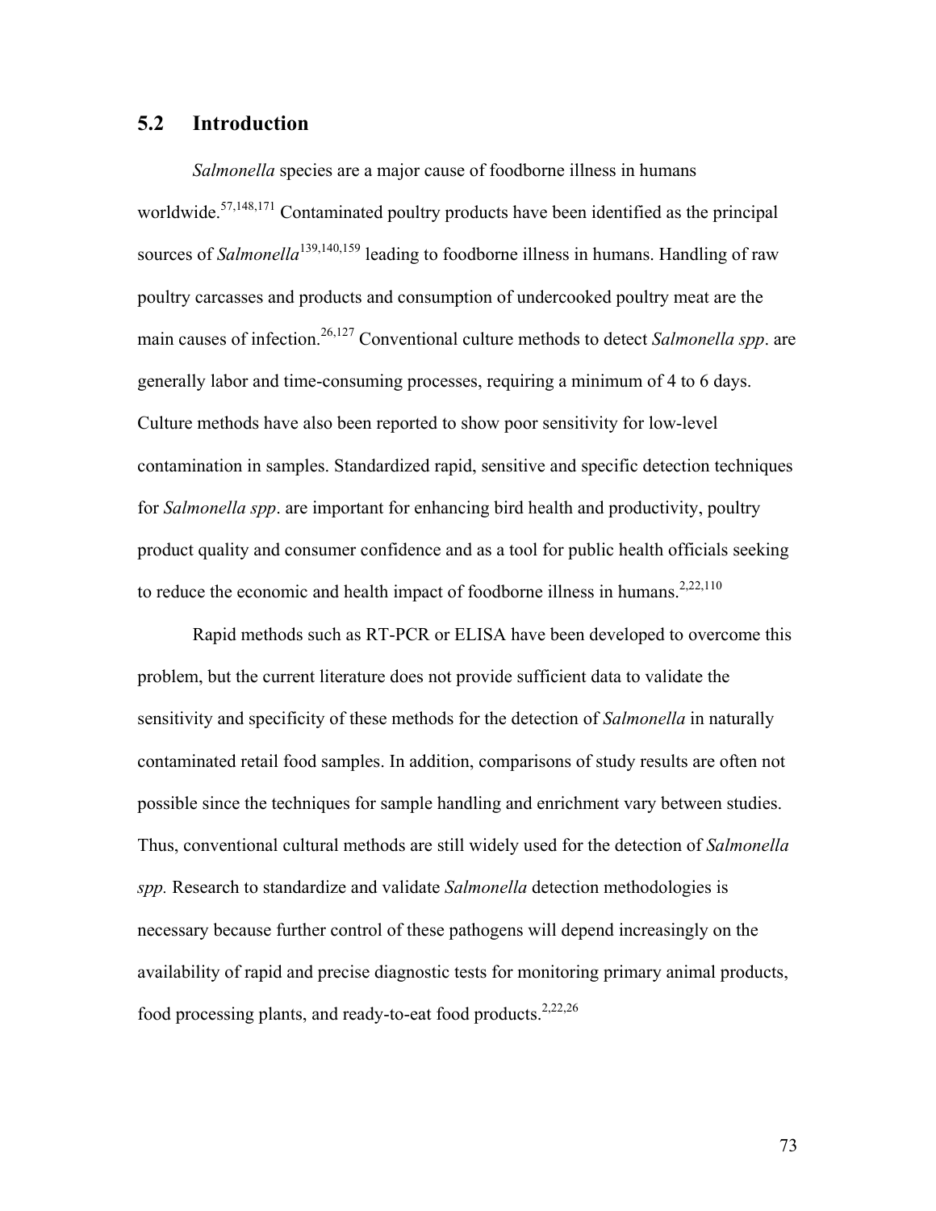## 5.2 Introduction

*Salmonella* species are a major cause of foodborne illness in humans worldwide.[57,148,171] Contaminated poultry products have been identified as the principal sources of *Salmonella*[139,140,159] leading to foodborne illness in humans. Handling of raw poultry carcasses and products and consumption of undercooked poultry meat are the main causes of infection.[26,127] Conventional culture methods to detect *Salmonella spp*. are generally labor and time-consuming processes, requiring a minimum of 4 to 6 days. Culture methods have also been reported to show poor sensitivity for low-level contamination in samples. Standardized rapid, sensitive and specific detection techniques for *Salmonella spp*. are important for enhancing bird health and productivity, poultry product quality and consumer confidence and as a tool for public health officials seeking to reduce the economic and health impact of foodborne illness in humans.[2,22,110]

Rapid methods such as RT-PCR or ELISA have been developed to overcome this problem, but the current literature does not provide sufficient data to validate the sensitivity and specificity of these methods for the detection of *Salmonella* in naturally contaminated retail food samples. In addition, comparisons of study results are often not possible since the techniques for sample handling and enrichment vary between studies. Thus, conventional cultural methods are still widely used for the detection of *Salmonella spp.* Research to standardize and validate *Salmonella* detection methodologies is necessary because further control of these pathogens will depend increasingly on the availability of rapid and precise diagnostic tests for monitoring primary animal products, food processing plants, and ready-to-eat food products.[2,22,26]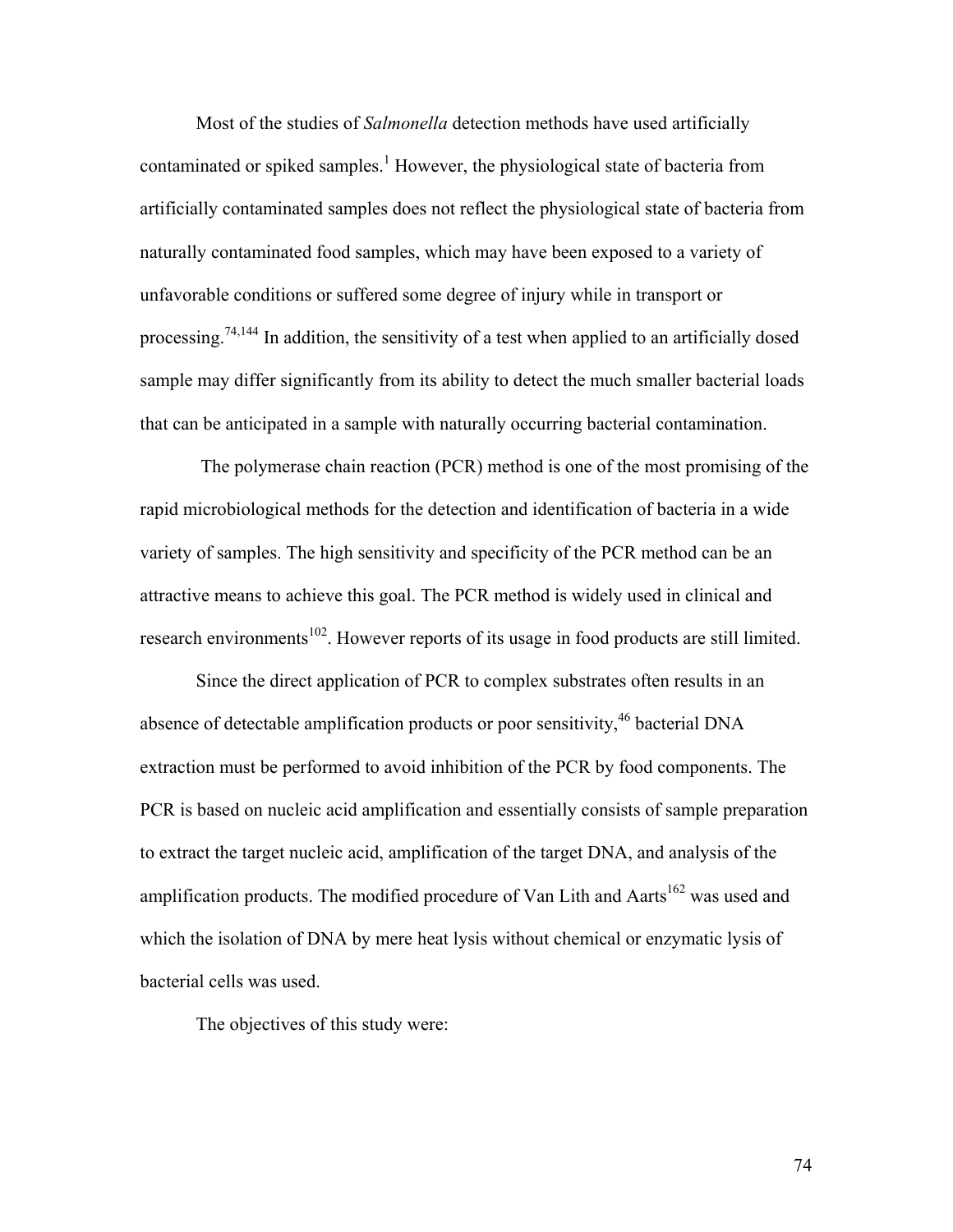Most of the studies of *Salmonella* detection methods have used artificially contaminated or spiked samples.[1] However, the physiological state of bacteria from artificially contaminated samples does not reflect the physiological state of bacteria from naturally contaminated food samples, which may have been exposed to a variety of unfavorable conditions or suffered some degree of injury while in transport or processing.[74,144] In addition, the sensitivity of a test when applied to an artificially dosed sample may differ significantly from its ability to detect the much smaller bacterial loads that can be anticipated in a sample with naturally occurring bacterial contamination.

The polymerase chain reaction (PCR) method is one of the most promising of the rapid microbiological methods for the detection and identification of bacteria in a wide variety of samples. The high sensitivity and specificity of the PCR method can be an attractive means to achieve this goal. The PCR method is widely used in clinical and research environments[102]. However reports of its usage in food products are still limited.

Since the direct application of PCR to complex substrates often results in an absence of detectable amplification products or poor sensitivity,[46] bacterial DNA extraction must be performed to avoid inhibition of the PCR by food components. The PCR is based on nucleic acid amplification and essentially consists of sample preparation to extract the target nucleic acid, amplification of the target DNA, and analysis of the amplification products. The modified procedure of Van Lith and Aarts[162] was used and which the isolation of DNA by mere heat lysis without chemical or enzymatic lysis of bacterial cells was used.

The objectives of this study were: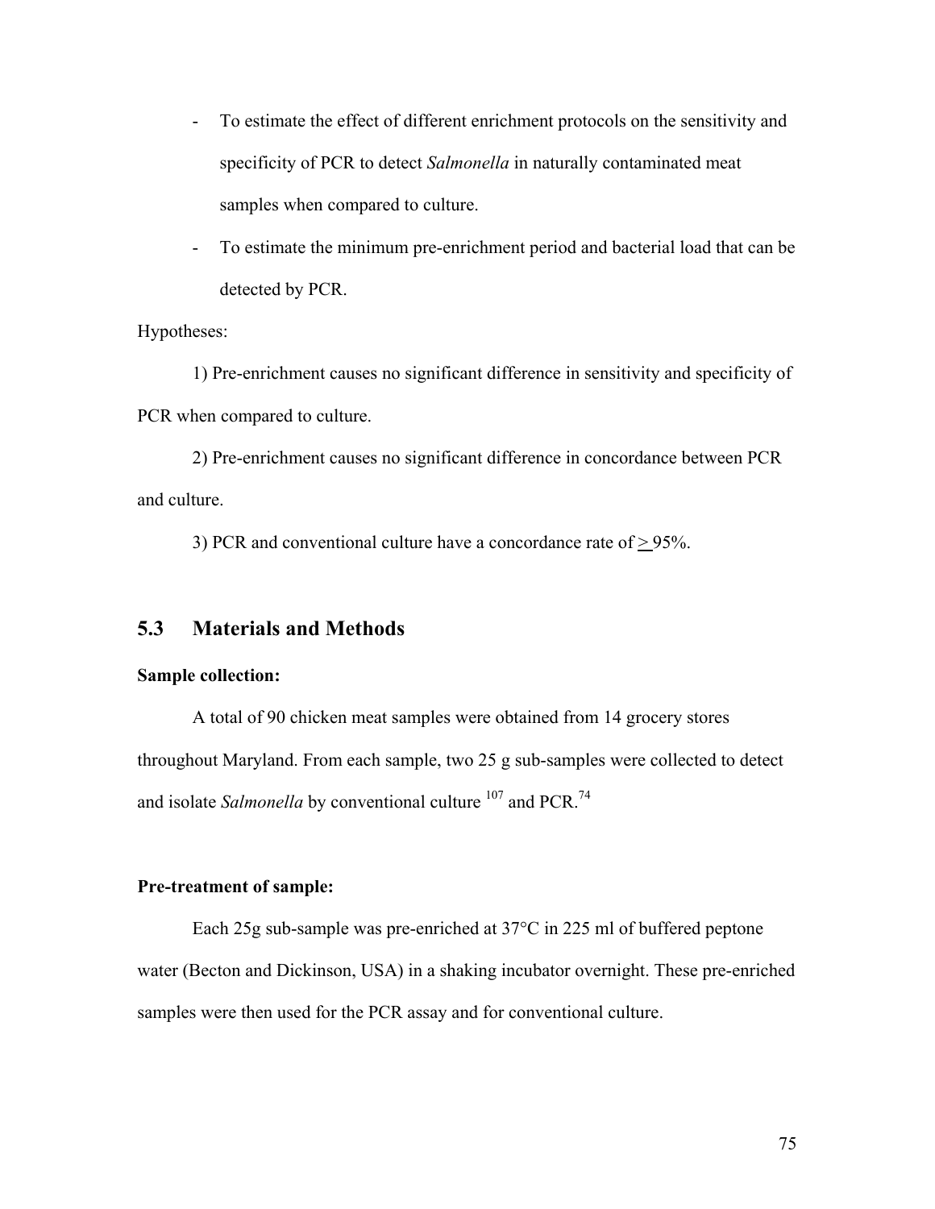- To estimate the effect of different enrichment protocols on the sensitivity and specificity of PCR to detect *Salmonella* in naturally contaminated meat samples when compared to culture.
- To estimate the minimum pre-enrichment period and bacterial load that can be detected by PCR.

Hypotheses:

1) Pre-enrichment causes no significant difference in sensitivity and specificity of PCR when compared to culture.

2) Pre-enrichment causes no significant difference in concordance between PCR and culture.

3) PCR and conventional culture have a concordance rate of $\geq$ 95%.

## 5.3 Materials and Methods

**Sample collection:**

A total of 90 chicken meat samples were obtained from 14 grocery stores throughout Maryland. From each sample, two 25 g sub-samples were collected to detect and isolate *Salmonella* by conventional culture [107] and PCR.[74]

**Pre-treatment of sample:**

Each 25g sub-sample was pre-enriched at 37°C in 225 ml of buffered peptone water (Becton and Dickinson, USA) in a shaking incubator overnight. These pre-enriched samples were then used for the PCR assay and for conventional culture.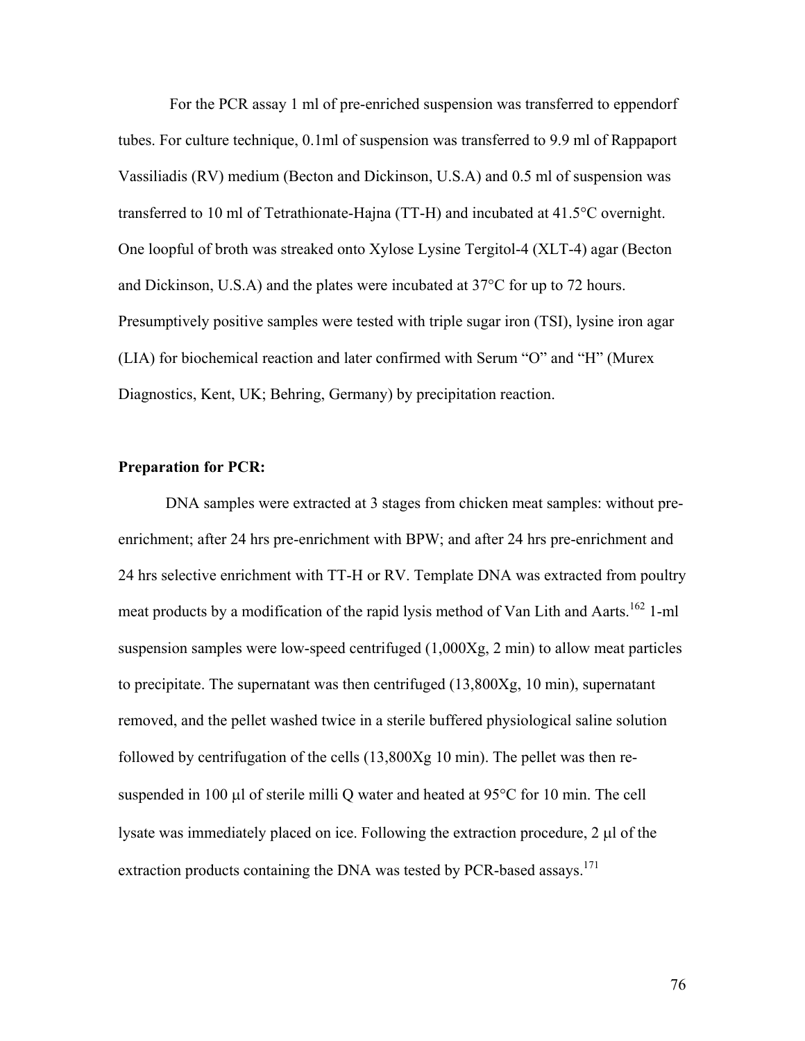For the PCR assay 1 ml of pre-enriched suspension was transferred to eppendorf tubes. For culture technique, 0.1ml of suspension was transferred to 9.9 ml of Rappaport Vassiliadis (RV) medium (Becton and Dickinson, U.S.A) and 0.5 ml of suspension was transferred to 10 ml of Tetrathionate-Hajna (TT-H) and incubated at 41.5°C overnight. One loopful of broth was streaked onto Xylose Lysine Tergitol-4 (XLT-4) agar (Becton and Dickinson, U.S.A) and the plates were incubated at 37°C for up to 72 hours. Presumptively positive samples were tested with triple sugar iron (TSI), lysine iron agar (LIA) for biochemical reaction and later confirmed with Serum "O" and "H" (Murex Diagnostics, Kent, UK; Behring, Germany) by precipitation reaction.

**Preparation for PCR:**

DNA samples were extracted at 3 stages from chicken meat samples: without pre-enrichment; after 24 hrs pre-enrichment with BPW; and after 24 hrs pre-enrichment and 24 hrs selective enrichment with TT-H or RV. Template DNA was extracted from poultry meat products by a modification of the rapid lysis method of Van Lith and Aarts.[162] 1-ml suspension samples were low-speed centrifuged (1,000Xg, 2 min) to allow meat particles to precipitate. The supernatant was then centrifuged (13,800Xg, 10 min), supernatant removed, and the pellet washed twice in a sterile buffered physiological saline solution followed by centrifugation of the cells (13,800Xg 10 min). The pellet was then re-suspended in 100 μl of sterile milli Q water and heated at 95°C for 10 min. The cell lysate was immediately placed on ice. Following the extraction procedure, 2 μl of the extraction products containing the DNA was tested by PCR-based assays.[171]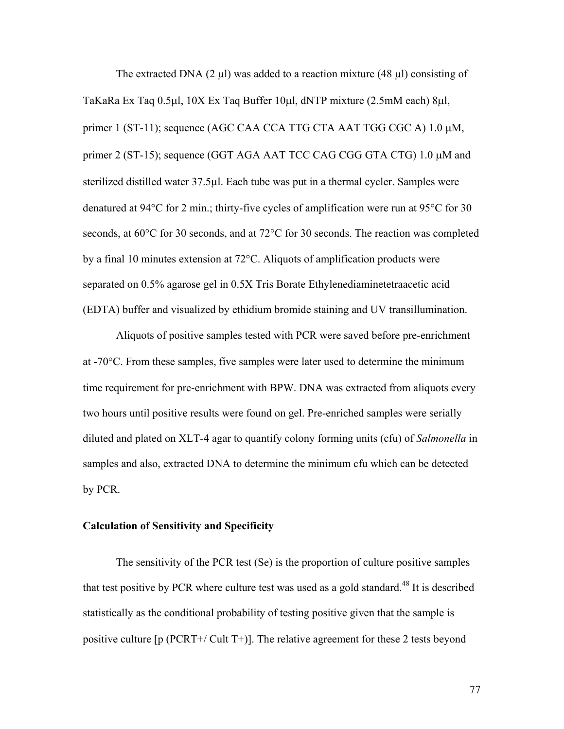The extracted DNA (2 μl) was added to a reaction mixture (48 μl) consisting of TaKaRa Ex Taq 0.5μl, 10X Ex Taq Buffer 10μl, dNTP mixture (2.5mM each) 8μl, primer 1 (ST-11); sequence (AGC CAA CCA TTG CTA AAT TGG CGC A) 1.0 μM, primer 2 (ST-15); sequence (GGT AGA AAT TCC CAG CGG GTA CTG) 1.0 μM and sterilized distilled water 37.5μl. Each tube was put in a thermal cycler. Samples were denatured at 94°C for 2 min.; thirty-five cycles of amplification were run at 95°C for 30 seconds, at 60°C for 30 seconds, and at 72°C for 30 seconds. The reaction was completed by a final 10 minutes extension at 72°C. Aliquots of amplification products were separated on 0.5% agarose gel in 0.5X Tris Borate Ethylenediaminetetraacetic acid (EDTA) buffer and visualized by ethidium bromide staining and UV transillumination.

Aliquots of positive samples tested with PCR were saved before pre-enrichment at -70°C. From these samples, five samples were later used to determine the minimum time requirement for pre-enrichment with BPW. DNA was extracted from aliquots every two hours until positive results were found on gel. Pre-enriched samples were serially diluted and plated on XLT-4 agar to quantify colony forming units (cfu) of *Salmonella* in samples and also, extracted DNA to determine the minimum cfu which can be detected by PCR.

**Calculation of Sensitivity and Specificity**

The sensitivity of the PCR test (Se) is the proportion of culture positive samples that test positive by PCR where culture test was used as a gold standard.[48] It is described statistically as the conditional probability of testing positive given that the sample is positive culture [p (PCRT+/ Cult T+)]. The relative agreement for these 2 tests beyond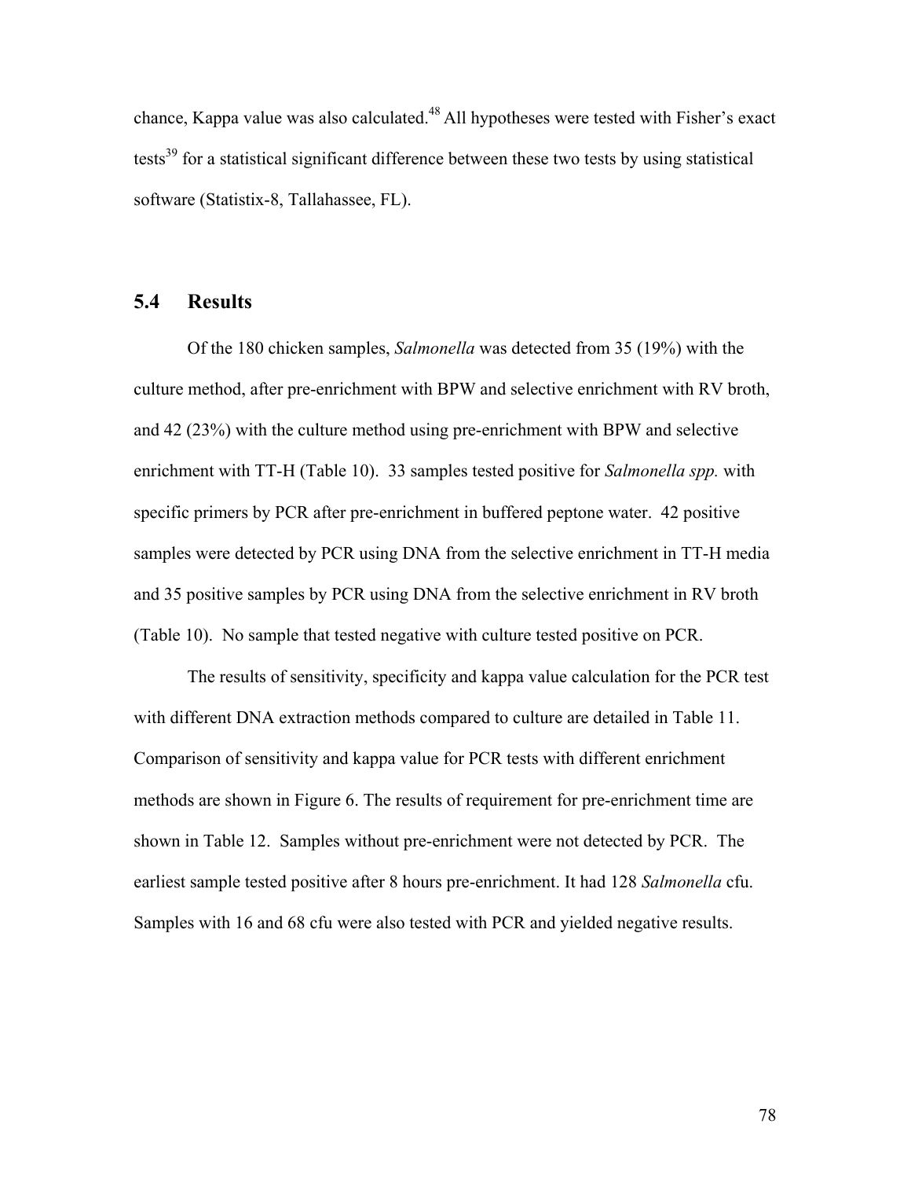chance, Kappa value was also calculated.[48] All hypotheses were tested with Fisher's exact tests[39] for a statistical significant difference between these two tests by using statistical software (Statistix-8, Tallahassee, FL).

## 5.4 Results

Of the 180 chicken samples, *Salmonella* was detected from 35 (19%) with the culture method, after pre-enrichment with BPW and selective enrichment with RV broth, and 42 (23%) with the culture method using pre-enrichment with BPW and selective enrichment with TT-H (Table 10). 33 samples tested positive for *Salmonella spp.* with specific primers by PCR after pre-enrichment in buffered peptone water. 42 positive samples were detected by PCR using DNA from the selective enrichment in TT-H media and 35 positive samples by PCR using DNA from the selective enrichment in RV broth (Table 10). No sample that tested negative with culture tested positive on PCR.

The results of sensitivity, specificity and kappa value calculation for the PCR test with different DNA extraction methods compared to culture are detailed in Table 11. Comparison of sensitivity and kappa value for PCR tests with different enrichment methods are shown in Figure 6. The results of requirement for pre-enrichment time are shown in Table 12. Samples without pre-enrichment were not detected by PCR. The earliest sample tested positive after 8 hours pre-enrichment. It had 128 *Salmonella* cfu. Samples with 16 and 68 cfu were also tested with PCR and yielded negative results.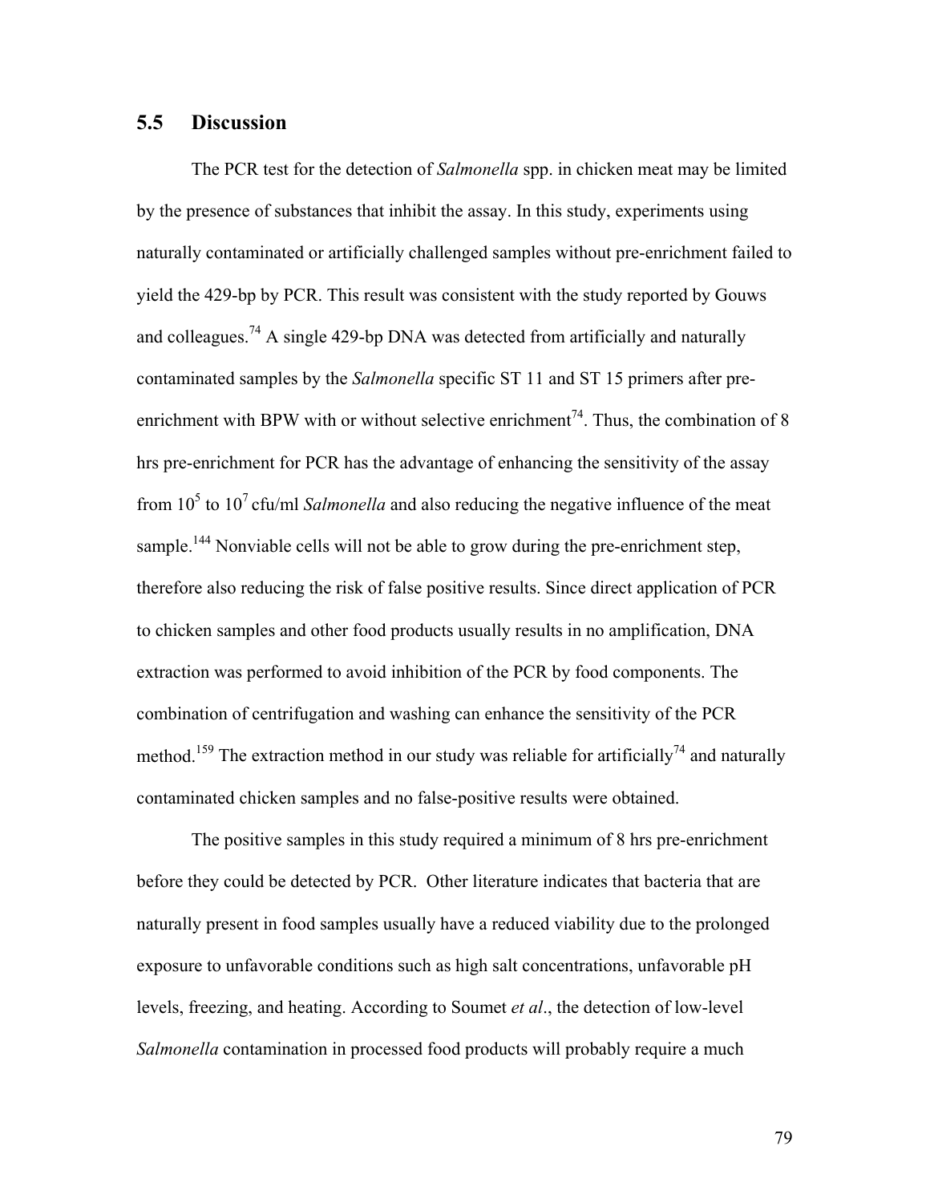## 5.5 Discussion

The PCR test for the detection of *Salmonella* spp. in chicken meat may be limited by the presence of substances that inhibit the assay. In this study, experiments using naturally contaminated or artificially challenged samples without pre-enrichment failed to yield the 429-bp by PCR. This result was consistent with the study reported by Gouws and colleagues.[74] A single 429-bp DNA was detected from artificially and naturally contaminated samples by the *Salmonella* specific ST 11 and ST 15 primers after pre-enrichment with BPW with or without selective enrichment[74]. Thus, the combination of 8 hrs pre-enrichment for PCR has the advantage of enhancing the sensitivity of the assay from $10^5$ to $10^7$ cfu/ml *Salmonella* and also reducing the negative influence of the meat sample.[144] Nonviable cells will not be able to grow during the pre-enrichment step, therefore also reducing the risk of false positive results. Since direct application of PCR to chicken samples and other food products usually results in no amplification, DNA extraction was performed to avoid inhibition of the PCR by food components. The combination of centrifugation and washing can enhance the sensitivity of the PCR method.[159] The extraction method in our study was reliable for artificially[74] and naturally contaminated chicken samples and no false-positive results were obtained.

The positive samples in this study required a minimum of 8 hrs pre-enrichment before they could be detected by PCR. Other literature indicates that bacteria that are naturally present in food samples usually have a reduced viability due to the prolonged exposure to unfavorable conditions such as high salt concentrations, unfavorable pH levels, freezing, and heating. According to Soumet *et al*., the detection of low-level *Salmonella* contamination in processed food products will probably require a much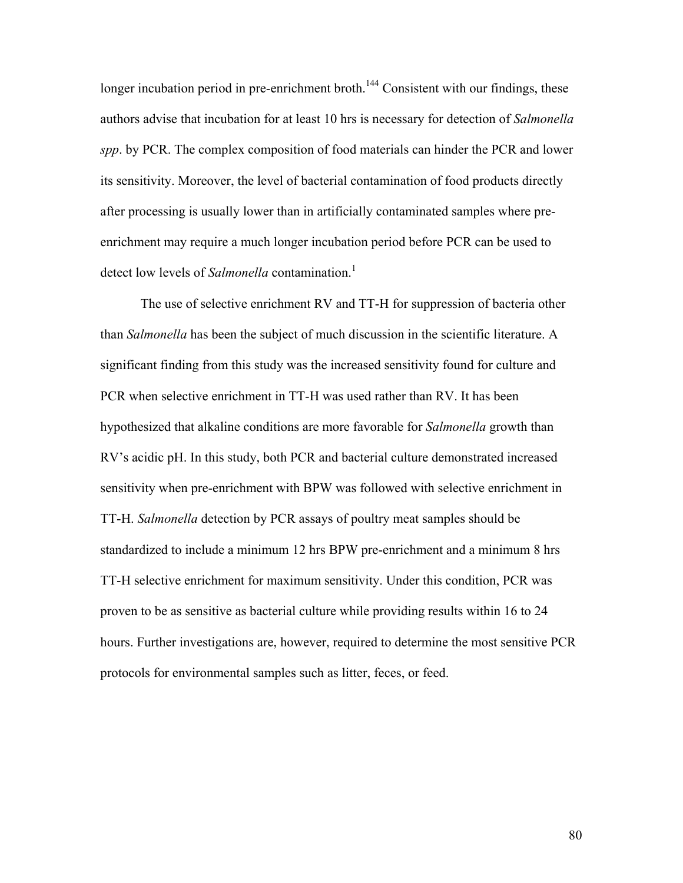longer incubation period in pre-enrichment broth.[144] Consistent with our findings, these authors advise that incubation for at least 10 hrs is necessary for detection of *Salmonella spp*. by PCR. The complex composition of food materials can hinder the PCR and lower its sensitivity. Moreover, the level of bacterial contamination of food products directly after processing is usually lower than in artificially contaminated samples where pre-enrichment may require a much longer incubation period before PCR can be used to detect low levels of *Salmonella* contamination.[1]

The use of selective enrichment RV and TT-H for suppression of bacteria other than *Salmonella* has been the subject of much discussion in the scientific literature. A significant finding from this study was the increased sensitivity found for culture and PCR when selective enrichment in TT-H was used rather than RV. It has been hypothesized that alkaline conditions are more favorable for *Salmonella* growth than RV's acidic pH. In this study, both PCR and bacterial culture demonstrated increased sensitivity when pre-enrichment with BPW was followed with selective enrichment in TT-H. *Salmonella* detection by PCR assays of poultry meat samples should be standardized to include a minimum 12 hrs BPW pre-enrichment and a minimum 8 hrs TT-H selective enrichment for maximum sensitivity. Under this condition, PCR was proven to be as sensitive as bacterial culture while providing results within 16 to 24 hours. Further investigations are, however, required to determine the most sensitive PCR protocols for environmental samples such as litter, feces, or feed.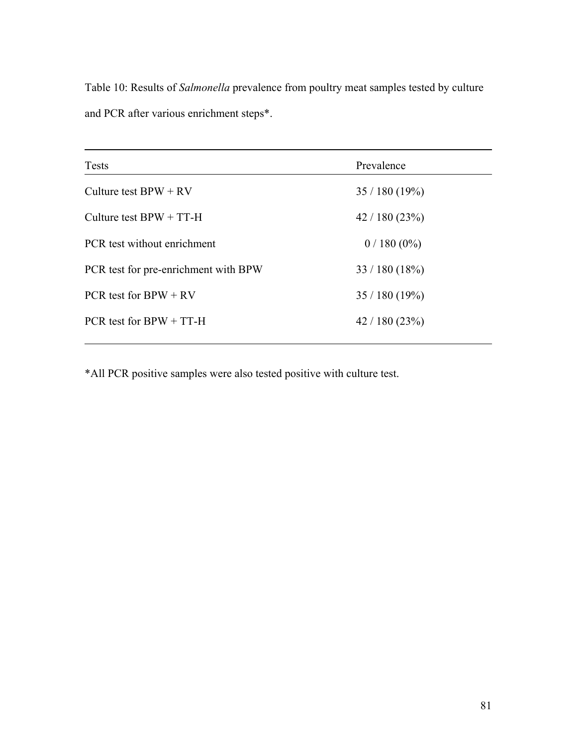Table 10: Results of *Salmonella* prevalence from poultry meat samples tested by culture and PCR after various enrichment steps*.

| Tests | Prevalence |
|---|---|
| Culture test BPW + RV | 35 / 180 (19%) |
| Culture test BPW + TT-H | 42 / 180 (23%) |
| PCR test without enrichment | 0 / 180 (0%) |
| PCR test for pre-enrichment with BPW | 33 / 180 (18%) |
| PCR test for BPW + RV | 35 / 180 (19%) |
| PCR test for BPW + TT-H | 42 / 180 (23%) |

*All PCR positive samples were also tested positive with culture test.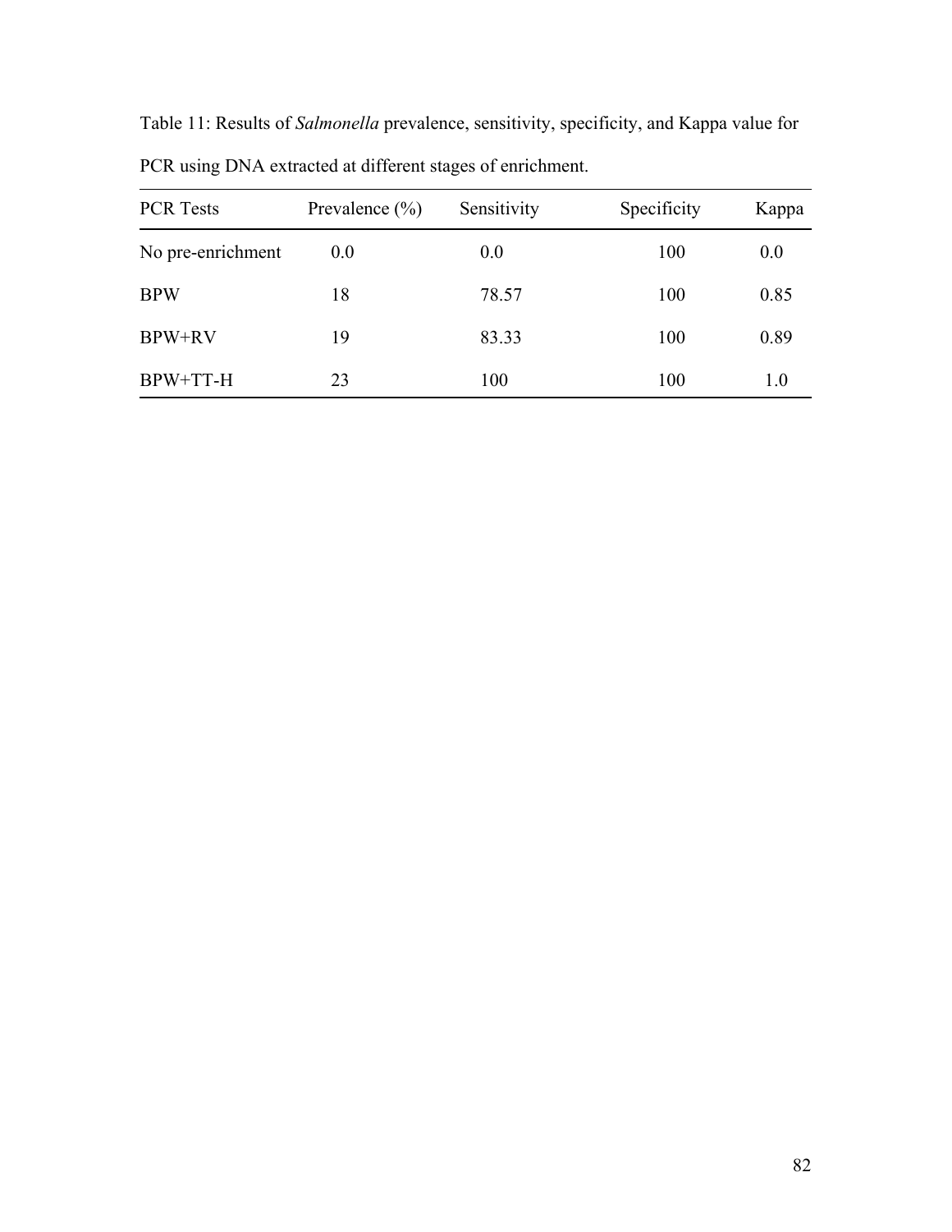Table 11: Results of *Salmonella* prevalence, sensitivity, specificity, and Kappa value for PCR using DNA extracted at different stages of enrichment.

| PCR Tests | Prevalence (%) | Sensitivity | Specificity | Kappa |
|---|---|---|---|---|
| No pre-enrichment | 0.0 | 0.0 | 100 | 0.0 |
| BPW | 18 | 78.57 | 100 | 0.85 |
| BPW+RV | 19 | 83.33 | 100 | 0.89 |
| BPW+TT-H | 23 | 100 | 100 | 1.0 |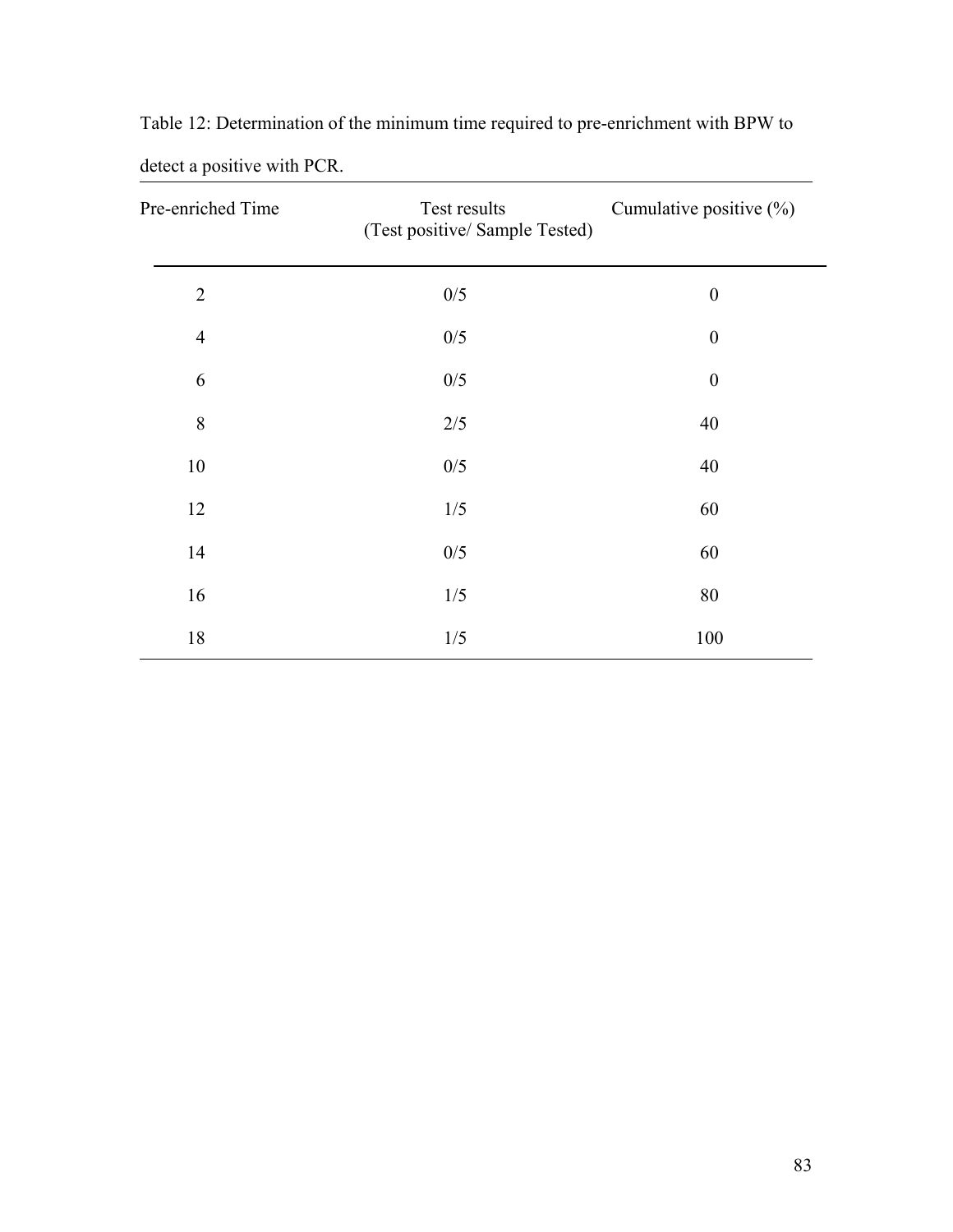Table 12: Determination of the minimum time required to pre-enrichment with BPW to detect a positive with PCR.

| Pre-enriched Time | Test results (Test positive/ Sample Tested) | Cumulative positive (%) |
|---|---|---|
| 2 | 0/5 | 0 |
| 4 | 0/5 | 0 |
| 6 | 0/5 | 0 |
| 8 | 2/5 | 40 |
| 10 | 0/5 | 40 |
| 12 | 1/5 | 60 |
| 14 | 0/5 | 60 |
| 16 | 1/5 | 80 |
| 18 | 1/5 | 100 |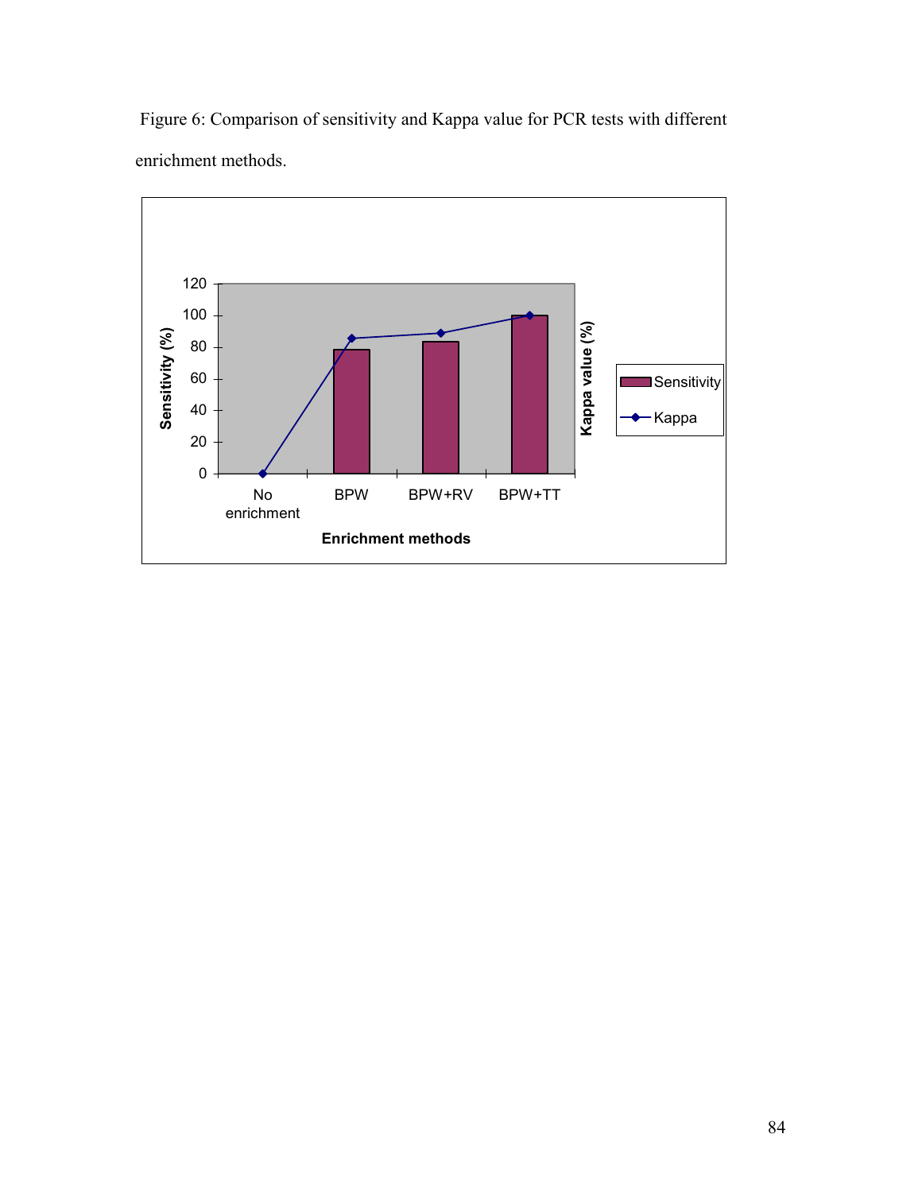Figure 6: Comparison of sensitivity and Kappa value for PCR tests with different enrichment methods.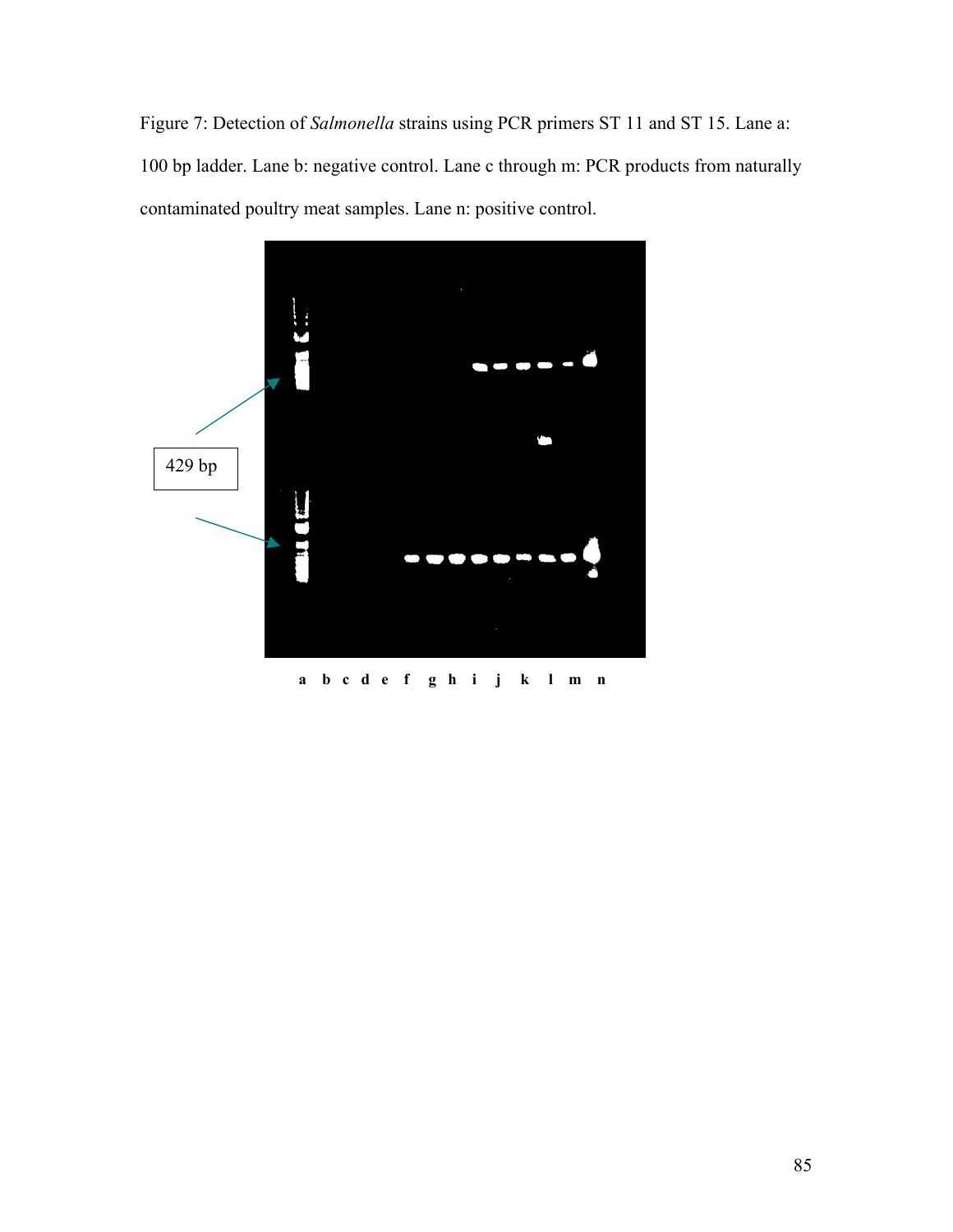Figure 7: Detection of *Salmonella* strains using PCR primers ST 11 and ST 15. Lane a: 100 bp ladder. Lane b: negative control. Lane c through m: PCR products from naturally contaminated poultry meat samples. Lane n: positive control.

429 bp

a b c d e f g h i j k l m n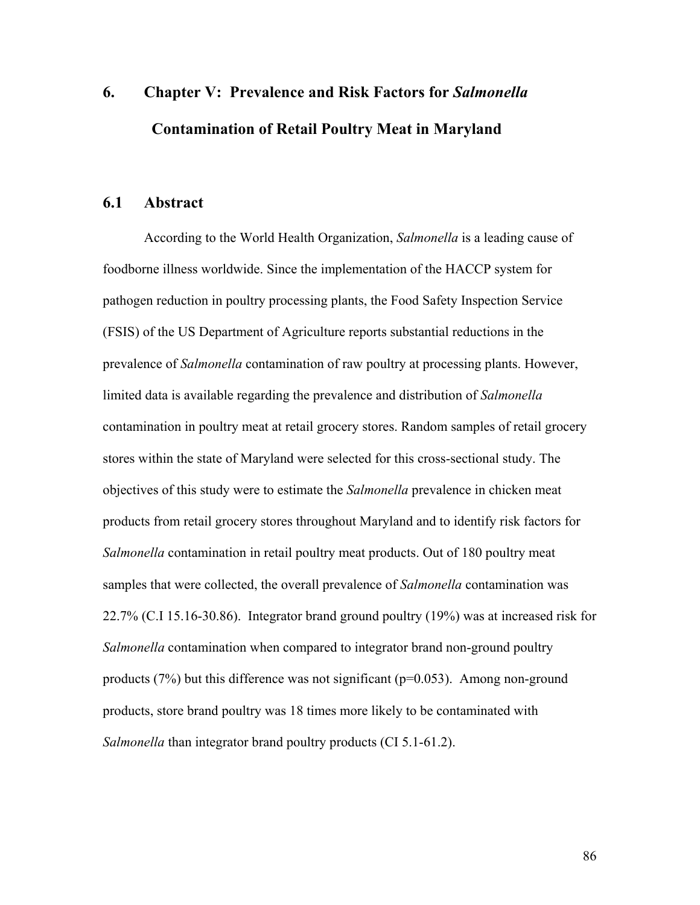# 6. Chapter V: Prevalence and Risk Factors for *Salmonella* Contamination of Retail Poultry Meat in Maryland

## 6.1 Abstract

According to the World Health Organization, *Salmonella* is a leading cause of foodborne illness worldwide. Since the implementation of the HACCP system for pathogen reduction in poultry processing plants, the Food Safety Inspection Service (FSIS) of the US Department of Agriculture reports substantial reductions in the prevalence of *Salmonella* contamination of raw poultry at processing plants. However, limited data is available regarding the prevalence and distribution of *Salmonella* contamination in poultry meat at retail grocery stores. Random samples of retail grocery stores within the state of Maryland were selected for this cross-sectional study. The objectives of this study were to estimate the *Salmonella* prevalence in chicken meat products from retail grocery stores throughout Maryland and to identify risk factors for *Salmonella* contamination in retail poultry meat products. Out of 180 poultry meat samples that were collected, the overall prevalence of *Salmonella* contamination was 22.7% (C.I 15.16-30.86). Integrator brand ground poultry (19%) was at increased risk for *Salmonella* contamination when compared to integrator brand non-ground poultry products (7%) but this difference was not significant ($p=0.053$). Among non-ground products, store brand poultry was 18 times more likely to be contaminated with *Salmonella* than integrator brand poultry products (CI 5.1-61.2).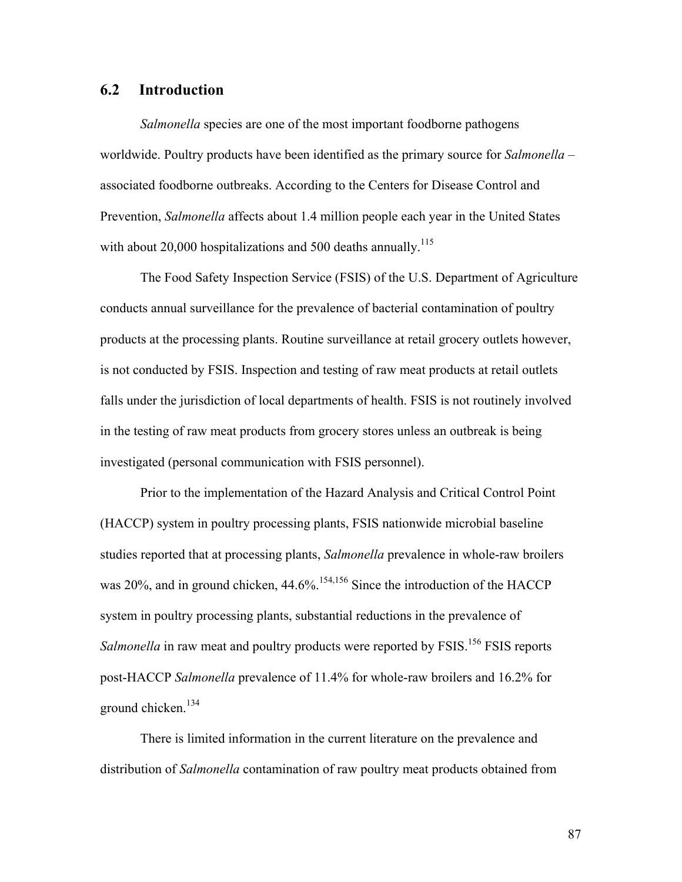## 6.2 Introduction

*Salmonella* species are one of the most important foodborne pathogens worldwide. Poultry products have been identified as the primary source for *Salmonella* – associated foodborne outbreaks. According to the Centers for Disease Control and Prevention, *Salmonella* affects about 1.4 million people each year in the United States with about 20,000 hospitalizations and 500 deaths annually.[115]

The Food Safety Inspection Service (FSIS) of the U.S. Department of Agriculture conducts annual surveillance for the prevalence of bacterial contamination of poultry products at the processing plants. Routine surveillance at retail grocery outlets however, is not conducted by FSIS. Inspection and testing of raw meat products at retail outlets falls under the jurisdiction of local departments of health. FSIS is not routinely involved in the testing of raw meat products from grocery stores unless an outbreak is being investigated (personal communication with FSIS personnel).

Prior to the implementation of the Hazard Analysis and Critical Control Point (HACCP) system in poultry processing plants, FSIS nationwide microbial baseline studies reported that at processing plants, *Salmonella* prevalence in whole-raw broilers was 20%, and in ground chicken, 44.6%.[154,156] Since the introduction of the HACCP system in poultry processing plants, substantial reductions in the prevalence of *Salmonella* in raw meat and poultry products were reported by FSIS.[156] FSIS reports post-HACCP *Salmonella* prevalence of 11.4% for whole-raw broilers and 16.2% for ground chicken.[134]

There is limited information in the current literature on the prevalence and distribution of *Salmonella* contamination of raw poultry meat products obtained from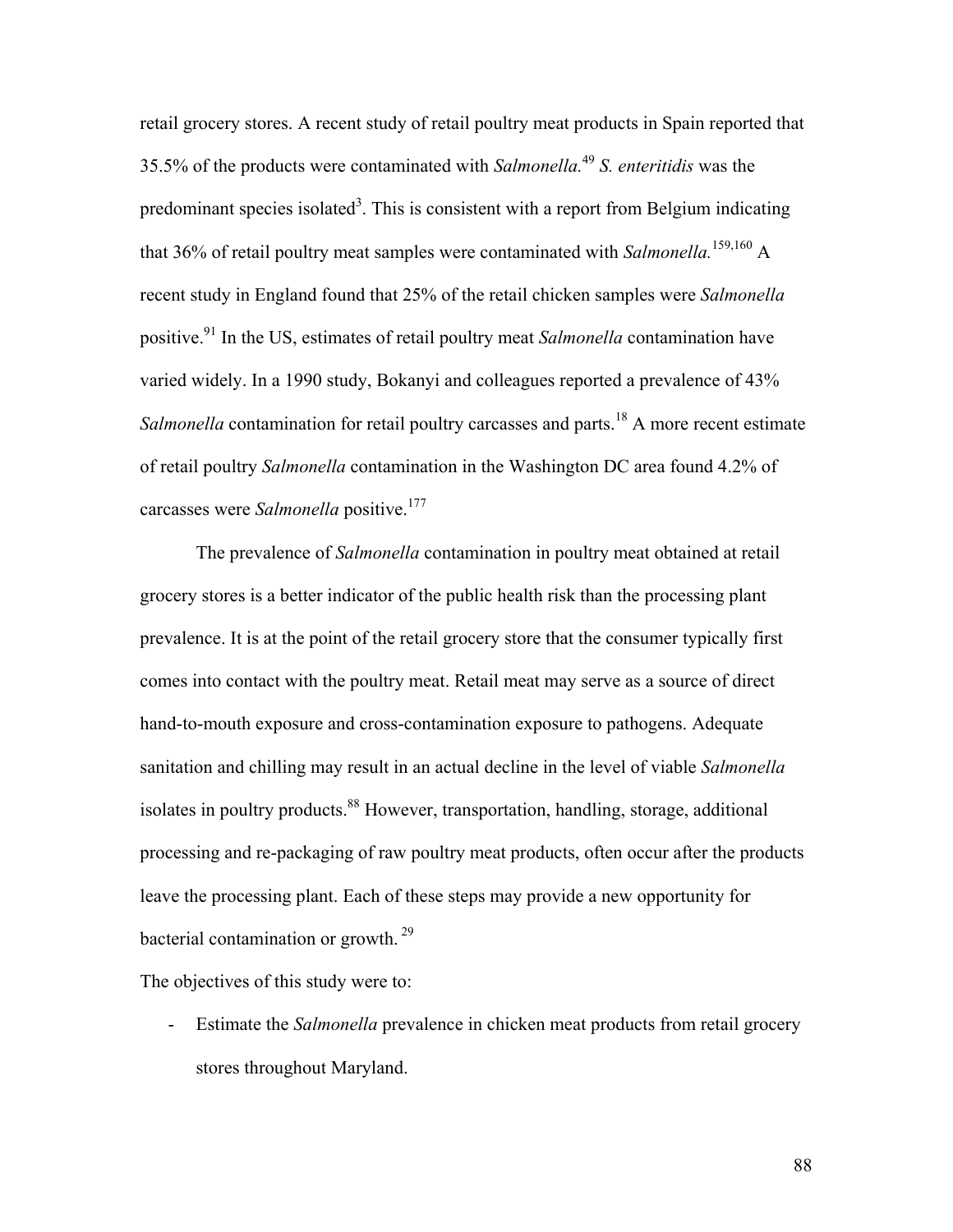retail grocery stores. A recent study of retail poultry meat products in Spain reported that 35.5% of the products were contaminated with *Salmonella.*[49] *S. enteritidis* was the predominant species isolated[3]. This is consistent with a report from Belgium indicating that 36% of retail poultry meat samples were contaminated with *Salmonella.*[159,160] A recent study in England found that 25% of the retail chicken samples were *Salmonella* positive.[91] In the US, estimates of retail poultry meat *Salmonella* contamination have varied widely. In a 1990 study, Bokanyi and colleagues reported a prevalence of 43% *Salmonella* contamination for retail poultry carcasses and parts.[18] A more recent estimate of retail poultry *Salmonella* contamination in the Washington DC area found 4.2% of carcasses were *Salmonella* positive.[177]

The prevalence of *Salmonella* contamination in poultry meat obtained at retail grocery stores is a better indicator of the public health risk than the processing plant prevalence. It is at the point of the retail grocery store that the consumer typically first comes into contact with the poultry meat. Retail meat may serve as a source of direct hand-to-mouth exposure and cross-contamination exposure to pathogens. Adequate sanitation and chilling may result in an actual decline in the level of viable *Salmonella* isolates in poultry products.[88] However, transportation, handling, storage, additional processing and re-packaging of raw poultry meat products, often occur after the products leave the processing plant. Each of these steps may provide a new opportunity for bacterial contamination or growth.[29]

The objectives of this study were to:

- Estimate the *Salmonella* prevalence in chicken meat products from retail grocery stores throughout Maryland.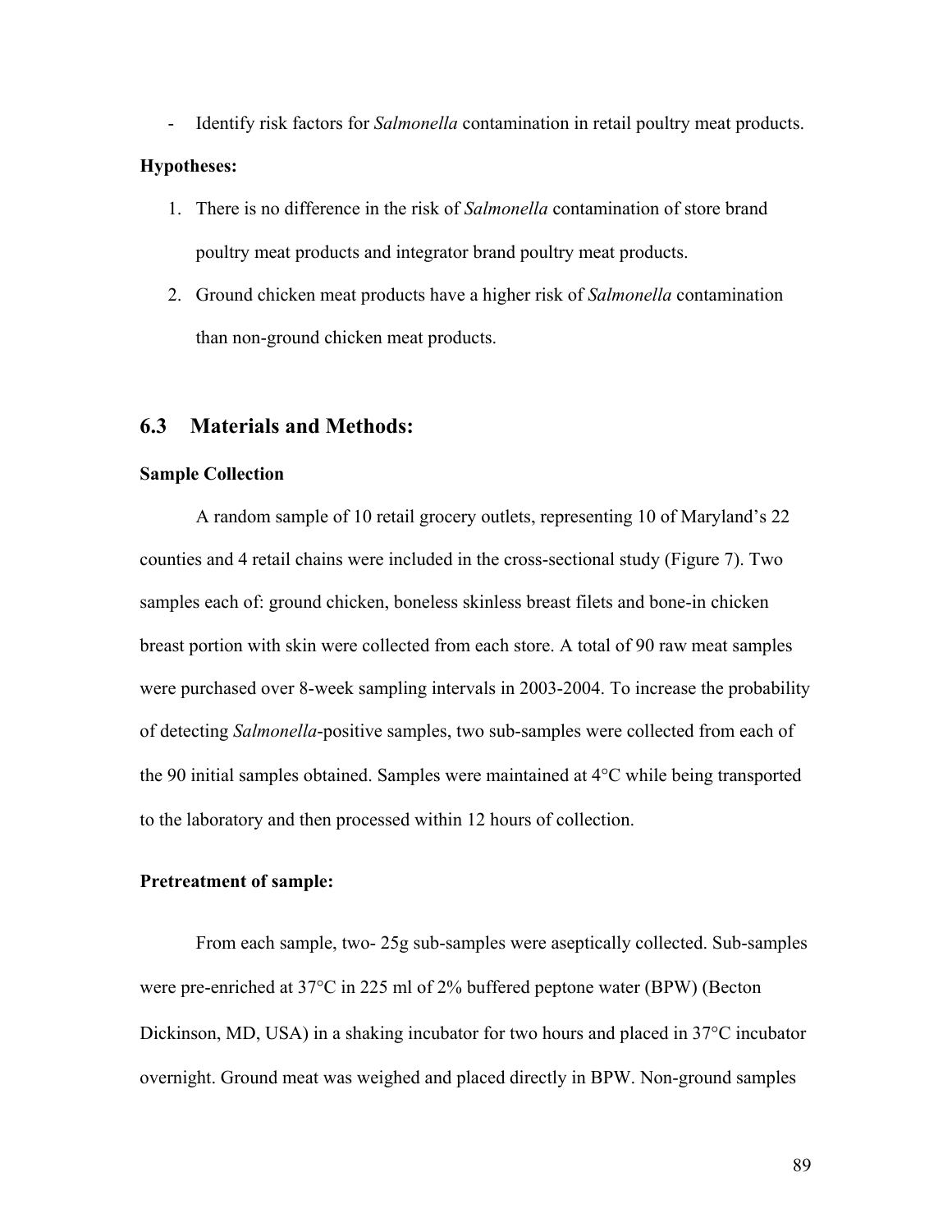- Identify risk factors for *Salmonella* contamination in retail poultry meat products.

**Hypotheses:**

1. There is no difference in the risk of *Salmonella* contamination of store brand poultry meat products and integrator brand poultry meat products.
2. Ground chicken meat products have a higher risk of *Salmonella* contamination than non-ground chicken meat products.

## 6.3 Materials and Methods:

**Sample Collection**

A random sample of 10 retail grocery outlets, representing 10 of Maryland's 22 counties and 4 retail chains were included in the cross-sectional study (Figure 7). Two samples each of: ground chicken, boneless skinless breast filets and bone-in chicken breast portion with skin were collected from each store. A total of 90 raw meat samples were purchased over 8-week sampling intervals in 2003-2004. To increase the probability of detecting *Salmonella*-positive samples, two sub-samples were collected from each of the 90 initial samples obtained. Samples were maintained at 4°C while being transported to the laboratory and then processed within 12 hours of collection.

**Pretreatment of sample:**

From each sample, two- 25g sub-samples were aseptically collected. Sub-samples were pre-enriched at 37°C in 225 ml of 2% buffered peptone water (BPW) (Becton Dickinson, MD, USA) in a shaking incubator for two hours and placed in 37°C incubator overnight. Ground meat was weighed and placed directly in BPW. Non-ground samples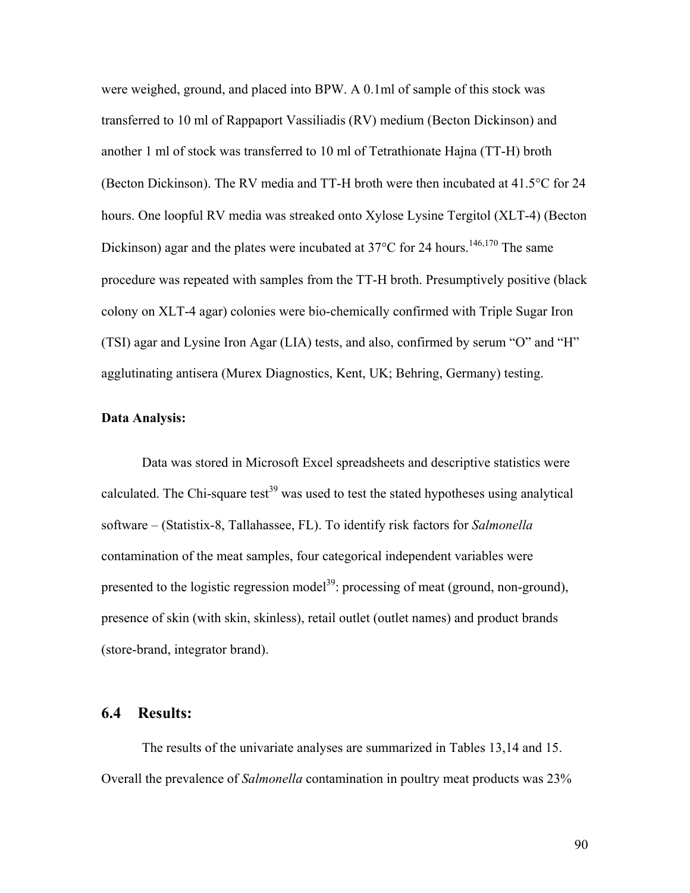were weighed, ground, and placed into BPW. A 0.1ml of sample of this stock was transferred to 10 ml of Rappaport Vassiliadis (RV) medium (Becton Dickinson) and another 1 ml of stock was transferred to 10 ml of Tetrathionate Hajna (TT-H) broth (Becton Dickinson). The RV media and TT-H broth were then incubated at 41.5°C for 24 hours. One loopful RV media was streaked onto Xylose Lysine Tergitol (XLT-4) (Becton Dickinson) agar and the plates were incubated at 37°C for 24 hours.[146,170] The same procedure was repeated with samples from the TT-H broth. Presumptively positive (black colony on XLT-4 agar) colonies were bio-chemically confirmed with Triple Sugar Iron (TSI) agar and Lysine Iron Agar (LIA) tests, and also, confirmed by serum "O" and "H" agglutinating antisera (Murex Diagnostics, Kent, UK; Behring, Germany) testing.

**Data Analysis:**

Data was stored in Microsoft Excel spreadsheets and descriptive statistics were calculated. The Chi-square test[39] was used to test the stated hypotheses using analytical software – (Statistix-8, Tallahassee, FL). To identify risk factors for *Salmonella* contamination of the meat samples, four categorical independent variables were presented to the logistic regression model[39]: processing of meat (ground, non-ground), presence of skin (with skin, skinless), retail outlet (outlet names) and product brands (store-brand, integrator brand).

## 6.4 Results:

The results of the univariate analyses are summarized in Tables 13,14 and 15. Overall the prevalence of *Salmonella* contamination in poultry meat products was 23%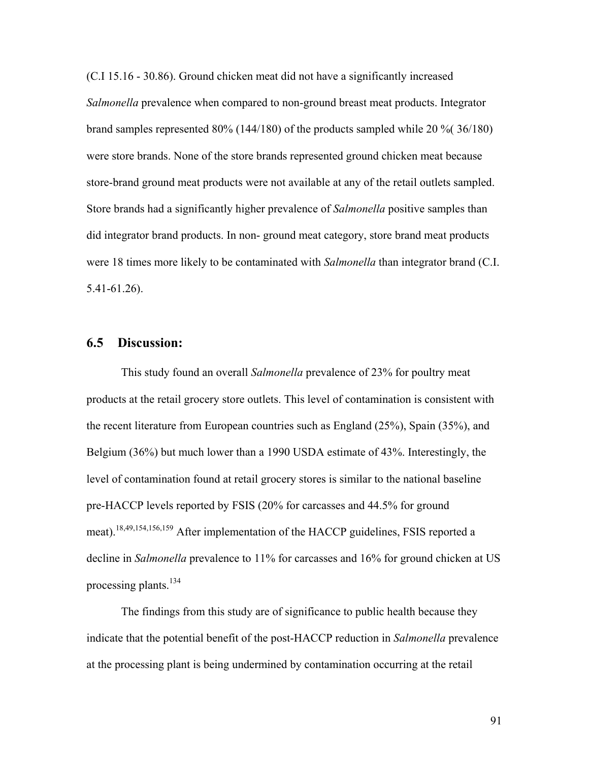(C.I 15.16 - 30.86). Ground chicken meat did not have a significantly increased *Salmonella* prevalence when compared to non-ground breast meat products. Integrator brand samples represented 80% (144/180) of the products sampled while 20 %( 36/180) were store brands. None of the store brands represented ground chicken meat because store-brand ground meat products were not available at any of the retail outlets sampled. Store brands had a significantly higher prevalence of *Salmonella* positive samples than did integrator brand products. In non- ground meat category, store brand meat products were 18 times more likely to be contaminated with *Salmonella* than integrator brand (C.I. 5.41-61.26).

## 6.5 Discussion:

This study found an overall *Salmonella* prevalence of 23% for poultry meat products at the retail grocery store outlets. This level of contamination is consistent with the recent literature from European countries such as England (25%), Spain (35%), and Belgium (36%) but much lower than a 1990 USDA estimate of 43%. Interestingly, the level of contamination found at retail grocery stores is similar to the national baseline pre-HACCP levels reported by FSIS (20% for carcasses and 44.5% for ground meat).[18,49,154,156,159] After implementation of the HACCP guidelines, FSIS reported a decline in *Salmonella* prevalence to 11% for carcasses and 16% for ground chicken at US processing plants.[134]

The findings from this study are of significance to public health because they indicate that the potential benefit of the post-HACCP reduction in *Salmonella* prevalence at the processing plant is being undermined by contamination occurring at the retail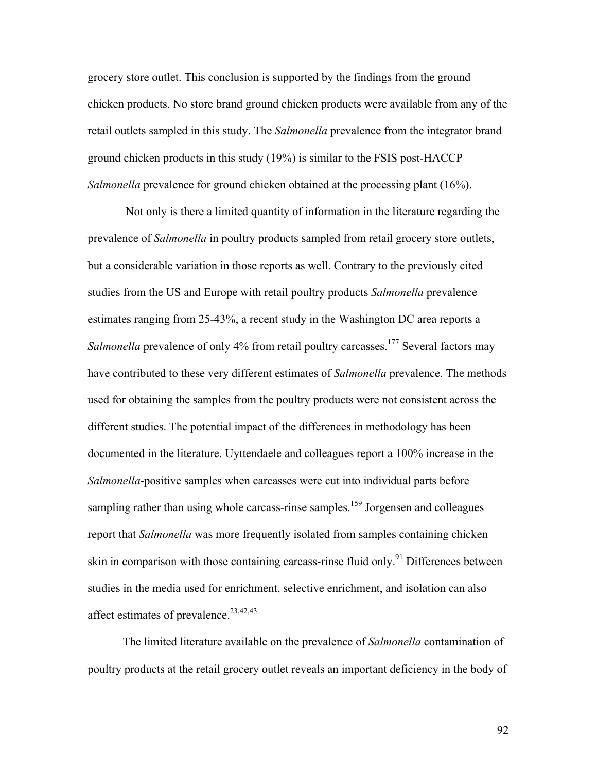grocery store outlet. This conclusion is supported by the findings from the ground chicken products. No store brand ground chicken products were available from any of the retail outlets sampled in this study. The *Salmonella* prevalence from the integrator brand ground chicken products in this study (19%) is similar to the FSIS post-HACCP *Salmonella* prevalence for ground chicken obtained at the processing plant (16%).

Not only is there a limited quantity of information in the literature regarding the prevalence of *Salmonella* in poultry products sampled from retail grocery store outlets, but a considerable variation in those reports as well. Contrary to the previously cited studies from the US and Europe with retail poultry products *Salmonella* prevalence estimates ranging from 25-43%, a recent study in the Washington DC area reports a *Salmonella* prevalence of only 4% from retail poultry carcasses.[177] Several factors may have contributed to these very different estimates of *Salmonella* prevalence. The methods used for obtaining the samples from the poultry products were not consistent across the different studies. The potential impact of the differences in methodology has been documented in the literature. Uyttendaele and colleagues report a 100% increase in the *Salmonella*-positive samples when carcasses were cut into individual parts before sampling rather than using whole carcass-rinse samples.[159] Jorgensen and colleagues report that *Salmonella* was more frequently isolated from samples containing chicken skin in comparison with those containing carcass-rinse fluid only.[91] Differences between studies in the media used for enrichment, selective enrichment, and isolation can also affect estimates of prevalence.[23,42,43]

The limited literature available on the prevalence of *Salmonella* contamination of poultry products at the retail grocery outlet reveals an important deficiency in the body of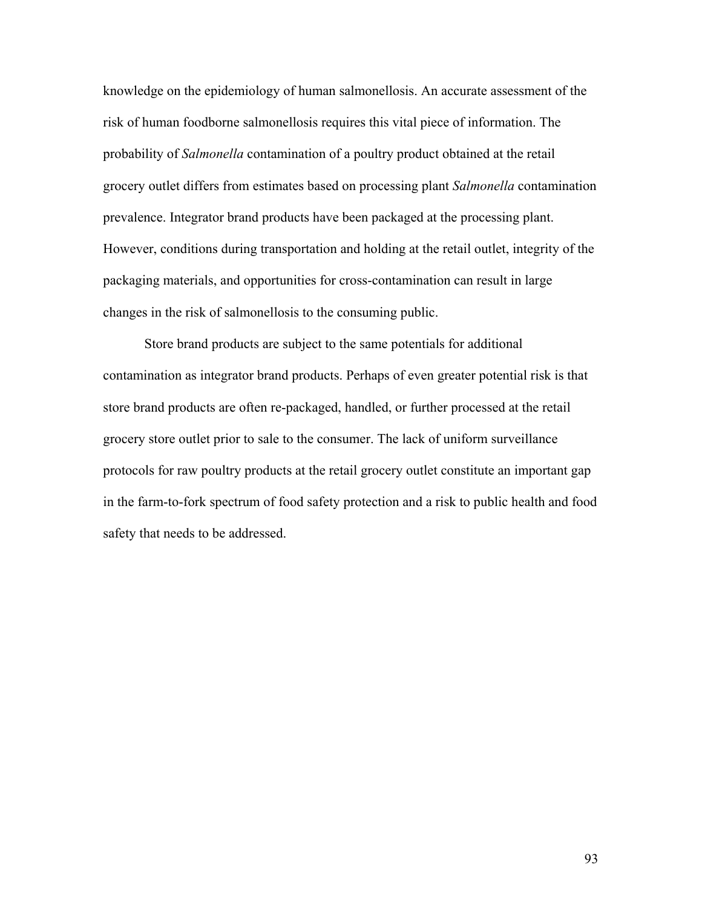knowledge on the epidemiology of human salmonellosis. An accurate assessment of the risk of human foodborne salmonellosis requires this vital piece of information. The probability of *Salmonella* contamination of a poultry product obtained at the retail grocery outlet differs from estimates based on processing plant *Salmonella* contamination prevalence. Integrator brand products have been packaged at the processing plant. However, conditions during transportation and holding at the retail outlet, integrity of the packaging materials, and opportunities for cross-contamination can result in large changes in the risk of salmonellosis to the consuming public.

Store brand products are subject to the same potentials for additional contamination as integrator brand products. Perhaps of even greater potential risk is that store brand products are often re-packaged, handled, or further processed at the retail grocery store outlet prior to sale to the consumer. The lack of uniform surveillance protocols for raw poultry products at the retail grocery outlet constitute an important gap in the farm-to-fork spectrum of food safety protection and a risk to public health and food safety that needs to be addressed.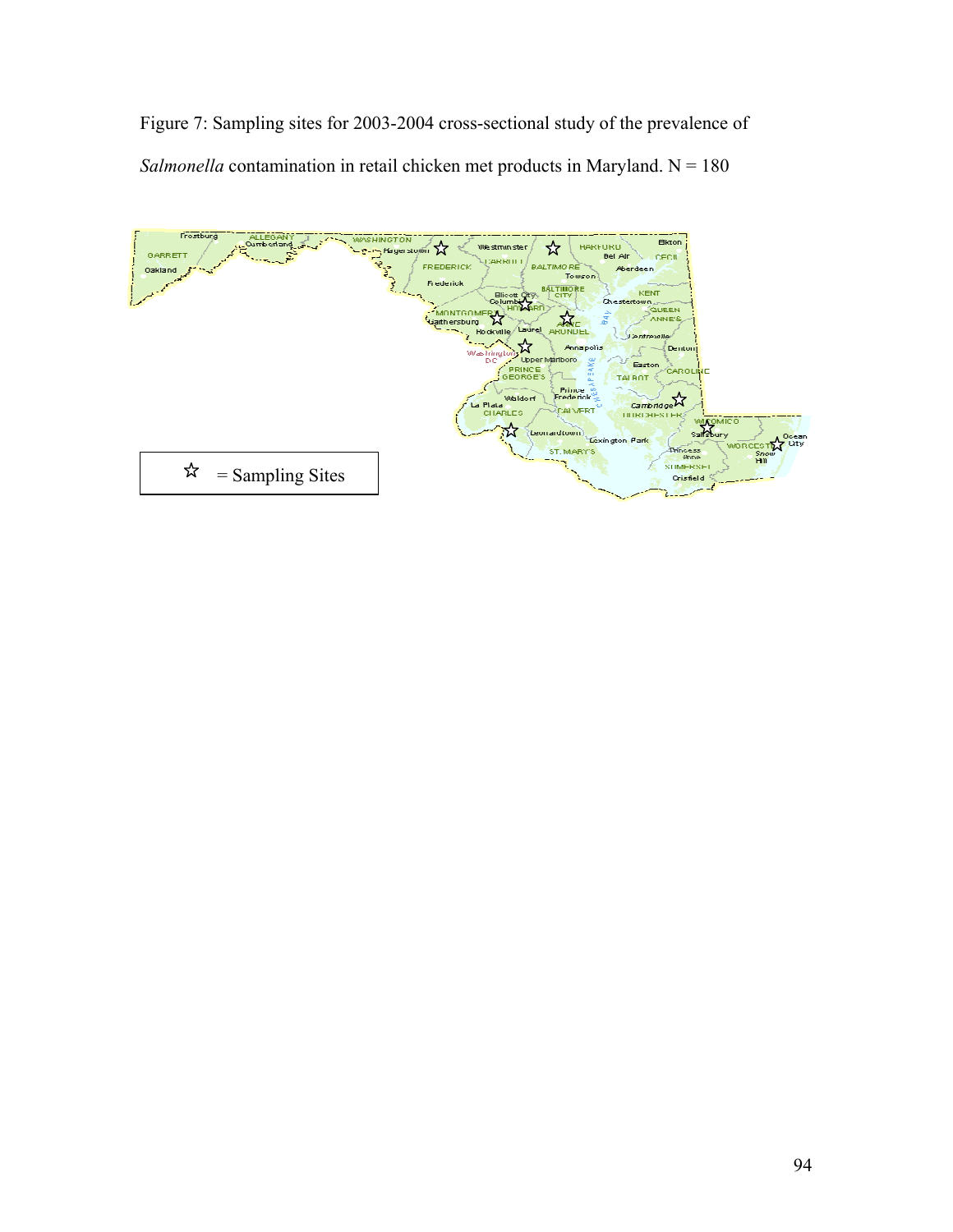Figure 7: Sampling sites for 2003-2004 cross-sectional study of the prevalence of *Salmonella* contamination in retail chicken met products in Maryland. N = 180

☆ = Sampling Sites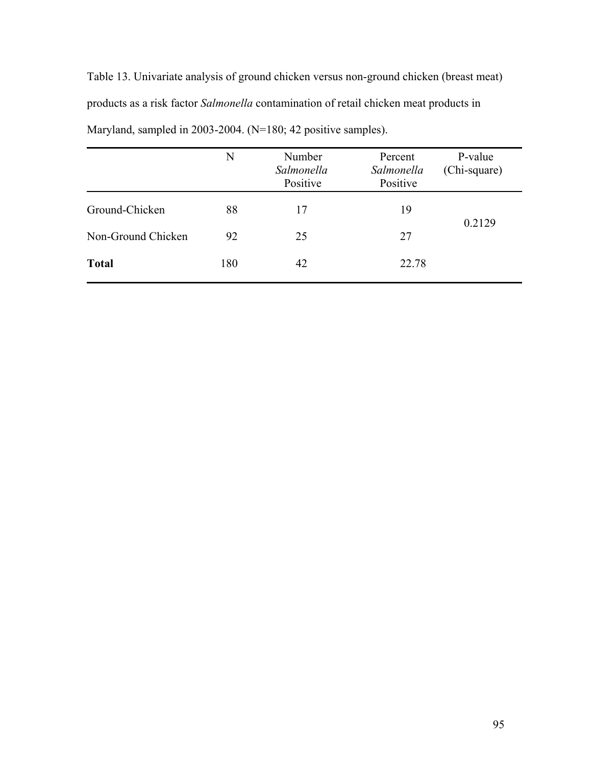Table 13. Univariate analysis of ground chicken versus non-ground chicken (breast meat) products as a risk factor *Salmonella* contamination of retail chicken meat products in Maryland, sampled in 2003-2004. (N=180; 42 positive samples).

| | N | Number *Salmonella* Positive | Percent *Salmonella* Positive | P-value (Chi-square) |
|---|---|---|---|---|
| Ground-Chicken | 88 | 17 | 19 | 0.2129 |
| Non-Ground Chicken | 92 | 25 | 27 | |
| **Total** | 180 | 42 | 22.78 | |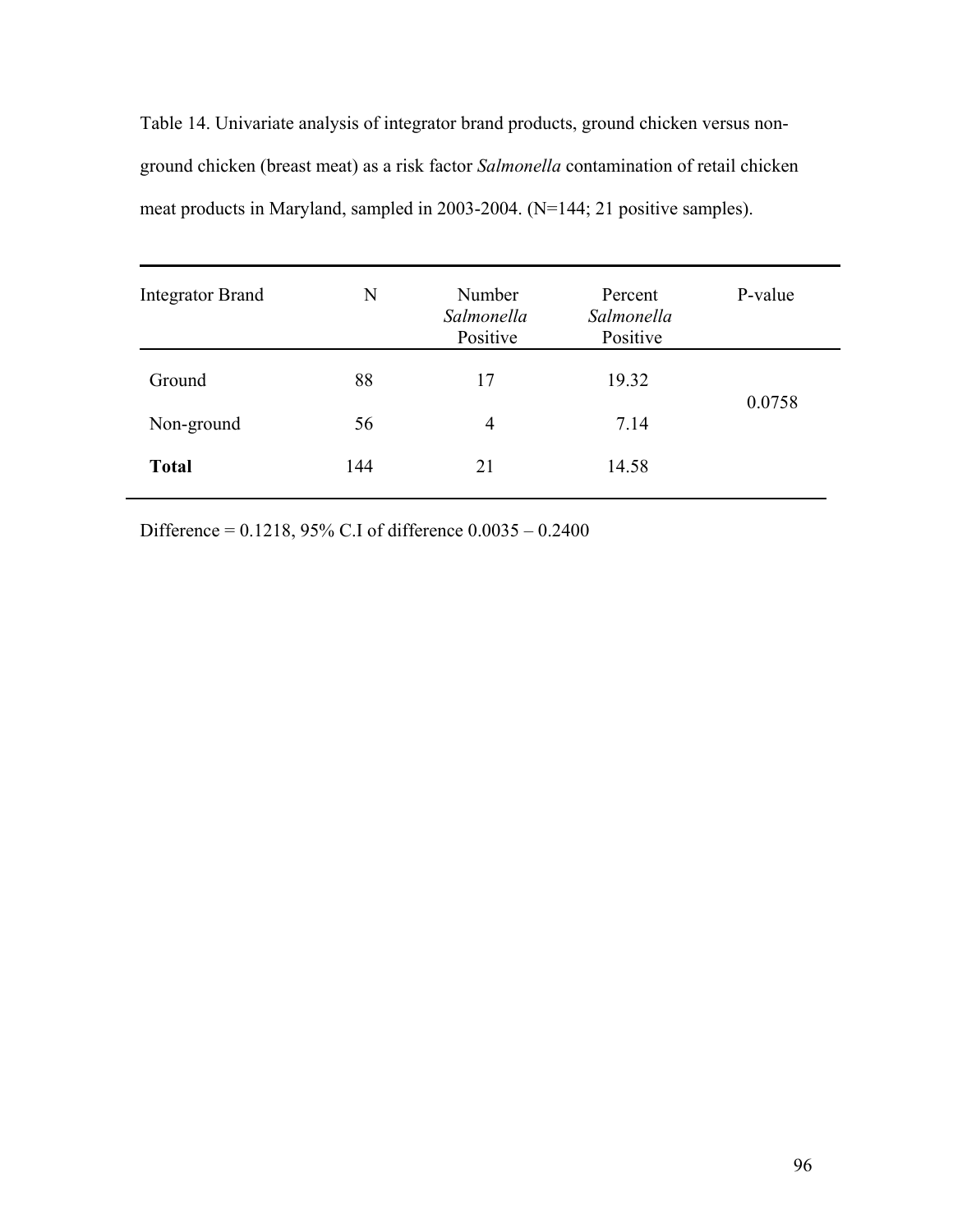Table 14. Univariate analysis of integrator brand products, ground chicken versus non-ground chicken (breast meat) as a risk factor *Salmonella* contamination of retail chicken meat products in Maryland, sampled in 2003-2004. (N=144; 21 positive samples).

| Integrator Brand | N | Number *Salmonella* Positive | Percent *Salmonella* Positive | P-value |
|---|---|---|---|---|
| Ground | 88 | 17 | 19.32 | 0.0758 |
| Non-ground | 56 | 4 | 7.14 | |
| **Total** | 144 | 21 | 14.58 | |

Difference = 0.1218, 95% C.I of difference 0.0035 – 0.2400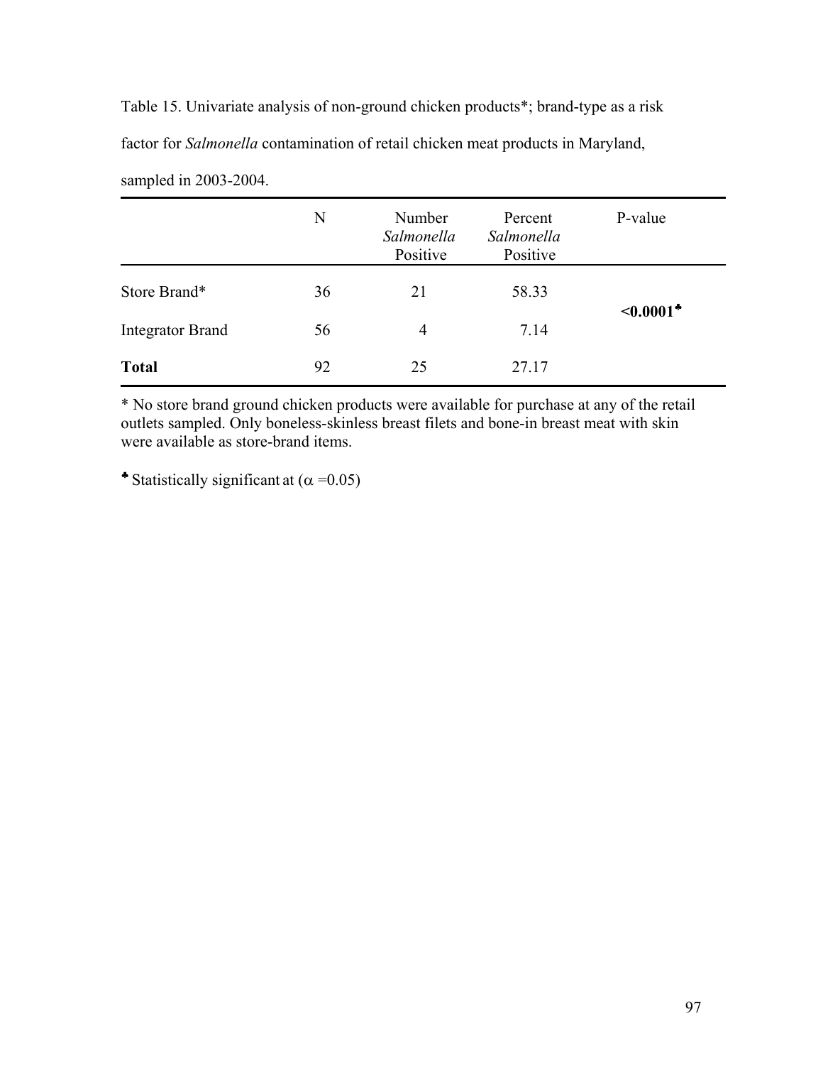Table 15. Univariate analysis of non-ground chicken products*; brand-type as a risk factor for *Salmonella* contamination of retail chicken meat products in Maryland, sampled in 2003-2004.

| | N | Number *Salmonella* Positive | Percent *Salmonella* Positive | P-value |
|---|---|---|---|---|
| Store Brand* | 36 | 21 | 58.33 | **<0.0001**♣ |
| Integrator Brand | 56 | 4 | 7.14 | |
| **Total** | 92 | 25 | 27.17 | |

* No store brand ground chicken products were available for purchase at any of the retail outlets sampled. Only boneless-skinless breast filets and bone-in breast meat with skin were available as store-brand items.

♣ Statistically significant at ($\alpha$ =0.05)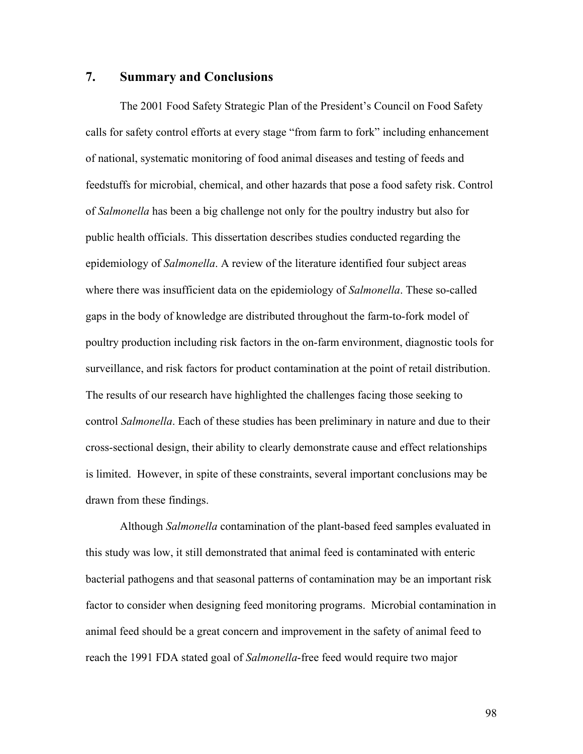## 7. Summary and Conclusions

The 2001 Food Safety Strategic Plan of the President's Council on Food Safety calls for safety control efforts at every stage "from farm to fork" including enhancement of national, systematic monitoring of food animal diseases and testing of feeds and feedstuffs for microbial, chemical, and other hazards that pose a food safety risk. Control of *Salmonella* has been a big challenge not only for the poultry industry but also for public health officials. This dissertation describes studies conducted regarding the epidemiology of *Salmonella*. A review of the literature identified four subject areas where there was insufficient data on the epidemiology of *Salmonella*. These so-called gaps in the body of knowledge are distributed throughout the farm-to-fork model of poultry production including risk factors in the on-farm environment, diagnostic tools for surveillance, and risk factors for product contamination at the point of retail distribution. The results of our research have highlighted the challenges facing those seeking to control *Salmonella*. Each of these studies has been preliminary in nature and due to their cross-sectional design, their ability to clearly demonstrate cause and effect relationships is limited. However, in spite of these constraints, several important conclusions may be drawn from these findings.

Although *Salmonella* contamination of the plant-based feed samples evaluated in this study was low, it still demonstrated that animal feed is contaminated with enteric bacterial pathogens and that seasonal patterns of contamination may be an important risk factor to consider when designing feed monitoring programs. Microbial contamination in animal feed should be a great concern and improvement in the safety of animal feed to reach the 1991 FDA stated goal of *Salmonella*-free feed would require two major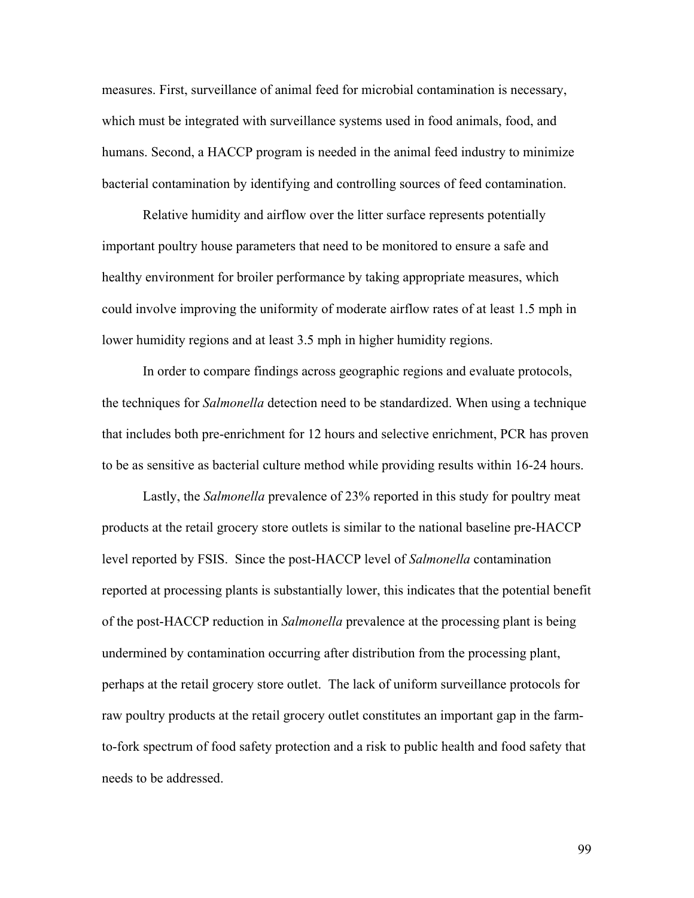measures. First, surveillance of animal feed for microbial contamination is necessary, which must be integrated with surveillance systems used in food animals, food, and humans. Second, a HACCP program is needed in the animal feed industry to minimize bacterial contamination by identifying and controlling sources of feed contamination.

Relative humidity and airflow over the litter surface represents potentially important poultry house parameters that need to be monitored to ensure a safe and healthy environment for broiler performance by taking appropriate measures, which could involve improving the uniformity of moderate airflow rates of at least 1.5 mph in lower humidity regions and at least 3.5 mph in higher humidity regions.

In order to compare findings across geographic regions and evaluate protocols, the techniques for *Salmonella* detection need to be standardized. When using a technique that includes both pre-enrichment for 12 hours and selective enrichment, PCR has proven to be as sensitive as bacterial culture method while providing results within 16-24 hours.

Lastly, the *Salmonella* prevalence of 23% reported in this study for poultry meat products at the retail grocery store outlets is similar to the national baseline pre-HACCP level reported by FSIS. Since the post-HACCP level of *Salmonella* contamination reported at processing plants is substantially lower, this indicates that the potential benefit of the post-HACCP reduction in *Salmonella* prevalence at the processing plant is being undermined by contamination occurring after distribution from the processing plant, perhaps at the retail grocery store outlet. The lack of uniform surveillance protocols for raw poultry products at the retail grocery outlet constitutes an important gap in the farm-to-fork spectrum of food safety protection and a risk to public health and food safety that needs to be addressed.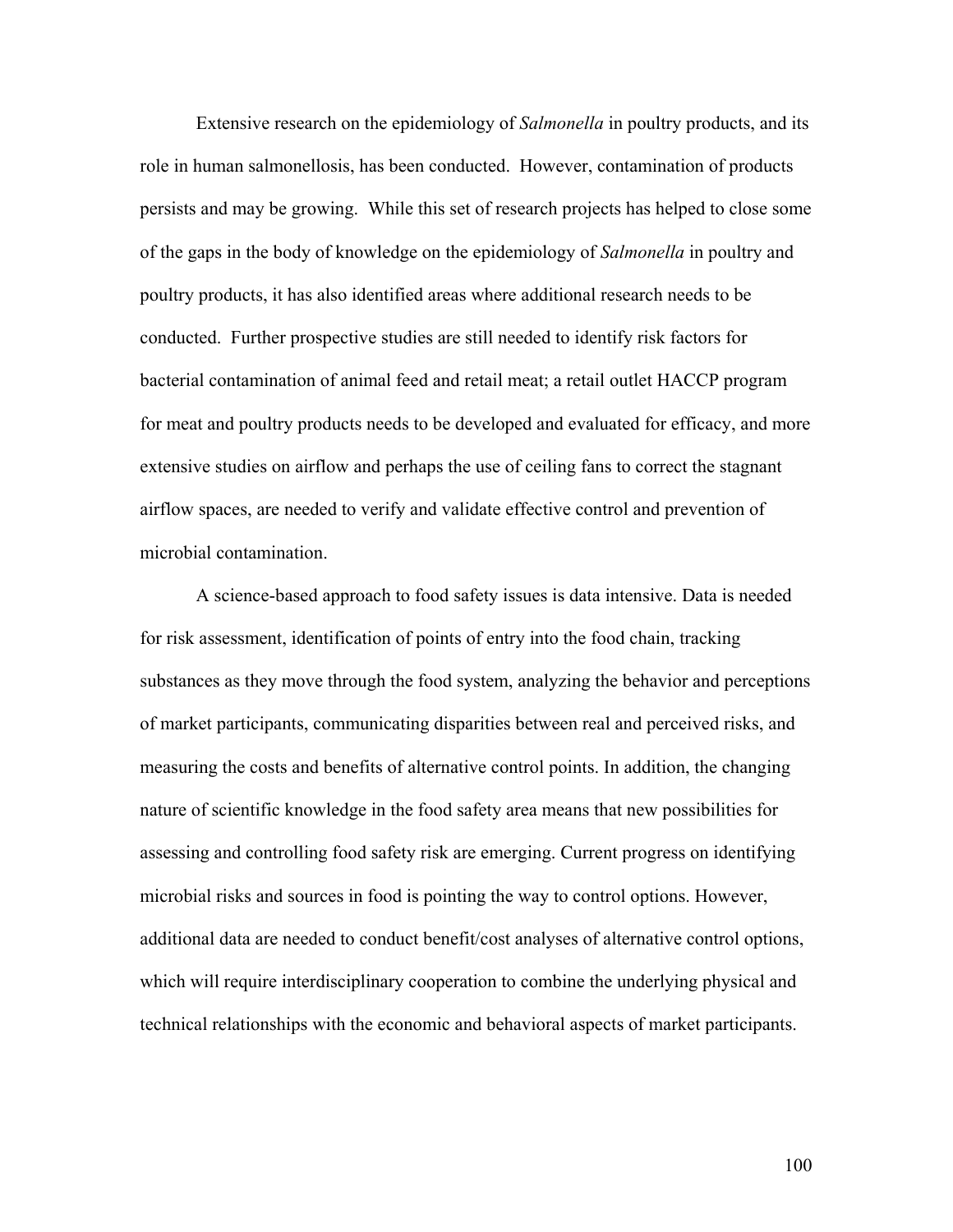Extensive research on the epidemiology of *Salmonella* in poultry products, and its role in human salmonellosis, has been conducted. However, contamination of products persists and may be growing. While this set of research projects has helped to close some of the gaps in the body of knowledge on the epidemiology of *Salmonella* in poultry and poultry products, it has also identified areas where additional research needs to be conducted. Further prospective studies are still needed to identify risk factors for bacterial contamination of animal feed and retail meat; a retail outlet HACCP program for meat and poultry products needs to be developed and evaluated for efficacy, and more extensive studies on airflow and perhaps the use of ceiling fans to correct the stagnant airflow spaces, are needed to verify and validate effective control and prevention of microbial contamination.

A science-based approach to food safety issues is data intensive. Data is needed for risk assessment, identification of points of entry into the food chain, tracking substances as they move through the food system, analyzing the behavior and perceptions of market participants, communicating disparities between real and perceived risks, and measuring the costs and benefits of alternative control points. In addition, the changing nature of scientific knowledge in the food safety area means that new possibilities for assessing and controlling food safety risk are emerging. Current progress on identifying microbial risks and sources in food is pointing the way to control options. However, additional data are needed to conduct benefit/cost analyses of alternative control options, which will require interdisciplinary cooperation to combine the underlying physical and technical relationships with the economic and behavioral aspects of market participants.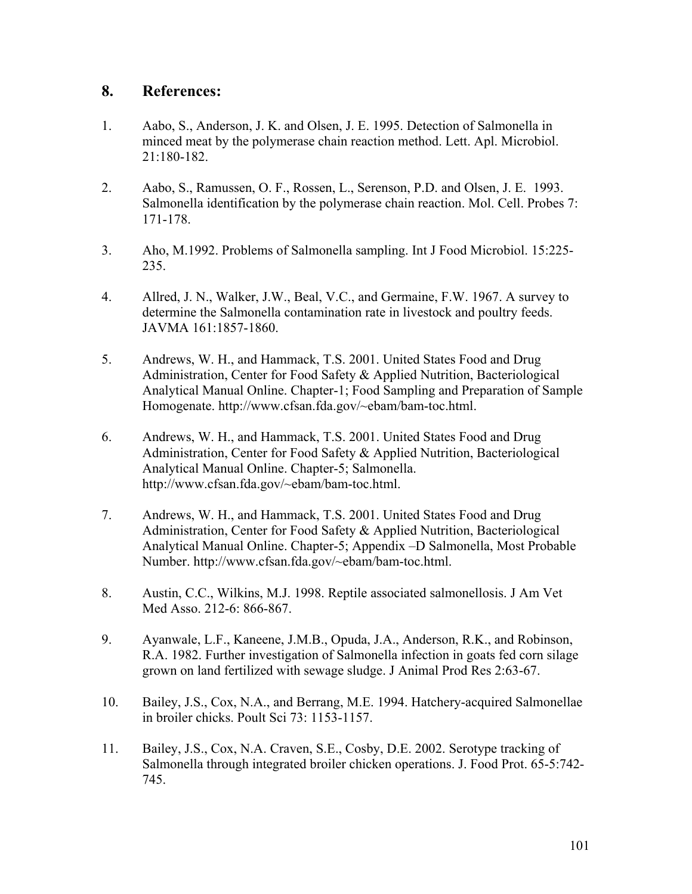## 8. References:

1. Aabo, S., Anderson, J. K. and Olsen, J. E. 1995. Detection of Salmonella in minced meat by the polymerase chain reaction method. Lett. Apl. Microbiol. 21:180-182.

2. Aabo, S., Ramussen, O. F., Rossen, L., Serenson, P.D. and Olsen, J. E. 1993. Salmonella identification by the polymerase chain reaction. Mol. Cell. Probes 7: 171-178.

3. Aho, M.1992. Problems of Salmonella sampling. Int J Food Microbiol. 15:225-235.

4. Allred, J. N., Walker, J.W., Beal, V.C., and Germaine, F.W. 1967. A survey to determine the Salmonella contamination rate in livestock and poultry feeds. JAVMA 161:1857-1860.

5. Andrews, W. H., and Hammack, T.S. 2001. United States Food and Drug Administration, Center for Food Safety & Applied Nutrition, Bacteriological Analytical Manual Online. Chapter-1; Food Sampling and Preparation of Sample Homogenate. http://www.cfsan.fda.gov/~ebam/bam-toc.html.

6. Andrews, W. H., and Hammack, T.S. 2001. United States Food and Drug Administration, Center for Food Safety & Applied Nutrition, Bacteriological Analytical Manual Online. Chapter-5; Salmonella. http://www.cfsan.fda.gov/~ebam/bam-toc.html.

7. Andrews, W. H., and Hammack, T.S. 2001. United States Food and Drug Administration, Center for Food Safety & Applied Nutrition, Bacteriological Analytical Manual Online. Chapter-5; Appendix –D Salmonella, Most Probable Number. http://www.cfsan.fda.gov/~ebam/bam-toc.html.

8. Austin, C.C., Wilkins, M.J. 1998. Reptile associated salmonellosis. J Am Vet Med Asso. 212-6: 866-867.

9. Ayanwale, L.F., Kaneene, J.M.B., Opuda, J.A., Anderson, R.K., and Robinson, R.A. 1982. Further investigation of Salmonella infection in goats fed corn silage grown on land fertilized with sewage sludge. J Animal Prod Res 2:63-67.

10. Bailey, J.S., Cox, N.A., and Berrang, M.E. 1994. Hatchery-acquired Salmonellae in broiler chicks. Poult Sci 73: 1153-1157.

11. Bailey, J.S., Cox, N.A. Craven, S.E., Cosby, D.E. 2002. Serotype tracking of Salmonella through integrated broiler chicken operations. J. Food Prot. 65-5:742-745.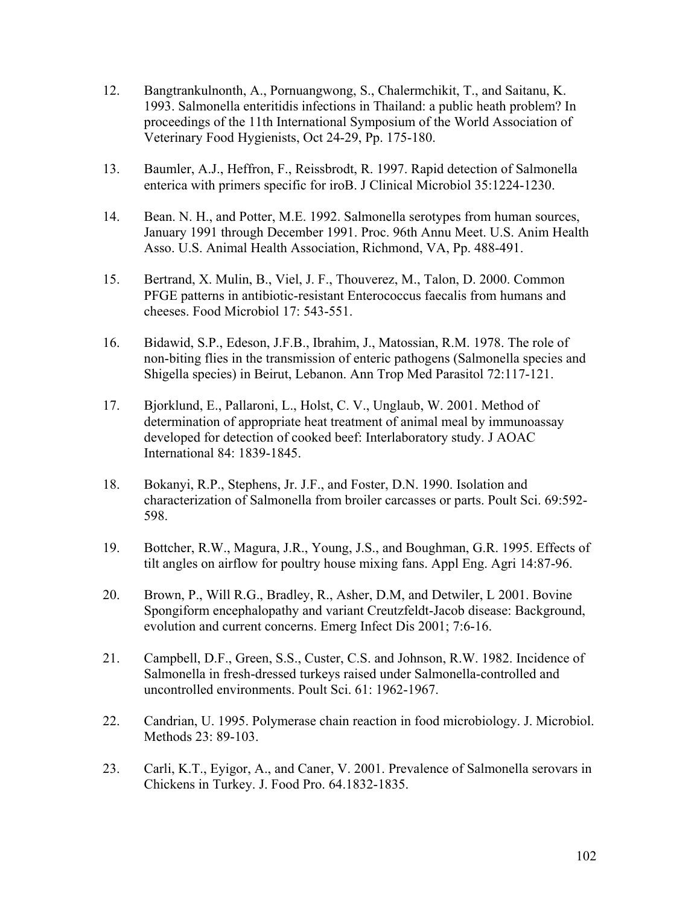12. Bangtrankulnonth, A., Pornuangwong, S., Chalermchikit, T., and Saitanu, K. 1993. Salmonella enteritidis infections in Thailand: a public heath problem? In proceedings of the 11th International Symposium of the World Association of Veterinary Food Hygienists, Oct 24-29, Pp. 175-180.

13. Baumler, A.J., Heffron, F., Reissbrodt, R. 1997. Rapid detection of Salmonella enterica with primers specific for iroB. J Clinical Microbiol 35:1224-1230.

14. Bean. N. H., and Potter, M.E. 1992. Salmonella serotypes from human sources, January 1991 through December 1991. Proc. 96th Annu Meet. U.S. Anim Health Asso. U.S. Animal Health Association, Richmond, VA, Pp. 488-491.

15. Bertrand, X. Mulin, B., Viel, J. F., Thouverez, M., Talon, D. 2000. Common PFGE patterns in antibiotic-resistant Enterococcus faecalis from humans and cheeses. Food Microbiol 17: 543-551.

16. Bidawid, S.P., Edeson, J.F.B., Ibrahim, J., Matossian, R.M. 1978. The role of non-biting flies in the transmission of enteric pathogens (Salmonella species and Shigella species) in Beirut, Lebanon. Ann Trop Med Parasitol 72:117-121.

17. Bjorklund, E., Pallaroni, L., Holst, C. V., Unglaub, W. 2001. Method of determination of appropriate heat treatment of animal meal by immunoassay developed for detection of cooked beef: Interlaboratory study. J AOAC International 84: 1839-1845.

18. Bokanyi, R.P., Stephens, Jr. J.F., and Foster, D.N. 1990. Isolation and characterization of Salmonella from broiler carcasses or parts. Poult Sci. 69:592-598.

19. Bottcher, R.W., Magura, J.R., Young, J.S., and Boughman, G.R. 1995. Effects of tilt angles on airflow for poultry house mixing fans. Appl Eng. Agri 14:87-96.

20. Brown, P., Will R.G., Bradley, R., Asher, D.M, and Detwiler, L 2001. Bovine Spongiform encephalopathy and variant Creutzfeldt-Jacob disease: Background, evolution and current concerns. Emerg Infect Dis 2001; 7:6-16.

21. Campbell, D.F., Green, S.S., Custer, C.S. and Johnson, R.W. 1982. Incidence of Salmonella in fresh-dressed turkeys raised under Salmonella-controlled and uncontrolled environments. Poult Sci. 61: 1962-1967.

22. Candrian, U. 1995. Polymerase chain reaction in food microbiology. J. Microbiol. Methods 23: 89-103.

23. Carli, K.T., Eyigor, A., and Caner, V. 2001. Prevalence of Salmonella serovars in Chickens in Turkey. J. Food Pro. 64.1832-1835.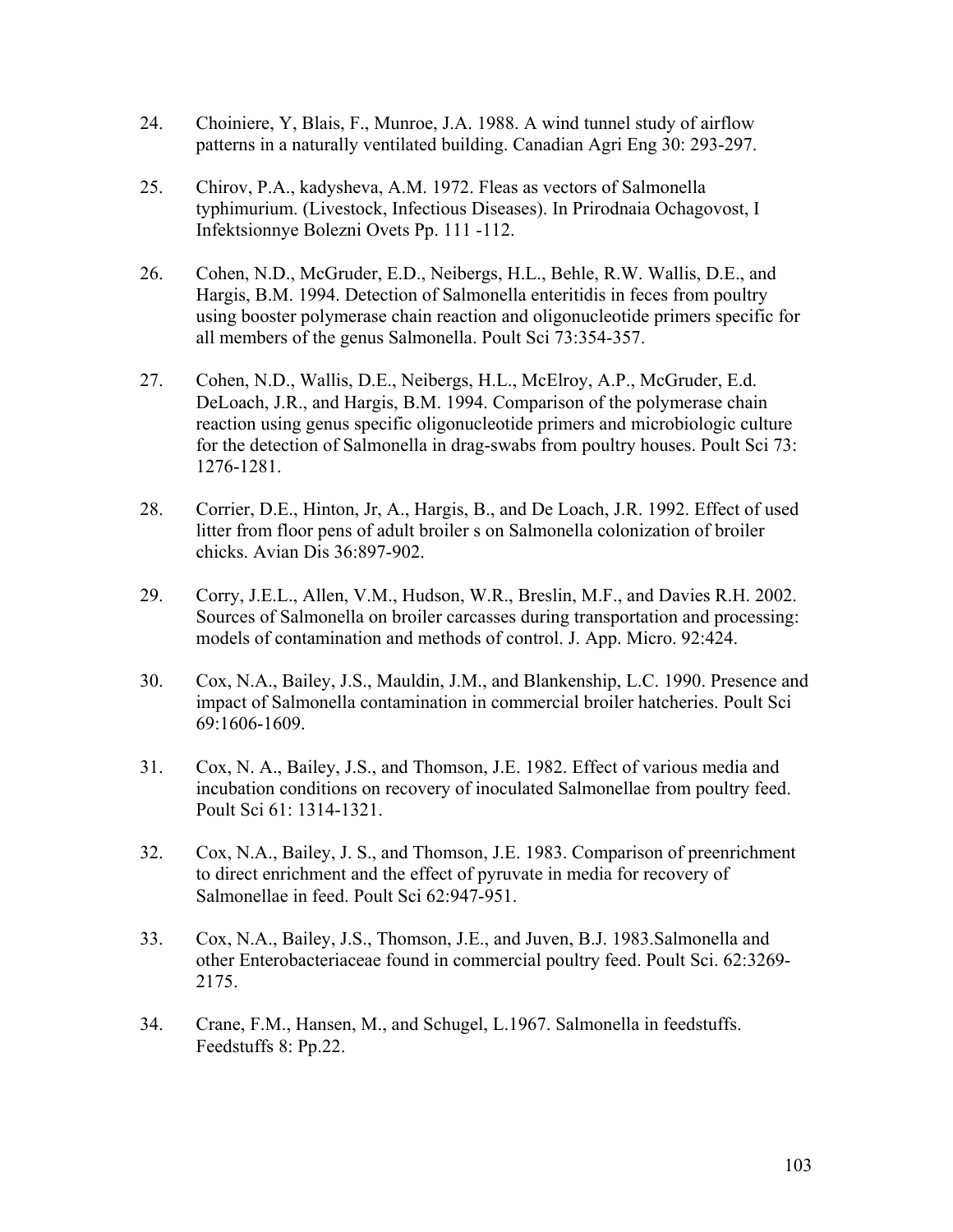24. Choiniere, Y, Blais, F., Munroe, J.A. 1988. A wind tunnel study of airflow patterns in a naturally ventilated building. Canadian Agri Eng 30: 293-297.

25. Chirov, P.A., kadysheva, A.M. 1972. Fleas as vectors of Salmonella typhimurium. (Livestock, Infectious Diseases). In Prirodnaia Ochagovost, I Infektsionnye Bolezni Ovets Pp. 111 -112.

26. Cohen, N.D., McGruder, E.D., Neibergs, H.L., Behle, R.W. Wallis, D.E., and Hargis, B.M. 1994. Detection of Salmonella enteritidis in feces from poultry using booster polymerase chain reaction and oligonucleotide primers specific for all members of the genus Salmonella. Poult Sci 73:354-357.

27. Cohen, N.D., Wallis, D.E., Neibergs, H.L., McElroy, A.P., McGruder, E.d. DeLoach, J.R., and Hargis, B.M. 1994. Comparison of the polymerase chain reaction using genus specific oligonucleotide primers and microbiologic culture for the detection of Salmonella in drag-swabs from poultry houses. Poult Sci 73: 1276-1281.

28. Corrier, D.E., Hinton, Jr, A., Hargis, B., and De Loach, J.R. 1992. Effect of used litter from floor pens of adult broiler s on Salmonella colonization of broiler chicks. Avian Dis 36:897-902.

29. Corry, J.E.L., Allen, V.M., Hudson, W.R., Breslin, M.F., and Davies R.H. 2002. Sources of Salmonella on broiler carcasses during transportation and processing: models of contamination and methods of control. J. App. Micro. 92:424.

30. Cox, N.A., Bailey, J.S., Mauldin, J.M., and Blankenship, L.C. 1990. Presence and impact of Salmonella contamination in commercial broiler hatcheries. Poult Sci 69:1606-1609.

31. Cox, N. A., Bailey, J.S., and Thomson, J.E. 1982. Effect of various media and incubation conditions on recovery of inoculated Salmonellae from poultry feed. Poult Sci 61: 1314-1321.

32. Cox, N.A., Bailey, J. S., and Thomson, J.E. 1983. Comparison of preenrichment to direct enrichment and the effect of pyruvate in media for recovery of Salmonellae in feed. Poult Sci 62:947-951.

33. Cox, N.A., Bailey, J.S., Thomson, J.E., and Juven, B.J. 1983.Salmonella and other Enterobacteriaceae found in commercial poultry feed. Poult Sci. 62:3269-2175.

34. Crane, F.M., Hansen, M., and Schugel, L.1967. Salmonella in feedstuffs. Feedstuffs 8: Pp.22.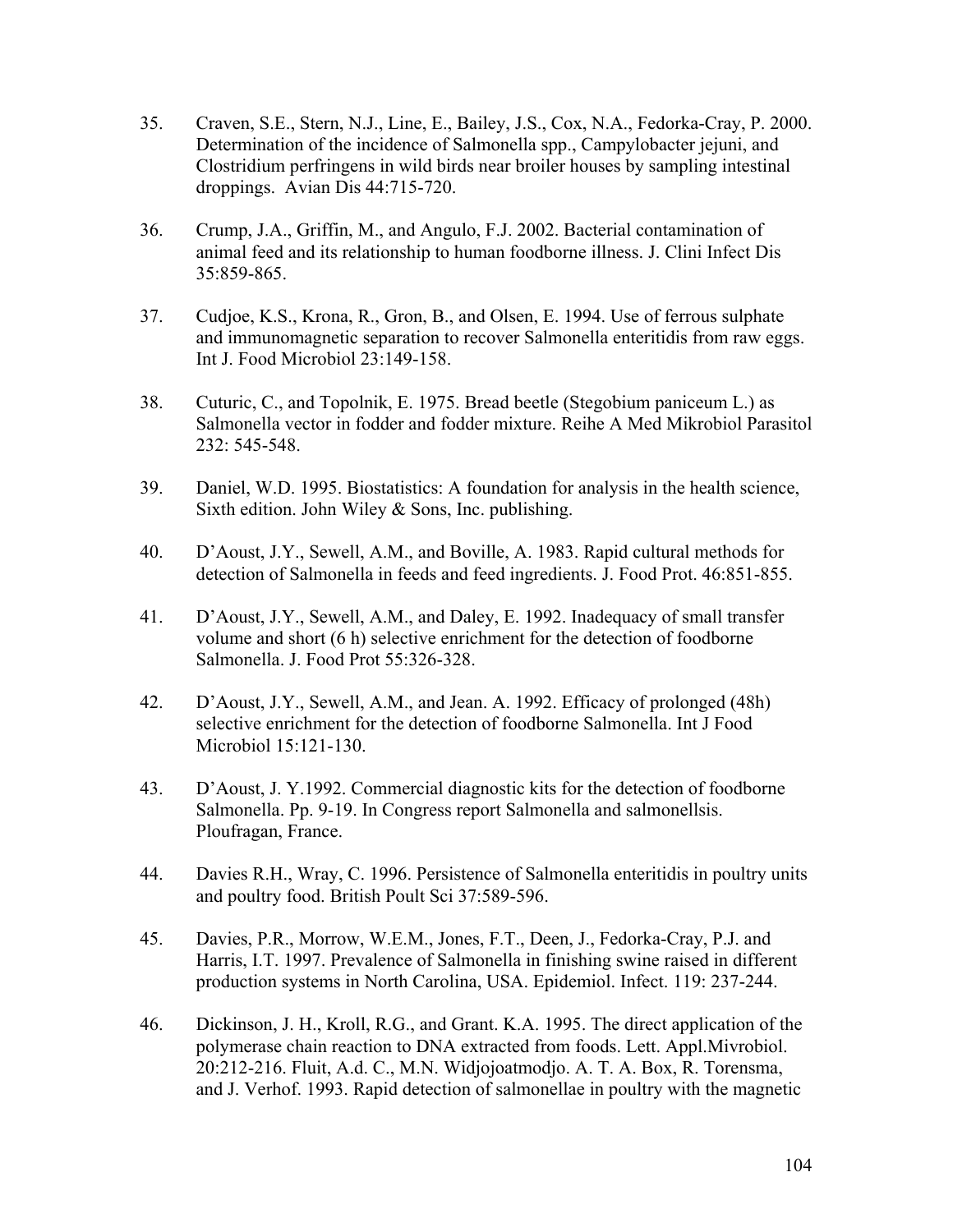35. Craven, S.E., Stern, N.J., Line, E., Bailey, J.S., Cox, N.A., Fedorka-Cray, P. 2000. Determination of the incidence of Salmonella spp., Campylobacter jejuni, and Clostridium perfringens in wild birds near broiler houses by sampling intestinal droppings. Avian Dis 44:715-720.

36. Crump, J.A., Griffin, M., and Angulo, F.J. 2002. Bacterial contamination of animal feed and its relationship to human foodborne illness. J. Clini Infect Dis 35:859-865.

37. Cudjoe, K.S., Krona, R., Gron, B., and Olsen, E. 1994. Use of ferrous sulphate and immunomagnetic separation to recover Salmonella enteritidis from raw eggs. Int J. Food Microbiol 23:149-158.

38. Cuturic, C., and Topolnik, E. 1975. Bread beetle (Stegobium paniceum L.) as Salmonella vector in fodder and fodder mixture. Reihe A Med Mikrobiol Parasitol 232: 545-548.

39. Daniel, W.D. 1995. Biostatistics: A foundation for analysis in the health science, Sixth edition. John Wiley & Sons, Inc. publishing.

40. D'Aoust, J.Y., Sewell, A.M., and Boville, A. 1983. Rapid cultural methods for detection of Salmonella in feeds and feed ingredients. J. Food Prot. 46:851-855.

41. D'Aoust, J.Y., Sewell, A.M., and Daley, E. 1992. Inadequacy of small transfer volume and short (6 h) selective enrichment for the detection of foodborne Salmonella. J. Food Prot 55:326-328.

42. D'Aoust, J.Y., Sewell, A.M., and Jean. A. 1992. Efficacy of prolonged (48h) selective enrichment for the detection of foodborne Salmonella. Int J Food Microbiol 15:121-130.

43. D'Aoust, J. Y.1992. Commercial diagnostic kits for the detection of foodborne Salmonella. Pp. 9-19. In Congress report Salmonella and salmonellsis. Ploufragan, France.

44. Davies R.H., Wray, C. 1996. Persistence of Salmonella enteritidis in poultry units and poultry food. British Poult Sci 37:589-596.

45. Davies, P.R., Morrow, W.E.M., Jones, F.T., Deen, J., Fedorka-Cray, P.J. and Harris, I.T. 1997. Prevalence of Salmonella in finishing swine raised in different production systems in North Carolina, USA. Epidemiol. Infect. 119: 237-244.

46. Dickinson, J. H., Kroll, R.G., and Grant. K.A. 1995. The direct application of the polymerase chain reaction to DNA extracted from foods. Lett. Appl.Mivrobiol. 20:212-216. Fluit, A.d. C., M.N. Widjojoatmodjo. A. T. A. Box, R. Torensma, and J. Verhof. 1993. Rapid detection of salmonellae in poultry with the magnetic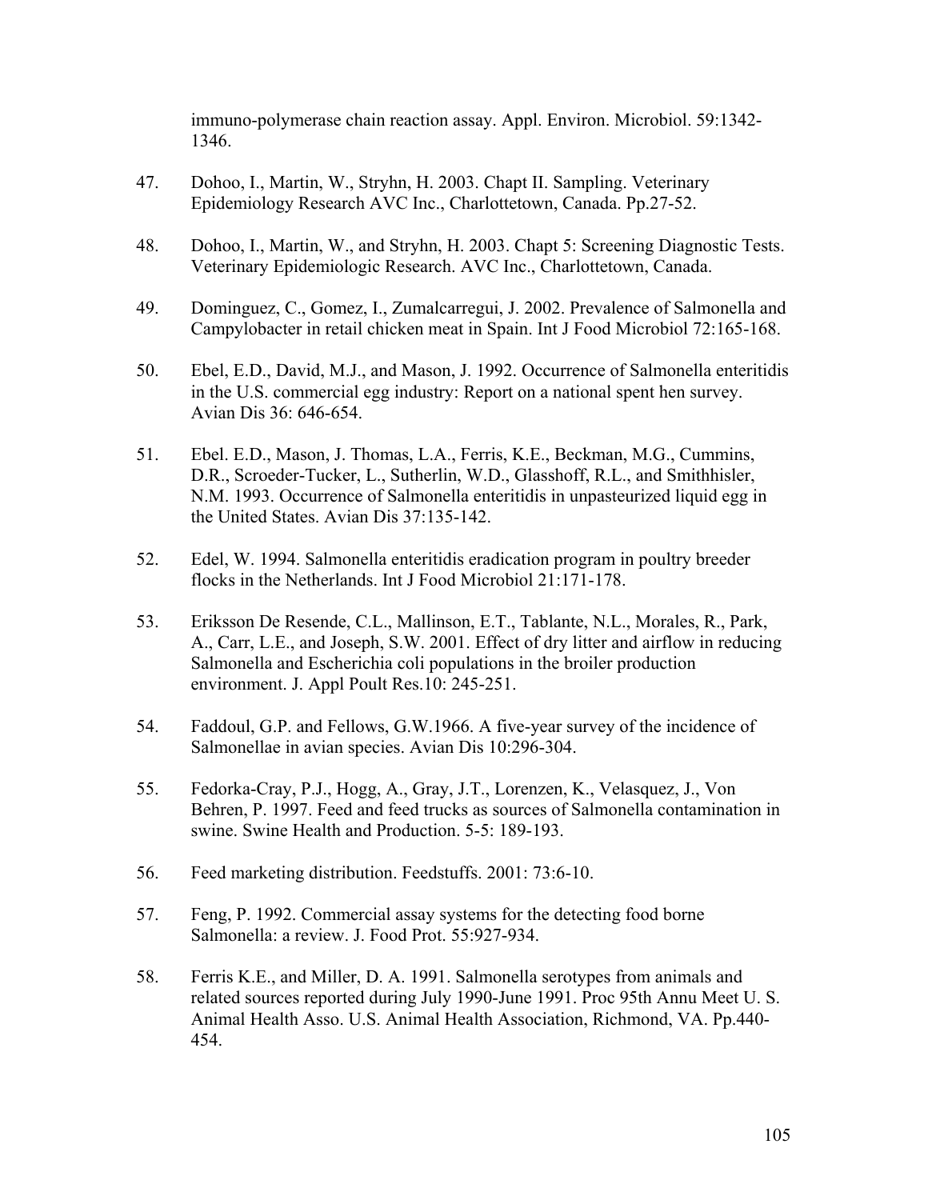immuno-polymerase chain reaction assay. Appl. Environ. Microbiol. 59:1342-1346.

47. Dohoo, I., Martin, W., Stryhn, H. 2003. Chapt II. Sampling. Veterinary Epidemiology Research AVC Inc., Charlottetown, Canada. Pp.27-52.

48. Dohoo, I., Martin, W., and Stryhn, H. 2003. Chapt 5: Screening Diagnostic Tests. Veterinary Epidemiologic Research. AVC Inc., Charlottetown, Canada.

49. Dominguez, C., Gomez, I., Zumalcarregui, J. 2002. Prevalence of Salmonella and Campylobacter in retail chicken meat in Spain. Int J Food Microbiol 72:165-168.

50. Ebel, E.D., David, M.J., and Mason, J. 1992. Occurrence of Salmonella enteritidis in the U.S. commercial egg industry: Report on a national spent hen survey. Avian Dis 36: 646-654.

51. Ebel. E.D., Mason, J. Thomas, L.A., Ferris, K.E., Beckman, M.G., Cummins, D.R., Scroeder-Tucker, L., Sutherlin, W.D., Glasshoff, R.L., and Smithhisler, N.M. 1993. Occurrence of Salmonella enteritidis in unpasteurized liquid egg in the United States. Avian Dis 37:135-142.

52. Edel, W. 1994. Salmonella enteritidis eradication program in poultry breeder flocks in the Netherlands. Int J Food Microbiol 21:171-178.

53. Eriksson De Resende, C.L., Mallinson, E.T., Tablante, N.L., Morales, R., Park, A., Carr, L.E., and Joseph, S.W. 2001. Effect of dry litter and airflow in reducing Salmonella and Escherichia coli populations in the broiler production environment. J. Appl Poult Res.10: 245-251.

54. Faddoul, G.P. and Fellows, G.W.1966. A five-year survey of the incidence of Salmonellae in avian species. Avian Dis 10:296-304.

55. Fedorka-Cray, P.J., Hogg, A., Gray, J.T., Lorenzen, K., Velasquez, J., Von Behren, P. 1997. Feed and feed trucks as sources of Salmonella contamination in swine. Swine Health and Production. 5-5: 189-193.

56. Feed marketing distribution. Feedstuffs. 2001: 73:6-10.

57. Feng, P. 1992. Commercial assay systems for the detecting food borne Salmonella: a review. J. Food Prot. 55:927-934.

58. Ferris K.E., and Miller, D. A. 1991. Salmonella serotypes from animals and related sources reported during July 1990-June 1991. Proc 95th Annu Meet U. S. Animal Health Asso. U.S. Animal Health Association, Richmond, VA. Pp.440-454.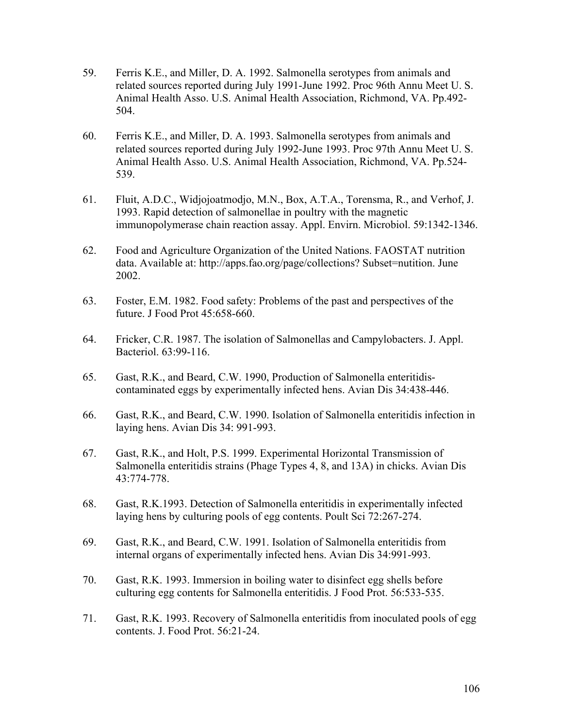59. Ferris K.E., and Miller, D. A. 1992. Salmonella serotypes from animals and related sources reported during July 1991-June 1992. Proc 96th Annu Meet U. S. Animal Health Asso. U.S. Animal Health Association, Richmond, VA. Pp.492-504.

60. Ferris K.E., and Miller, D. A. 1993. Salmonella serotypes from animals and related sources reported during July 1992-June 1993. Proc 97th Annu Meet U. S. Animal Health Asso. U.S. Animal Health Association, Richmond, VA. Pp.524-539.

61. Fluit, A.D.C., Widjojoatmodjo, M.N., Box, A.T.A., Torensma, R., and Verhof, J. 1993. Rapid detection of salmonellae in poultry with the magnetic immunopolymerase chain reaction assay. Appl. Envirn. Microbiol. 59:1342-1346.

62. Food and Agriculture Organization of the United Nations. FAOSTAT nutrition data. Available at: http://apps.fao.org/page/collections? Subset=nutition. June 2002.

63. Foster, E.M. 1982. Food safety: Problems of the past and perspectives of the future. J Food Prot 45:658-660.

64. Fricker, C.R. 1987. The isolation of Salmonellas and Campylobacters. J. Appl. Bacteriol. 63:99-116.

65. Gast, R.K., and Beard, C.W. 1990, Production of Salmonella enteritidis-contaminated eggs by experimentally infected hens. Avian Dis 34:438-446.

66. Gast, R.K., and Beard, C.W. 1990. Isolation of Salmonella enteritidis infection in laying hens. Avian Dis 34: 991-993.

67. Gast, R.K., and Holt, P.S. 1999. Experimental Horizontal Transmission of Salmonella enteritidis strains (Phage Types 4, 8, and 13A) in chicks. Avian Dis 43:774-778.

68. Gast, R.K.1993. Detection of Salmonella enteritidis in experimentally infected laying hens by culturing pools of egg contents. Poult Sci 72:267-274.

69. Gast, R.K., and Beard, C.W. 1991. Isolation of Salmonella enteritidis from internal organs of experimentally infected hens. Avian Dis 34:991-993.

70. Gast, R.K. 1993. Immersion in boiling water to disinfect egg shells before culturing egg contents for Salmonella enteritidis. J Food Prot. 56:533-535.

71. Gast, R.K. 1993. Recovery of Salmonella enteritidis from inoculated pools of egg contents. J. Food Prot. 56:21-24.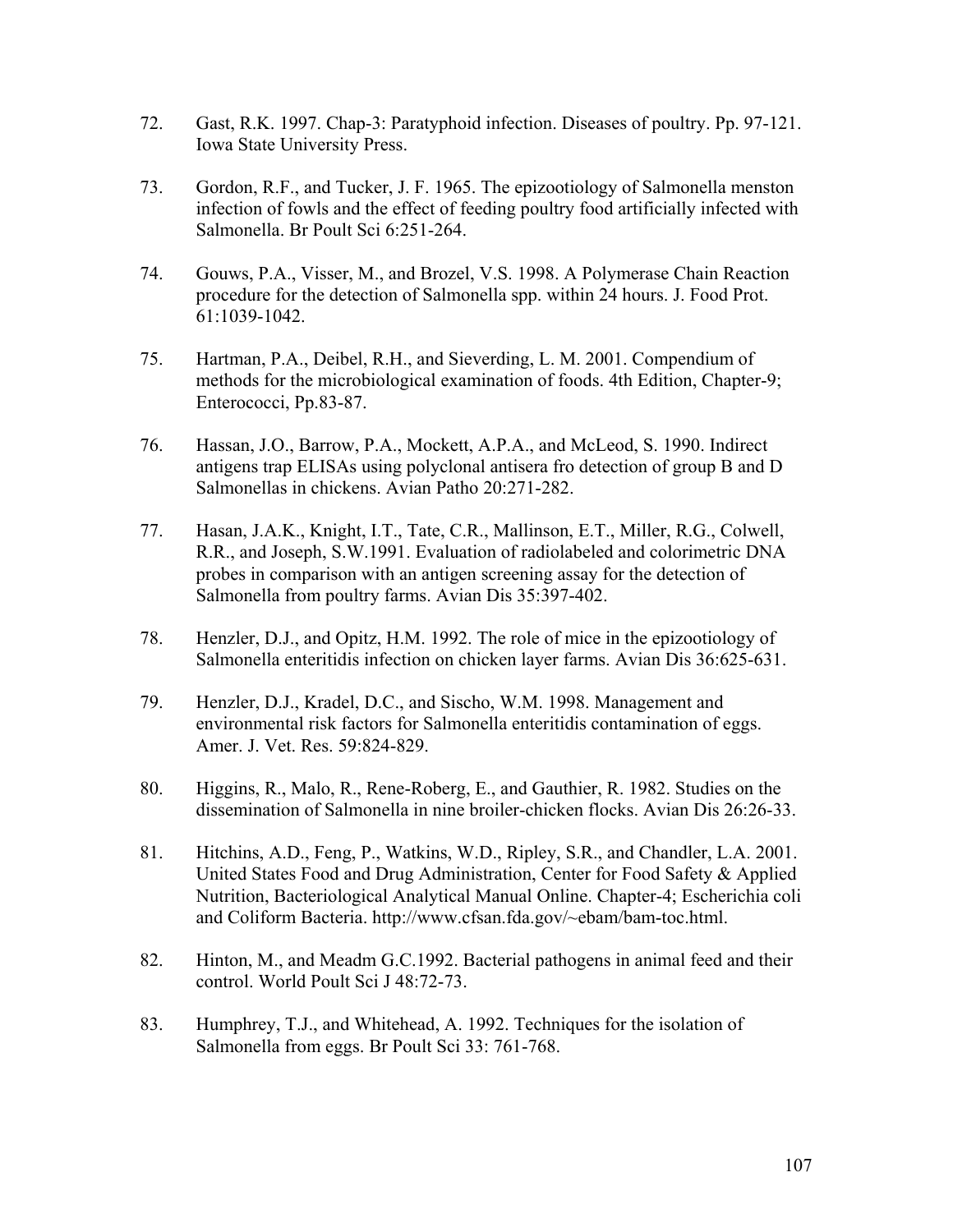72. Gast, R.K. 1997. Chap-3: Paratyphoid infection. Diseases of poultry. Pp. 97-121. Iowa State University Press.

73. Gordon, R.F., and Tucker, J. F. 1965. The epizootiology of Salmonella menston infection of fowls and the effect of feeding poultry food artificially infected with Salmonella. Br Poult Sci 6:251-264.

74. Gouws, P.A., Visser, M., and Brozel, V.S. 1998. A Polymerase Chain Reaction procedure for the detection of Salmonella spp. within 24 hours. J. Food Prot. 61:1039-1042.

75. Hartman, P.A., Deibel, R.H., and Sieverding, L. M. 2001. Compendium of methods for the microbiological examination of foods. 4th Edition, Chapter-9; Enterococci, Pp.83-87.

76. Hassan, J.O., Barrow, P.A., Mockett, A.P.A., and McLeod, S. 1990. Indirect antigens trap ELISAs using polyclonal antisera fro detection of group B and D Salmonellas in chickens. Avian Patho 20:271-282.

77. Hasan, J.A.K., Knight, I.T., Tate, C.R., Mallinson, E.T., Miller, R.G., Colwell, R.R., and Joseph, S.W.1991. Evaluation of radiolabeled and colorimetric DNA probes in comparison with an antigen screening assay for the detection of Salmonella from poultry farms. Avian Dis 35:397-402.

78. Henzler, D.J., and Opitz, H.M. 1992. The role of mice in the epizootiology of Salmonella enteritidis infection on chicken layer farms. Avian Dis 36:625-631.

79. Henzler, D.J., Kradel, D.C., and Sischo, W.M. 1998. Management and environmental risk factors for Salmonella enteritidis contamination of eggs. Amer. J. Vet. Res. 59:824-829.

80. Higgins, R., Malo, R., Rene-Roberg, E., and Gauthier, R. 1982. Studies on the dissemination of Salmonella in nine broiler-chicken flocks. Avian Dis 26:26-33.

81. Hitchins, A.D., Feng, P., Watkins, W.D., Ripley, S.R., and Chandler, L.A. 2001. United States Food and Drug Administration, Center for Food Safety & Applied Nutrition, Bacteriological Analytical Manual Online. Chapter-4; Escherichia coli and Coliform Bacteria. http://www.cfsan.fda.gov/~ebam/bam-toc.html.

82. Hinton, M., and Meadm G.C.1992. Bacterial pathogens in animal feed and their control. World Poult Sci J 48:72-73.

83. Humphrey, T.J., and Whitehead, A. 1992. Techniques for the isolation of Salmonella from eggs. Br Poult Sci 33: 761-768.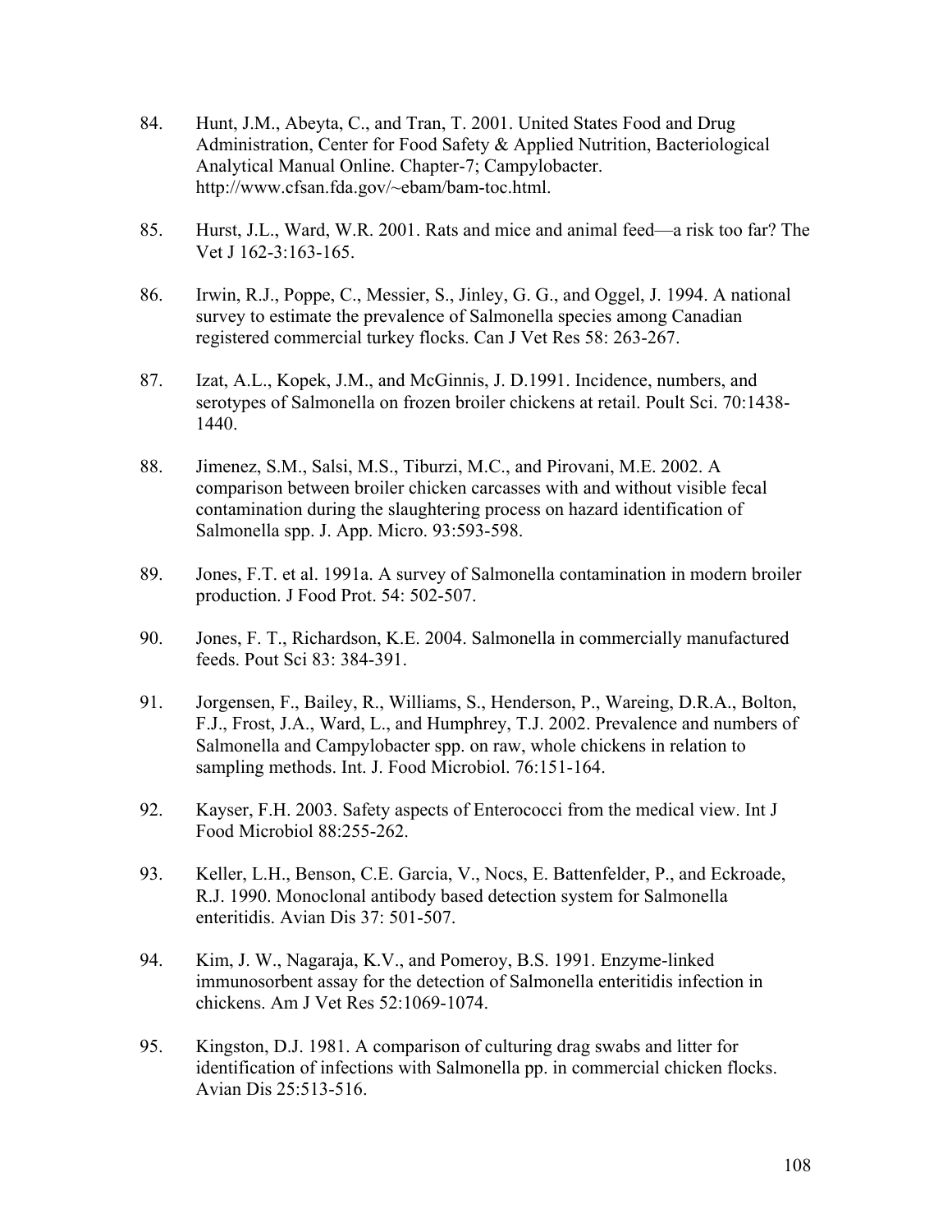84. Hunt, J.M., Abeyta, C., and Tran, T. 2001. United States Food and Drug Administration, Center for Food Safety & Applied Nutrition, Bacteriological Analytical Manual Online. Chapter-7; Campylobacter. http://www.cfsan.fda.gov/~ebam/bam-toc.html.

85. Hurst, J.L., Ward, W.R. 2001. Rats and mice and animal feed—a risk too far? The Vet J 162-3:163-165.

86. Irwin, R.J., Poppe, C., Messier, S., Jinley, G. G., and Oggel, J. 1994. A national survey to estimate the prevalence of Salmonella species among Canadian registered commercial turkey flocks. Can J Vet Res 58: 263-267.

87. Izat, A.L., Kopek, J.M., and McGinnis, J. D.1991. Incidence, numbers, and serotypes of Salmonella on frozen broiler chickens at retail. Poult Sci. 70:1438-1440.

88. Jimenez, S.M., Salsi, M.S., Tiburzi, M.C., and Pirovani, M.E. 2002. A comparison between broiler chicken carcasses with and without visible fecal contamination during the slaughtering process on hazard identification of Salmonella spp. J. App. Micro. 93:593-598.

89. Jones, F.T. et al. 1991a. A survey of Salmonella contamination in modern broiler production. J Food Prot. 54: 502-507.

90. Jones, F. T., Richardson, K.E. 2004. Salmonella in commercially manufactured feeds. Pout Sci 83: 384-391.

91. Jorgensen, F., Bailey, R., Williams, S., Henderson, P., Wareing, D.R.A., Bolton, F.J., Frost, J.A., Ward, L., and Humphrey, T.J. 2002. Prevalence and numbers of Salmonella and Campylobacter spp. on raw, whole chickens in relation to sampling methods. Int. J. Food Microbiol. 76:151-164.

92. Kayser, F.H. 2003. Safety aspects of Enterococci from the medical view. Int J Food Microbiol 88:255-262.

93. Keller, L.H., Benson, C.E. Garcia, V., Nocs, E. Battenfelder, P., and Eckroade, R.J. 1990. Monoclonal antibody based detection system for Salmonella enteritidis. Avian Dis 37: 501-507.

94. Kim, J. W., Nagaraja, K.V., and Pomeroy, B.S. 1991. Enzyme-linked immunosorbent assay for the detection of Salmonella enteritidis infection in chickens. Am J Vet Res 52:1069-1074.

95. Kingston, D.J. 1981. A comparison of culturing drag swabs and litter for identification of infections with Salmonella pp. in commercial chicken flocks. Avian Dis 25:513-516.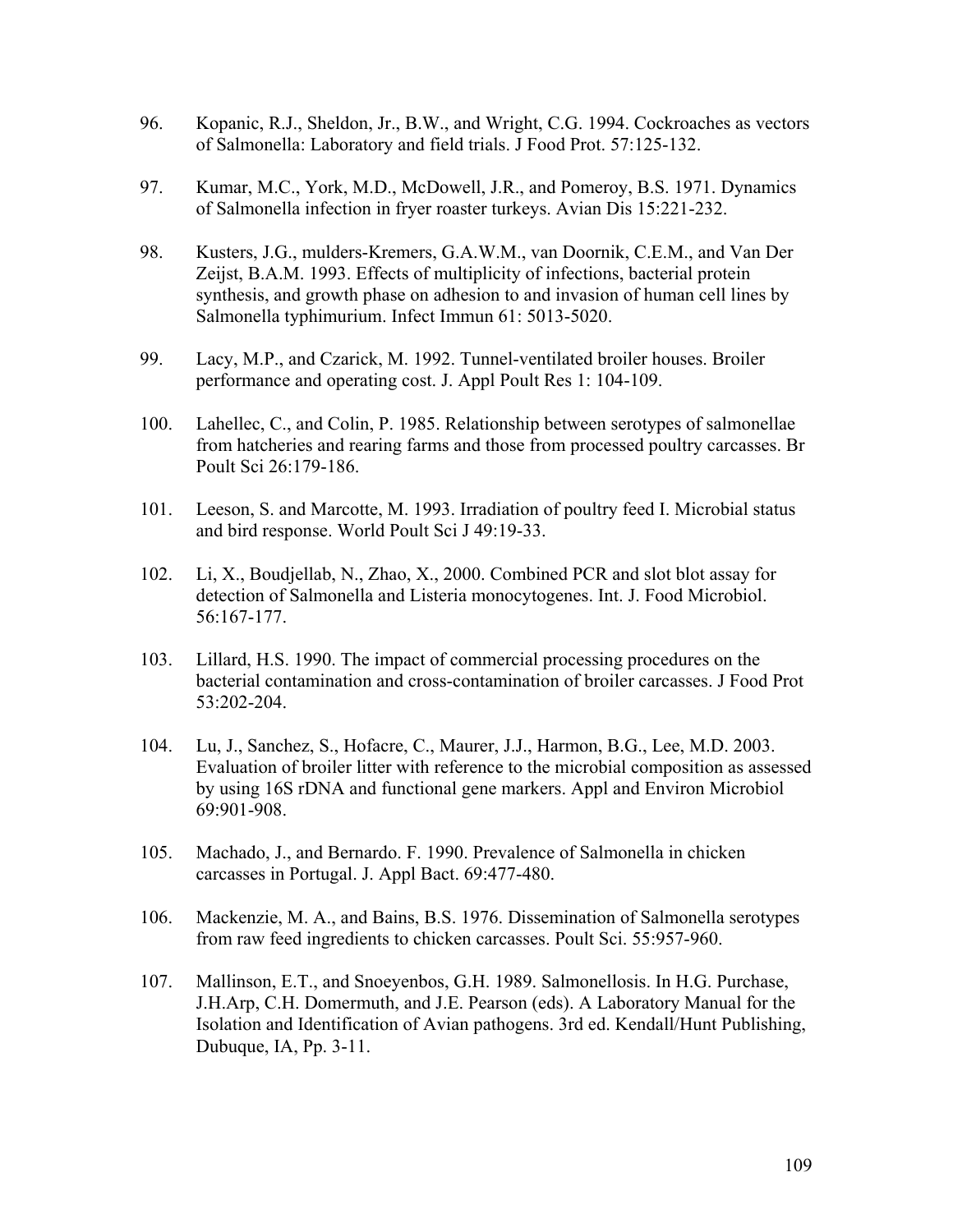96. Kopanic, R.J., Sheldon, Jr., B.W., and Wright, C.G. 1994. Cockroaches as vectors of Salmonella: Laboratory and field trials. J Food Prot. 57:125-132.

97. Kumar, M.C., York, M.D., McDowell, J.R., and Pomeroy, B.S. 1971. Dynamics of Salmonella infection in fryer roaster turkeys. Avian Dis 15:221-232.

98. Kusters, J.G., mulders-Kremers, G.A.W.M., van Doornik, C.E.M., and Van Der Zeijst, B.A.M. 1993. Effects of multiplicity of infections, bacterial protein synthesis, and growth phase on adhesion to and invasion of human cell lines by Salmonella typhimurium. Infect Immun 61: 5013-5020.

99. Lacy, M.P., and Czarick, M. 1992. Tunnel-ventilated broiler houses. Broiler performance and operating cost. J. Appl Poult Res 1: 104-109.

100. Lahellec, C., and Colin, P. 1985. Relationship between serotypes of salmonellae from hatcheries and rearing farms and those from processed poultry carcasses. Br Poult Sci 26:179-186.

101. Leeson, S. and Marcotte, M. 1993. Irradiation of poultry feed I. Microbial status and bird response. World Poult Sci J 49:19-33.

102. Li, X., Boudjellab, N., Zhao, X., 2000. Combined PCR and slot blot assay for detection of Salmonella and Listeria monocytogenes. Int. J. Food Microbiol. 56:167-177.

103. Lillard, H.S. 1990. The impact of commercial processing procedures on the bacterial contamination and cross-contamination of broiler carcasses. J Food Prot 53:202-204.

104. Lu, J., Sanchez, S., Hofacre, C., Maurer, J.J., Harmon, B.G., Lee, M.D. 2003. Evaluation of broiler litter with reference to the microbial composition as assessed by using 16S rDNA and functional gene markers. Appl and Environ Microbiol 69:901-908.

105. Machado, J., and Bernardo. F. 1990. Prevalence of Salmonella in chicken carcasses in Portugal. J. Appl Bact. 69:477-480.

106. Mackenzie, M. A., and Bains, B.S. 1976. Dissemination of Salmonella serotypes from raw feed ingredients to chicken carcasses. Poult Sci. 55:957-960.

107. Mallinson, E.T., and Snoeyenbos, G.H. 1989. Salmonellosis. In H.G. Purchase, J.H.Arp, C.H. Domermuth, and J.E. Pearson (eds). A Laboratory Manual for the Isolation and Identification of Avian pathogens. 3rd ed. Kendall/Hunt Publishing, Dubuque, IA, Pp. 3-11.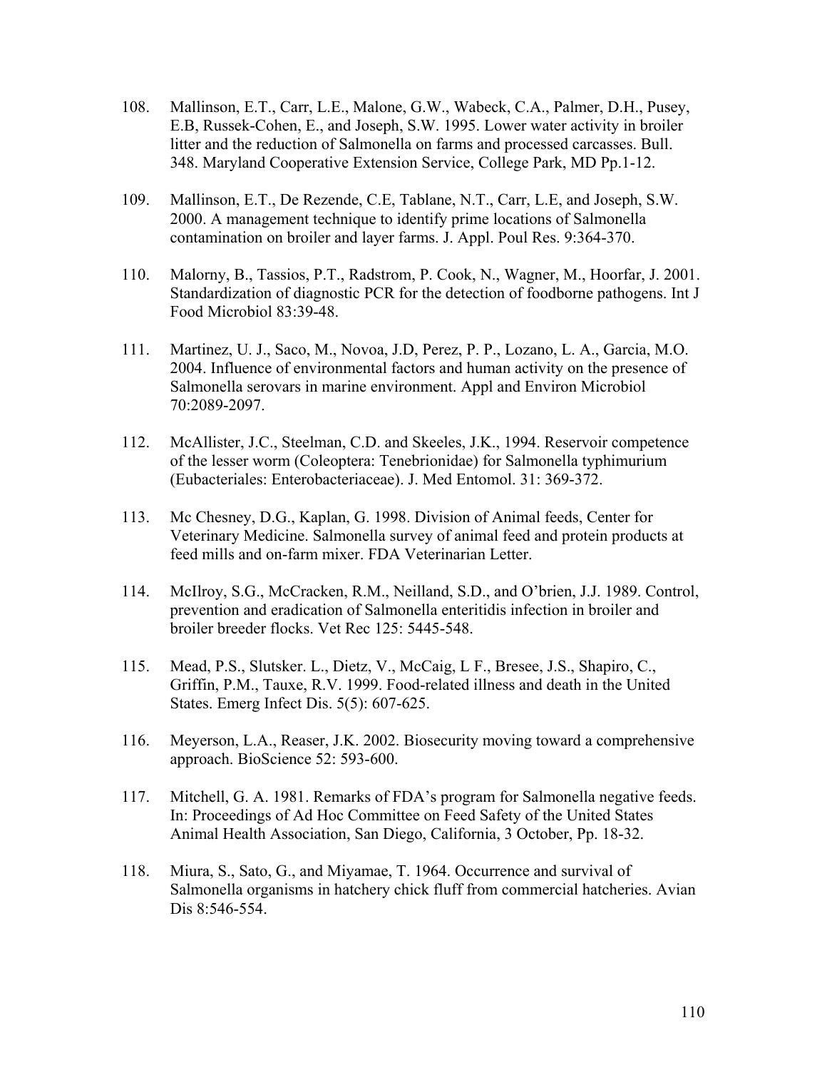108. Mallinson, E.T., Carr, L.E., Malone, G.W., Wabeck, C.A., Palmer, D.H., Pusey, E.B, Russek-Cohen, E., and Joseph, S.W. 1995. Lower water activity in broiler litter and the reduction of Salmonella on farms and processed carcasses. Bull. 348. Maryland Cooperative Extension Service, College Park, MD Pp.1-12.

109. Mallinson, E.T., De Rezende, C.E, Tablane, N.T., Carr, L.E, and Joseph, S.W. 2000. A management technique to identify prime locations of Salmonella contamination on broiler and layer farms. J. Appl. Poul Res. 9:364-370.

110. Malorny, B., Tassios, P.T., Radstrom, P. Cook, N., Wagner, M., Hoorfar, J. 2001. Standardization of diagnostic PCR for the detection of foodborne pathogens. Int J Food Microbiol 83:39-48.

111. Martinez, U. J., Saco, M., Novoa, J.D, Perez, P. P., Lozano, L. A., Garcia, M.O. 2004. Influence of environmental factors and human activity on the presence of Salmonella serovars in marine environment. Appl and Environ Microbiol 70:2089-2097.

112. McAllister, J.C., Steelman, C.D. and Skeeles, J.K., 1994. Reservoir competence of the lesser worm (Coleoptera: Tenebrionidae) for Salmonella typhimurium (Eubacteriales: Enterobacteriaceae). J. Med Entomol. 31: 369-372.

113. Mc Chesney, D.G., Kaplan, G. 1998. Division of Animal feeds, Center for Veterinary Medicine. Salmonella survey of animal feed and protein products at feed mills and on-farm mixer. FDA Veterinarian Letter.

114. McIlroy, S.G., McCracken, R.M., Neilland, S.D., and O'brien, J.J. 1989. Control, prevention and eradication of Salmonella enteritidis infection in broiler and broiler breeder flocks. Vet Rec 125: 5445-548.

115. Mead, P.S., Slutsker. L., Dietz, V., McCaig, L F., Bresee, J.S., Shapiro, C., Griffin, P.M., Tauxe, R.V. 1999. Food-related illness and death in the United States. Emerg Infect Dis. 5(5): 607-625.

116. Meyerson, L.A., Reaser, J.K. 2002. Biosecurity moving toward a comprehensive approach. BioScience 52: 593-600.

117. Mitchell, G. A. 1981. Remarks of FDA's program for Salmonella negative feeds. In: Proceedings of Ad Hoc Committee on Feed Safety of the United States Animal Health Association, San Diego, California, 3 October, Pp. 18-32.

118. Miura, S., Sato, G., and Miyamae, T. 1964. Occurrence and survival of Salmonella organisms in hatchery chick fluff from commercial hatcheries. Avian Dis 8:546-554.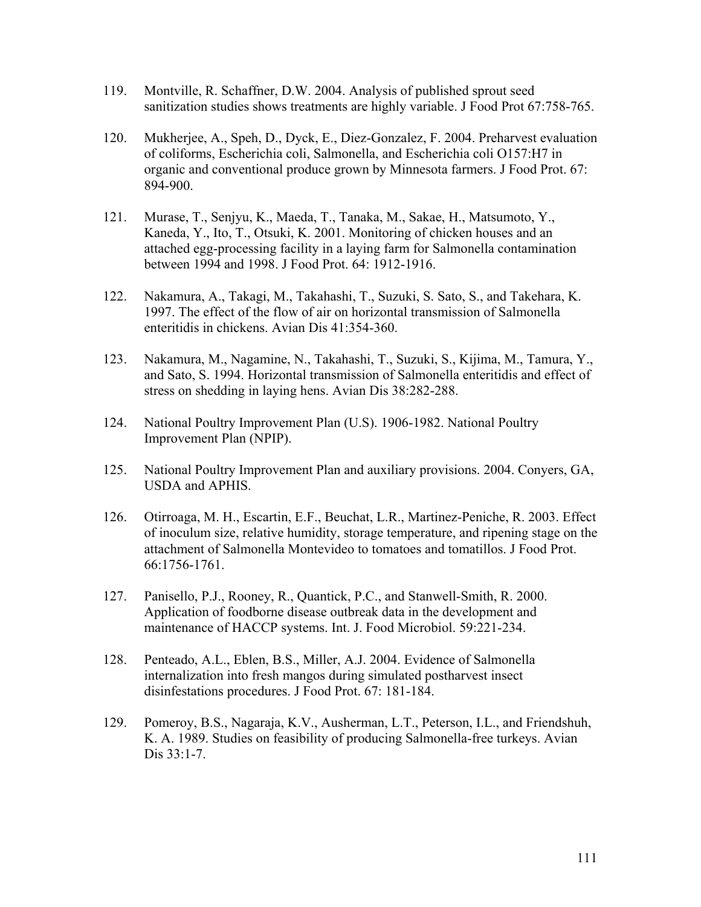119. Montville, R. Schaffner, D.W. 2004. Analysis of published sprout seed sanitization studies shows treatments are highly variable. J Food Prot 67:758-765.

120. Mukherjee, A., Speh, D., Dyck, E., Diez-Gonzalez, F. 2004. Preharvest evaluation of coliforms, Escherichia coli, Salmonella, and Escherichia coli O157:H7 in organic and conventional produce grown by Minnesota farmers. J Food Prot. 67: 894-900.

121. Murase, T., Senjyu, K., Maeda, T., Tanaka, M., Sakae, H., Matsumoto, Y., Kaneda, Y., Ito, T., Otsuki, K. 2001. Monitoring of chicken houses and an attached egg-processing facility in a laying farm for Salmonella contamination between 1994 and 1998. J Food Prot. 64: 1912-1916.

122. Nakamura, A., Takagi, M., Takahashi, T., Suzuki, S. Sato, S., and Takehara, K. 1997. The effect of the flow of air on horizontal transmission of Salmonella enteritidis in chickens. Avian Dis 41:354-360.

123. Nakamura, M., Nagamine, N., Takahashi, T., Suzuki, S., Kijima, M., Tamura, Y., and Sato, S. 1994. Horizontal transmission of Salmonella enteritidis and effect of stress on shedding in laying hens. Avian Dis 38:282-288.

124. National Poultry Improvement Plan (U.S). 1906-1982. National Poultry Improvement Plan (NPIP).

125. National Poultry Improvement Plan and auxiliary provisions. 2004. Conyers, GA, USDA and APHIS.

126. Otirroaga, M. H., Escartin, E.F., Beuchat, L.R., Martinez-Peniche, R. 2003. Effect of inoculum size, relative humidity, storage temperature, and ripening stage on the attachment of Salmonella Montevideo to tomatoes and tomatillos. J Food Prot. 66:1756-1761.

127. Panisello, P.J., Rooney, R., Quantick, P.C., and Stanwell-Smith, R. 2000. Application of foodborne disease outbreak data in the development and maintenance of HACCP systems. Int. J. Food Microbiol. 59:221-234.

128. Penteado, A.L., Eblen, B.S., Miller, A.J. 2004. Evidence of Salmonella internalization into fresh mangos during simulated postharvest insect disinfestations procedures. J Food Prot. 67: 181-184.

129. Pomeroy, B.S., Nagaraja, K.V., Ausherman, L.T., Peterson, I.L., and Friendshuh, K. A. 1989. Studies on feasibility of producing Salmonella-free turkeys. Avian Dis 33:1-7.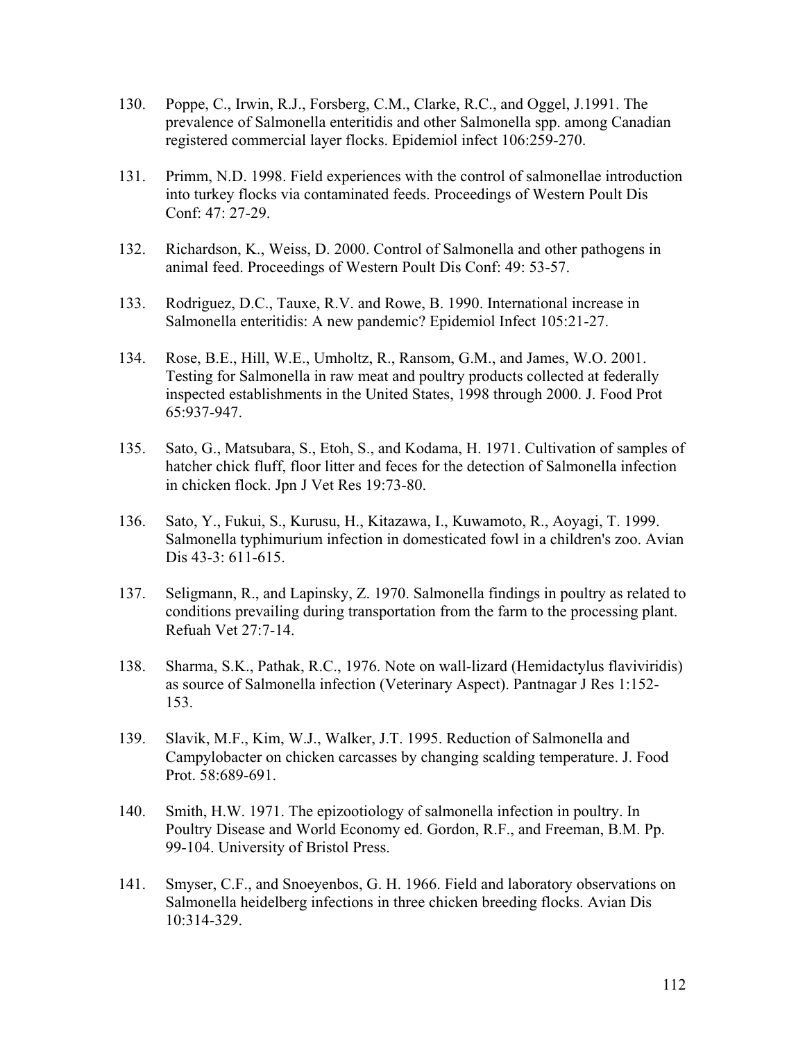130. Poppe, C., Irwin, R.J., Forsberg, C.M., Clarke, R.C., and Oggel, J.1991. The prevalence of Salmonella enteritidis and other Salmonella spp. among Canadian registered commercial layer flocks. Epidemiol infect 106:259-270.

131. Primm, N.D. 1998. Field experiences with the control of salmonellae introduction into turkey flocks via contaminated feeds. Proceedings of Western Poult Dis Conf: 47: 27-29.

132. Richardson, K., Weiss, D. 2000. Control of Salmonella and other pathogens in animal feed. Proceedings of Western Poult Dis Conf: 49: 53-57.

133. Rodriguez, D.C., Tauxe, R.V. and Rowe, B. 1990. International increase in Salmonella enteritidis: A new pandemic? Epidemiol Infect 105:21-27.

134. Rose, B.E., Hill, W.E., Umholtz, R., Ransom, G.M., and James, W.O. 2001. Testing for Salmonella in raw meat and poultry products collected at federally inspected establishments in the United States, 1998 through 2000. J. Food Prot 65:937-947.

135. Sato, G., Matsubara, S., Etoh, S., and Kodama, H. 1971. Cultivation of samples of hatcher chick fluff, floor litter and feces for the detection of Salmonella infection in chicken flock. Jpn J Vet Res 19:73-80.

136. Sato, Y., Fukui, S., Kurusu, H., Kitazawa, I., Kuwamoto, R., Aoyagi, T. 1999. Salmonella typhimurium infection in domesticated fowl in a children's zoo. Avian Dis 43-3: 611-615.

137. Seligmann, R., and Lapinsky, Z. 1970. Salmonella findings in poultry as related to conditions prevailing during transportation from the farm to the processing plant. Refuah Vet 27:7-14.

138. Sharma, S.K., Pathak, R.C., 1976. Note on wall-lizard (Hemidactylus flaviviridis) as source of Salmonella infection (Veterinary Aspect). Pantnagar J Res 1:152-153.

139. Slavik, M.F., Kim, W.J., Walker, J.T. 1995. Reduction of Salmonella and Campylobacter on chicken carcasses by changing scalding temperature. J. Food Prot. 58:689-691.

140. Smith, H.W. 1971. The epizootiology of salmonella infection in poultry. In Poultry Disease and World Economy ed. Gordon, R.F., and Freeman, B.M. Pp. 99-104. University of Bristol Press.

141. Smyser, C.F., and Snoeyenbos, G. H. 1966. Field and laboratory observations on Salmonella heidelberg infections in three chicken breeding flocks. Avian Dis 10:314-329.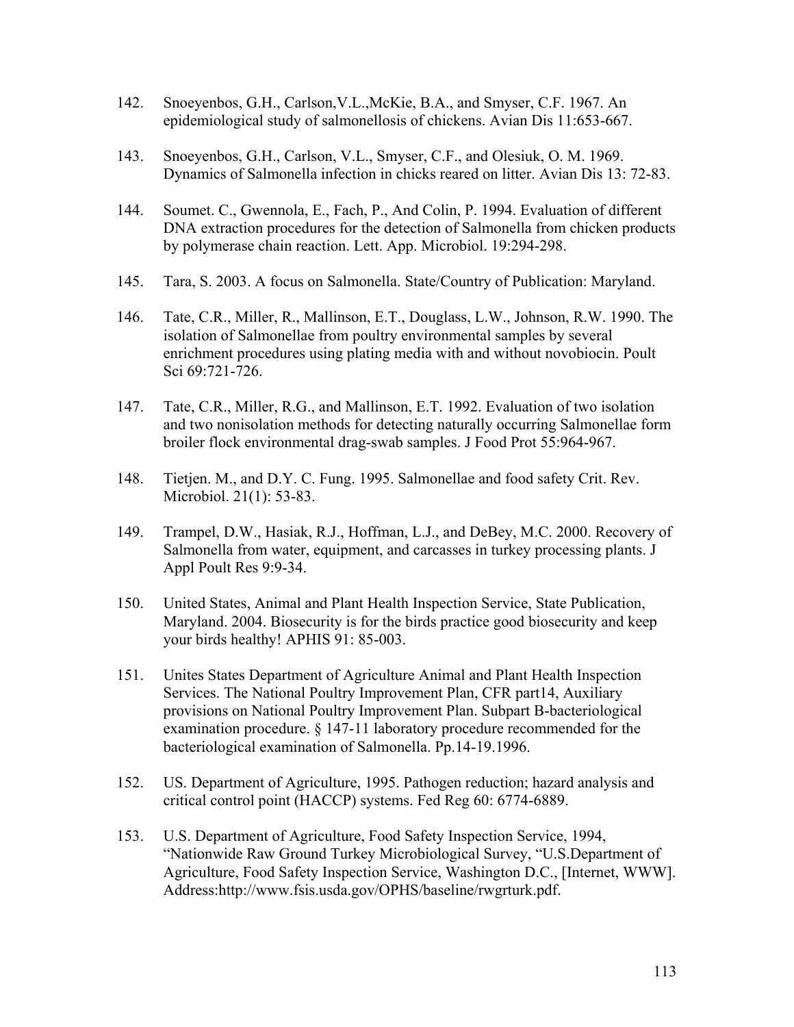142. Snoeyenbos, G.H., Carlson,V.L.,McKie, B.A., and Smyser, C.F. 1967. An epidemiological study of salmonellosis of chickens. Avian Dis 11:653-667.

143. Snoeyenbos, G.H., Carlson, V.L., Smyser, C.F., and Olesiuk, O. M. 1969. Dynamics of Salmonella infection in chicks reared on litter. Avian Dis 13: 72-83.

144. Soumet. C., Gwennola, E., Fach, P., And Colin, P. 1994. Evaluation of different DNA extraction procedures for the detection of Salmonella from chicken products by polymerase chain reaction. Lett. App. Microbiol. 19:294-298.

145. Tara, S. 2003. A focus on Salmonella. State/Country of Publication: Maryland.

146. Tate, C.R., Miller, R., Mallinson, E.T., Douglass, L.W., Johnson, R.W. 1990. The isolation of Salmonellae from poultry environmental samples by several enrichment procedures using plating media with and without novobiocin. Poult Sci 69:721-726.

147. Tate, C.R., Miller, R.G., and Mallinson, E.T. 1992. Evaluation of two isolation and two nonisolation methods for detecting naturally occurring Salmonellae form broiler flock environmental drag-swab samples. J Food Prot 55:964-967.

148. Tietjen. M., and D.Y. C. Fung. 1995. Salmonellae and food safety Crit. Rev. Microbiol. 21(1): 53-83.

149. Trampel, D.W., Hasiak, R.J., Hoffman, L.J., and DeBey, M.C. 2000. Recovery of Salmonella from water, equipment, and carcasses in turkey processing plants. J Appl Poult Res 9:9-34.

150. United States, Animal and Plant Health Inspection Service, State Publication, Maryland. 2004. Biosecurity is for the birds practice good biosecurity and keep your birds healthy! APHIS 91: 85-003.

151. Unites States Department of Agriculture Animal and Plant Health Inspection Services. The National Poultry Improvement Plan, CFR part14, Auxiliary provisions on National Poultry Improvement Plan. Subpart B-bacteriological examination procedure. § 147-11 laboratory procedure recommended for the bacteriological examination of Salmonella. Pp.14-19.1996.

152. US. Department of Agriculture, 1995. Pathogen reduction; hazard analysis and critical control point (HACCP) systems. Fed Reg 60: 6774-6889.

153. U.S. Department of Agriculture, Food Safety Inspection Service, 1994, "Nationwide Raw Ground Turkey Microbiological Survey, "U.S.Department of Agriculture, Food Safety Inspection Service, Washington D.C., [Internet, WWW]. Address:http://www.fsis.usda.gov/OPHS/baseline/rwgrturk.pdf.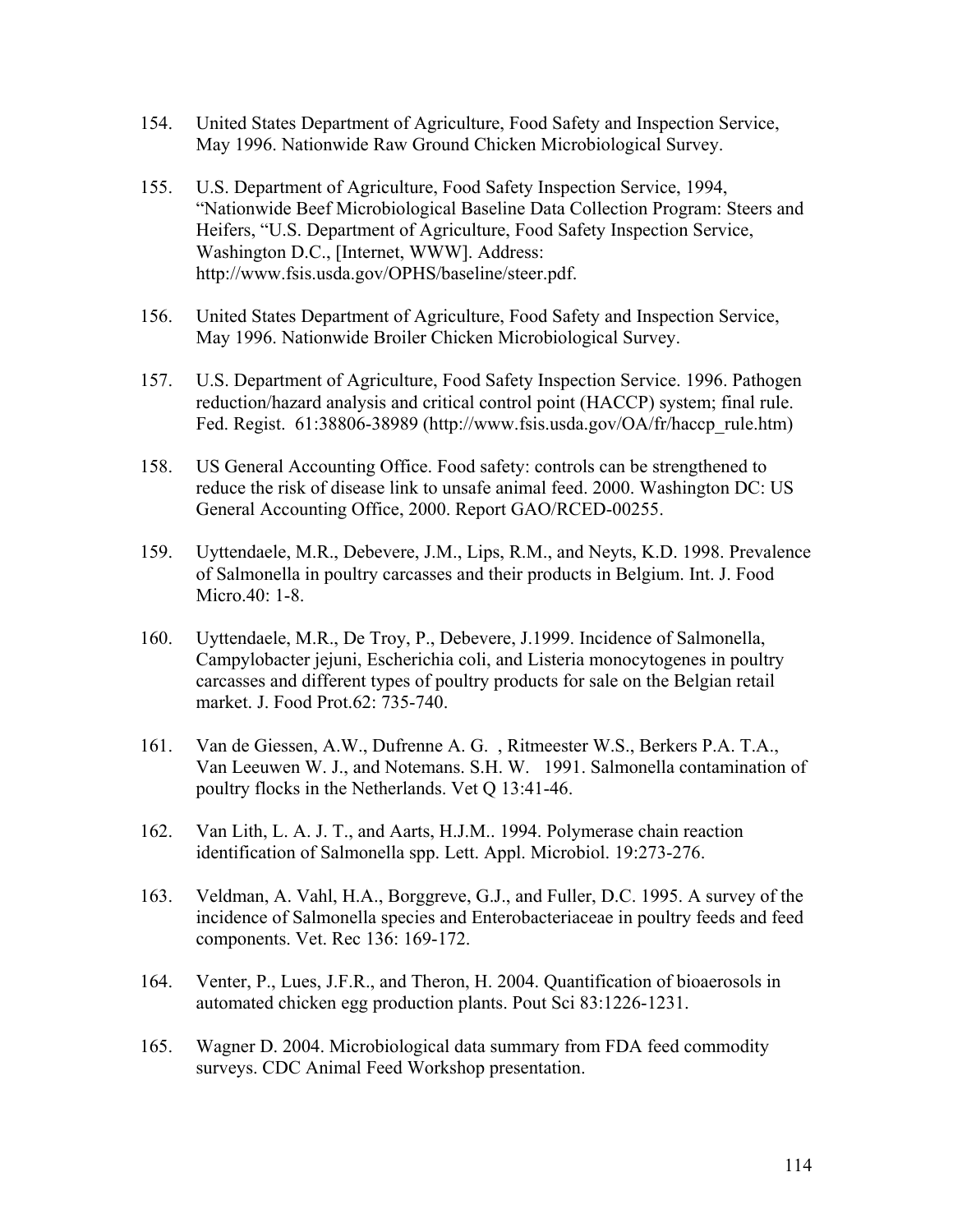154. United States Department of Agriculture, Food Safety and Inspection Service, May 1996. Nationwide Raw Ground Chicken Microbiological Survey.

155. U.S. Department of Agriculture, Food Safety Inspection Service, 1994, "Nationwide Beef Microbiological Baseline Data Collection Program: Steers and Heifers, "U.S. Department of Agriculture, Food Safety Inspection Service, Washington D.C., [Internet, WWW]. Address: http://www.fsis.usda.gov/OPHS/baseline/steer.pdf.

156. United States Department of Agriculture, Food Safety and Inspection Service, May 1996. Nationwide Broiler Chicken Microbiological Survey.

157. U.S. Department of Agriculture, Food Safety Inspection Service. 1996. Pathogen reduction/hazard analysis and critical control point (HACCP) system; final rule. Fed. Regist. 61:38806-38989 (http://www.fsis.usda.gov/OA/fr/haccp_rule.htm)

158. US General Accounting Office. Food safety: controls can be strengthened to reduce the risk of disease link to unsafe animal feed. 2000. Washington DC: US General Accounting Office, 2000. Report GAO/RCED-00255.

159. Uyttendaele, M.R., Debevere, J.M., Lips, R.M., and Neyts, K.D. 1998. Prevalence of Salmonella in poultry carcasses and their products in Belgium. Int. J. Food Micro.40: 1-8.

160. Uyttendaele, M.R., De Troy, P., Debevere, J.1999. Incidence of Salmonella, Campylobacter jejuni, Escherichia coli, and Listeria monocytogenes in poultry carcasses and different types of poultry products for sale on the Belgian retail market. J. Food Prot.62: 735-740.

161. Van de Giessen, A.W., Dufrenne A. G. , Ritmeester W.S., Berkers P.A. T.A., Van Leeuwen W. J., and Notemans. S.H. W. 1991. Salmonella contamination of poultry flocks in the Netherlands. Vet Q 13:41-46.

162. Van Lith, L. A. J. T., and Aarts, H.J.M.. 1994. Polymerase chain reaction identification of Salmonella spp. Lett. Appl. Microbiol. 19:273-276.

163. Veldman, A. Vahl, H.A., Borggreve, G.J., and Fuller, D.C. 1995. A survey of the incidence of Salmonella species and Enterobacteriaceae in poultry feeds and feed components. Vet. Rec 136: 169-172.

164. Venter, P., Lues, J.F.R., and Theron, H. 2004. Quantification of bioaerosols in automated chicken egg production plants. Pout Sci 83:1226-1231.

165. Wagner D. 2004. Microbiological data summary from FDA feed commodity surveys. CDC Animal Feed Workshop presentation.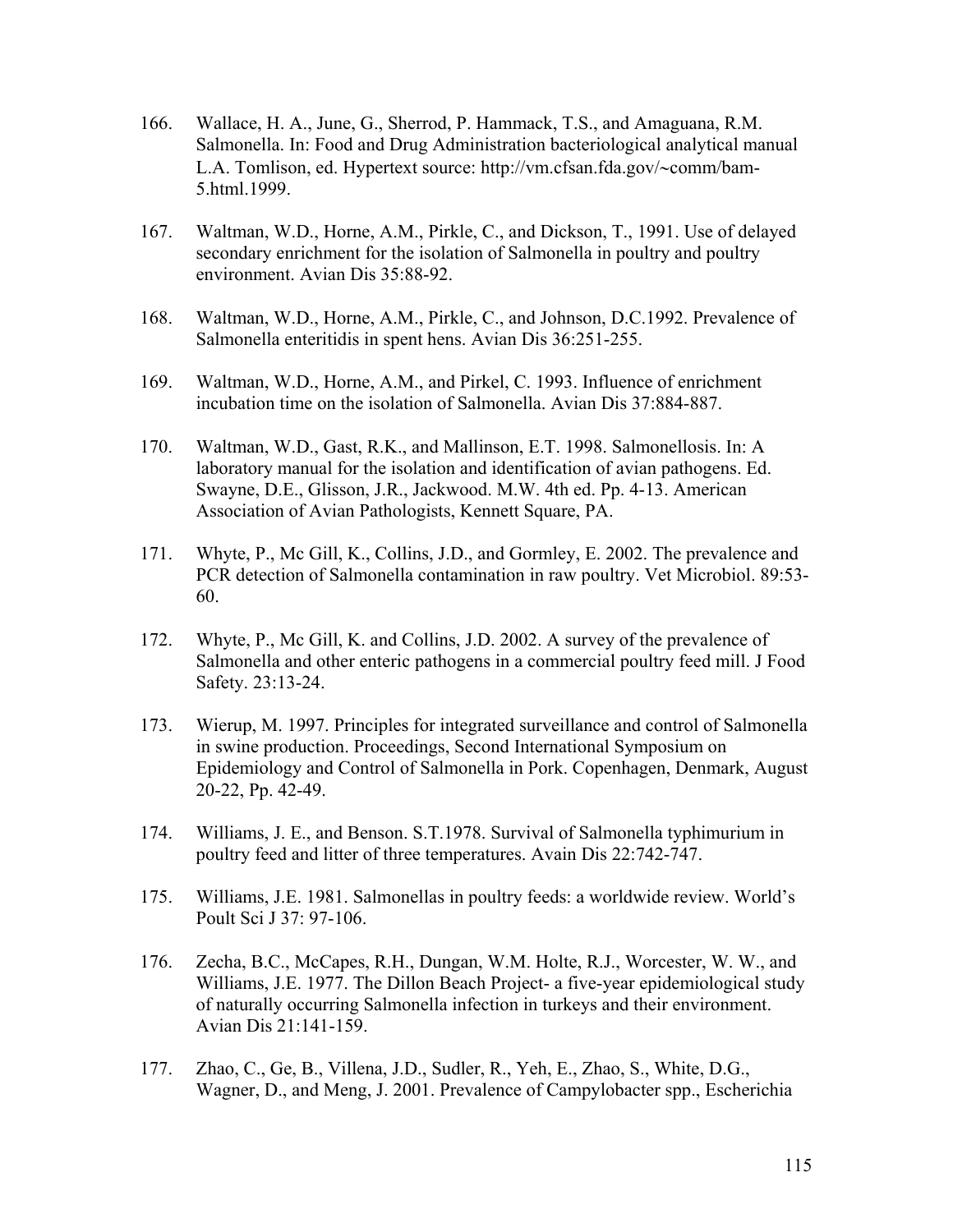166. Wallace, H. A., June, G., Sherrod, P. Hammack, T.S., and Amaguana, R.M. Salmonella. In: Food and Drug Administration bacteriological analytical manual L.A. Tomlison, ed. Hypertext source: http://vm.cfsan.fda.gov/~comm/bam-5.html.1999.

167. Waltman, W.D., Horne, A.M., Pirkle, C., and Dickson, T., 1991. Use of delayed secondary enrichment for the isolation of Salmonella in poultry and poultry environment. Avian Dis 35:88-92.

168. Waltman, W.D., Horne, A.M., Pirkle, C., and Johnson, D.C.1992. Prevalence of Salmonella enteritidis in spent hens. Avian Dis 36:251-255.

169. Waltman, W.D., Horne, A.M., and Pirkel, C. 1993. Influence of enrichment incubation time on the isolation of Salmonella. Avian Dis 37:884-887.

170. Waltman, W.D., Gast, R.K., and Mallinson, E.T. 1998. Salmonellosis. In: A laboratory manual for the isolation and identification of avian pathogens. Ed. Swayne, D.E., Glisson, J.R., Jackwood. M.W. 4th ed. Pp. 4-13. American Association of Avian Pathologists, Kennett Square, PA.

171. Whyte, P., Mc Gill, K., Collins, J.D., and Gormley, E. 2002. The prevalence and PCR detection of Salmonella contamination in raw poultry. Vet Microbiol. 89:53-60.

172. Whyte, P., Mc Gill, K. and Collins, J.D. 2002. A survey of the prevalence of Salmonella and other enteric pathogens in a commercial poultry feed mill. J Food Safety. 23:13-24.

173. Wierup, M. 1997. Principles for integrated surveillance and control of Salmonella in swine production. Proceedings, Second International Symposium on Epidemiology and Control of Salmonella in Pork. Copenhagen, Denmark, August 20-22, Pp. 42-49.

174. Williams, J. E., and Benson. S.T.1978. Survival of Salmonella typhimurium in poultry feed and litter of three temperatures. Avain Dis 22:742-747.

175. Williams, J.E. 1981. Salmonellas in poultry feeds: a worldwide review. World's Poult Sci J 37: 97-106.

176. Zecha, B.C., McCapes, R.H., Dungan, W.M. Holte, R.J., Worcester, W. W., and Williams, J.E. 1977. The Dillon Beach Project- a five-year epidemiological study of naturally occurring Salmonella infection in turkeys and their environment. Avian Dis 21:141-159.

177. Zhao, C., Ge, B., Villena, J.D., Sudler, R., Yeh, E., Zhao, S., White, D.G., Wagner, D., and Meng, J. 2001. Prevalence of Campylobacter spp., Escherichia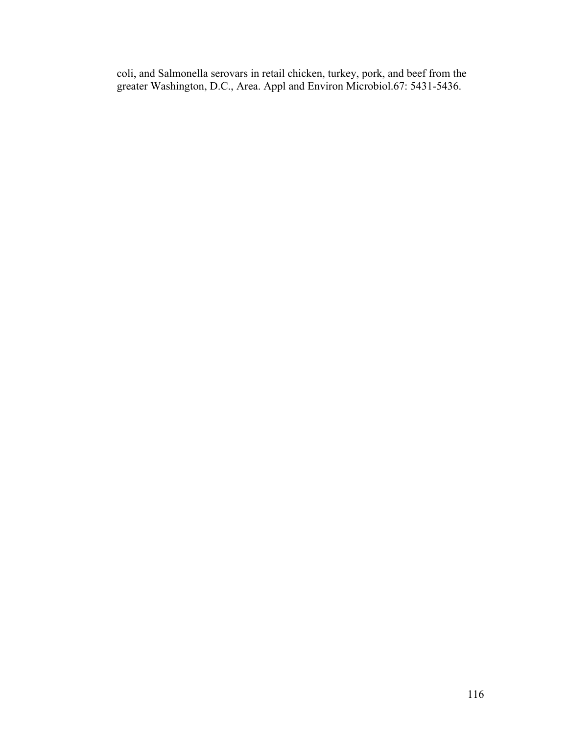coli, and Salmonella serovars in retail chicken, turkey, pork, and beef from the greater Washington, D.C., Area. Appl and Environ Microbiol.67: 5431-5436.